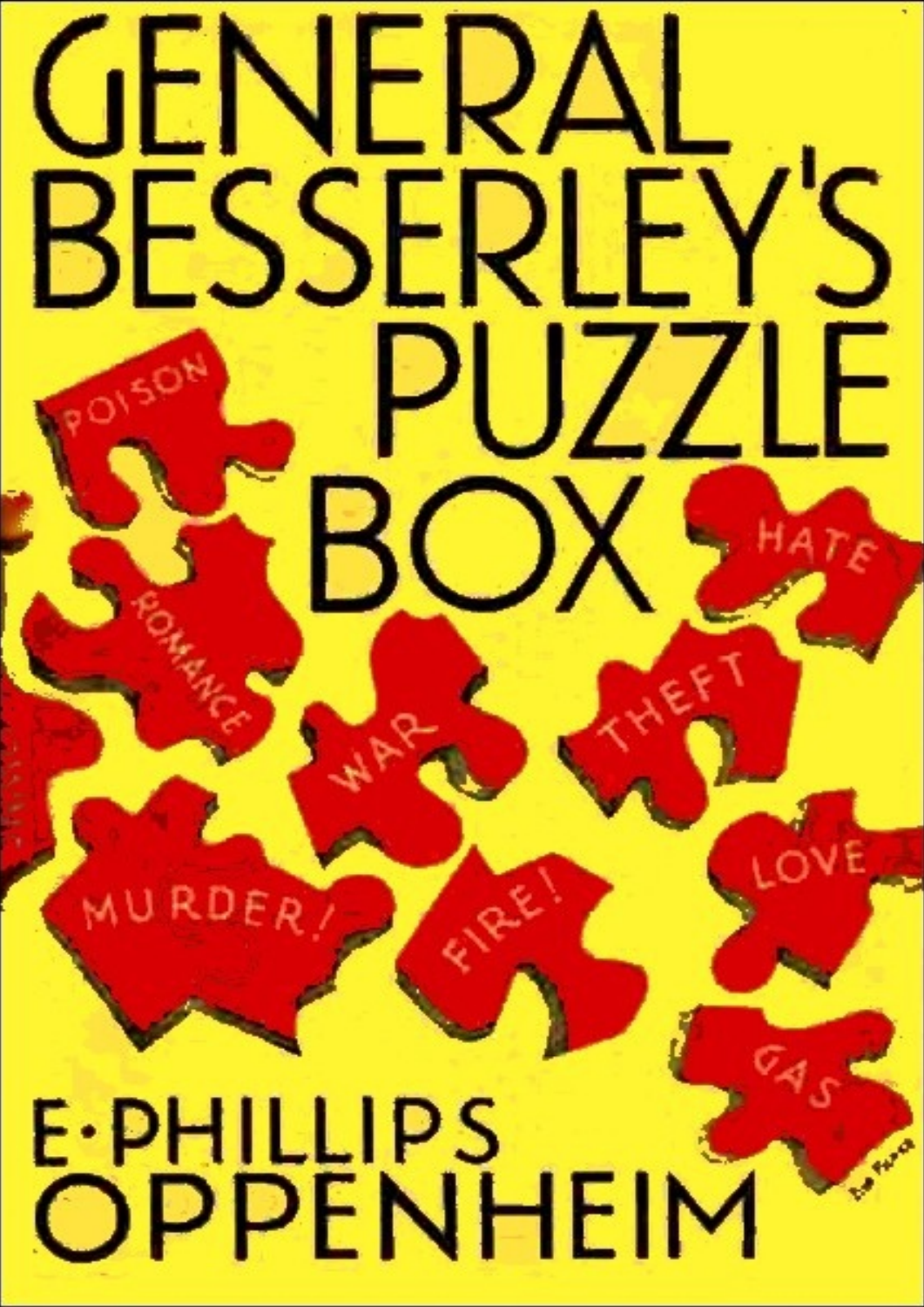# GENERAL BESSERLEY'S PUZZLE BOX

POISON

ROMANCE

WAR

THEFT

HATE

MURDER!

FIRE!

LOVE

GAS

E·PHILLIPS OPPENHEIM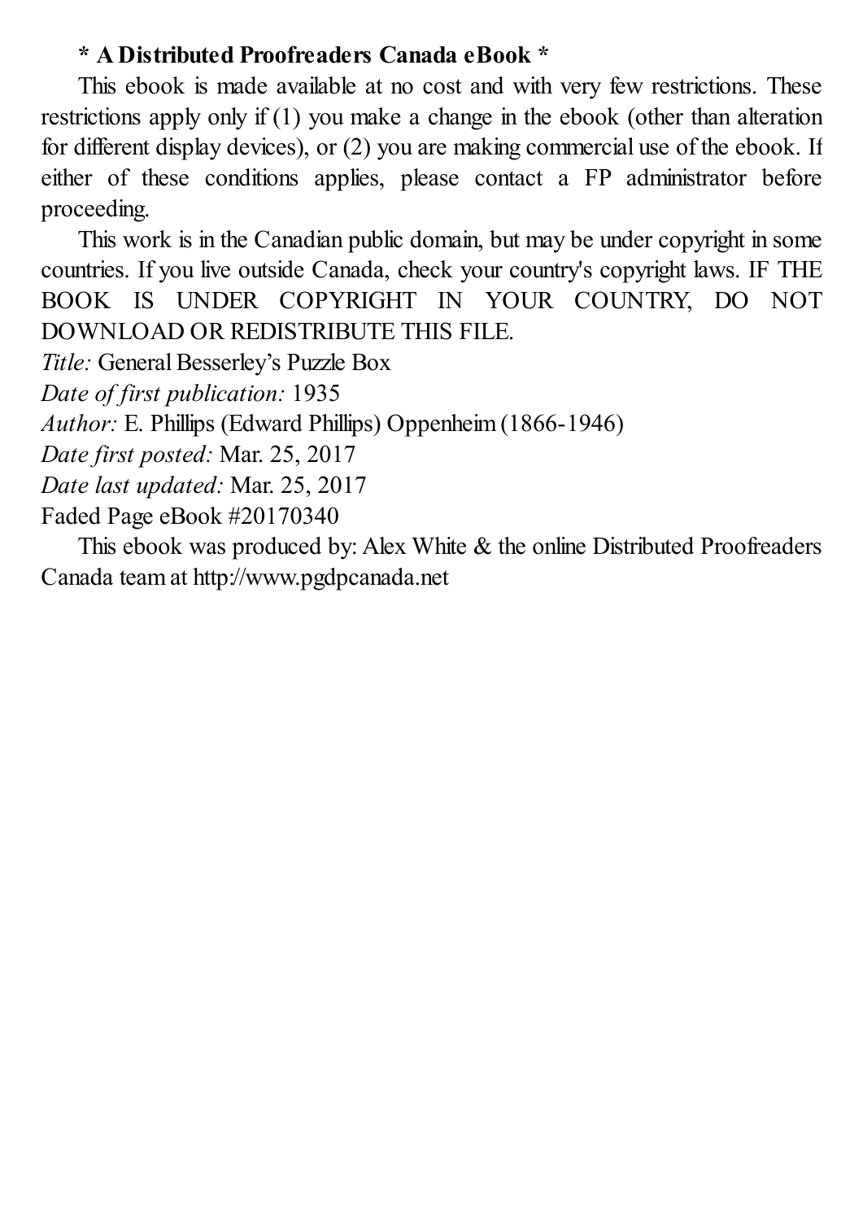**\* A Distributed Proofreaders Canada eBook \***

This ebook is made available at no cost and with very few restrictions. These restrictions apply only if (1) you make a change in the ebook (other than alteration for different display devices), or (2) you are making commercial use of the ebook. If either of these conditions applies, please contact a FP administrator before proceeding.

This work is in the Canadian public domain, but may be under copyright in some countries. If you live outside Canada, check your country's copyright laws. IF THE BOOK IS UNDER COPYRIGHT IN YOUR COUNTRY, DO NOT DOWNLOAD OR REDISTRIBUTE THIS FILE.

*Title:* General Besserley's Puzzle Box
*Date of first publication:* 1935
*Author:* E. Phillips (Edward Phillips) Oppenheim (1866-1946)
*Date first posted:* Mar. 25, 2017
*Date last updated:* Mar. 25, 2017
Faded Page eBook #20170340

This ebook was produced by: Alex White & the online Distributed Proofreaders Canada team at http://www.pgdpcanada.net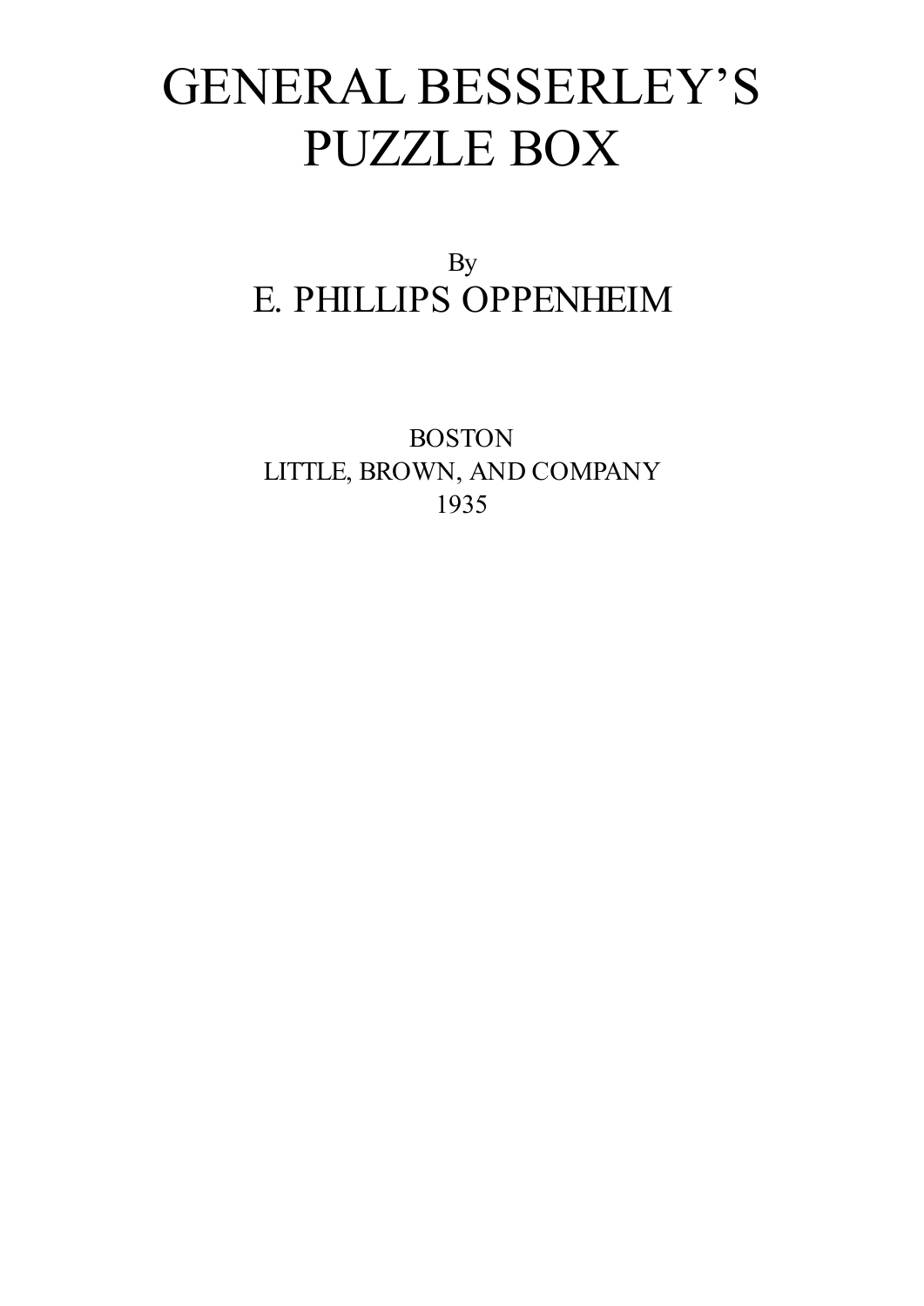# GENERAL BESSERLEY'S PUZZLE BOX

By

E. PHILLIPS OPPENHEIM

BOSTON
LITTLE, BROWN, AND COMPANY
1935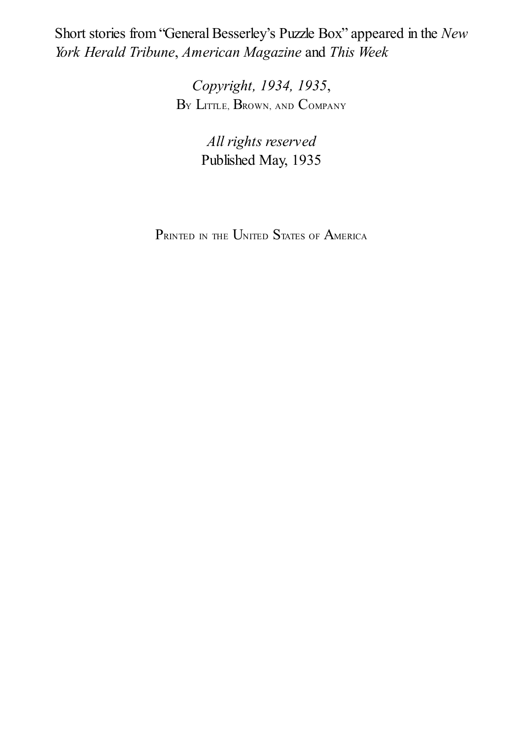Short stories from "General Besserley's Puzzle Box" appeared in the *New York Herald Tribune*, *American Magazine* and *This Week*

*Copyright, 1934, 1935*,
By Little, Brown, and Company

*All rights reserved*
Published May, 1935

Printed in the United States of America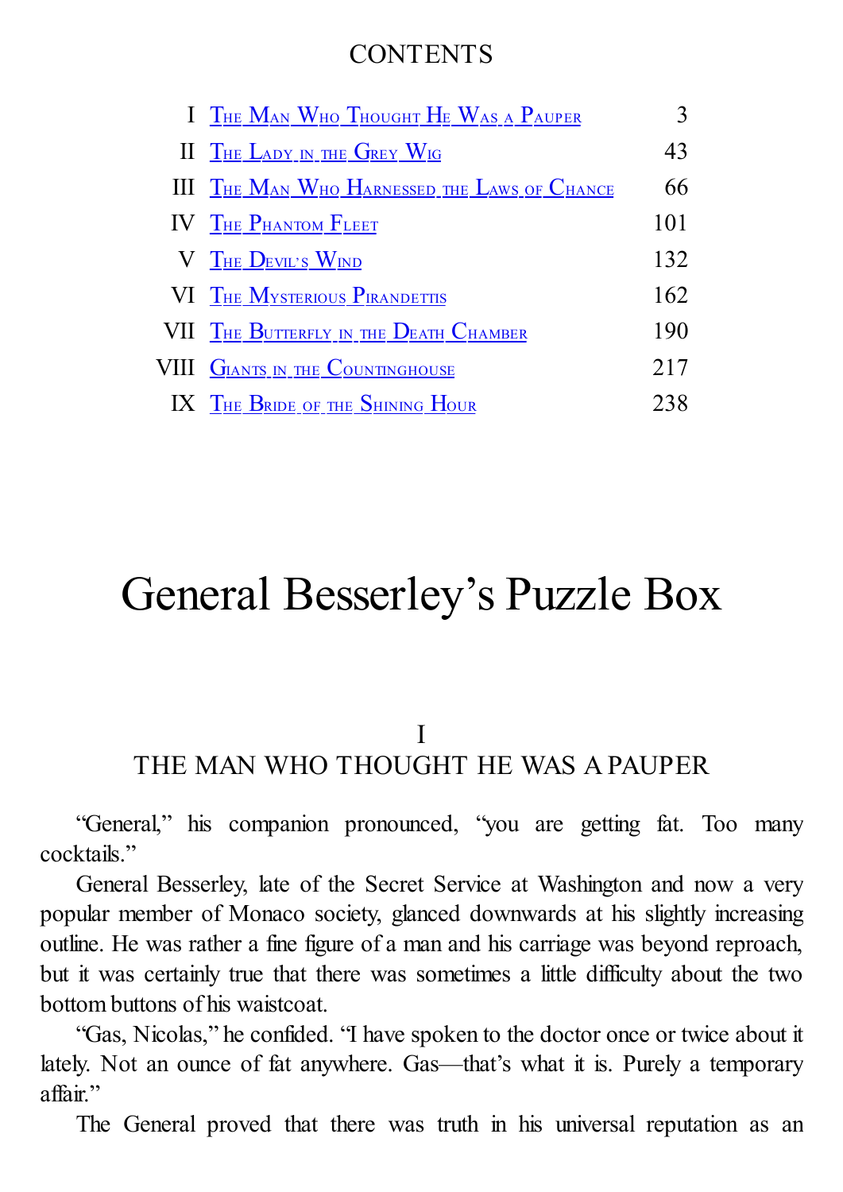# CONTENTS

| | | |
|---|---|---|
| I | The Man Who Thought He Was a Pauper | 3 |
| II | The Lady in the Grey Wig | 43 |
| III | The Man Who Harnessed the Laws of Chance | 66 |
| IV | The Phantom Fleet | 101 |
| V | The Devil's Wind | 132 |
| VI | The Mysterious Pirandettis | 162 |
| VII | The Butterfly in the Death Chamber | 190 |
| VIII | Giants in the Countinghouse | 217 |
| IX | The Bride of the Shining Hour | 238 |

# General Besserley's Puzzle Box

## I
## THE MAN WHO THOUGHT HE WAS A PAUPER

"General," his companion pronounced, "you are getting fat. Too many cocktails."

General Besserley, late of the Secret Service at Washington and now a very popular member of Monaco society, glanced downwards at his slightly increasing outline. He was rather a fine figure of a man and his carriage was beyond reproach, but it was certainly true that there was sometimes a little difficulty about the two bottom buttons of his waistcoat.

"Gas, Nicolas," he confided. "I have spoken to the doctor once or twice about it lately. Not an ounce of fat anywhere. Gas—that's what it is. Purely a temporary affair."

The General proved that there was truth in his universal reputation as an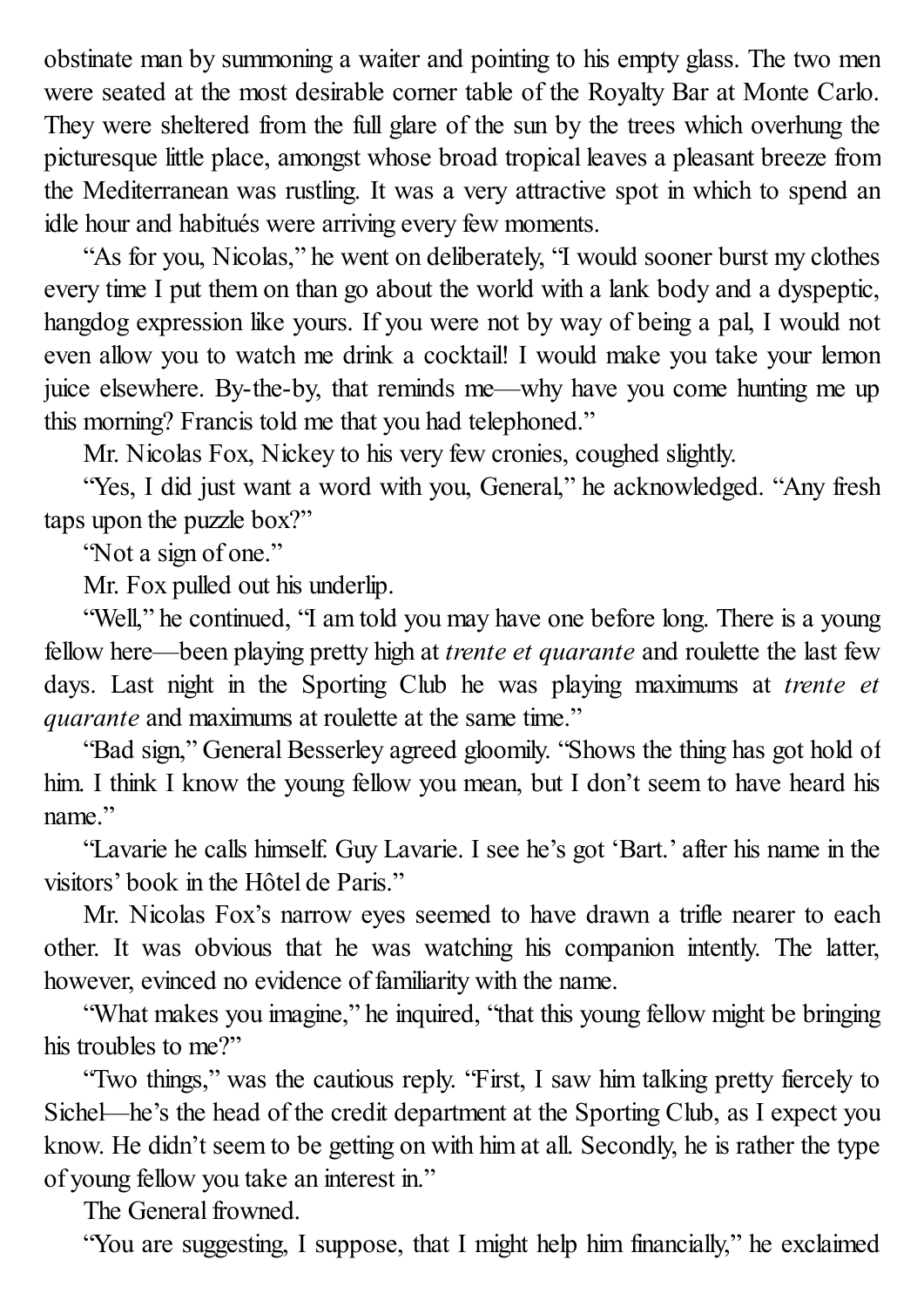obstinate man by summoning a waiter and pointing to his empty glass. The two men were seated at the most desirable corner table of the Royalty Bar at Monte Carlo. They were sheltered from the full glare of the sun by the trees which overhung the picturesque little place, amongst whose broad tropical leaves a pleasant breeze from the Mediterranean was rustling. It was a very attractive spot in which to spend an idle hour and habitués were arriving every few moments.

"As for you, Nicolas," he went on deliberately, "I would sooner burst my clothes every time I put them on than go about the world with a lank body and a dyspeptic, hangdog expression like yours. If you were not by way of being a pal, I would not even allow you to watch me drink a cocktail! I would make you take your lemon juice elsewhere. By-the-by, that reminds me—why have you come hunting me up this morning? Francis told me that you had telephoned."

Mr. Nicolas Fox, Nickey to his very few cronies, coughed slightly.

"Yes, I did just want a word with you, General," he acknowledged. "Any fresh taps upon the puzzle box?"

"Not a sign of one."

Mr. Fox pulled out his underlip.

"Well," he continued, "I am told you may have one before long. There is a young fellow here—been playing pretty high at *trente et quarante* and roulette the last few days. Last night in the Sporting Club he was playing maximums at *trente et quarante* and maximums at roulette at the same time."

"Bad sign," General Besserley agreed gloomily. "Shows the thing has got hold of him. I think I know the young fellow you mean, but I don't seem to have heard his name."

"Lavarie he calls himself. Guy Lavarie. I see he's got 'Bart.' after his name in the visitors' book in the Hôtel de Paris."

Mr. Nicolas Fox's narrow eyes seemed to have drawn a trifle nearer to each other. It was obvious that he was watching his companion intently. The latter, however, evinced no evidence of familiarity with the name.

"What makes you imagine," he inquired, "that this young fellow might be bringing his troubles to me?"

"Two things," was the cautious reply. "First, I saw him talking pretty fiercely to Sichel—he's the head of the credit department at the Sporting Club, as I expect you know. He didn't seem to be getting on with him at all. Secondly, he is rather the type of young fellow you take an interest in."

The General frowned.

"You are suggesting, I suppose, that I might help him financially," he exclaimed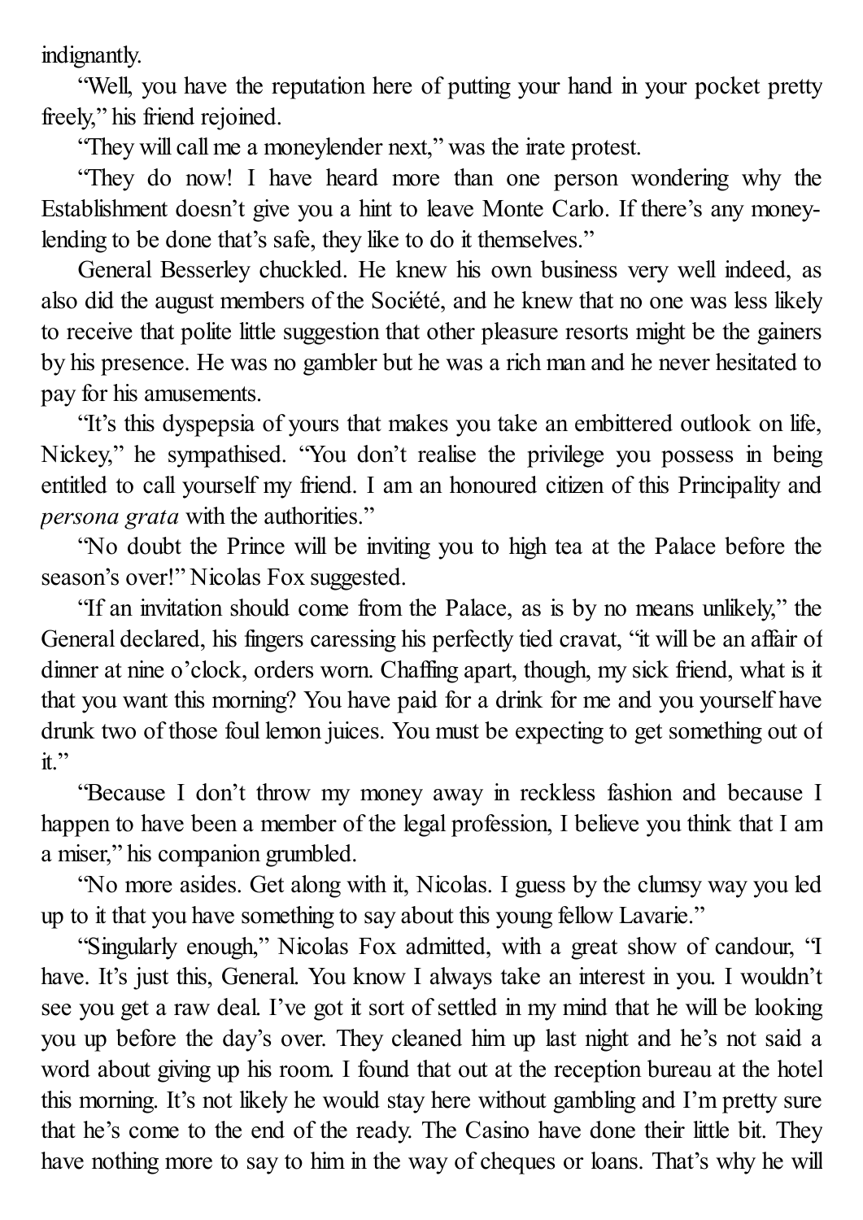indignantly.

“Well, you have the reputation here of putting your hand in your pocket pretty freely,” his friend rejoined.

“They will call me a moneylender next,” was the irate protest.

“They do now! I have heard more than one person wondering why the Establishment doesn’t give you a hint to leave Monte Carlo. If there’s any money-lending to be done that’s safe, they like to do it themselves.”

General Besserley chuckled. He knew his own business very well indeed, as also did the august members of the Société, and he knew that no one was less likely to receive that polite little suggestion that other pleasure resorts might be the gainers by his presence. He was no gambler but he was a rich man and he never hesitated to pay for his amusements.

“It’s this dyspepsia of yours that makes you take an embittered outlook on life, Nickey,” he sympathised. “You don’t realise the privilege you possess in being entitled to call yourself my friend. I am an honoured citizen of this Principality and *persona grata* with the authorities.”

“No doubt the Prince will be inviting you to high tea at the Palace before the season’s over!” Nicolas Fox suggested.

“If an invitation should come from the Palace, as is by no means unlikely,” the General declared, his fingers caressing his perfectly tied cravat, “it will be an affair of dinner at nine o’clock, orders worn. Chaffing apart, though, my sick friend, what is it that you want this morning? You have paid for a drink for me and you yourself have drunk two of those foul lemon juices. You must be expecting to get something out of it.”

“Because I don’t throw my money away in reckless fashion and because I happen to have been a member of the legal profession, I believe you think that I am a miser,” his companion grumbled.

“No more asides. Get along with it, Nicolas. I guess by the clumsy way you led up to it that you have something to say about this young fellow Lavarie.”

“Singularly enough,” Nicolas Fox admitted, with a great show of candour, “I have. It’s just this, General. You know I always take an interest in you. I wouldn’t see you get a raw deal. I’ve got it sort of settled in my mind that he will be looking you up before the day’s over. They cleaned him up last night and he’s not said a word about giving up his room. I found that out at the reception bureau at the hotel this morning. It’s not likely he would stay here without gambling and I’m pretty sure that he’s come to the end of the ready. The Casino have done their little bit. They have nothing more to say to him in the way of cheques or loans. That’s why he will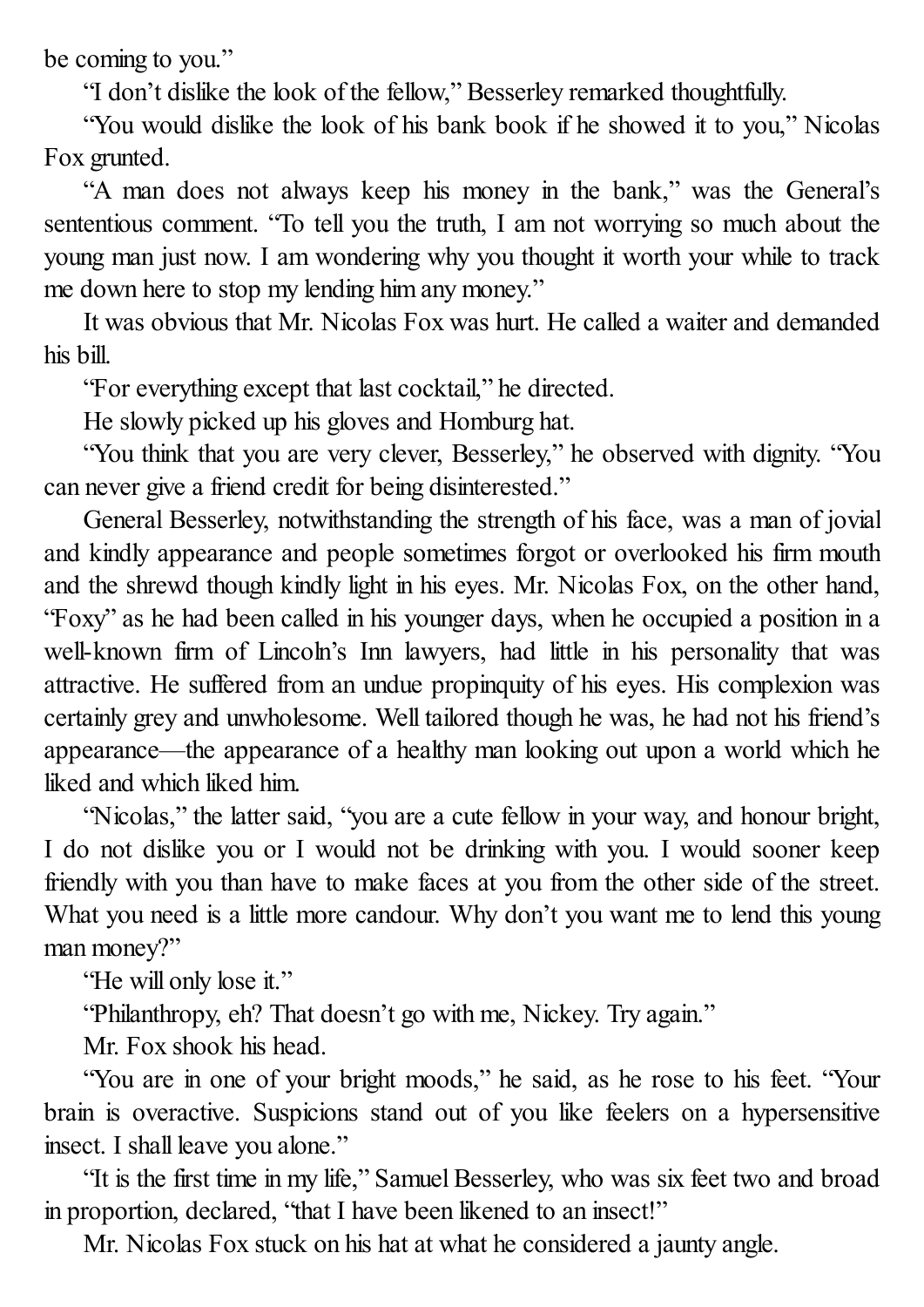be coming to you."

"I don't dislike the look of the fellow," Besserley remarked thoughtfully.

"You would dislike the look of his bank book if he showed it to you," Nicolas Fox grunted.

"A man does not always keep his money in the bank," was the General's sententious comment. "To tell you the truth, I am not worrying so much about the young man just now. I am wondering why you thought it worth your while to track me down here to stop my lending him any money."

It was obvious that Mr. Nicolas Fox was hurt. He called a waiter and demanded his bill.

"For everything except that last cocktail," he directed.

He slowly picked up his gloves and Homburg hat.

"You think that you are very clever, Besserley," he observed with dignity. "You can never give a friend credit for being disinterested."

General Besserley, notwithstanding the strength of his face, was a man of jovial and kindly appearance and people sometimes forgot or overlooked his firm mouth and the shrewd though kindly light in his eyes. Mr. Nicolas Fox, on the other hand, "Foxy" as he had been called in his younger days, when he occupied a position in a well-known firm of Lincoln's Inn lawyers, had little in his personality that was attractive. He suffered from an undue propinquity of his eyes. His complexion was certainly grey and unwholesome. Well tailored though he was, he had not his friend's appearance—the appearance of a healthy man looking out upon a world which he liked and which liked him.

"Nicolas," the latter said, "you are a cute fellow in your way, and honour bright, I do not dislike you or I would not be drinking with you. I would sooner keep friendly with you than have to make faces at you from the other side of the street. What you need is a little more candour. Why don't you want me to lend this young man money?"

"He will only lose it."

"Philanthropy, eh? That doesn't go with me, Nickey. Try again."

Mr. Fox shook his head.

"You are in one of your bright moods," he said, as he rose to his feet. "Your brain is overactive. Suspicions stand out of you like feelers on a hypersensitive insect. I shall leave you alone."

"It is the first time in my life," Samuel Besserley, who was six feet two and broad in proportion, declared, "that I have been likened to an insect!"

Mr. Nicolas Fox stuck on his hat at what he considered a jaunty angle.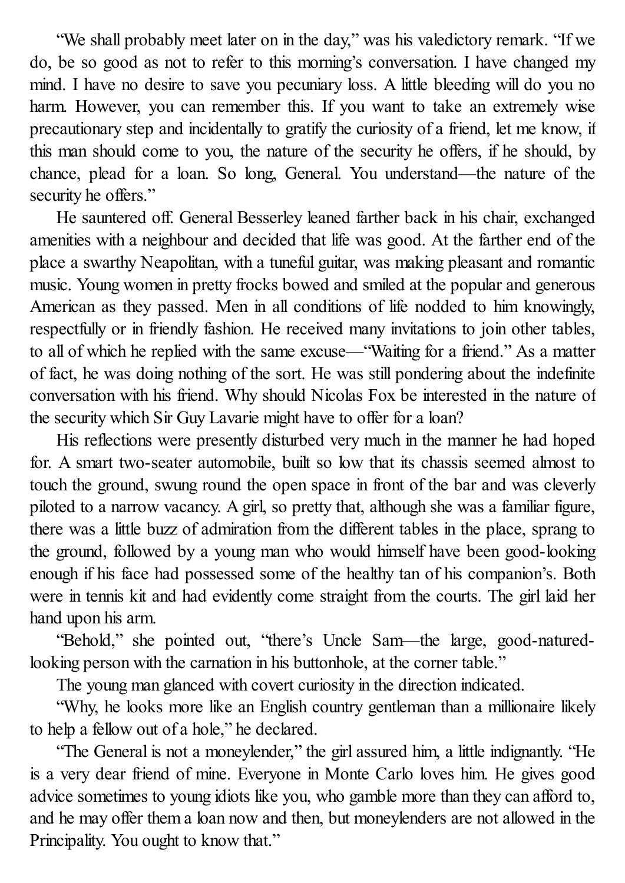"We shall probably meet later on in the day," was his valedictory remark. "If we do, be so good as not to refer to this morning's conversation. I have changed my mind. I have no desire to save you pecuniary loss. A little bleeding will do you no harm. However, you can remember this. If you want to take an extremely wise precautionary step and incidentally to gratify the curiosity of a friend, let me know, if this man should come to you, the nature of the security he offers, if he should, by chance, plead for a loan. So long, General. You understand—the nature of the security he offers."

He sauntered off. General Besserley leaned farther back in his chair, exchanged amenities with a neighbour and decided that life was good. At the farther end of the place a swarthy Neapolitan, with a tuneful guitar, was making pleasant and romantic music. Young women in pretty frocks bowed and smiled at the popular and generous American as they passed. Men in all conditions of life nodded to him knowingly, respectfully or in friendly fashion. He received many invitations to join other tables, to all of which he replied with the same excuse—"Waiting for a friend." As a matter of fact, he was doing nothing of the sort. He was still pondering about the indefinite conversation with his friend. Why should Nicolas Fox be interested in the nature of the security which Sir Guy Lavarie might have to offer for a loan?

His reflections were presently disturbed very much in the manner he had hoped for. A smart two-seater automobile, built so low that its chassis seemed almost to touch the ground, swung round the open space in front of the bar and was cleverly piloted to a narrow vacancy. A girl, so pretty that, although she was a familiar figure, there was a little buzz of admiration from the different tables in the place, sprang to the ground, followed by a young man who would himself have been good-looking enough if his face had possessed some of the healthy tan of his companion's. Both were in tennis kit and had evidently come straight from the courts. The girl laid her hand upon his arm.

"Behold," she pointed out, "there's Uncle Sam—the large, good-natured-looking person with the carnation in his buttonhole, at the corner table."

The young man glanced with covert curiosity in the direction indicated.

"Why, he looks more like an English country gentleman than a millionaire likely to help a fellow out of a hole," he declared.

"The General is not a moneylender," the girl assured him, a little indignantly. "He is a very dear friend of mine. Everyone in Monte Carlo loves him. He gives good advice sometimes to young idiots like you, who gamble more than they can afford to, and he may offer them a loan now and then, but moneylenders are not allowed in the Principality. You ought to know that."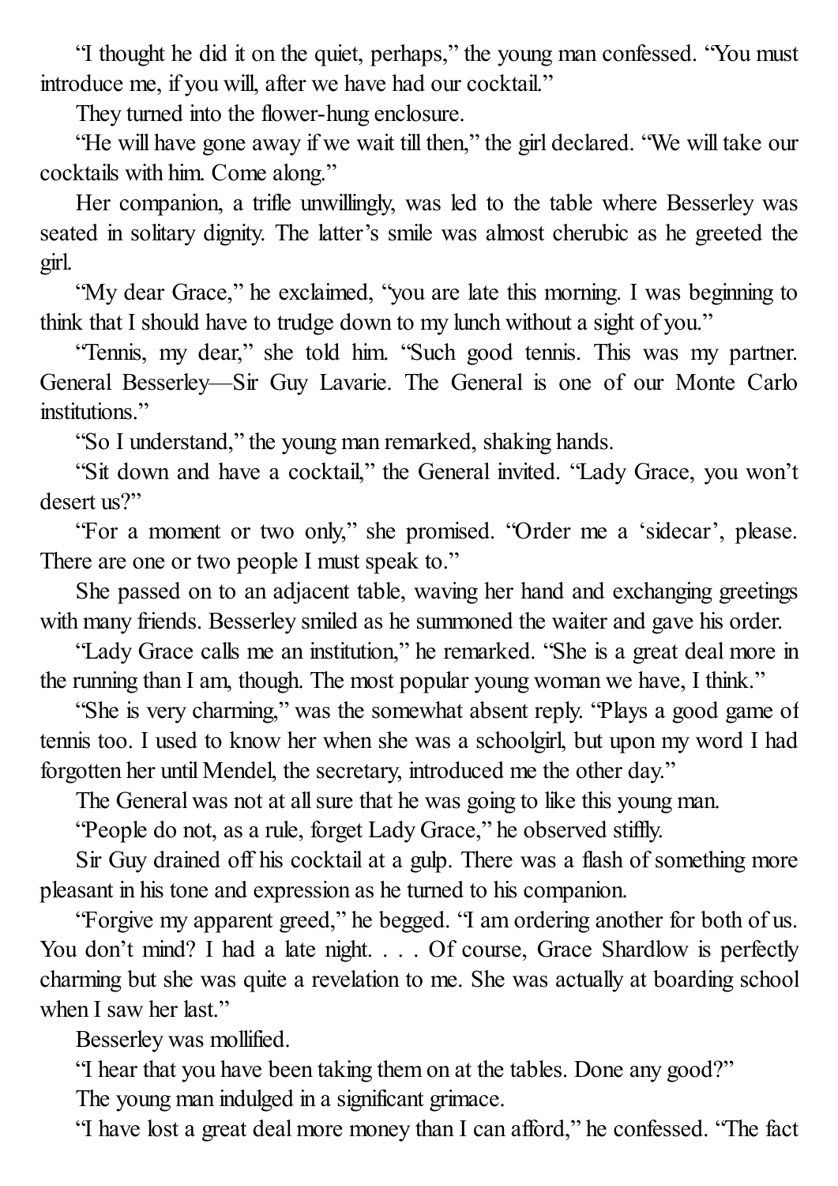"I thought he did it on the quiet, perhaps," the young man confessed. "You must introduce me, if you will, after we have had our cocktail."

They turned into the flower-hung enclosure.

"He will have gone away if we wait till then," the girl declared. "We will take our cocktails with him. Come along."

Her companion, a trifle unwillingly, was led to the table where Besserley was seated in solitary dignity. The latter's smile was almost cherubic as he greeted the girl.

"My dear Grace," he exclaimed, "you are late this morning. I was beginning to think that I should have to trudge down to my lunch without a sight of you."

"Tennis, my dear," she told him. "Such good tennis. This was my partner. General Besserley—Sir Guy Lavarie. The General is one of our Monte Carlo institutions."

"So I understand," the young man remarked, shaking hands.

"Sit down and have a cocktail," the General invited. "Lady Grace, you won't desert us?"

"For a moment or two only," she promised. "Order me a 'sidecar', please. There are one or two people I must speak to."

She passed on to an adjacent table, waving her hand and exchanging greetings with many friends. Besserley smiled as he summoned the waiter and gave his order.

"Lady Grace calls me an institution," he remarked. "She is a great deal more in the running than I am, though. The most popular young woman we have, I think."

"She is very charming," was the somewhat absent reply. "Plays a good game of tennis too. I used to know her when she was a schoolgirl, but upon my word I had forgotten her until Mendel, the secretary, introduced me the other day."

The General was not at all sure that he was going to like this young man.

"People do not, as a rule, forget Lady Grace," he observed stiffly.

Sir Guy drained off his cocktail at a gulp. There was a flash of something more pleasant in his tone and expression as he turned to his companion.

"Forgive my apparent greed," he begged. "I am ordering another for both of us. You don't mind? I had a late night. . . . Of course, Grace Shardlow is perfectly charming but she was quite a revelation to me. She was actually at boarding school when I saw her last."

Besserley was mollified.

"I hear that you have been taking them on at the tables. Done any good?"

The young man indulged in a significant grimace.

"I have lost a great deal more money than I can afford," he confessed. "The fact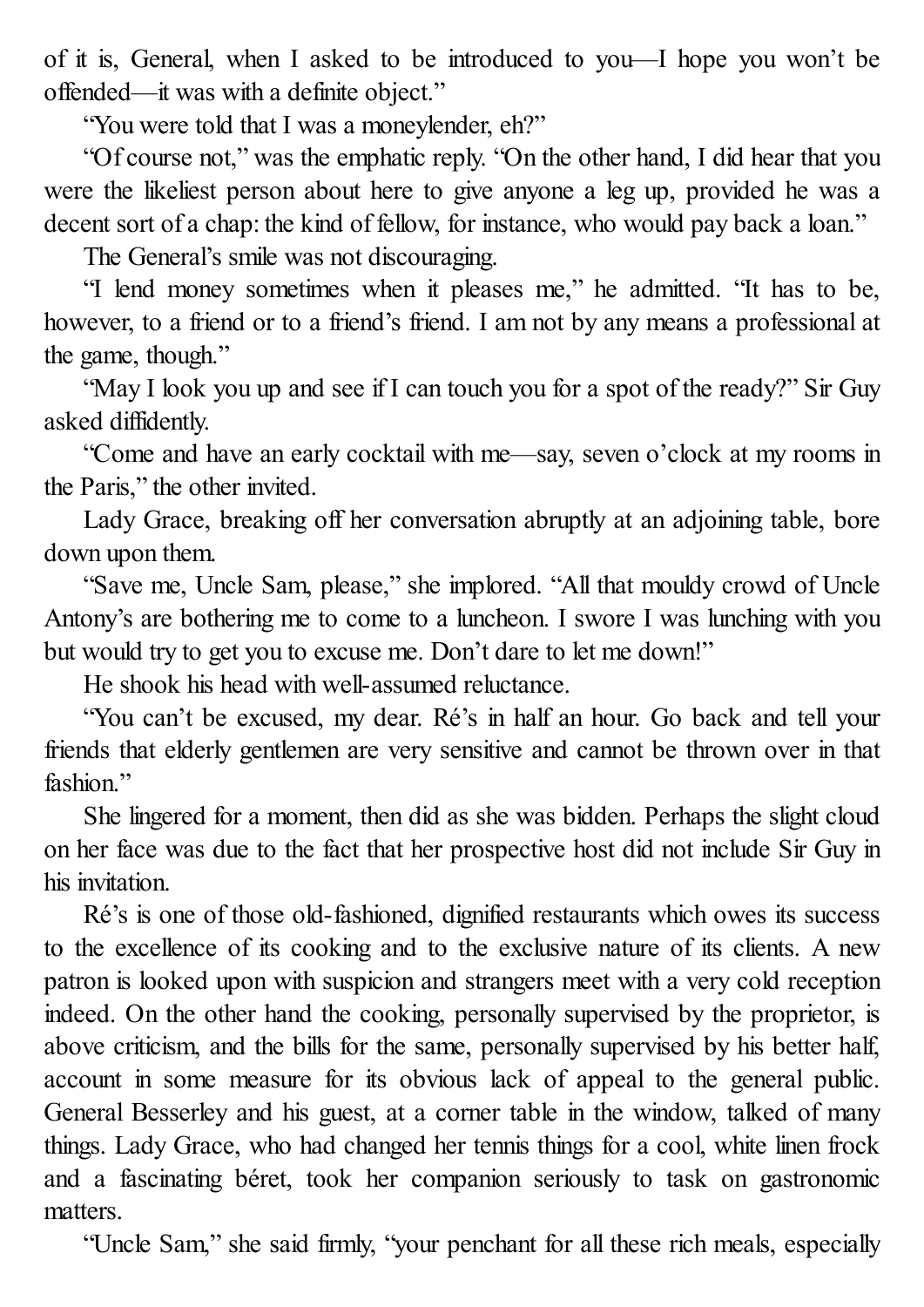of it is, General, when I asked to be introduced to you—I hope you won't be offended—it was with a definite object."

"You were told that I was a moneylender, eh?"

"Of course not," was the emphatic reply. "On the other hand, I did hear that you were the likeliest person about here to give anyone a leg up, provided he was a decent sort of a chap: the kind of fellow, for instance, who would pay back a loan."

The General's smile was not discouraging.

"I lend money sometimes when it pleases me," he admitted. "It has to be, however, to a friend or to a friend's friend. I am not by any means a professional at the game, though."

"May I look you up and see if I can touch you for a spot of the ready?" Sir Guy asked diffidently.

"Come and have an early cocktail with me—say, seven o'clock at my rooms in the Paris," the other invited.

Lady Grace, breaking off her conversation abruptly at an adjoining table, bore down upon them.

"Save me, Uncle Sam, please," she implored. "All that mouldy crowd of Uncle Antony's are bothering me to come to a luncheon. I swore I was lunching with you but would try to get you to excuse me. Don't dare to let me down!"

He shook his head with well-assumed reluctance.

"You can't be excused, my dear. Ré's in half an hour. Go back and tell your friends that elderly gentlemen are very sensitive and cannot be thrown over in that fashion."

She lingered for a moment, then did as she was bidden. Perhaps the slight cloud on her face was due to the fact that her prospective host did not include Sir Guy in his invitation.

Ré's is one of those old-fashioned, dignified restaurants which owes its success to the excellence of its cooking and to the exclusive nature of its clients. A new patron is looked upon with suspicion and strangers meet with a very cold reception indeed. On the other hand the cooking, personally supervised by the proprietor, is above criticism, and the bills for the same, personally supervised by his better half, account in some measure for its obvious lack of appeal to the general public. General Besserley and his guest, at a corner table in the window, talked of many things. Lady Grace, who had changed her tennis things for a cool, white linen frock and a fascinating béret, took her companion seriously to task on gastronomic matters.

"Uncle Sam," she said firmly, "your penchant for all these rich meals, especially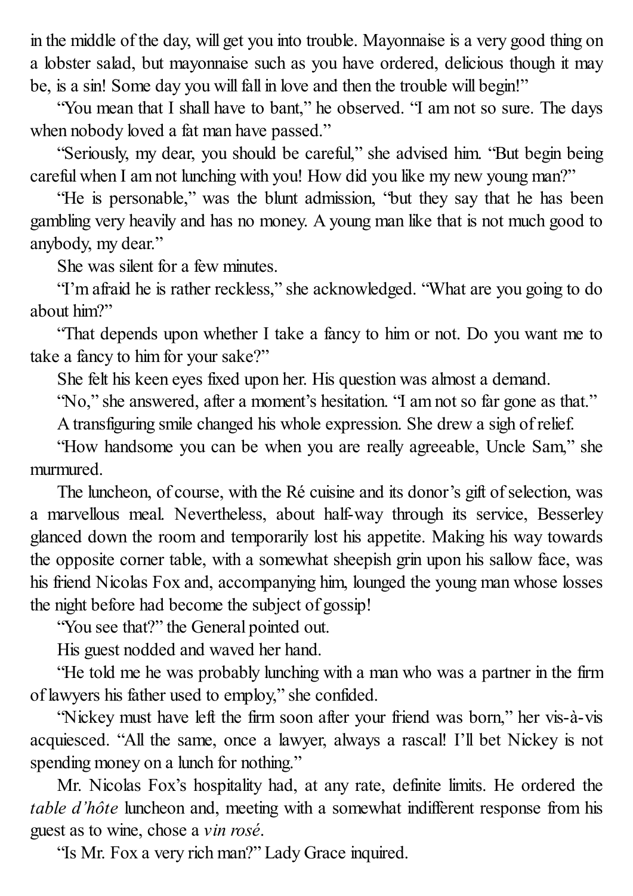in the middle of the day, will get you into trouble. Mayonnaise is a very good thing on a lobster salad, but mayonnaise such as you have ordered, delicious though it may be, is a sin! Some day you will fall in love and then the trouble will begin!"

"You mean that I shall have to bant," he observed. "I am not so sure. The days when nobody loved a fat man have passed."

"Seriously, my dear, you should be careful," she advised him. "But begin being careful when I am not lunching with you! How did you like my new young man?"

"He is personable," was the blunt admission, "but they say that he has been gambling very heavily and has no money. A young man like that is not much good to anybody, my dear."

She was silent for a few minutes.

"I'm afraid he is rather reckless," she acknowledged. "What are you going to do about him?"

"That depends upon whether I take a fancy to him or not. Do you want me to take a fancy to him for your sake?"

She felt his keen eyes fixed upon her. His question was almost a demand.

"No," she answered, after a moment's hesitation. "I am not so far gone as that."

A transfiguring smile changed his whole expression. She drew a sigh of relief.

"How handsome you can be when you are really agreeable, Uncle Sam," she murmured.

The luncheon, of course, with the Ré cuisine and its donor's gift of selection, was a marvellous meal. Nevertheless, about half-way through its service, Besserley glanced down the room and temporarily lost his appetite. Making his way towards the opposite corner table, with a somewhat sheepish grin upon his sallow face, was his friend Nicolas Fox and, accompanying him, lounged the young man whose losses the night before had become the subject of gossip!

"You see that?" the General pointed out.

His guest nodded and waved her hand.

"He told me he was probably lunching with a man who was a partner in the firm of lawyers his father used to employ," she confided.

"Nickey must have left the firm soon after your friend was born," her vis-à-vis acquiesced. "All the same, once a lawyer, always a rascal! I'll bet Nickey is not spending money on a lunch for nothing."

Mr. Nicolas Fox's hospitality had, at any rate, definite limits. He ordered the *table d'hôte* luncheon and, meeting with a somewhat indifferent response from his guest as to wine, chose a *vin rosé*.

"Is Mr. Fox a very rich man?" Lady Grace inquired.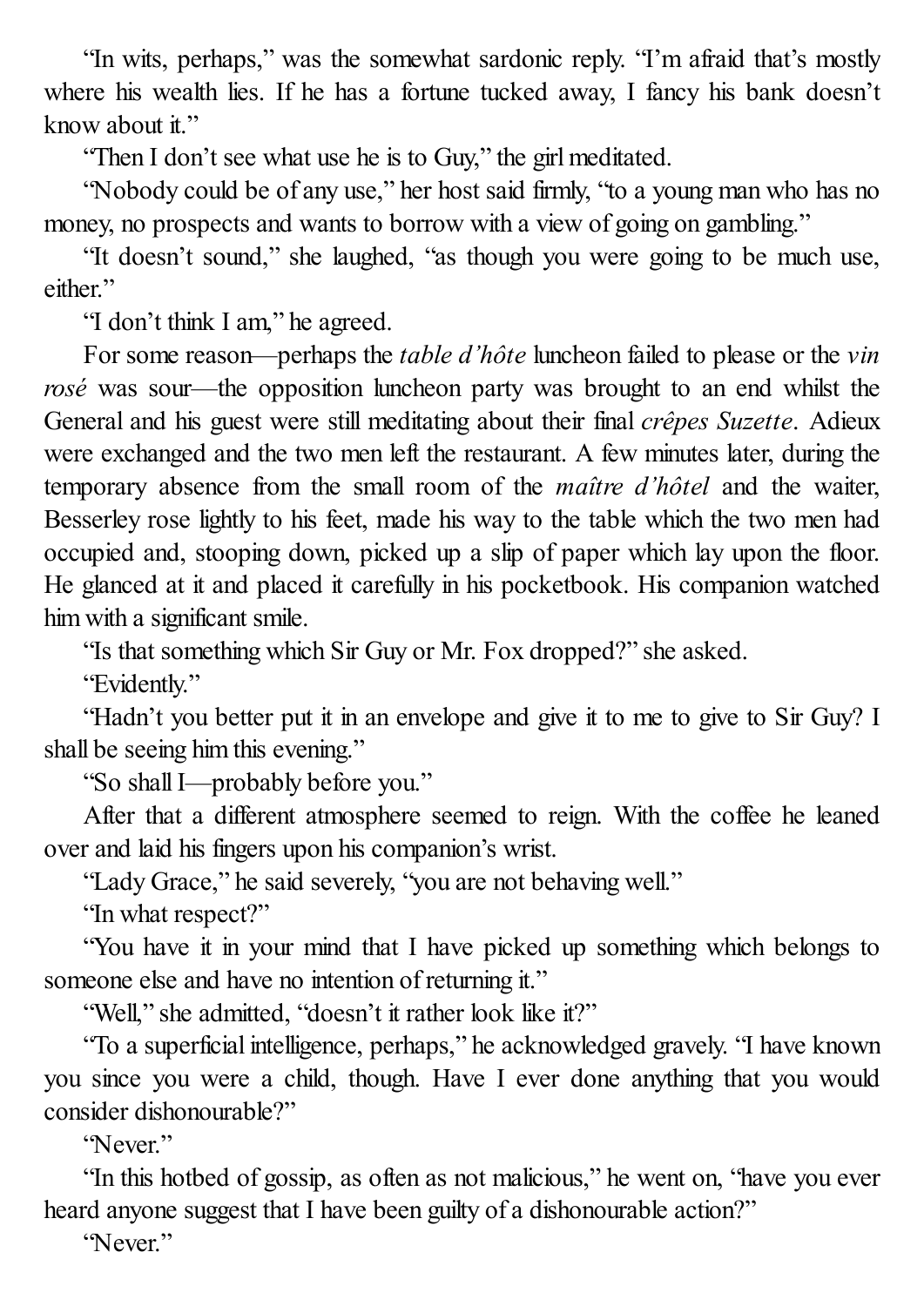"In wits, perhaps," was the somewhat sardonic reply. "I'm afraid that's mostly where his wealth lies. If he has a fortune tucked away, I fancy his bank doesn't know about it."

"Then I don't see what use he is to Guy," the girl meditated.

"Nobody could be of any use," her host said firmly, "to a young man who has no money, no prospects and wants to borrow with a view of going on gambling."

"It doesn't sound," she laughed, "as though you were going to be much use, either."

"I don't think I am," he agreed.

For some reason—perhaps the *table d'hôte* luncheon failed to please or the *vin rosé* was sour—the opposition luncheon party was brought to an end whilst the General and his guest were still meditating about their final *crêpes Suzette*. Adieux were exchanged and the two men left the restaurant. A few minutes later, during the temporary absence from the small room of the *maître d'hôtel* and the waiter, Besserley rose lightly to his feet, made his way to the table which the two men had occupied and, stooping down, picked up a slip of paper which lay upon the floor. He glanced at it and placed it carefully in his pocketbook. His companion watched him with a significant smile.

"Is that something which Sir Guy or Mr. Fox dropped?" she asked.

"Evidently."

"Hadn't you better put it in an envelope and give it to me to give to Sir Guy? I shall be seeing him this evening."

"So shall I—probably before you."

After that a different atmosphere seemed to reign. With the coffee he leaned over and laid his fingers upon his companion's wrist.

"Lady Grace," he said severely, "you are not behaving well."

"In what respect?"

"You have it in your mind that I have picked up something which belongs to someone else and have no intention of returning it."

"Well," she admitted, "doesn't it rather look like it?"

"To a superficial intelligence, perhaps," he acknowledged gravely. "I have known you since you were a child, though. Have I ever done anything that you would consider dishonourable?"

"Never."

"In this hotbed of gossip, as often as not malicious," he went on, "have you ever heard anyone suggest that I have been guilty of a dishonourable action?"

"Never."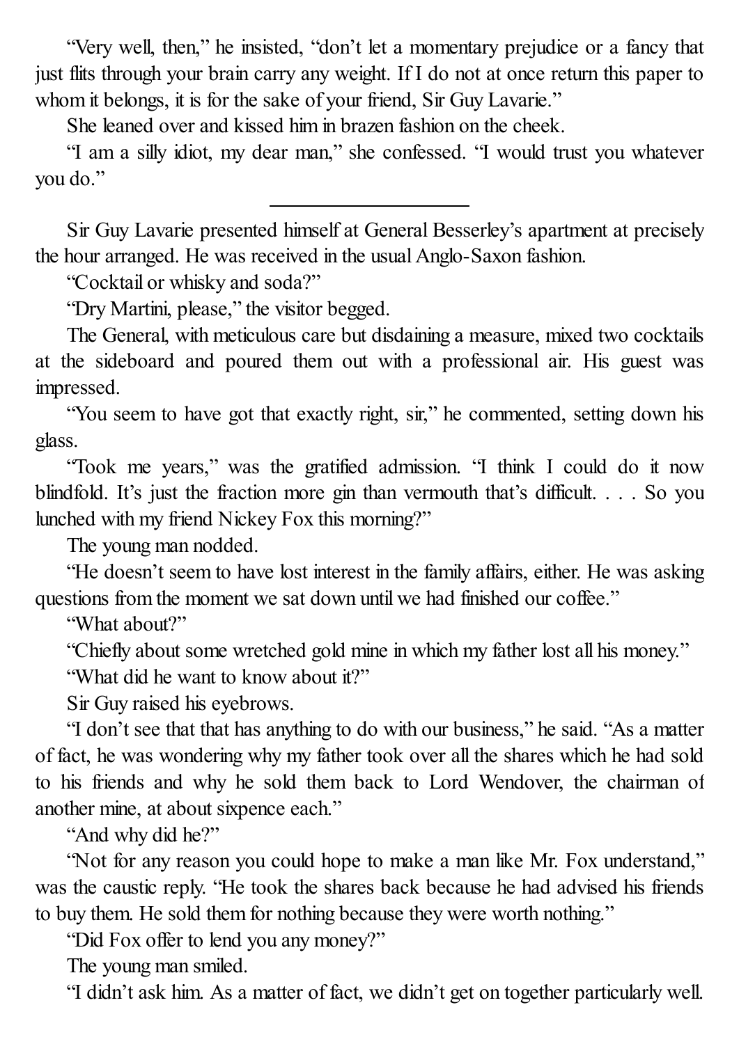"Very well, then," he insisted, "don't let a momentary prejudice or a fancy that just flits through your brain carry any weight. If I do not at once return this paper to whom it belongs, it is for the sake of your friend, Sir Guy Lavarie."

She leaned over and kissed him in brazen fashion on the cheek.

"I am a silly idiot, my dear man," she confessed. "I would trust you whatever you do."

---

Sir Guy Lavarie presented himself at General Besserley's apartment at precisely the hour arranged. He was received in the usual Anglo-Saxon fashion.

"Cocktail or whisky and soda?"

"Dry Martini, please," the visitor begged.

The General, with meticulous care but disdaining a measure, mixed two cocktails at the sideboard and poured them out with a professional air. His guest was impressed.

"You seem to have got that exactly right, sir," he commented, setting down his glass.

"Took me years," was the gratified admission. "I think I could do it now blindfold. It's just the fraction more gin than vermouth that's difficult. . . . So you lunched with my friend Nickey Fox this morning?"

The young man nodded.

"He doesn't seem to have lost interest in the family affairs, either. He was asking questions from the moment we sat down until we had finished our coffee."

"What about?"

"Chiefly about some wretched gold mine in which my father lost all his money."

"What did he want to know about it?"

Sir Guy raised his eyebrows.

"I don't see that that has anything to do with our business," he said. "As a matter of fact, he was wondering why my father took over all the shares which he had sold to his friends and why he sold them back to Lord Wendover, the chairman of another mine, at about sixpence each."

"And why did he?"

"Not for any reason you could hope to make a man like Mr. Fox understand," was the caustic reply. "He took the shares back because he had advised his friends to buy them. He sold them for nothing because they were worth nothing."

"Did Fox offer to lend you any money?"

The young man smiled.

"I didn't ask him. As a matter of fact, we didn't get on together particularly well.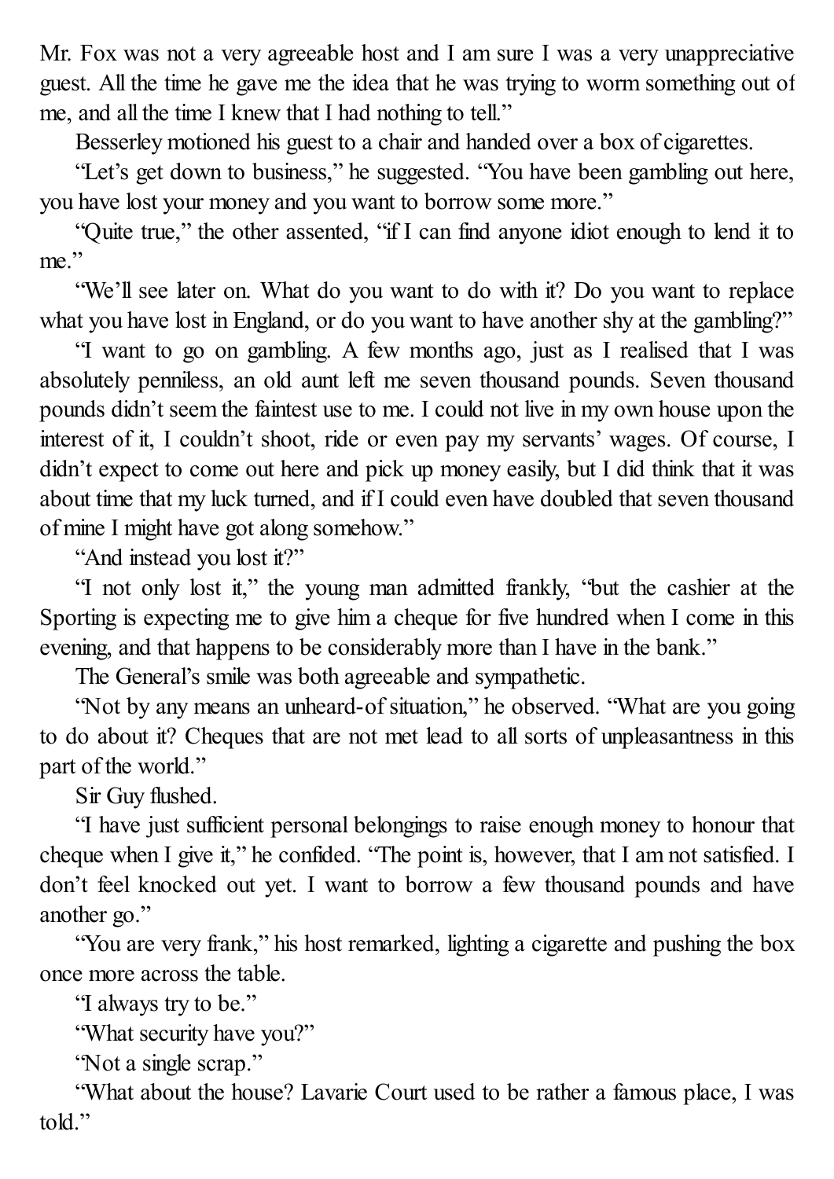Mr. Fox was not a very agreeable host and I am sure I was a very unappreciative guest. All the time he gave me the idea that he was trying to worm something out of me, and all the time I knew that I had nothing to tell."

Besserley motioned his guest to a chair and handed over a box of cigarettes.

"Let's get down to business," he suggested. "You have been gambling out here, you have lost your money and you want to borrow some more."

"Quite true," the other assented, "if I can find anyone idiot enough to lend it to me."

"We'll see later on. What do you want to do with it? Do you want to replace what you have lost in England, or do you want to have another shy at the gambling?"

"I want to go on gambling. A few months ago, just as I realised that I was absolutely penniless, an old aunt left me seven thousand pounds. Seven thousand pounds didn't seem the faintest use to me. I could not live in my own house upon the interest of it, I couldn't shoot, ride or even pay my servants' wages. Of course, I didn't expect to come out here and pick up money easily, but I did think that it was about time that my luck turned, and if I could even have doubled that seven thousand of mine I might have got along somehow."

"And instead you lost it?"

"I not only lost it," the young man admitted frankly, "but the cashier at the Sporting is expecting me to give him a cheque for five hundred when I come in this evening, and that happens to be considerably more than I have in the bank."

The General's smile was both agreeable and sympathetic.

"Not by any means an unheard-of situation," he observed. "What are you going to do about it? Cheques that are not met lead to all sorts of unpleasantness in this part of the world."

Sir Guy flushed.

"I have just sufficient personal belongings to raise enough money to honour that cheque when I give it," he confided. "The point is, however, that I am not satisfied. I don't feel knocked out yet. I want to borrow a few thousand pounds and have another go."

"You are very frank," his host remarked, lighting a cigarette and pushing the box once more across the table.

"I always try to be."

"What security have you?"

"Not a single scrap."

"What about the house? Lavarie Court used to be rather a famous place, I was told."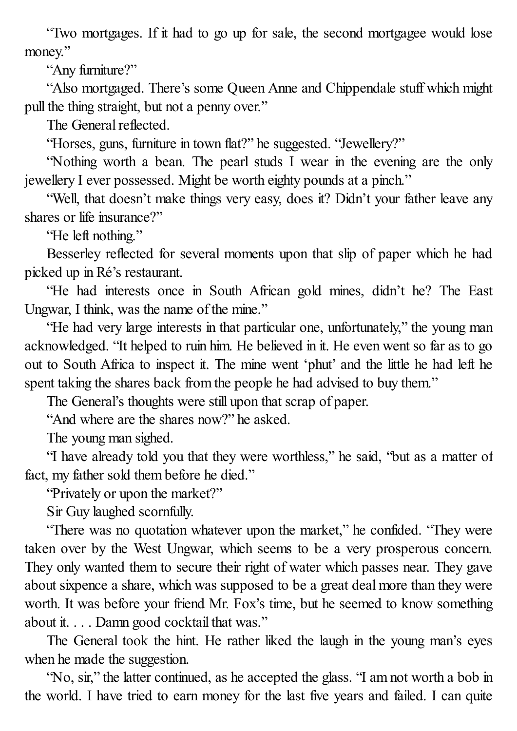"Two mortgages. If it had to go up for sale, the second mortgagee would lose money."

"Any furniture?"

"Also mortgaged. There's some Queen Anne and Chippendale stuff which might pull the thing straight, but not a penny over."

The General reflected.

"Horses, guns, furniture in town flat?" he suggested. "Jewellery?"

"Nothing worth a bean. The pearl studs I wear in the evening are the only jewellery I ever possessed. Might be worth eighty pounds at a pinch."

"Well, that doesn't make things very easy, does it? Didn't your father leave any shares or life insurance?"

"He left nothing."

Besserley reflected for several moments upon that slip of paper which he had picked up in Ré's restaurant.

"He had interests once in South African gold mines, didn't he? The East Ungwar, I think, was the name of the mine."

"He had very large interests in that particular one, unfortunately," the young man acknowledged. "It helped to ruin him. He believed in it. He even went so far as to go out to South Africa to inspect it. The mine went 'phut' and the little he had left he spent taking the shares back from the people he had advised to buy them."

The General's thoughts were still upon that scrap of paper.

"And where are the shares now?" he asked.

The young man sighed.

"I have already told you that they were worthless," he said, "but as a matter of fact, my father sold them before he died."

"Privately or upon the market?"

Sir Guy laughed scornfully.

"There was no quotation whatever upon the market," he confided. "They were taken over by the West Ungwar, which seems to be a very prosperous concern. They only wanted them to secure their right of water which passes near. They gave about sixpence a share, which was supposed to be a great deal more than they were worth. It was before your friend Mr. Fox's time, but he seemed to know something about it. . . . Damn good cocktail that was."

The General took the hint. He rather liked the laugh in the young man's eyes when he made the suggestion.

"No, sir," the latter continued, as he accepted the glass. "I am not worth a bob in the world. I have tried to earn money for the last five years and failed. I can quite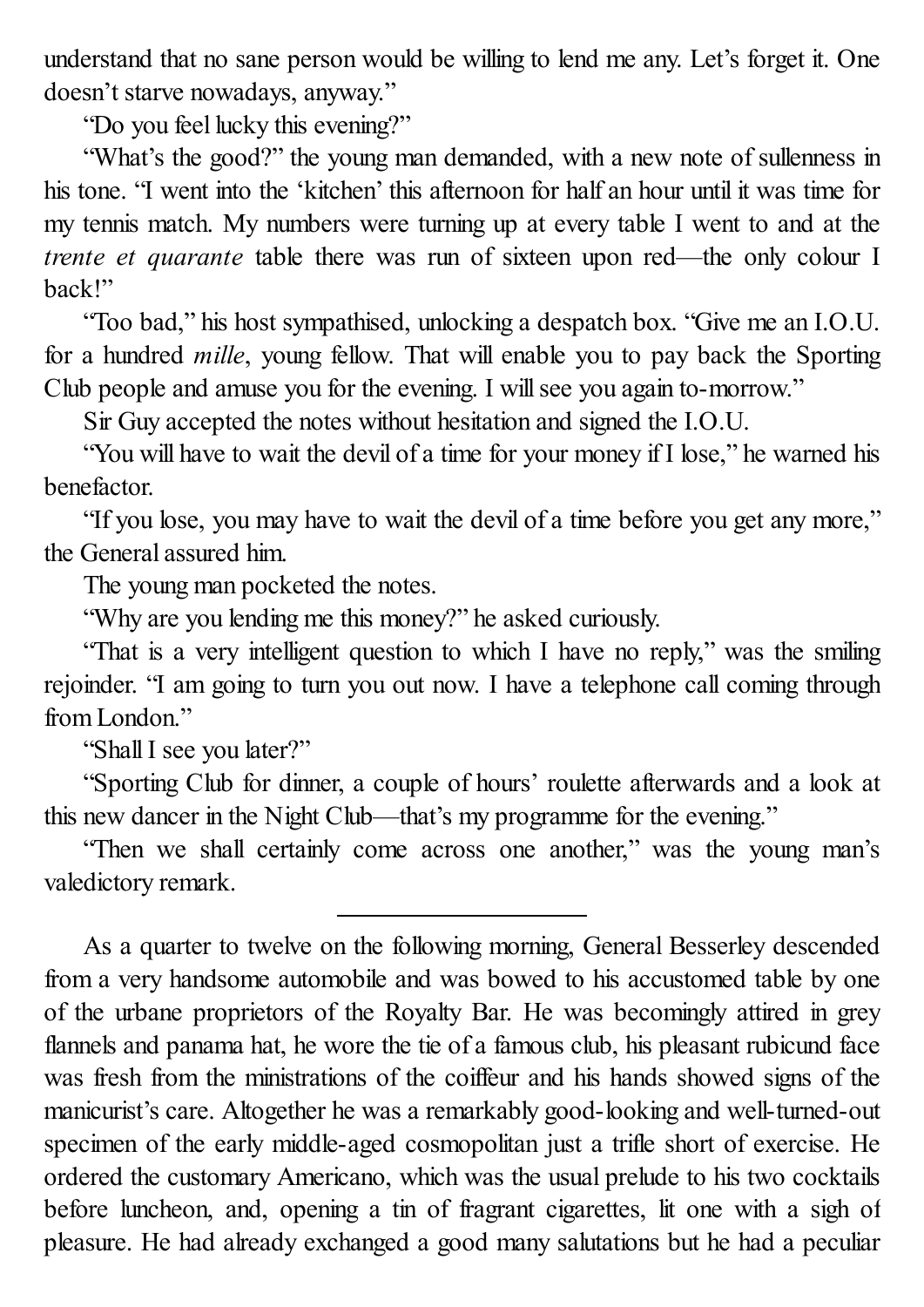understand that no sane person would be willing to lend me any. Let's forget it. One doesn't starve nowadays, anyway."

"Do you feel lucky this evening?"

"What's the good?" the young man demanded, with a new note of sullenness in his tone. "I went into the 'kitchen' this afternoon for half an hour until it was time for my tennis match. My numbers were turning up at every table I went to and at the *trente et quarante* table there was run of sixteen upon red—the only colour I back!"

"Too bad," his host sympathised, unlocking a despatch box. "Give me an I.O.U. for a hundred *mille*, young fellow. That will enable you to pay back the Sporting Club people and amuse you for the evening. I will see you again to-morrow."

Sir Guy accepted the notes without hesitation and signed the I.O.U.

"You will have to wait the devil of a time for your money if I lose," he warned his benefactor.

"If you lose, you may have to wait the devil of a time before you get any more," the General assured him.

The young man pocketed the notes.

"Why are you lending me this money?" he asked curiously.

"That is a very intelligent question to which I have no reply," was the smiling rejoinder. "I am going to turn you out now. I have a telephone call coming through from London."

"Shall I see you later?"

"Sporting Club for dinner, a couple of hours' roulette afterwards and a look at this new dancer in the Night Club—that's my programme for the evening."

"Then we shall certainly come across one another," was the young man's valedictory remark.

---

As a quarter to twelve on the following morning, General Besserley descended from a very handsome automobile and was bowed to his accustomed table by one of the urbane proprietors of the Royalty Bar. He was becomingly attired in grey flannels and panama hat, he wore the tie of a famous club, his pleasant rubicund face was fresh from the ministrations of the coiffeur and his hands showed signs of the manicurist's care. Altogether he was a remarkably good-looking and well-turned-out specimen of the early middle-aged cosmopolitan just a trifle short of exercise. He ordered the customary Americano, which was the usual prelude to his two cocktails before luncheon, and, opening a tin of fragrant cigarettes, lit one with a sigh of pleasure. He had already exchanged a good many salutations but he had a peculiar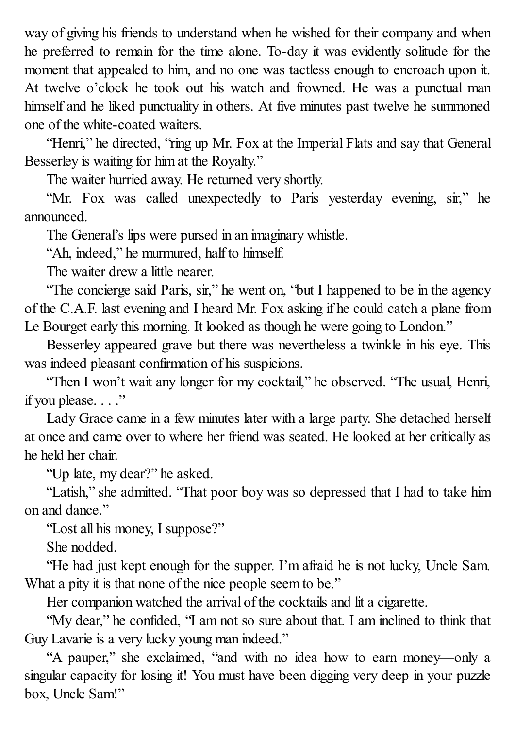way of giving his friends to understand when he wished for their company and when he preferred to remain for the time alone. To-day it was evidently solitude for the moment that appealed to him, and no one was tactless enough to encroach upon it. At twelve o'clock he took out his watch and frowned. He was a punctual man himself and he liked punctuality in others. At five minutes past twelve he summoned one of the white-coated waiters.

"Henri," he directed, "ring up Mr. Fox at the Imperial Flats and say that General Besserley is waiting for him at the Royalty."

The waiter hurried away. He returned very shortly.

"Mr. Fox was called unexpectedly to Paris yesterday evening, sir," he announced.

The General's lips were pursed in an imaginary whistle.

"Ah, indeed," he murmured, half to himself.

The waiter drew a little nearer.

"The concierge said Paris, sir," he went on, "but I happened to be in the agency of the C.A.F. last evening and I heard Mr. Fox asking if he could catch a plane from Le Bourget early this morning. It looked as though he were going to London."

Besserley appeared grave but there was nevertheless a twinkle in his eye. This was indeed pleasant confirmation of his suspicions.

"Then I won't wait any longer for my cocktail," he observed. "The usual, Henri, if you please. . . ."

Lady Grace came in a few minutes later with a large party. She detached herself at once and came over to where her friend was seated. He looked at her critically as he held her chair.

"Up late, my dear?" he asked.

"Latish," she admitted. "That poor boy was so depressed that I had to take him on and dance."

"Lost all his money, I suppose?"

She nodded.

"He had just kept enough for the supper. I'm afraid he is not lucky, Uncle Sam. What a pity it is that none of the nice people seem to be."

Her companion watched the arrival of the cocktails and lit a cigarette.

"My dear," he confided, "I am not so sure about that. I am inclined to think that Guy Lavarie is a very lucky young man indeed."

"A pauper," she exclaimed, "and with no idea how to earn money—only a singular capacity for losing it! You must have been digging very deep in your puzzle box, Uncle Sam!"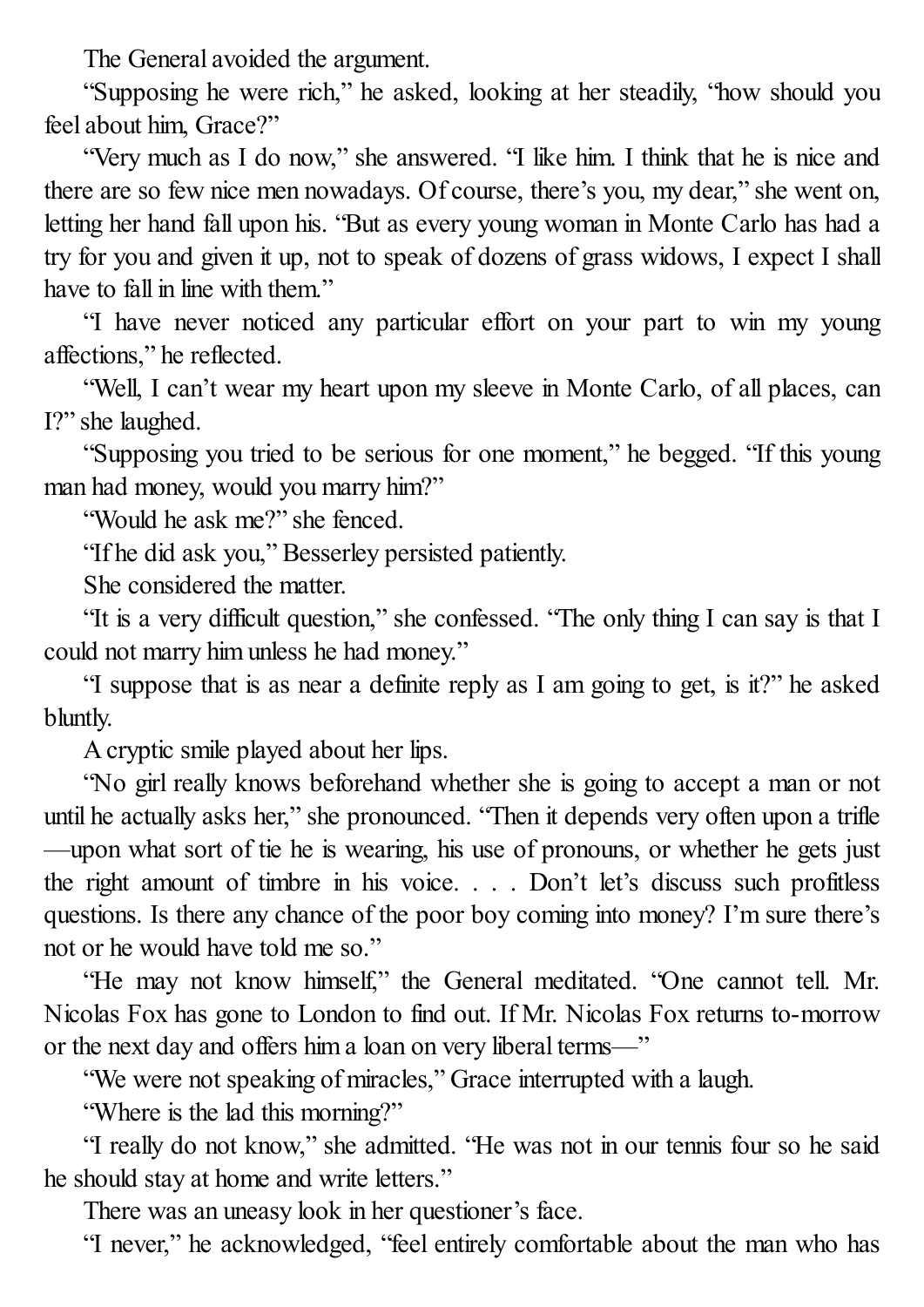The General avoided the argument.

"Supposing he were rich," he asked, looking at her steadily, "how should you feel about him, Grace?"

"Very much as I do now," she answered. "I like him. I think that he is nice and there are so few nice men nowadays. Of course, there's you, my dear," she went on, letting her hand fall upon his. "But as every young woman in Monte Carlo has had a try for you and given it up, not to speak of dozens of grass widows, I expect I shall have to fall in line with them."

"I have never noticed any particular effort on your part to win my young affections," he reflected.

"Well, I can't wear my heart upon my sleeve in Monte Carlo, of all places, can I?" she laughed.

"Supposing you tried to be serious for one moment," he begged. "If this young man had money, would you marry him?"

"Would he ask me?" she fenced.

"If he did ask you," Besserley persisted patiently.

She considered the matter.

"It is a very difficult question," she confessed. "The only thing I can say is that I could not marry him unless he had money."

"I suppose that is as near a definite reply as I am going to get, is it?" he asked bluntly.

A cryptic smile played about her lips.

"No girl really knows beforehand whether she is going to accept a man or not until he actually asks her," she pronounced. "Then it depends very often upon a trifle—upon what sort of tie he is wearing, his use of pronouns, or whether he gets just the right amount of timbre in his voice. . . . Don't let's discuss such profitless questions. Is there any chance of the poor boy coming into money? I'm sure there's not or he would have told me so."

"He may not know himself," the General meditated. "One cannot tell. Mr. Nicolas Fox has gone to London to find out. If Mr. Nicolas Fox returns to-morrow or the next day and offers him a loan on very liberal terms—"

"We were not speaking of miracles," Grace interrupted with a laugh.

"Where is the lad this morning?"

"I really do not know," she admitted. "He was not in our tennis four so he said he should stay at home and write letters."

There was an uneasy look in her questioner's face.

"I never," he acknowledged, "feel entirely comfortable about the man who has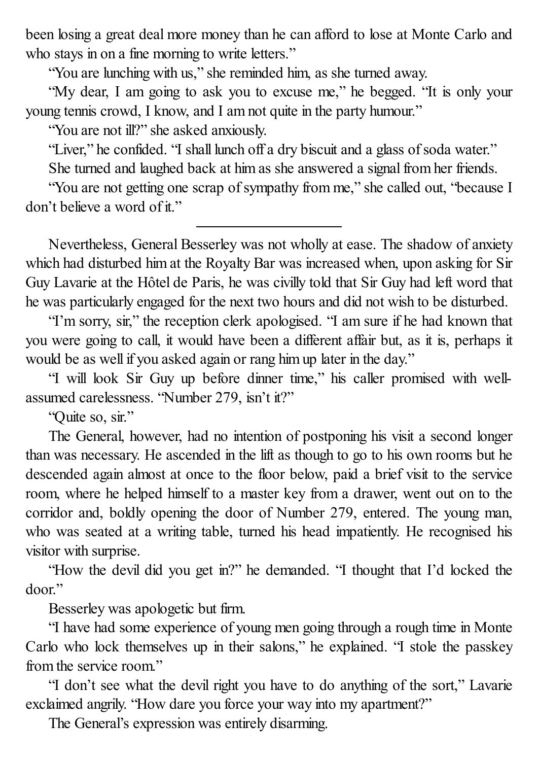been losing a great deal more money than he can afford to lose at Monte Carlo and who stays in on a fine morning to write letters."

"You are lunching with us," she reminded him, as she turned away.

"My dear, I am going to ask you to excuse me," he begged. "It is only your young tennis crowd, I know, and I am not quite in the party humour."

"You are not ill?" she asked anxiously.

"Liver," he confided. "I shall lunch off a dry biscuit and a glass of soda water."

She turned and laughed back at him as she answered a signal from her friends.

"You are not getting one scrap of sympathy from me," she called out, "because I don't believe a word of it."

---

Nevertheless, General Besserley was not wholly at ease. The shadow of anxiety which had disturbed him at the Royalty Bar was increased when, upon asking for Sir Guy Lavarie at the Hôtel de Paris, he was civilly told that Sir Guy had left word that he was particularly engaged for the next two hours and did not wish to be disturbed.

"I'm sorry, sir," the reception clerk apologised. "I am sure if he had known that you were going to call, it would have been a different affair but, as it is, perhaps it would be as well if you asked again or rang him up later in the day."

"I will look Sir Guy up before dinner time," his caller promised with well-assumed carelessness. "Number 279, isn't it?"

"Quite so, sir."

The General, however, had no intention of postponing his visit a second longer than was necessary. He ascended in the lift as though to go to his own rooms but he descended again almost at once to the floor below, paid a brief visit to the service room, where he helped himself to a master key from a drawer, went out on to the corridor and, boldly opening the door of Number 279, entered. The young man, who was seated at a writing table, turned his head impatiently. He recognised his visitor with surprise.

"How the devil did you get in?" he demanded. "I thought that I'd locked the door."

Besserley was apologetic but firm.

"I have had some experience of young men going through a rough time in Monte Carlo who lock themselves up in their salons," he explained. "I stole the passkey from the service room."

"I don't see what the devil right you have to do anything of the sort," Lavarie exclaimed angrily. "How dare you force your way into my apartment?"

The General's expression was entirely disarming.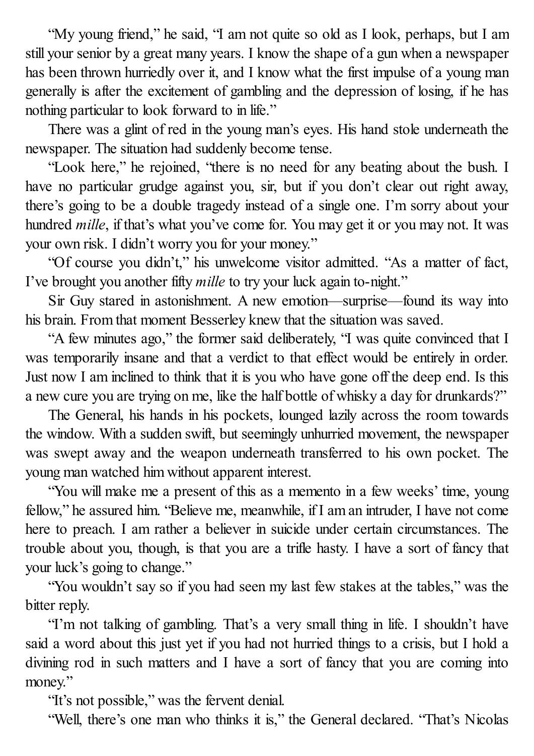"My young friend," he said, "I am not quite so old as I look, perhaps, but I am still your senior by a great many years. I know the shape of a gun when a newspaper has been thrown hurriedly over it, and I know what the first impulse of a young man generally is after the excitement of gambling and the depression of losing, if he has nothing particular to look forward to in life."

There was a glint of red in the young man's eyes. His hand stole underneath the newspaper. The situation had suddenly become tense.

"Look here," he rejoined, "there is no need for any beating about the bush. I have no particular grudge against you, sir, but if you don't clear out right away, there's going to be a double tragedy instead of a single one. I'm sorry about your hundred *mille*, if that's what you've come for. You may get it or you may not. It was your own risk. I didn't worry you for your money."

"Of course you didn't," his unwelcome visitor admitted. "As a matter of fact, I've brought you another fifty *mille* to try your luck again to-night."

Sir Guy stared in astonishment. A new emotion—surprise—found its way into his brain. From that moment Besserley knew that the situation was saved.

"A few minutes ago," the former said deliberately, "I was quite convinced that I was temporarily insane and that a verdict to that effect would be entirely in order. Just now I am inclined to think that it is you who have gone off the deep end. Is this a new cure you are trying on me, like the half bottle of whisky a day for drunkards?"

The General, his hands in his pockets, lounged lazily across the room towards the window. With a sudden swift, but seemingly unhurried movement, the newspaper was swept away and the weapon underneath transferred to his own pocket. The young man watched him without apparent interest.

"You will make me a present of this as a memento in a few weeks' time, young fellow," he assured him. "Believe me, meanwhile, if I am an intruder, I have not come here to preach. I am rather a believer in suicide under certain circumstances. The trouble about you, though, is that you are a trifle hasty. I have a sort of fancy that your luck's going to change."

"You wouldn't say so if you had seen my last few stakes at the tables," was the bitter reply.

"I'm not talking of gambling. That's a very small thing in life. I shouldn't have said a word about this just yet if you had not hurried things to a crisis, but I hold a divining rod in such matters and I have a sort of fancy that you are coming into money."

"It's not possible," was the fervent denial.

"Well, there's one man who thinks it is," the General declared. "That's Nicolas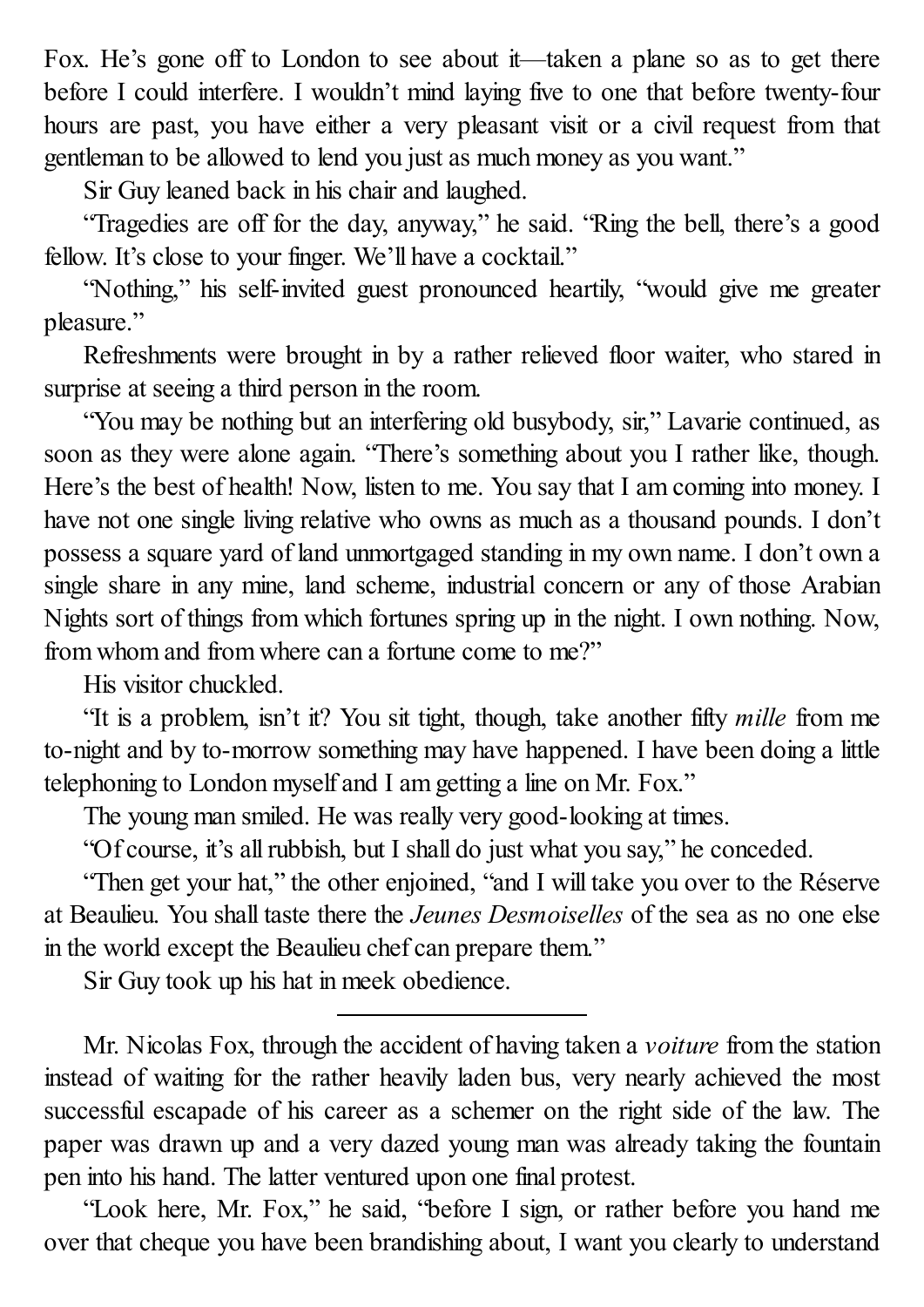Fox. He's gone off to London to see about it—taken a plane so as to get there before I could interfere. I wouldn't mind laying five to one that before twenty-four hours are past, you have either a very pleasant visit or a civil request from that gentleman to be allowed to lend you just as much money as you want."

Sir Guy leaned back in his chair and laughed.

"Tragedies are off for the day, anyway," he said. "Ring the bell, there's a good fellow. It's close to your finger. We'll have a cocktail."

"Nothing," his self-invited guest pronounced heartily, "would give me greater pleasure."

Refreshments were brought in by a rather relieved floor waiter, who stared in surprise at seeing a third person in the room.

"You may be nothing but an interfering old busybody, sir," Lavarie continued, as soon as they were alone again. "There's something about you I rather like, though. Here's the best of health! Now, listen to me. You say that I am coming into money. I have not one single living relative who owns as much as a thousand pounds. I don't possess a square yard of land unmortgaged standing in my own name. I don't own a single share in any mine, land scheme, industrial concern or any of those Arabian Nights sort of things from which fortunes spring up in the night. I own nothing. Now, from whom and from where can a fortune come to me?"

His visitor chuckled.

"It is a problem, isn't it? You sit tight, though, take another fifty *mille* from me to-night and by to-morrow something may have happened. I have been doing a little telephoning to London myself and I am getting a line on Mr. Fox."

The young man smiled. He was really very good-looking at times.

"Of course, it's all rubbish, but I shall do just what you say," he conceded.

"Then get your hat," the other enjoined, "and I will take you over to the Réserve at Beaulieu. You shall taste there the *Jeunes Desmoiselles* of the sea as no one else in the world except the Beaulieu chef can prepare them."

Sir Guy took up his hat in meek obedience.

---

Mr. Nicolas Fox, through the accident of having taken a *voiture* from the station instead of waiting for the rather heavily laden bus, very nearly achieved the most successful escapade of his career as a schemer on the right side of the law. The paper was drawn up and a very dazed young man was already taking the fountain pen into his hand. The latter ventured upon one final protest.

"Look here, Mr. Fox," he said, "before I sign, or rather before you hand me over that cheque you have been brandishing about, I want you clearly to understand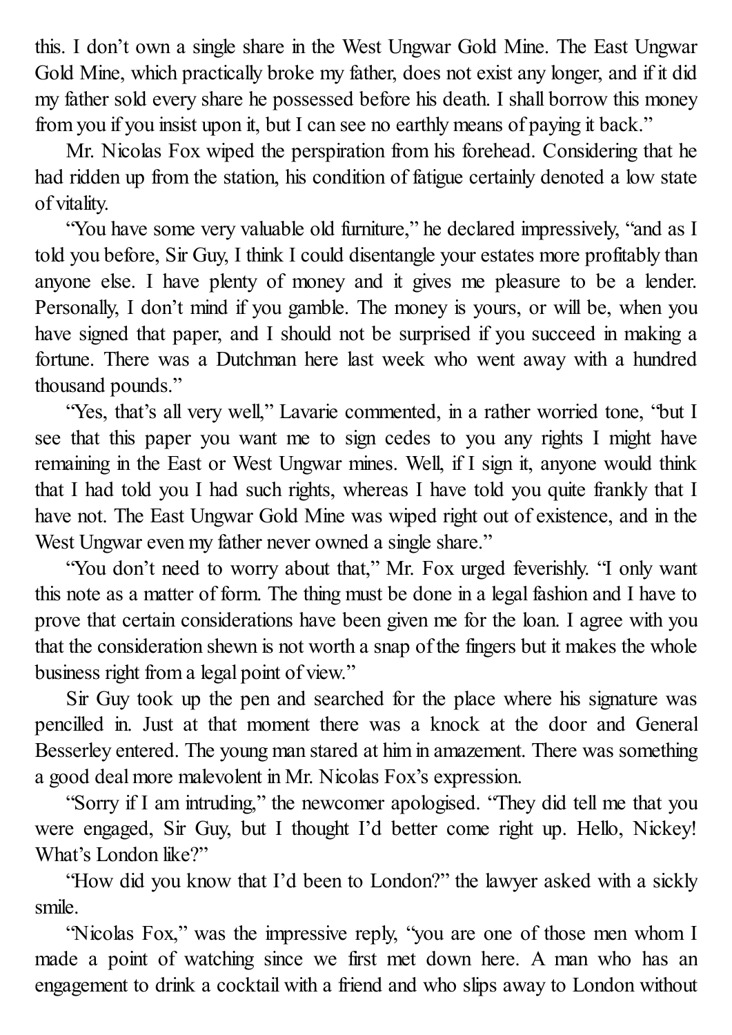this. I don't own a single share in the West Ungwar Gold Mine. The East Ungwar Gold Mine, which practically broke my father, does not exist any longer, and if it did my father sold every share he possessed before his death. I shall borrow this money from you if you insist upon it, but I can see no earthly means of paying it back."

Mr. Nicolas Fox wiped the perspiration from his forehead. Considering that he had ridden up from the station, his condition of fatigue certainly denoted a low state of vitality.

"You have some very valuable old furniture," he declared impressively, "and as I told you before, Sir Guy, I think I could disentangle your estates more profitably than anyone else. I have plenty of money and it gives me pleasure to be a lender. Personally, I don't mind if you gamble. The money is yours, or will be, when you have signed that paper, and I should not be surprised if you succeed in making a fortune. There was a Dutchman here last week who went away with a hundred thousand pounds."

"Yes, that's all very well," Lavarie commented, in a rather worried tone, "but I see that this paper you want me to sign cedes to you any rights I might have remaining in the East or West Ungwar mines. Well, if I sign it, anyone would think that I had told you I had such rights, whereas I have told you quite frankly that I have not. The East Ungwar Gold Mine was wiped right out of existence, and in the West Ungwar even my father never owned a single share."

"You don't need to worry about that," Mr. Fox urged feverishly. "I only want this note as a matter of form. The thing must be done in a legal fashion and I have to prove that certain considerations have been given me for the loan. I agree with you that the consideration shewn is not worth a snap of the fingers but it makes the whole business right from a legal point of view."

Sir Guy took up the pen and searched for the place where his signature was pencilled in. Just at that moment there was a knock at the door and General Besserley entered. The young man stared at him in amazement. There was something a good deal more malevolent in Mr. Nicolas Fox's expression.

"Sorry if I am intruding," the newcomer apologised. "They did tell me that you were engaged, Sir Guy, but I thought I'd better come right up. Hello, Nickey! What's London like?"

"How did you know that I'd been to London?" the lawyer asked with a sickly smile.

"Nicolas Fox," was the impressive reply, "you are one of those men whom I made a point of watching since we first met down here. A man who has an engagement to drink a cocktail with a friend and who slips away to London without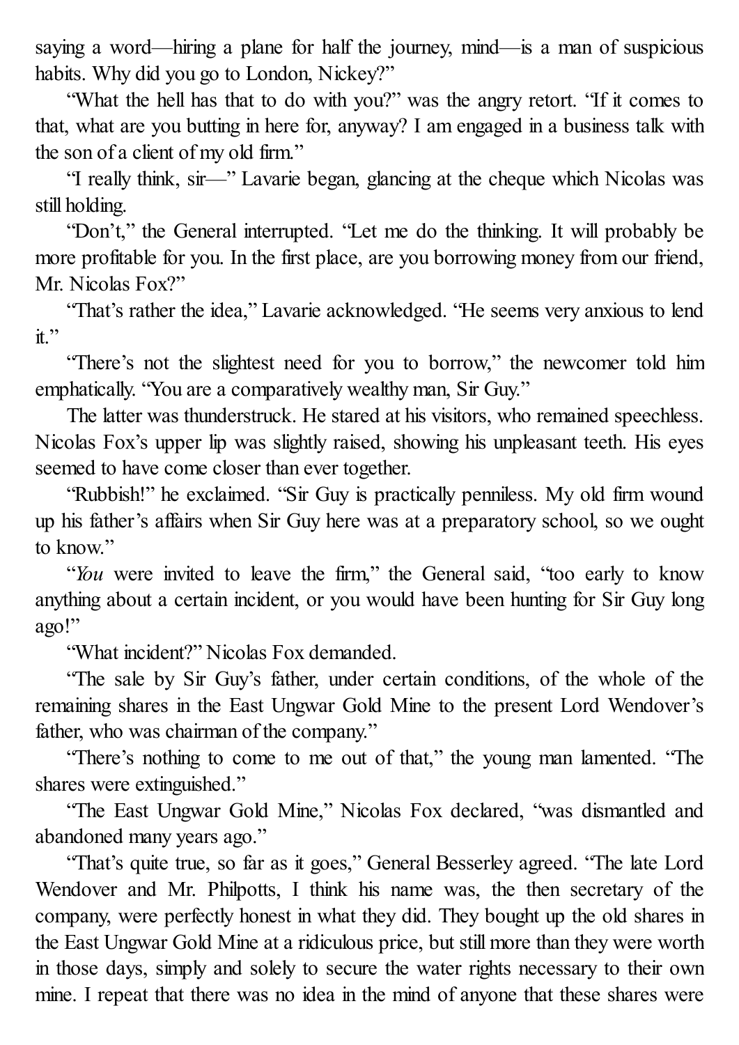saying a word—hiring a plane for half the journey, mind—is a man of suspicious habits. Why did you go to London, Nickey?"

"What the hell has that to do with you?" was the angry retort. "If it comes to that, what are you butting in here for, anyway? I am engaged in a business talk with the son of a client of my old firm."

"I really think, sir—" Lavarie began, glancing at the cheque which Nicolas was still holding.

"Don't," the General interrupted. "Let me do the thinking. It will probably be more profitable for you. In the first place, are you borrowing money from our friend, Mr. Nicolas Fox?"

"That's rather the idea," Lavarie acknowledged. "He seems very anxious to lend it."

"There's not the slightest need for you to borrow," the newcomer told him emphatically. "You are a comparatively wealthy man, Sir Guy."

The latter was thunderstruck. He stared at his visitors, who remained speechless. Nicolas Fox's upper lip was slightly raised, showing his unpleasant teeth. His eyes seemed to have come closer than ever together.

"Rubbish!" he exclaimed. "Sir Guy is practically penniless. My old firm wound up his father's affairs when Sir Guy here was at a preparatory school, so we ought to know."

"*You* were invited to leave the firm," the General said, "too early to know anything about a certain incident, or you would have been hunting for Sir Guy long ago!"

"What incident?" Nicolas Fox demanded.

"The sale by Sir Guy's father, under certain conditions, of the whole of the remaining shares in the East Ungwar Gold Mine to the present Lord Wendover's father, who was chairman of the company."

"There's nothing to come to me out of that," the young man lamented. "The shares were extinguished."

"The East Ungwar Gold Mine," Nicolas Fox declared, "was dismantled and abandoned many years ago."

"That's quite true, so far as it goes," General Besserley agreed. "The late Lord Wendover and Mr. Philpotts, I think his name was, the then secretary of the company, were perfectly honest in what they did. They bought up the old shares in the East Ungwar Gold Mine at a ridiculous price, but still more than they were worth in those days, simply and solely to secure the water rights necessary to their own mine. I repeat that there was no idea in the mind of anyone that these shares were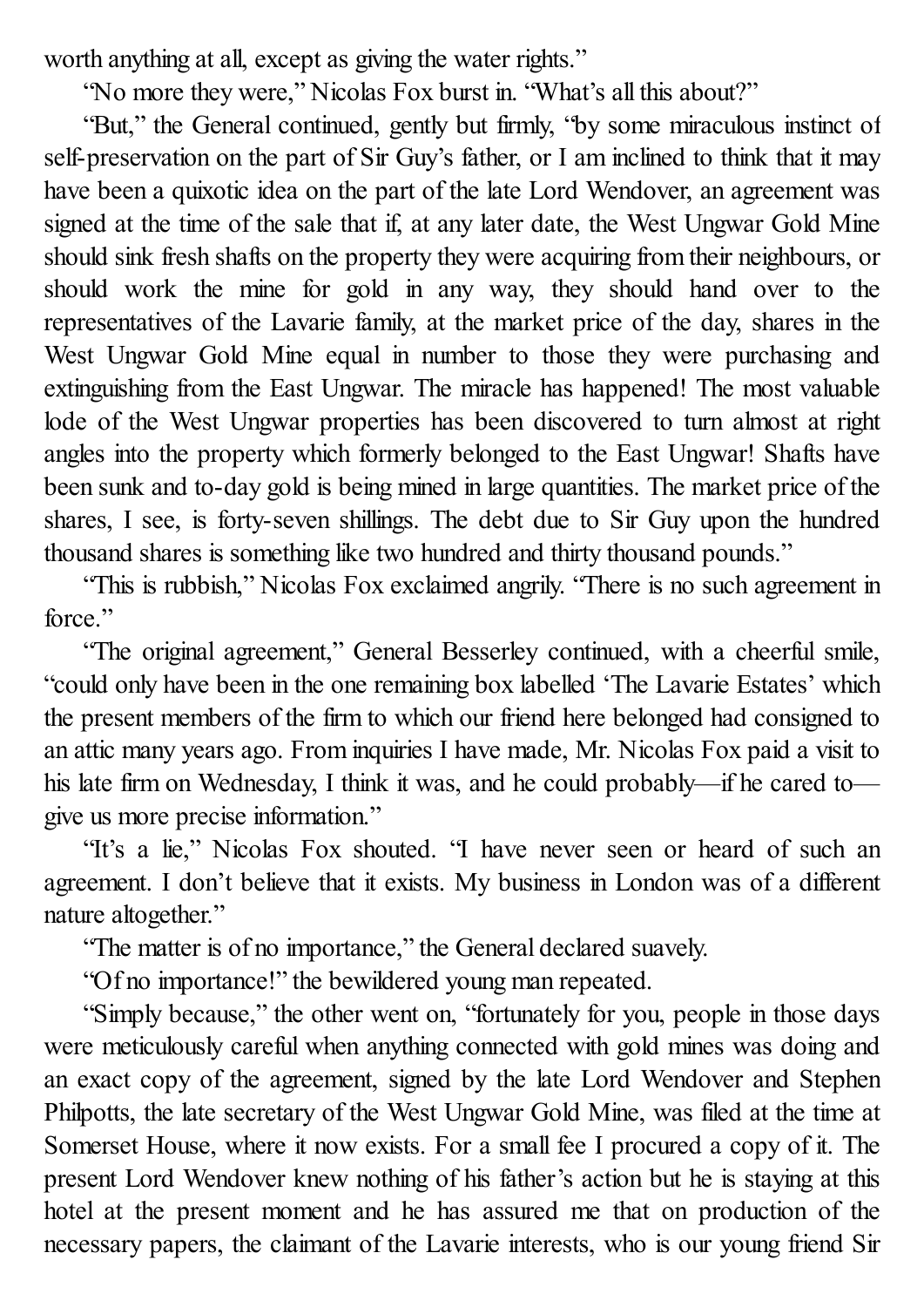worth anything at all, except as giving the water rights."

"No more they were," Nicolas Fox burst in. "What's all this about?"

"But," the General continued, gently but firmly, "by some miraculous instinct of self-preservation on the part of Sir Guy's father, or I am inclined to think that it may have been a quixotic idea on the part of the late Lord Wendover, an agreement was signed at the time of the sale that if, at any later date, the West Ungwar Gold Mine should sink fresh shafts on the property they were acquiring from their neighbours, or should work the mine for gold in any way, they should hand over to the representatives of the Lavarie family, at the market price of the day, shares in the West Ungwar Gold Mine equal in number to those they were purchasing and extinguishing from the East Ungwar. The miracle has happened! The most valuable lode of the West Ungwar properties has been discovered to turn almost at right angles into the property which formerly belonged to the East Ungwar! Shafts have been sunk and to-day gold is being mined in large quantities. The market price of the shares, I see, is forty-seven shillings. The debt due to Sir Guy upon the hundred thousand shares is something like two hundred and thirty thousand pounds."

"This is rubbish," Nicolas Fox exclaimed angrily. "There is no such agreement in force."

"The original agreement," General Besserley continued, with a cheerful smile, "could only have been in the one remaining box labelled 'The Lavarie Estates' which the present members of the firm to which our friend here belonged had consigned to an attic many years ago. From inquiries I have made, Mr. Nicolas Fox paid a visit to his late firm on Wednesday, I think it was, and he could probably—if he cared to—give us more precise information."

"It's a lie," Nicolas Fox shouted. "I have never seen or heard of such an agreement. I don't believe that it exists. My business in London was of a different nature altogether."

"The matter is of no importance," the General declared suavely.

"Of no importance!" the bewildered young man repeated.

"Simply because," the other went on, "fortunately for you, people in those days were meticulously careful when anything connected with gold mines was doing and an exact copy of the agreement, signed by the late Lord Wendover and Stephen Philpotts, the late secretary of the West Ungwar Gold Mine, was filed at the time at Somerset House, where it now exists. For a small fee I procured a copy of it. The present Lord Wendover knew nothing of his father's action but he is staying at this hotel at the present moment and he has assured me that on production of the necessary papers, the claimant of the Lavarie interests, who is our young friend Sir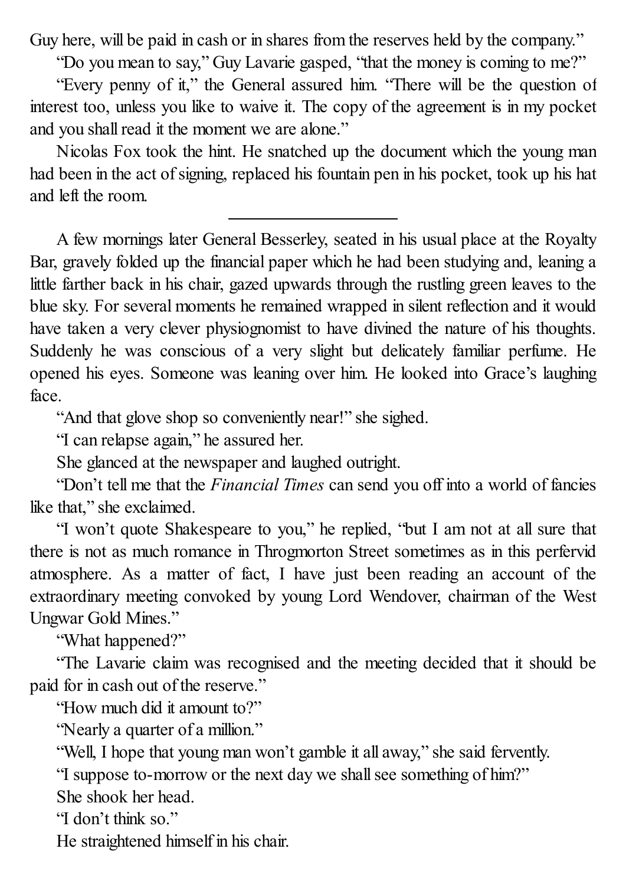Guy here, will be paid in cash or in shares from the reserves held by the company."

"Do you mean to say," Guy Lavarie gasped, "that the money is coming to me?"

"Every penny of it," the General assured him. "There will be the question of interest too, unless you like to waive it. The copy of the agreement is in my pocket and you shall read it the moment we are alone."

Nicolas Fox took the hint. He snatched up the document which the young man had been in the act of signing, replaced his fountain pen in his pocket, took up his hat and left the room.

---

A few mornings later General Besserley, seated in his usual place at the Royalty Bar, gravely folded up the financial paper which he had been studying and, leaning a little farther back in his chair, gazed upwards through the rustling green leaves to the blue sky. For several moments he remained wrapped in silent reflection and it would have taken a very clever physiognomist to have divined the nature of his thoughts. Suddenly he was conscious of a very slight but delicately familiar perfume. He opened his eyes. Someone was leaning over him. He looked into Grace's laughing face.

"And that glove shop so conveniently near!" she sighed.

"I can relapse again," he assured her.

She glanced at the newspaper and laughed outright.

"Don't tell me that the *Financial Times* can send you off into a world of fancies like that," she exclaimed.

"I won't quote Shakespeare to you," he replied, "but I am not at all sure that there is not as much romance in Throgmorton Street sometimes as in this perfervid atmosphere. As a matter of fact, I have just been reading an account of the extraordinary meeting convoked by young Lord Wendover, chairman of the West Ungwar Gold Mines."

"What happened?"

"The Lavarie claim was recognised and the meeting decided that it should be paid for in cash out of the reserve."

"How much did it amount to?"

"Nearly a quarter of a million."

"Well, I hope that young man won't gamble it all away," she said fervently.

"I suppose to-morrow or the next day we shall see something of him?"

She shook her head.

"I don't think so."

He straightened himself in his chair.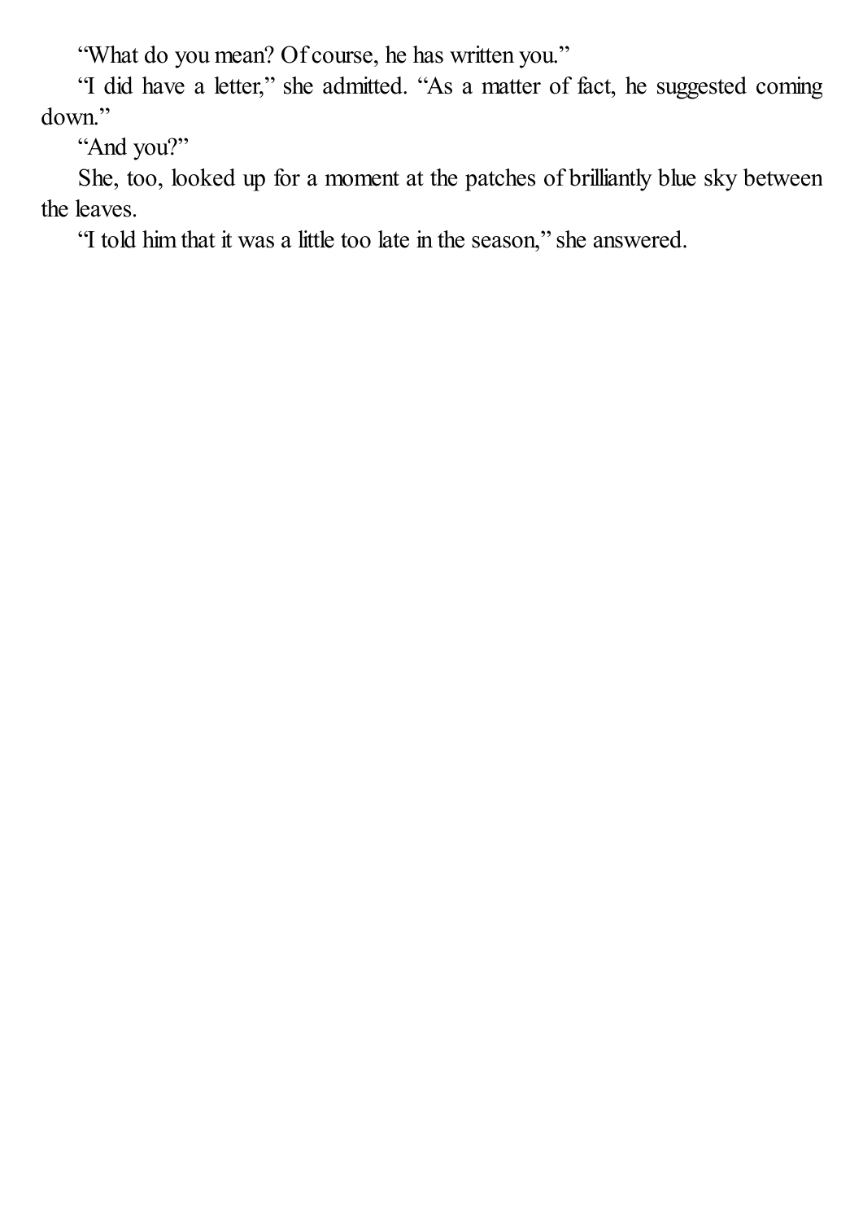"What do you mean? Of course, he has written you."

"I did have a letter," she admitted. "As a matter of fact, he suggested coming down."

"And you?"

She, too, looked up for a moment at the patches of brilliantly blue sky between the leaves.

"I told him that it was a little too late in the season," she answered.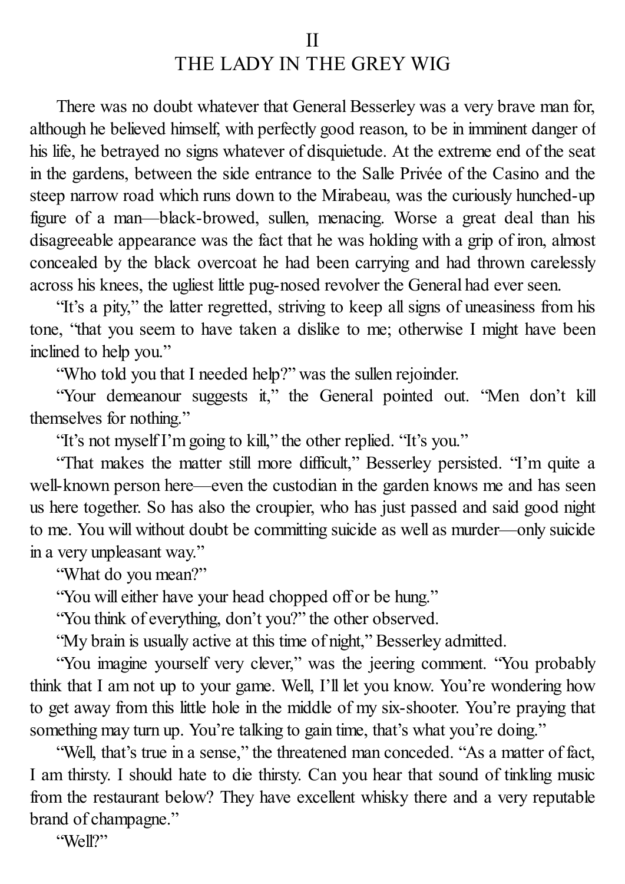## II
## THE LADY IN THE GREY WIG

There was no doubt whatever that General Besserley was a very brave man for, although he believed himself, with perfectly good reason, to be in imminent danger of his life, he betrayed no signs whatever of disquietude. At the extreme end of the seat in the gardens, between the side entrance to the Salle Privée of the Casino and the steep narrow road which runs down to the Mirabeau, was the curiously hunched-up figure of a man—black-browed, sullen, menacing. Worse a great deal than his disagreeable appearance was the fact that he was holding with a grip of iron, almost concealed by the black overcoat he had been carrying and had thrown carelessly across his knees, the ugliest little pug-nosed revolver the General had ever seen.

"It's a pity," the latter regretted, striving to keep all signs of uneasiness from his tone, "that you seem to have taken a dislike to me; otherwise I might have been inclined to help you."

"Who told you that I needed help?" was the sullen rejoinder.

"Your demeanour suggests it," the General pointed out. "Men don't kill themselves for nothing."

"It's not myself I'm going to kill," the other replied. "It's you."

"That makes the matter still more difficult," Besserley persisted. "I'm quite a well-known person here—even the custodian in the garden knows me and has seen us here together. So has also the croupier, who has just passed and said good night to me. You will without doubt be committing suicide as well as murder—only suicide in a very unpleasant way."

"What do you mean?"

"You will either have your head chopped off or be hung."

"You think of everything, don't you?" the other observed.

"My brain is usually active at this time of night," Besserley admitted.

"You imagine yourself very clever," was the jeering comment. "You probably think that I am not up to your game. Well, I'll let you know. You're wondering how to get away from this little hole in the middle of my six-shooter. You're praying that something may turn up. You're talking to gain time, that's what you're doing."

"Well, that's true in a sense," the threatened man conceded. "As a matter of fact, I am thirsty. I should hate to die thirsty. Can you hear that sound of tinkling music from the restaurant below? They have excellent whisky there and a very reputable brand of champagne."

"Well?"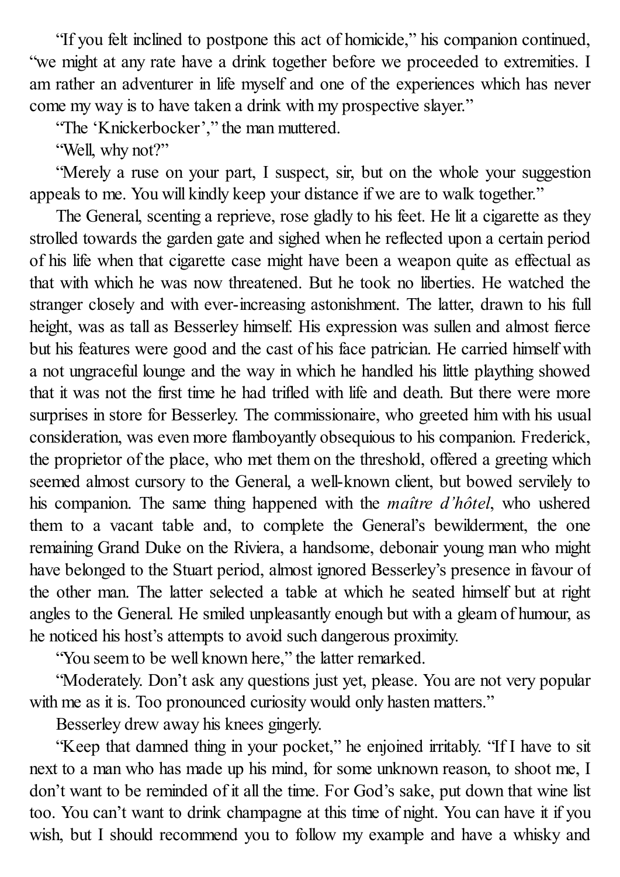"If you felt inclined to postpone this act of homicide," his companion continued, "we might at any rate have a drink together before we proceeded to extremities. I am rather an adventurer in life myself and one of the experiences which has never come my way is to have taken a drink with my prospective slayer."

"The 'Knickerbocker'," the man muttered.

"Well, why not?"

"Merely a ruse on your part, I suspect, sir, but on the whole your suggestion appeals to me. You will kindly keep your distance if we are to walk together."

The General, scenting a reprieve, rose gladly to his feet. He lit a cigarette as they strolled towards the garden gate and sighed when he reflected upon a certain period of his life when that cigarette case might have been a weapon quite as effectual as that with which he was now threatened. But he took no liberties. He watched the stranger closely and with ever-increasing astonishment. The latter, drawn to his full height, was as tall as Besserley himself. His expression was sullen and almost fierce but his features were good and the cast of his face patrician. He carried himself with a not ungraceful lounge and the way in which he handled his little plaything showed that it was not the first time he had trifled with life and death. But there were more surprises in store for Besserley. The commissionaire, who greeted him with his usual consideration, was even more flamboyantly obsequious to his companion. Frederick, the proprietor of the place, who met them on the threshold, offered a greeting which seemed almost cursory to the General, a well-known client, but bowed servilely to his companion. The same thing happened with the *maître d'hôtel*, who ushered them to a vacant table and, to complete the General's bewilderment, the one remaining Grand Duke on the Riviera, a handsome, debonair young man who might have belonged to the Stuart period, almost ignored Besserley's presence in favour of the other man. The latter selected a table at which he seated himself but at right angles to the General. He smiled unpleasantly enough but with a gleam of humour, as he noticed his host's attempts to avoid such dangerous proximity.

"You seem to be well known here," the latter remarked.

"Moderately. Don't ask any questions just yet, please. You are not very popular with me as it is. Too pronounced curiosity would only hasten matters."

Besserley drew away his knees gingerly.

"Keep that damned thing in your pocket," he enjoined irritably. "If I have to sit next to a man who has made up his mind, for some unknown reason, to shoot me, I don't want to be reminded of it all the time. For God's sake, put down that wine list too. You can't want to drink champagne at this time of night. You can have it if you wish, but I should recommend you to follow my example and have a whisky and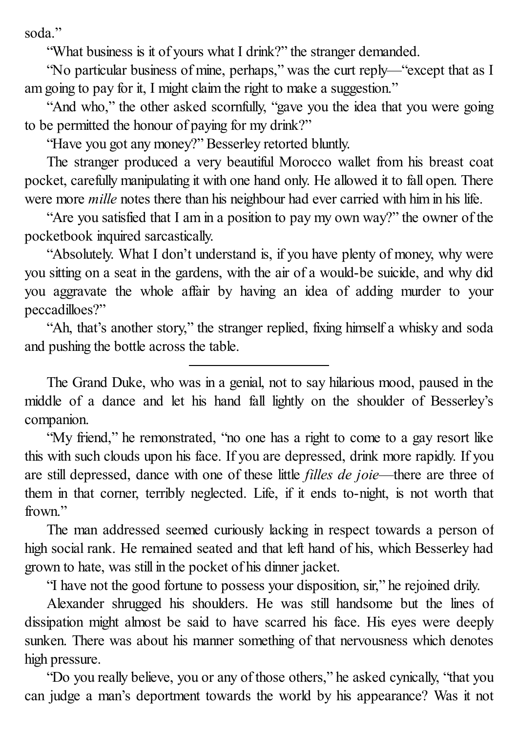soda."

"What business is it of yours what I drink?" the stranger demanded.

"No particular business of mine, perhaps," was the curt reply—"except that as I am going to pay for it, I might claim the right to make a suggestion."

"And who," the other asked scornfully, "gave you the idea that you were going to be permitted the honour of paying for my drink?"

"Have you got any money?" Besserley retorted bluntly.

The stranger produced a very beautiful Morocco wallet from his breast coat pocket, carefully manipulating it with one hand only. He allowed it to fall open. There were more *mille* notes there than his neighbour had ever carried with him in his life.

"Are you satisfied that I am in a position to pay my own way?" the owner of the pocketbook inquired sarcastically.

"Absolutely. What I don't understand is, if you have plenty of money, why were you sitting on a seat in the gardens, with the air of a would-be suicide, and why did you aggravate the whole affair by having an idea of adding murder to your peccadilloes?"

"Ah, that's another story," the stranger replied, fixing himself a whisky and soda and pushing the bottle across the table.

---

The Grand Duke, who was in a genial, not to say hilarious mood, paused in the middle of a dance and let his hand fall lightly on the shoulder of Besserley's companion.

"My friend," he remonstrated, "no one has a right to come to a gay resort like this with such clouds upon his face. If you are depressed, drink more rapidly. If you are still depressed, dance with one of these little *filles de joie*—there are three of them in that corner, terribly neglected. Life, if it ends to-night, is not worth that frown."

The man addressed seemed curiously lacking in respect towards a person of high social rank. He remained seated and that left hand of his, which Besserley had grown to hate, was still in the pocket of his dinner jacket.

"I have not the good fortune to possess your disposition, sir," he rejoined drily.

Alexander shrugged his shoulders. He was still handsome but the lines of dissipation might almost be said to have scarred his face. His eyes were deeply sunken. There was about his manner something of that nervousness which denotes high pressure.

"Do you really believe, you or any of those others," he asked cynically, "that you can judge a man's deportment towards the world by his appearance? Was it not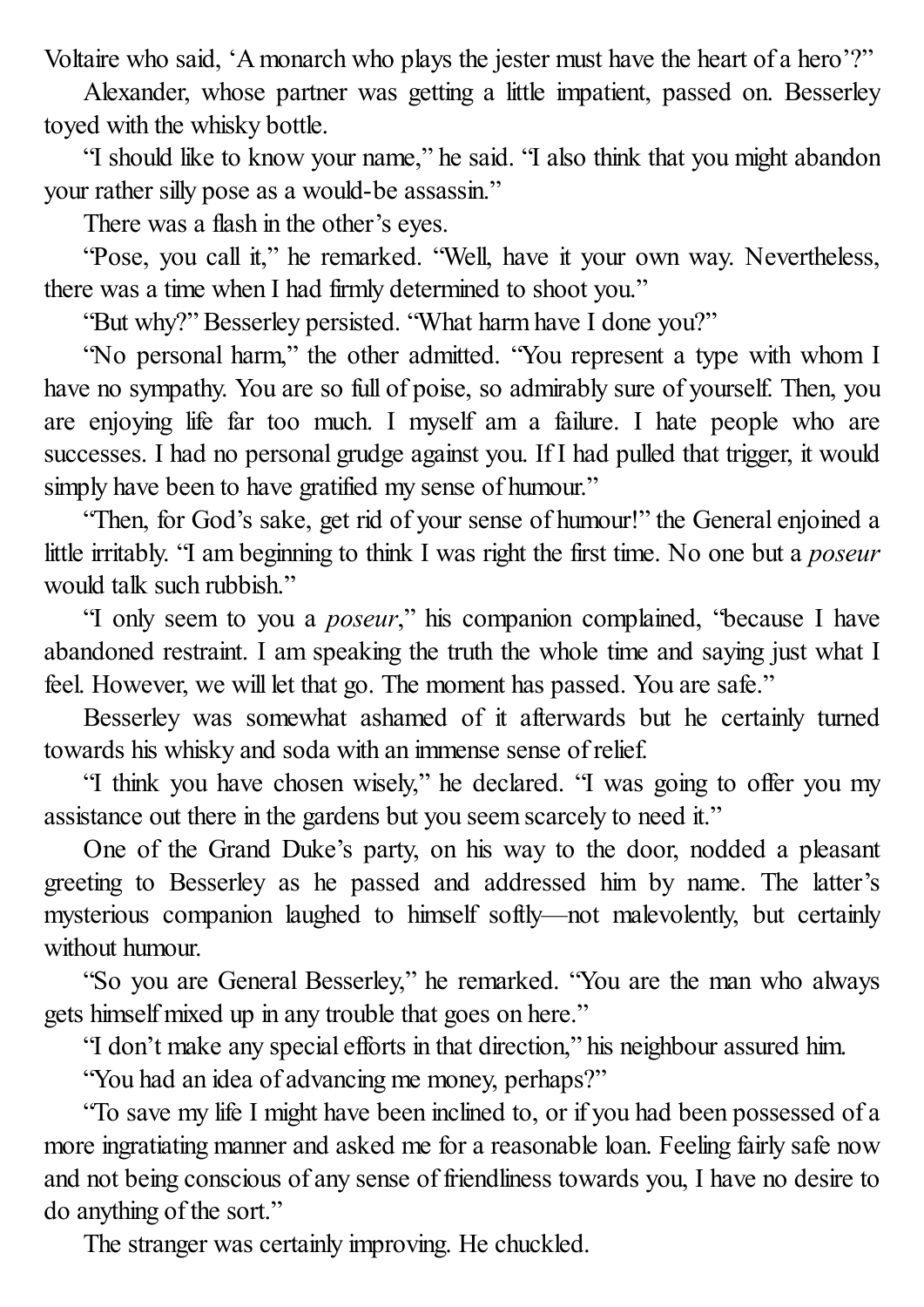Voltaire who said, 'A monarch who plays the jester must have the heart of a hero'?"

Alexander, whose partner was getting a little impatient, passed on. Besserley toyed with the whisky bottle.

"I should like to know your name," he said. "I also think that you might abandon your rather silly pose as a would-be assassin."

There was a flash in the other's eyes.

"Pose, you call it," he remarked. "Well, have it your own way. Nevertheless, there was a time when I had firmly determined to shoot you."

"But why?" Besserley persisted. "What harm have I done you?"

"No personal harm," the other admitted. "You represent a type with whom I have no sympathy. You are so full of poise, so admirably sure of yourself. Then, you are enjoying life far too much. I myself am a failure. I hate people who are successes. I had no personal grudge against you. If I had pulled that trigger, it would simply have been to have gratified my sense of humour."

"Then, for God's sake, get rid of your sense of humour!" the General enjoined a little irritably. "I am beginning to think I was right the first time. No one but a *poseur* would talk such rubbish."

"I only seem to you a *poseur*," his companion complained, "because I have abandoned restraint. I am speaking the truth the whole time and saying just what I feel. However, we will let that go. The moment has passed. You are safe."

Besserley was somewhat ashamed of it afterwards but he certainly turned towards his whisky and soda with an immense sense of relief.

"I think you have chosen wisely," he declared. "I was going to offer you my assistance out there in the gardens but you seem scarcely to need it."

One of the Grand Duke's party, on his way to the door, nodded a pleasant greeting to Besserley as he passed and addressed him by name. The latter's mysterious companion laughed to himself softly—not malevolently, but certainly without humour.

"So you are General Besserley," he remarked. "You are the man who always gets himself mixed up in any trouble that goes on here."

"I don't make any special efforts in that direction," his neighbour assured him.

"You had an idea of advancing me money, perhaps?"

"To save my life I might have been inclined to, or if you had been possessed of a more ingratiating manner and asked me for a reasonable loan. Feeling fairly safe now and not being conscious of any sense of friendliness towards you, I have no desire to do anything of the sort."

The stranger was certainly improving. He chuckled.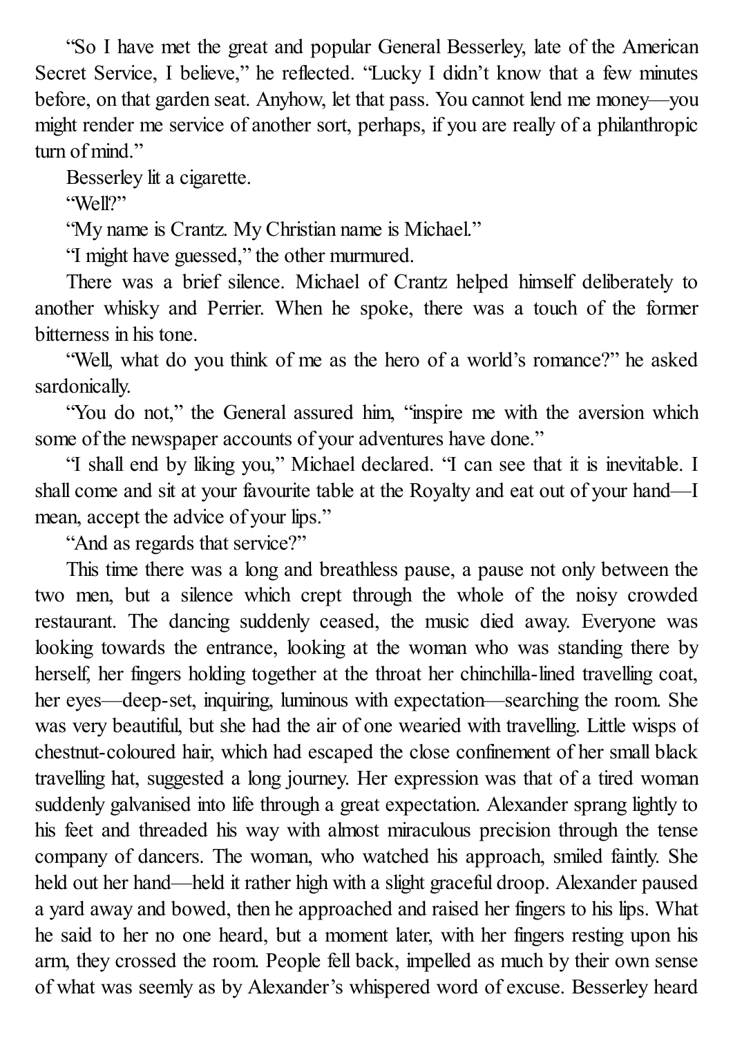"So I have met the great and popular General Besserley, late of the American Secret Service, I believe," he reflected. "Lucky I didn't know that a few minutes before, on that garden seat. Anyhow, let that pass. You cannot lend me money—you might render me service of another sort, perhaps, if you are really of a philanthropic turn of mind."

Besserley lit a cigarette.

"Well?"

"My name is Crantz. My Christian name is Michael."

"I might have guessed," the other murmured.

There was a brief silence. Michael of Crantz helped himself deliberately to another whisky and Perrier. When he spoke, there was a touch of the former bitterness in his tone.

"Well, what do you think of me as the hero of a world's romance?" he asked sardonically.

"You do not," the General assured him, "inspire me with the aversion which some of the newspaper accounts of your adventures have done."

"I shall end by liking you," Michael declared. "I can see that it is inevitable. I shall come and sit at your favourite table at the Royalty and eat out of your hand—I mean, accept the advice of your lips."

"And as regards that service?"

This time there was a long and breathless pause, a pause not only between the two men, but a silence which crept through the whole of the noisy crowded restaurant. The dancing suddenly ceased, the music died away. Everyone was looking towards the entrance, looking at the woman who was standing there by herself, her fingers holding together at the throat her chinchilla-lined travelling coat, her eyes—deep-set, inquiring, luminous with expectation—searching the room. She was very beautiful, but she had the air of one wearied with travelling. Little wisps of chestnut-coloured hair, which had escaped the close confinement of her small black travelling hat, suggested a long journey. Her expression was that of a tired woman suddenly galvanised into life through a great expectation. Alexander sprang lightly to his feet and threaded his way with almost miraculous precision through the tense company of dancers. The woman, who watched his approach, smiled faintly. She held out her hand—held it rather high with a slight graceful droop. Alexander paused a yard away and bowed, then he approached and raised her fingers to his lips. What he said to her no one heard, but a moment later, with her fingers resting upon his arm, they crossed the room. People fell back, impelled as much by their own sense of what was seemly as by Alexander's whispered word of excuse. Besserley heard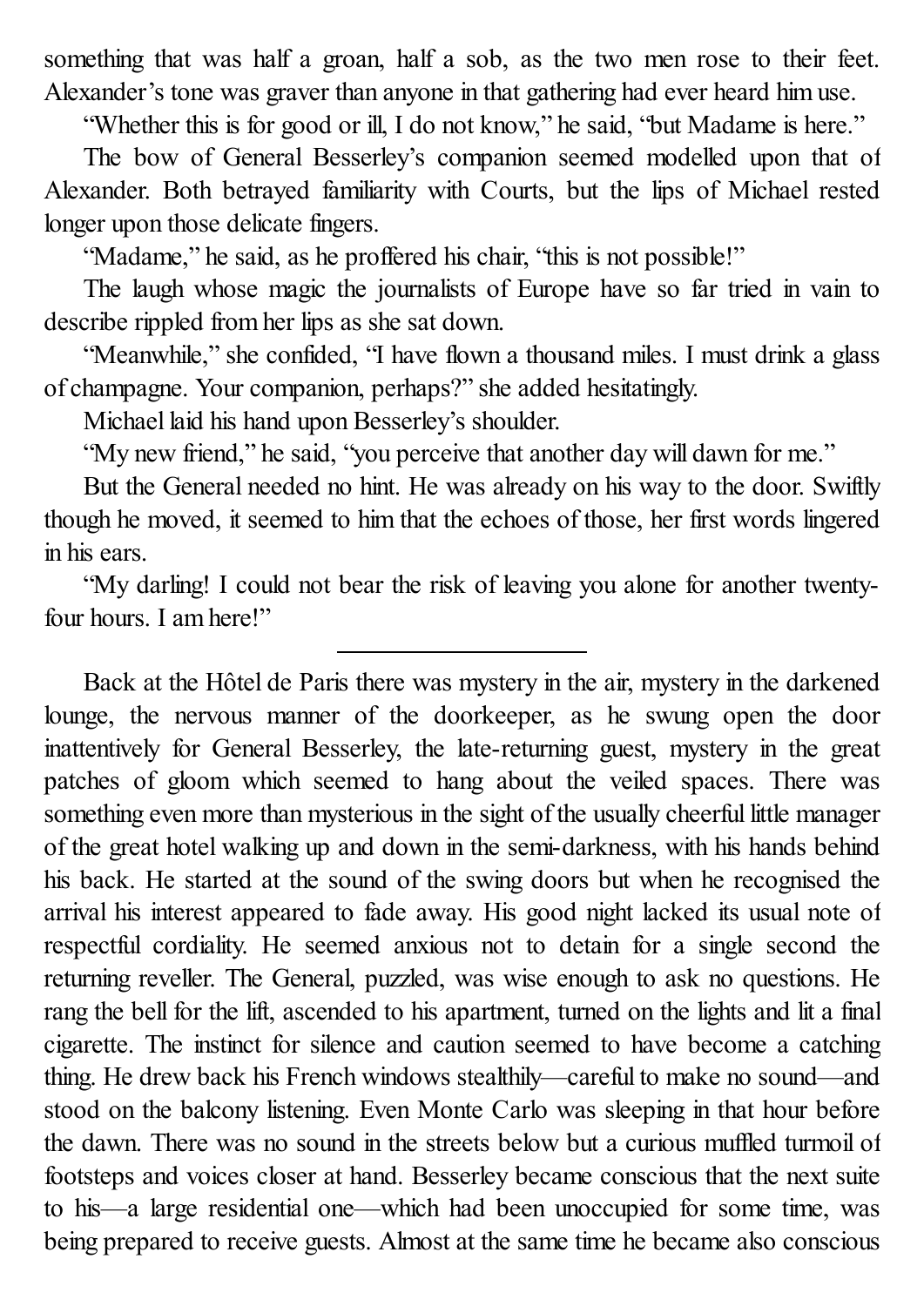something that was half a groan, half a sob, as the two men rose to their feet. Alexander's tone was graver than anyone in that gathering had ever heard him use.

"Whether this is for good or ill, I do not know," he said, "but Madame is here."

The bow of General Besserley's companion seemed modelled upon that of Alexander. Both betrayed familiarity with Courts, but the lips of Michael rested longer upon those delicate fingers.

"Madame," he said, as he proffered his chair, "this is not possible!"

The laugh whose magic the journalists of Europe have so far tried in vain to describe rippled from her lips as she sat down.

"Meanwhile," she confided, "I have flown a thousand miles. I must drink a glass of champagne. Your companion, perhaps?" she added hesitatingly.

Michael laid his hand upon Besserley's shoulder.

"My new friend," he said, "you perceive that another day will dawn for me."

But the General needed no hint. He was already on his way to the door. Swiftly though he moved, it seemed to him that the echoes of those, her first words lingered in his ears.

"My darling! I could not bear the risk of leaving you alone for another twenty-four hours. I am here!"

---

Back at the Hôtel de Paris there was mystery in the air, mystery in the darkened lounge, the nervous manner of the doorkeeper, as he swung open the door inattentively for General Besserley, the late-returning guest, mystery in the great patches of gloom which seemed to hang about the veiled spaces. There was something even more than mysterious in the sight of the usually cheerful little manager of the great hotel walking up and down in the semi-darkness, with his hands behind his back. He started at the sound of the swing doors but when he recognised the arrival his interest appeared to fade away. His good night lacked its usual note of respectful cordiality. He seemed anxious not to detain for a single second the returning reveller. The General, puzzled, was wise enough to ask no questions. He rang the bell for the lift, ascended to his apartment, turned on the lights and lit a final cigarette. The instinct for silence and caution seemed to have become a catching thing. He drew back his French windows stealthily—careful to make no sound—and stood on the balcony listening. Even Monte Carlo was sleeping in that hour before the dawn. There was no sound in the streets below but a curious muffled turmoil of footsteps and voices closer at hand. Besserley became conscious that the next suite to his—a large residential one—which had been unoccupied for some time, was being prepared to receive guests. Almost at the same time he became also conscious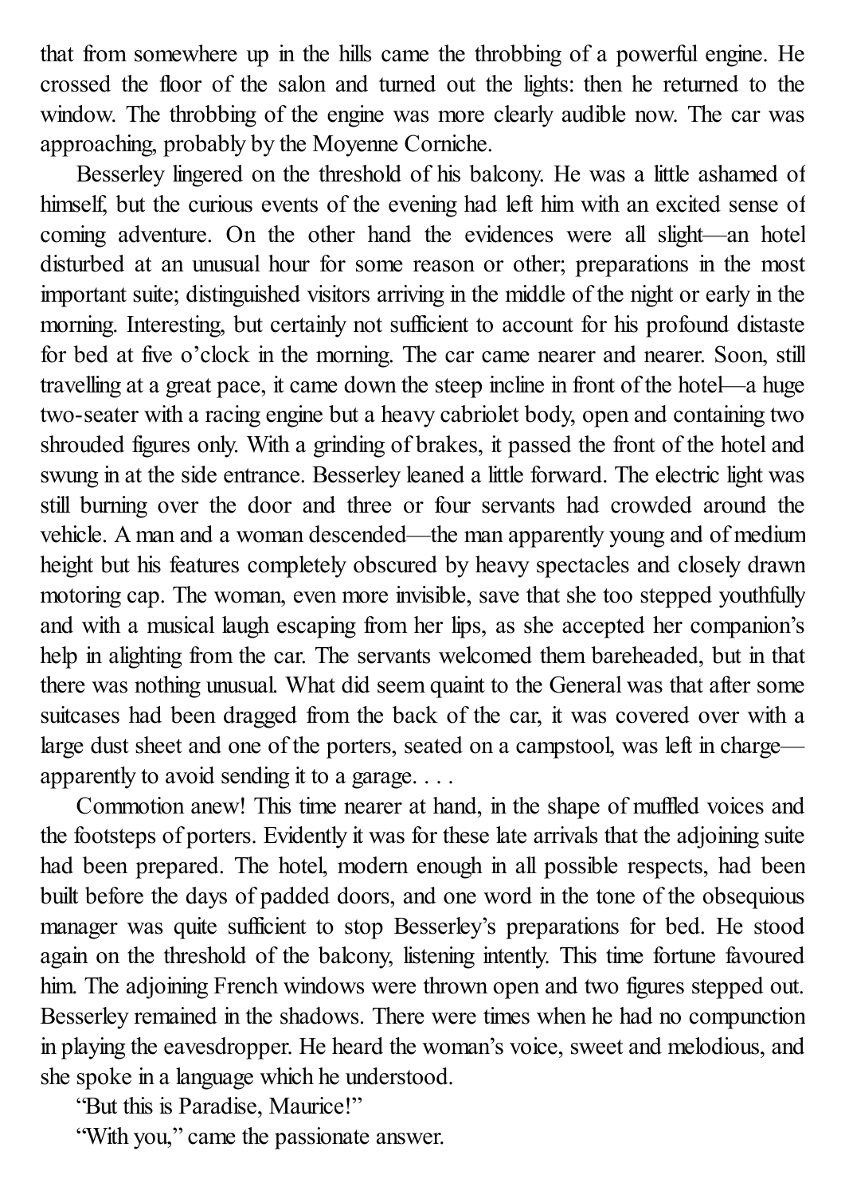that from somewhere up in the hills came the throbbing of a powerful engine. He crossed the floor of the salon and turned out the lights: then he returned to the window. The throbbing of the engine was more clearly audible now. The car was approaching, probably by the Moyenne Corniche.

Besserley lingered on the threshold of his balcony. He was a little ashamed of himself, but the curious events of the evening had left him with an excited sense of coming adventure. On the other hand the evidences were all slight—an hotel disturbed at an unusual hour for some reason or other; preparations in the most important suite; distinguished visitors arriving in the middle of the night or early in the morning. Interesting, but certainly not sufficient to account for his profound distaste for bed at five o'clock in the morning. The car came nearer and nearer. Soon, still travelling at a great pace, it came down the steep incline in front of the hotel—a huge two-seater with a racing engine but a heavy cabriolet body, open and containing two shrouded figures only. With a grinding of brakes, it passed the front of the hotel and swung in at the side entrance. Besserley leaned a little forward. The electric light was still burning over the door and three or four servants had crowded around the vehicle. A man and a woman descended—the man apparently young and of medium height but his features completely obscured by heavy spectacles and closely drawn motoring cap. The woman, even more invisible, save that she too stepped youthfully and with a musical laugh escaping from her lips, as she accepted her companion's help in alighting from the car. The servants welcomed them bareheaded, but in that there was nothing unusual. What did seem quaint to the General was that after some suitcases had been dragged from the back of the car, it was covered over with a large dust sheet and one of the porters, seated on a campstool, was left in charge—apparently to avoid sending it to a garage. . . .

Commotion anew! This time nearer at hand, in the shape of muffled voices and the footsteps of porters. Evidently it was for these late arrivals that the adjoining suite had been prepared. The hotel, modern enough in all possible respects, had been built before the days of padded doors, and one word in the tone of the obsequious manager was quite sufficient to stop Besserley's preparations for bed. He stood again on the threshold of the balcony, listening intently. This time fortune favoured him. The adjoining French windows were thrown open and two figures stepped out. Besserley remained in the shadows. There were times when he had no compunction in playing the eavesdropper. He heard the woman's voice, sweet and melodious, and she spoke in a language which he understood.

"But this is Paradise, Maurice!"

"With you," came the passionate answer.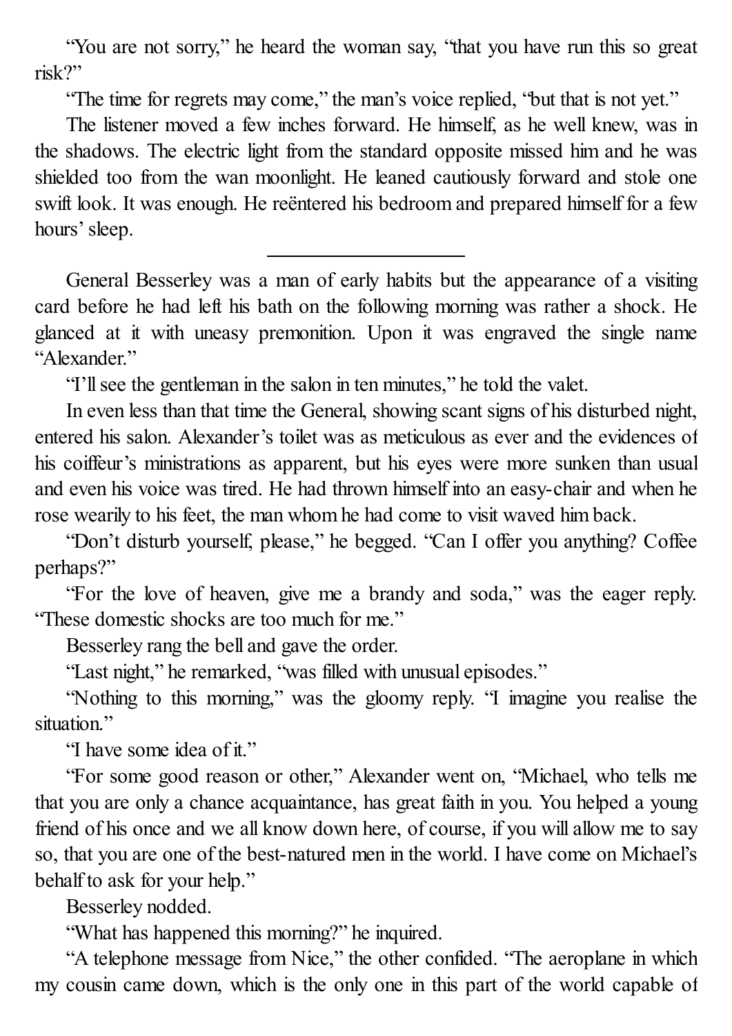"You are not sorry," he heard the woman say, "that you have run this so great risk?"

"The time for regrets may come," the man's voice replied, "but that is not yet."

The listener moved a few inches forward. He himself, as he well knew, was in the shadows. The electric light from the standard opposite missed him and he was shielded too from the wan moonlight. He leaned cautiously forward and stole one swift look. It was enough. He reëntered his bedroom and prepared himself for a few hours' sleep.

---

General Besserley was a man of early habits but the appearance of a visiting card before he had left his bath on the following morning was rather a shock. He glanced at it with uneasy premonition. Upon it was engraved the single name "Alexander."

"I'll see the gentleman in the salon in ten minutes," he told the valet.

In even less than that time the General, showing scant signs of his disturbed night, entered his salon. Alexander's toilet was as meticulous as ever and the evidences of his coiffeur's ministrations as apparent, but his eyes were more sunken than usual and even his voice was tired. He had thrown himself into an easy-chair and when he rose wearily to his feet, the man whom he had come to visit waved him back.

"Don't disturb yourself, please," he begged. "Can I offer you anything? Coffee perhaps?"

"For the love of heaven, give me a brandy and soda," was the eager reply. "These domestic shocks are too much for me."

Besserley rang the bell and gave the order.

"Last night," he remarked, "was filled with unusual episodes."

"Nothing to this morning," was the gloomy reply. "I imagine you realise the situation."

"I have some idea of it."

"For some good reason or other," Alexander went on, "Michael, who tells me that you are only a chance acquaintance, has great faith in you. You helped a young friend of his once and we all know down here, of course, if you will allow me to say so, that you are one of the best-natured men in the world. I have come on Michael's behalf to ask for your help."

Besserley nodded.

"What has happened this morning?" he inquired.

"A telephone message from Nice," the other confided. "The aeroplane in which my cousin came down, which is the only one in this part of the world capable of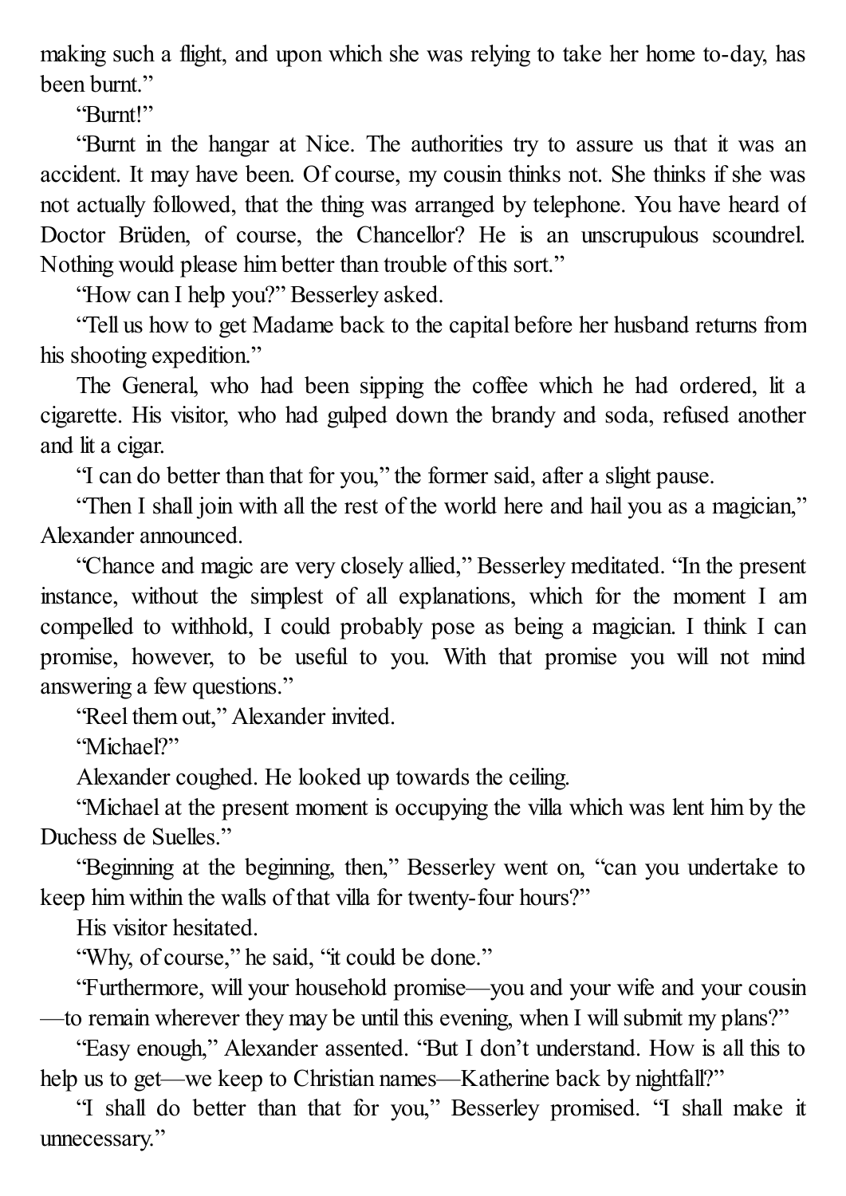making such a flight, and upon which she was relying to take her home to-day, has been burnt."

"Burnt!"

"Burnt in the hangar at Nice. The authorities try to assure us that it was an accident. It may have been. Of course, my cousin thinks not. She thinks if she was not actually followed, that the thing was arranged by telephone. You have heard of Doctor Brüden, of course, the Chancellor? He is an unscrupulous scoundrel. Nothing would please him better than trouble of this sort."

"How can I help you?" Besserley asked.

"Tell us how to get Madame back to the capital before her husband returns from his shooting expedition."

The General, who had been sipping the coffee which he had ordered, lit a cigarette. His visitor, who had gulped down the brandy and soda, refused another and lit a cigar.

"I can do better than that for you," the former said, after a slight pause.

"Then I shall join with all the rest of the world here and hail you as a magician," Alexander announced.

"Chance and magic are very closely allied," Besserley meditated. "In the present instance, without the simplest of all explanations, which for the moment I am compelled to withhold, I could probably pose as being a magician. I think I can promise, however, to be useful to you. With that promise you will not mind answering a few questions."

"Reel them out," Alexander invited.

"Michael?"

Alexander coughed. He looked up towards the ceiling.

"Michael at the present moment is occupying the villa which was lent him by the Duchess de Suelles."

"Beginning at the beginning, then," Besserley went on, "can you undertake to keep him within the walls of that villa for twenty-four hours?"

His visitor hesitated.

"Why, of course," he said, "it could be done."

"Furthermore, will your household promise—you and your wife and your cousin—to remain wherever they may be until this evening, when I will submit my plans?"

"Easy enough," Alexander assented. "But I don't understand. How is all this to help us to get—we keep to Christian names—Katherine back by nightfall?"

"I shall do better than that for you," Besserley promised. "I shall make it unnecessary."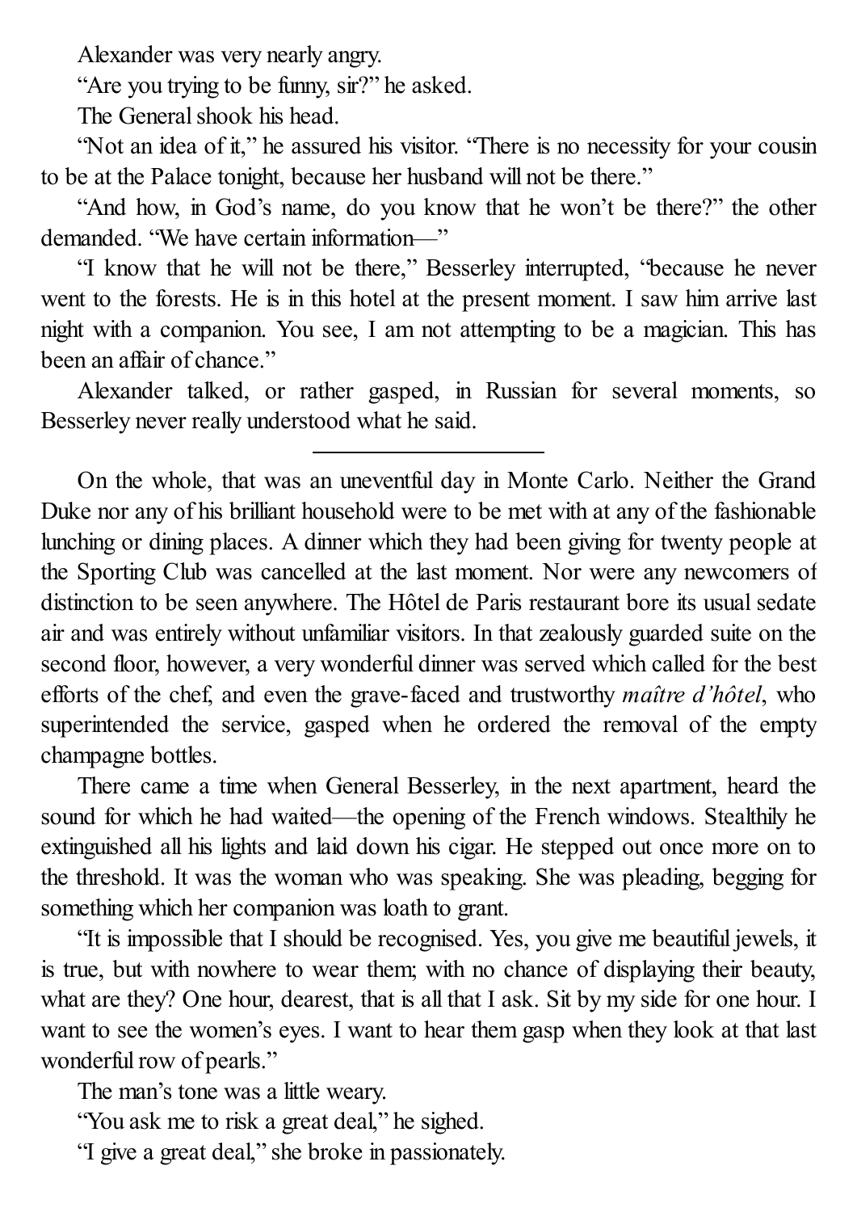Alexander was very nearly angry.

"Are you trying to be funny, sir?" he asked.

The General shook his head.

"Not an idea of it," he assured his visitor. "There is no necessity for your cousin to be at the Palace tonight, because her husband will not be there."

"And how, in God's name, do you know that he won't be there?" the other demanded. "We have certain information—"

"I know that he will not be there," Besserley interrupted, "because he never went to the forests. He is in this hotel at the present moment. I saw him arrive last night with a companion. You see, I am not attempting to be a magician. This has been an affair of chance."

Alexander talked, or rather gasped, in Russian for several moments, so Besserley never really understood what he said.

---

On the whole, that was an uneventful day in Monte Carlo. Neither the Grand Duke nor any of his brilliant household were to be met with at any of the fashionable lunching or dining places. A dinner which they had been giving for twenty people at the Sporting Club was cancelled at the last moment. Nor were any newcomers of distinction to be seen anywhere. The Hôtel de Paris restaurant bore its usual sedate air and was entirely without unfamiliar visitors. In that zealously guarded suite on the second floor, however, a very wonderful dinner was served which called for the best efforts of the chef, and even the grave-faced and trustworthy *maître d'hôtel*, who superintended the service, gasped when he ordered the removal of the empty champagne bottles.

There came a time when General Besserley, in the next apartment, heard the sound for which he had waited—the opening of the French windows. Stealthily he extinguished all his lights and laid down his cigar. He stepped out once more on to the threshold. It was the woman who was speaking. She was pleading, begging for something which her companion was loath to grant.

"It is impossible that I should be recognised. Yes, you give me beautiful jewels, it is true, but with nowhere to wear them; with no chance of displaying their beauty, what are they? One hour, dearest, that is all that I ask. Sit by my side for one hour. I want to see the women's eyes. I want to hear them gasp when they look at that last wonderful row of pearls."

The man's tone was a little weary.

"You ask me to risk a great deal," he sighed.

"I give a great deal," she broke in passionately.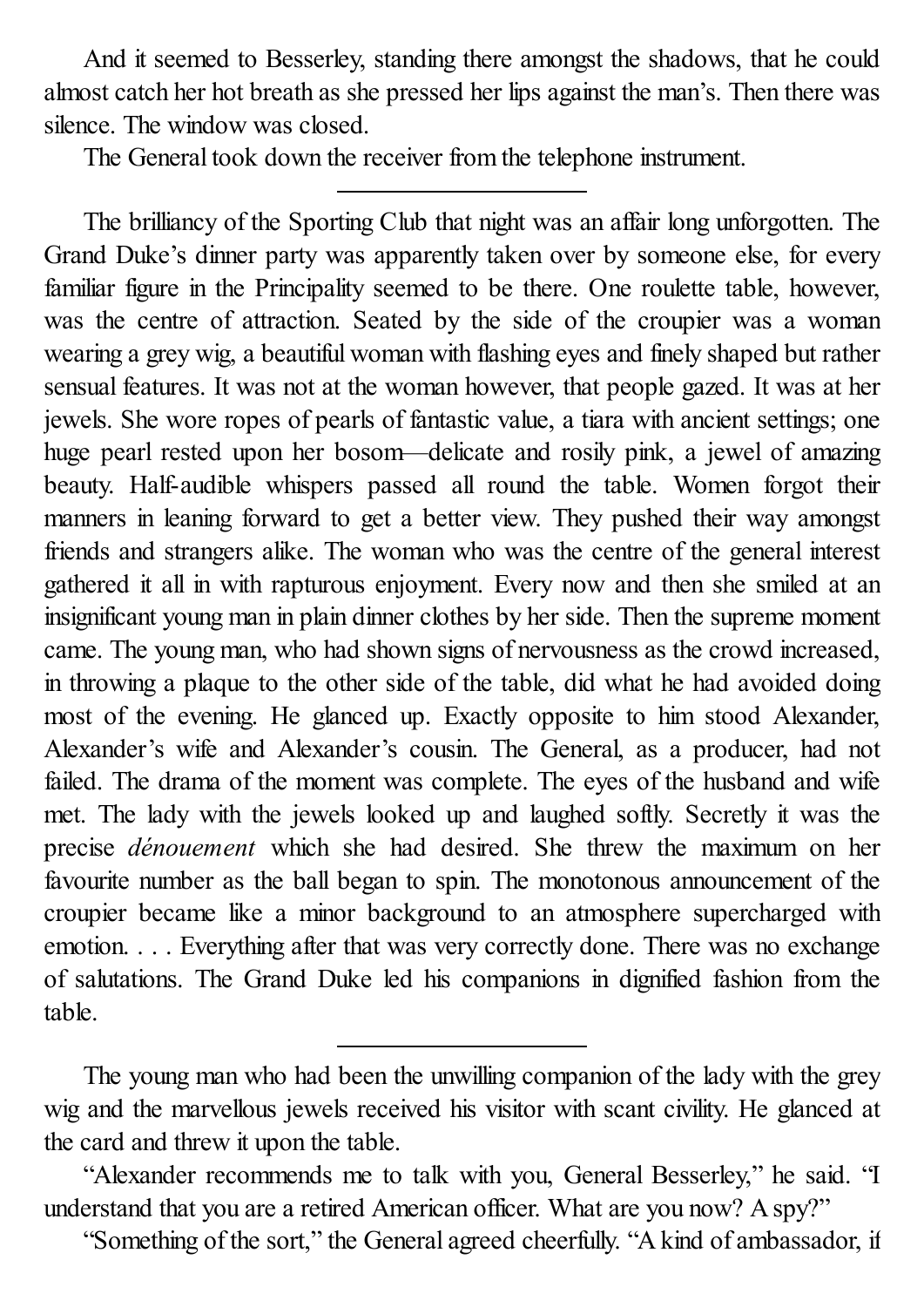And it seemed to Besserley, standing there amongst the shadows, that he could almost catch her hot breath as she pressed her lips against the man's. Then there was silence. The window was closed.

The General took down the receiver from the telephone instrument.

---

The brilliancy of the Sporting Club that night was an affair long unforgotten. The Grand Duke's dinner party was apparently taken over by someone else, for every familiar figure in the Principality seemed to be there. One roulette table, however, was the centre of attraction. Seated by the side of the croupier was a woman wearing a grey wig, a beautiful woman with flashing eyes and finely shaped but rather sensual features. It was not at the woman however, that people gazed. It was at her jewels. She wore ropes of pearls of fantastic value, a tiara with ancient settings; one huge pearl rested upon her bosom—delicate and rosily pink, a jewel of amazing beauty. Half-audible whispers passed all round the table. Women forgot their manners in leaning forward to get a better view. They pushed their way amongst friends and strangers alike. The woman who was the centre of the general interest gathered it all in with rapturous enjoyment. Every now and then she smiled at an insignificant young man in plain dinner clothes by her side. Then the supreme moment came. The young man, who had shown signs of nervousness as the crowd increased, in throwing a plaque to the other side of the table, did what he had avoided doing most of the evening. He glanced up. Exactly opposite to him stood Alexander, Alexander's wife and Alexander's cousin. The General, as a producer, had not failed. The drama of the moment was complete. The eyes of the husband and wife met. The lady with the jewels looked up and laughed softly. Secretly it was the precise *dénouement* which she had desired. She threw the maximum on her favourite number as the ball began to spin. The monotonous announcement of the croupier became like a minor background to an atmosphere supercharged with emotion. . . . Everything after that was very correctly done. There was no exchange of salutations. The Grand Duke led his companions in dignified fashion from the table.

---

The young man who had been the unwilling companion of the lady with the grey wig and the marvellous jewels received his visitor with scant civility. He glanced at the card and threw it upon the table.

"Alexander recommends me to talk with you, General Besserley," he said. "I understand that you are a retired American officer. What are you now? A spy?"

"Something of the sort," the General agreed cheerfully. "A kind of ambassador, if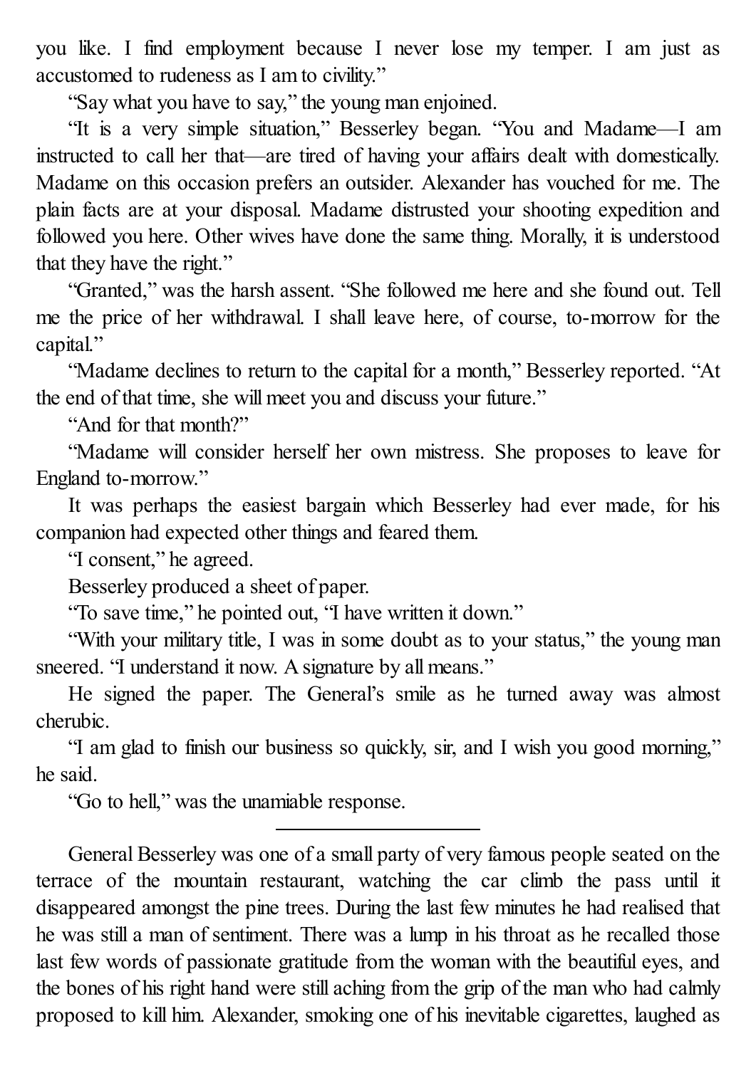you like. I find employment because I never lose my temper. I am just as accustomed to rudeness as I am to civility."

"Say what you have to say," the young man enjoined.

"It is a very simple situation," Besserley began. "You and Madame—I am instructed to call her that—are tired of having your affairs dealt with domestically. Madame on this occasion prefers an outsider. Alexander has vouched for me. The plain facts are at your disposal. Madame distrusted your shooting expedition and followed you here. Other wives have done the same thing. Morally, it is understood that they have the right."

"Granted," was the harsh assent. "She followed me here and she found out. Tell me the price of her withdrawal. I shall leave here, of course, to-morrow for the capital."

"Madame declines to return to the capital for a month," Besserley reported. "At the end of that time, she will meet you and discuss your future."

"And for that month?"

"Madame will consider herself her own mistress. She proposes to leave for England to-morrow."

It was perhaps the easiest bargain which Besserley had ever made, for his companion had expected other things and feared them.

"I consent," he agreed.

Besserley produced a sheet of paper.

"To save time," he pointed out, "I have written it down."

"With your military title, I was in some doubt as to your status," the young man sneered. "I understand it now. A signature by all means."

He signed the paper. The General's smile as he turned away was almost cherubic.

"I am glad to finish our business so quickly, sir, and I wish you good morning," he said.

"Go to hell," was the unamiable response.

---

General Besserley was one of a small party of very famous people seated on the terrace of the mountain restaurant, watching the car climb the pass until it disappeared amongst the pine trees. During the last few minutes he had realised that he was still a man of sentiment. There was a lump in his throat as he recalled those last few words of passionate gratitude from the woman with the beautiful eyes, and the bones of his right hand were still aching from the grip of the man who had calmly proposed to kill him. Alexander, smoking one of his inevitable cigarettes, laughed as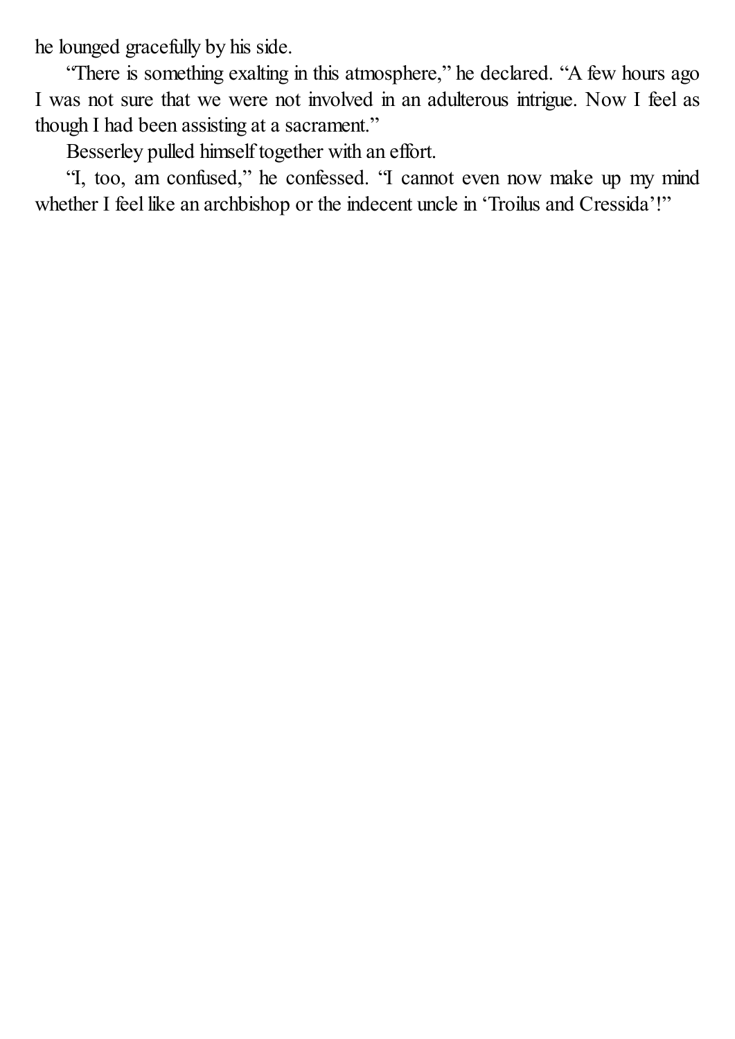he lounged gracefully by his side.

"There is something exalting in this atmosphere," he declared. "A few hours ago I was not sure that we were not involved in an adulterous intrigue. Now I feel as though I had been assisting at a sacrament."

Besserley pulled himself together with an effort.

"I, too, am confused," he confessed. "I cannot even now make up my mind whether I feel like an archbishop or the indecent uncle in 'Troilus and Cressida'!"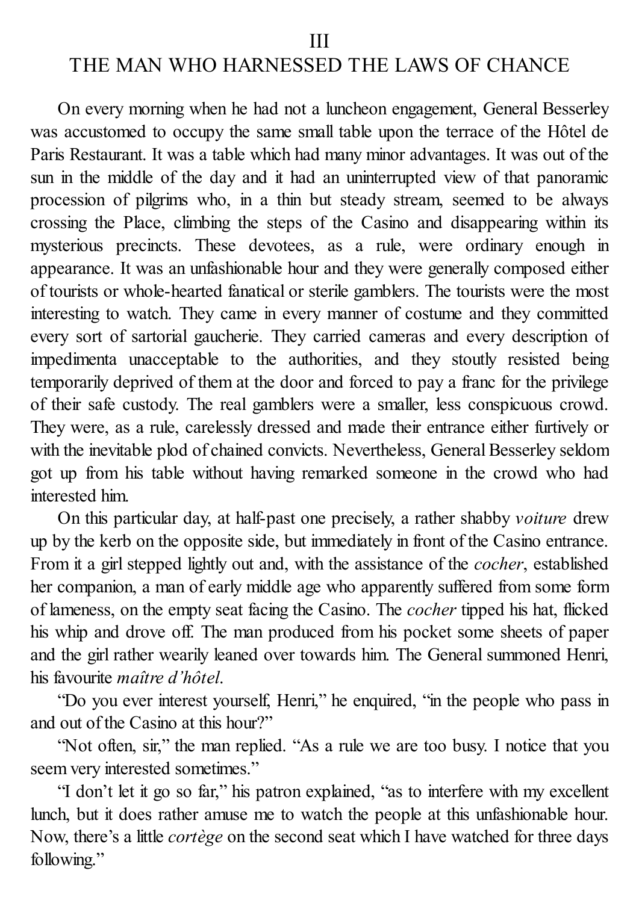# III

# THE MAN WHO HARNESSED THE LAWS OF CHANCE

On every morning when he had not a luncheon engagement, General Besserley was accustomed to occupy the same small table upon the terrace of the Hôtel de Paris Restaurant. It was a table which had many minor advantages. It was out of the sun in the middle of the day and it had an uninterrupted view of that panoramic procession of pilgrims who, in a thin but steady stream, seemed to be always crossing the Place, climbing the steps of the Casino and disappearing within its mysterious precincts. These devotees, as a rule, were ordinary enough in appearance. It was an unfashionable hour and they were generally composed either of tourists or whole-hearted fanatical or sterile gamblers. The tourists were the most interesting to watch. They came in every manner of costume and they committed every sort of sartorial gaucherie. They carried cameras and every description of impedimenta unacceptable to the authorities, and they stoutly resisted being temporarily deprived of them at the door and forced to pay a franc for the privilege of their safe custody. The real gamblers were a smaller, less conspicuous crowd. They were, as a rule, carelessly dressed and made their entrance either furtively or with the inevitable plod of chained convicts. Nevertheless, General Besserley seldom got up from his table without having remarked someone in the crowd who had interested him.

On this particular day, at half-past one precisely, a rather shabby *voiture* drew up by the kerb on the opposite side, but immediately in front of the Casino entrance. From it a girl stepped lightly out and, with the assistance of the *cocher*, established her companion, a man of early middle age who apparently suffered from some form of lameness, on the empty seat facing the Casino. The *cocher* tipped his hat, flicked his whip and drove off. The man produced from his pocket some sheets of paper and the girl rather wearily leaned over towards him. The General summoned Henri, his favourite *maître d'hôtel*.

"Do you ever interest yourself, Henri," he enquired, "in the people who pass in and out of the Casino at this hour?"

"Not often, sir," the man replied. "As a rule we are too busy. I notice that you seem very interested sometimes."

"I don't let it go so far," his patron explained, "as to interfere with my excellent lunch, but it does rather amuse me to watch the people at this unfashionable hour. Now, there's a little *cortège* on the second seat which I have watched for three days following."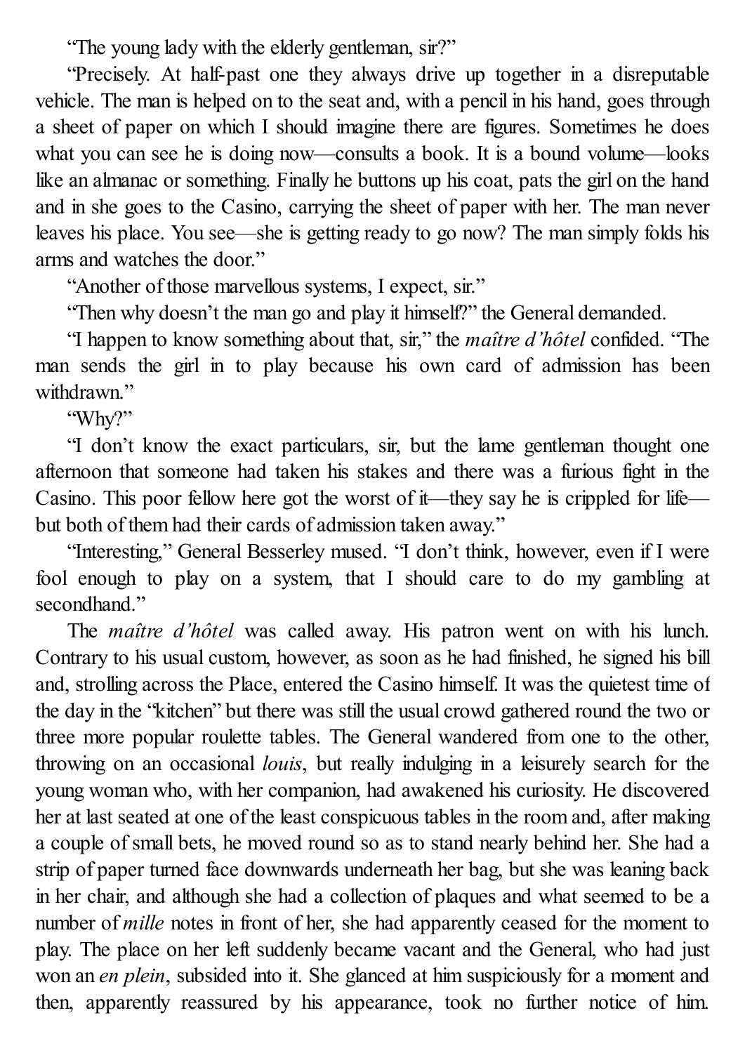"The young lady with the elderly gentleman, sir?"

"Precisely. At half-past one they always drive up together in a disreputable vehicle. The man is helped on to the seat and, with a pencil in his hand, goes through a sheet of paper on which I should imagine there are figures. Sometimes he does what you can see he is doing now—consults a book. It is a bound volume—looks like an almanac or something. Finally he buttons up his coat, pats the girl on the hand and in she goes to the Casino, carrying the sheet of paper with her. The man never leaves his place. You see—she is getting ready to go now? The man simply folds his arms and watches the door."

"Another of those marvellous systems, I expect, sir."

"Then why doesn't the man go and play it himself?" the General demanded.

"I happen to know something about that, sir," the *maître d'hôtel* confided. "The man sends the girl in to play because his own card of admission has been withdrawn."

"Why?"

"I don't know the exact particulars, sir, but the lame gentleman thought one afternoon that someone had taken his stakes and there was a furious fight in the Casino. This poor fellow here got the worst of it—they say he is crippled for life—but both of them had their cards of admission taken away."

"Interesting," General Besserley mused. "I don't think, however, even if I were fool enough to play on a system, that I should care to do my gambling at secondhand."

The *maître d'hôtel* was called away. His patron went on with his lunch. Contrary to his usual custom, however, as soon as he had finished, he signed his bill and, strolling across the Place, entered the Casino himself. It was the quietest time of the day in the "kitchen" but there was still the usual crowd gathered round the two or three more popular roulette tables. The General wandered from one to the other, throwing on an occasional *louis*, but really indulging in a leisurely search for the young woman who, with her companion, had awakened his curiosity. He discovered her at last seated at one of the least conspicuous tables in the room and, after making a couple of small bets, he moved round so as to stand nearly behind her. She had a strip of paper turned face downwards underneath her bag, but she was leaning back in her chair, and although she had a collection of plaques and what seemed to be a number of *mille* notes in front of her, she had apparently ceased for the moment to play. The place on her left suddenly became vacant and the General, who had just won an *en plein*, subsided into it. She glanced at him suspiciously for a moment and then, apparently reassured by his appearance, took no further notice of him.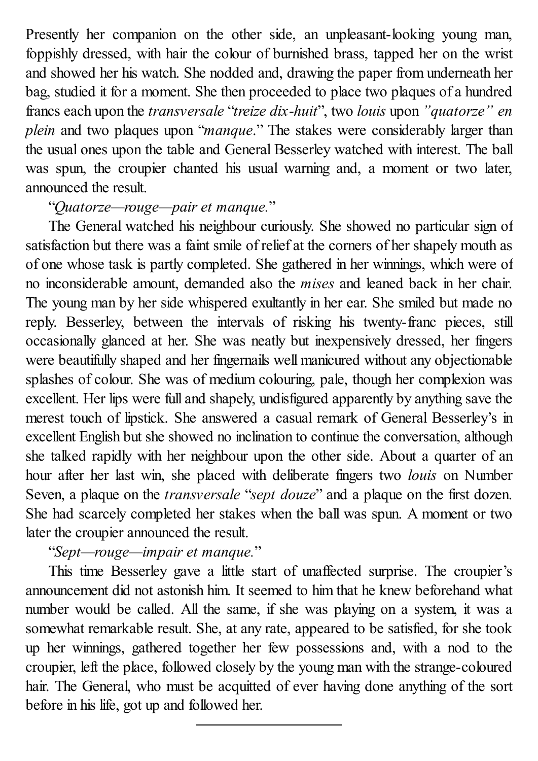Presently her companion on the other side, an unpleasant-looking young man, foppishly dressed, with hair the colour of burnished brass, tapped her on the wrist and showed her his watch. She nodded and, drawing the paper from underneath her bag, studied it for a moment. She then proceeded to place two plaques of a hundred francs each upon the *transversale* "*treize dix-huit*", two *louis* upon *"quatorze" en plein* and two plaques upon "*manque*." The stakes were considerably larger than the usual ones upon the table and General Besserley watched with interest. The ball was spun, the croupier chanted his usual warning and, a moment or two later, announced the result.

"*Quatorze—rouge—pair et manque.*"

The General watched his neighbour curiously. She showed no particular sign of satisfaction but there was a faint smile of relief at the corners of her shapely mouth as of one whose task is partly completed. She gathered in her winnings, which were of no inconsiderable amount, demanded also the *mises* and leaned back in her chair. The young man by her side whispered exultantly in her ear. She smiled but made no reply. Besserley, between the intervals of risking his twenty-franc pieces, still occasionally glanced at her. She was neatly but inexpensively dressed, her fingers were beautifully shaped and her fingernails well manicured without any objectionable splashes of colour. She was of medium colouring, pale, though her complexion was excellent. Her lips were full and shapely, undisfigured apparently by anything save the merest touch of lipstick. She answered a casual remark of General Besserley's in excellent English but she showed no inclination to continue the conversation, although she talked rapidly with her neighbour upon the other side. About a quarter of an hour after her last win, she placed with deliberate fingers two *louis* on Number Seven, a plaque on the *transversale* "*sept douze*" and a plaque on the first dozen. She had scarcely completed her stakes when the ball was spun. A moment or two later the croupier announced the result.

"*Sept—rouge—impair et manque.*"

This time Besserley gave a little start of unaffected surprise. The croupier's announcement did not astonish him. It seemed to him that he knew beforehand what number would be called. All the same, if she was playing on a system, it was a somewhat remarkable result. She, at any rate, appeared to be satisfied, for she took up her winnings, gathered together her few possessions and, with a nod to the croupier, left the place, followed closely by the young man with the strange-coloured hair. The General, who must be acquitted of ever having done anything of the sort before in his life, got up and followed her.

---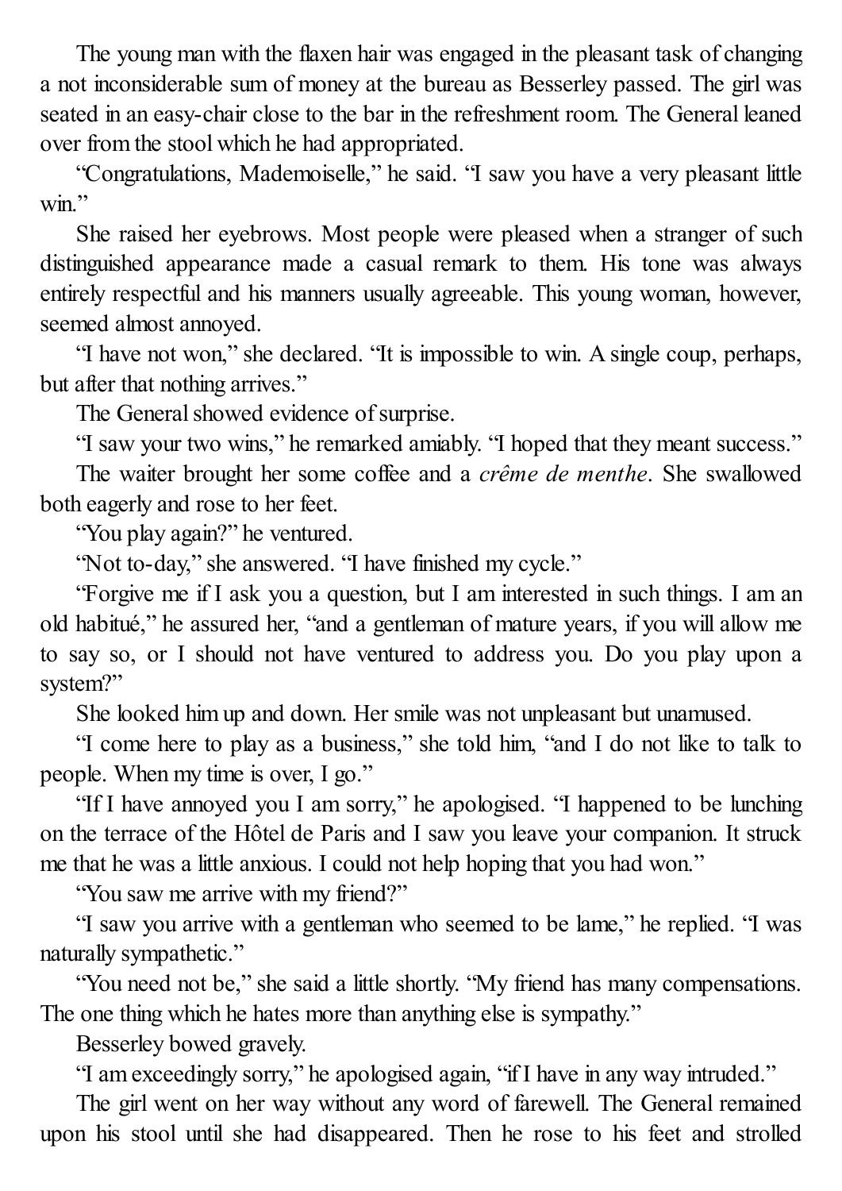The young man with the flaxen hair was engaged in the pleasant task of changing a not inconsiderable sum of money at the bureau as Besserley passed. The girl was seated in an easy-chair close to the bar in the refreshment room. The General leaned over from the stool which he had appropriated.

"Congratulations, Mademoiselle," he said. "I saw you have a very pleasant little win."

She raised her eyebrows. Most people were pleased when a stranger of such distinguished appearance made a casual remark to them. His tone was always entirely respectful and his manners usually agreeable. This young woman, however, seemed almost annoyed.

"I have not won," she declared. "It is impossible to win. A single coup, perhaps, but after that nothing arrives."

The General showed evidence of surprise.

"I saw your two wins," he remarked amiably. "I hoped that they meant success."

The waiter brought her some coffee and a *crême de menthe*. She swallowed both eagerly and rose to her feet.

"You play again?" he ventured.

"Not to-day," she answered. "I have finished my cycle."

"Forgive me if I ask you a question, but I am interested in such things. I am an old habitué," he assured her, "and a gentleman of mature years, if you will allow me to say so, or I should not have ventured to address you. Do you play upon a system?"

She looked him up and down. Her smile was not unpleasant but unamused.

"I come here to play as a business," she told him, "and I do not like to talk to people. When my time is over, I go."

"If I have annoyed you I am sorry," he apologised. "I happened to be lunching on the terrace of the Hôtel de Paris and I saw you leave your companion. It struck me that he was a little anxious. I could not help hoping that you had won."

"You saw me arrive with my friend?"

"I saw you arrive with a gentleman who seemed to be lame," he replied. "I was naturally sympathetic."

"You need not be," she said a little shortly. "My friend has many compensations. The one thing which he hates more than anything else is sympathy."

Besserley bowed gravely.

"I am exceedingly sorry," he apologised again, "if I have in any way intruded."

The girl went on her way without any word of farewell. The General remained upon his stool until she had disappeared. Then he rose to his feet and strolled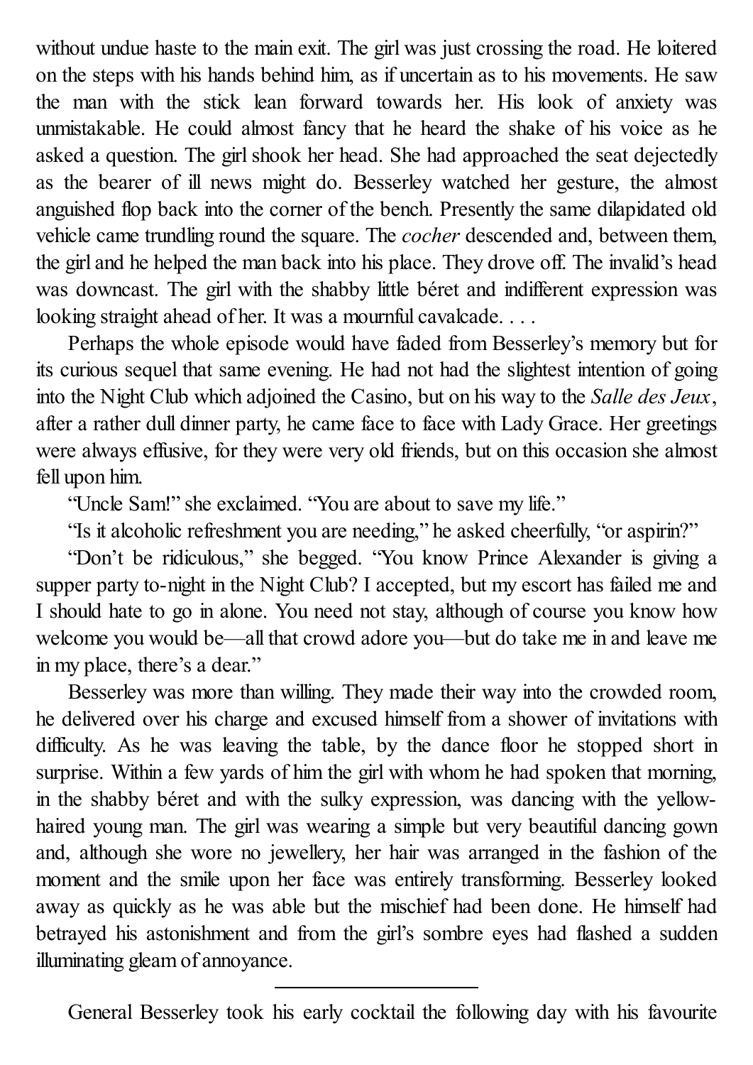without undue haste to the main exit. The girl was just crossing the road. He loitered on the steps with his hands behind him, as if uncertain as to his movements. He saw the man with the stick lean forward towards her. His look of anxiety was unmistakable. He could almost fancy that he heard the shake of his voice as he asked a question. The girl shook her head. She had approached the seat dejectedly as the bearer of ill news might do. Besserley watched her gesture, the almost anguished flop back into the corner of the bench. Presently the same dilapidated old vehicle came trundling round the square. The *cocher* descended and, between them, the girl and he helped the man back into his place. They drove off. The invalid's head was downcast. The girl with the shabby little béret and indifferent expression was looking straight ahead of her. It was a mournful cavalcade. . . .

Perhaps the whole episode would have faded from Besserley's memory but for its curious sequel that same evening. He had not had the slightest intention of going into the Night Club which adjoined the Casino, but on his way to the *Salle des Jeux*, after a rather dull dinner party, he came face to face with Lady Grace. Her greetings were always effusive, for they were very old friends, but on this occasion she almost fell upon him.

"Uncle Sam!" she exclaimed. "You are about to save my life."

"Is it alcoholic refreshment you are needing," he asked cheerfully, "or aspirin?"

"Don't be ridiculous," she begged. "You know Prince Alexander is giving a supper party to-night in the Night Club? I accepted, but my escort has failed me and I should hate to go in alone. You need not stay, although of course you know how welcome you would be—all that crowd adore you—but do take me in and leave me in my place, there's a dear."

Besserley was more than willing. They made their way into the crowded room, he delivered over his charge and excused himself from a shower of invitations with difficulty. As he was leaving the table, by the dance floor he stopped short in surprise. Within a few yards of him the girl with whom he had spoken that morning, in the shabby béret and with the sulky expression, was dancing with the yellow-haired young man. The girl was wearing a simple but very beautiful dancing gown and, although she wore no jewellery, her hair was arranged in the fashion of the moment and the smile upon her face was entirely transforming. Besserley looked away as quickly as he was able but the mischief had been done. He himself had betrayed his astonishment and from the girl's sombre eyes had flashed a sudden illuminating gleam of annoyance.

---

General Besserley took his early cocktail the following day with his favourite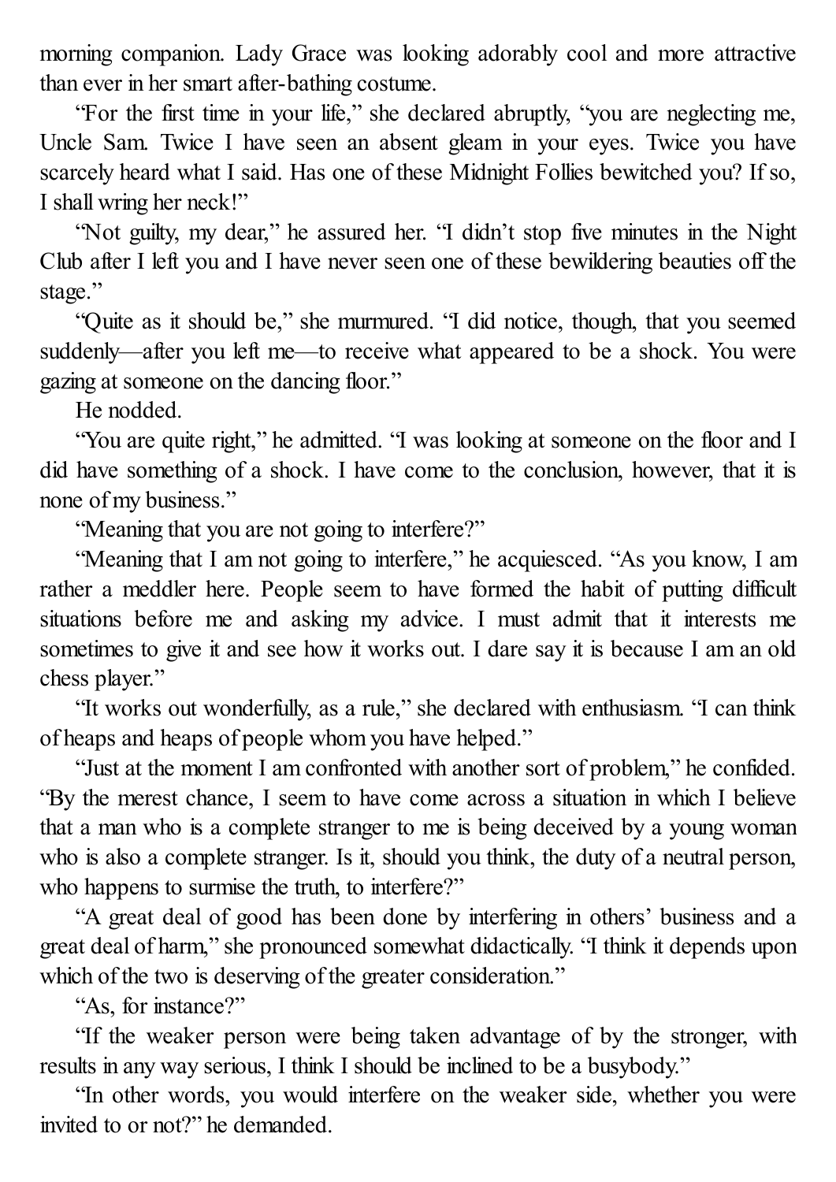morning companion. Lady Grace was looking adorably cool and more attractive than ever in her smart after-bathing costume.

"For the first time in your life," she declared abruptly, "you are neglecting me, Uncle Sam. Twice I have seen an absent gleam in your eyes. Twice you have scarcely heard what I said. Has one of these Midnight Follies bewitched you? If so, I shall wring her neck!"

"Not guilty, my dear," he assured her. "I didn't stop five minutes in the Night Club after I left you and I have never seen one of these bewildering beauties off the stage."

"Quite as it should be," she murmured. "I did notice, though, that you seemed suddenly—after you left me—to receive what appeared to be a shock. You were gazing at someone on the dancing floor."

He nodded.

"You are quite right," he admitted. "I was looking at someone on the floor and I did have something of a shock. I have come to the conclusion, however, that it is none of my business."

"Meaning that you are not going to interfere?"

"Meaning that I am not going to interfere," he acquiesced. "As you know, I am rather a meddler here. People seem to have formed the habit of putting difficult situations before me and asking my advice. I must admit that it interests me sometimes to give it and see how it works out. I dare say it is because I am an old chess player."

"It works out wonderfully, as a rule," she declared with enthusiasm. "I can think of heaps and heaps of people whom you have helped."

"Just at the moment I am confronted with another sort of problem," he confided. "By the merest chance, I seem to have come across a situation in which I believe that a man who is a complete stranger to me is being deceived by a young woman who is also a complete stranger. Is it, should you think, the duty of a neutral person, who happens to surmise the truth, to interfere?"

"A great deal of good has been done by interfering in others' business and a great deal of harm," she pronounced somewhat didactically. "I think it depends upon which of the two is deserving of the greater consideration."

"As, for instance?"

"If the weaker person were being taken advantage of by the stronger, with results in any way serious, I think I should be inclined to be a busybody."

"In other words, you would interfere on the weaker side, whether you were invited to or not?" he demanded.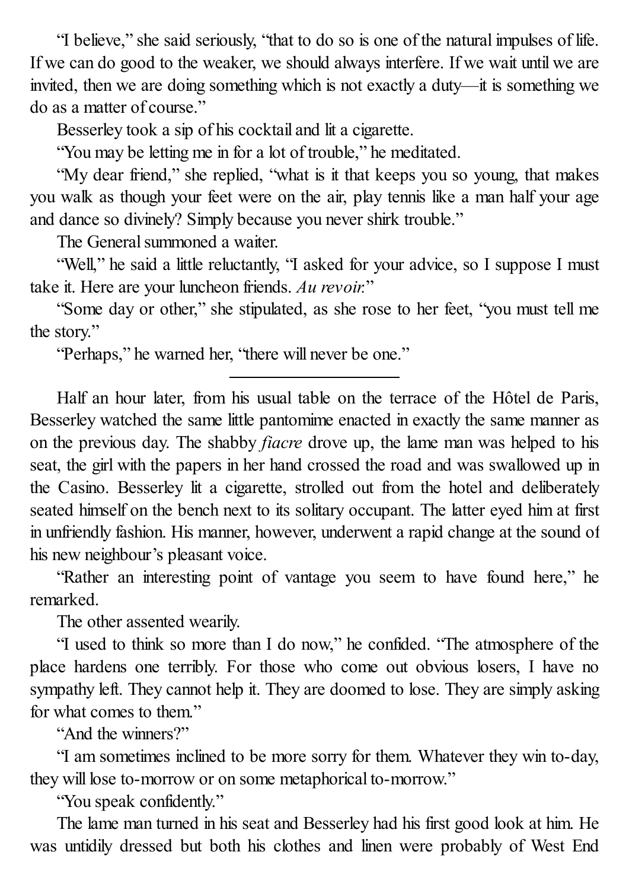"I believe," she said seriously, "that to do so is one of the natural impulses of life. If we can do good to the weaker, we should always interfere. If we wait until we are invited, then we are doing something which is not exactly a duty—it is something we do as a matter of course."

Besserley took a sip of his cocktail and lit a cigarette.

"You may be letting me in for a lot of trouble," he meditated.

"My dear friend," she replied, "what is it that keeps you so young, that makes you walk as though your feet were on the air, play tennis like a man half your age and dance so divinely? Simply because you never shirk trouble."

The General summoned a waiter.

"Well," he said a little reluctantly, "I asked for your advice, so I suppose I must take it. Here are your luncheon friends. *Au revoir.*"

"Some day or other," she stipulated, as she rose to her feet, "you must tell me the story."

"Perhaps," he warned her, "there will never be one."

---

Half an hour later, from his usual table on the terrace of the Hôtel de Paris, Besserley watched the same little pantomime enacted in exactly the same manner as on the previous day. The shabby *fiacre* drove up, the lame man was helped to his seat, the girl with the papers in her hand crossed the road and was swallowed up in the Casino. Besserley lit a cigarette, strolled out from the hotel and deliberately seated himself on the bench next to its solitary occupant. The latter eyed him at first in unfriendly fashion. His manner, however, underwent a rapid change at the sound of his new neighbour's pleasant voice.

"Rather an interesting point of vantage you seem to have found here," he remarked.

The other assented wearily.

"I used to think so more than I do now," he confided. "The atmosphere of the place hardens one terribly. For those who come out obvious losers, I have no sympathy left. They cannot help it. They are doomed to lose. They are simply asking for what comes to them."

"And the winners?"

"I am sometimes inclined to be more sorry for them. Whatever they win to-day, they will lose to-morrow or on some metaphorical to-morrow."

"You speak confidently."

The lame man turned in his seat and Besserley had his first good look at him. He was untidily dressed but both his clothes and linen were probably of West End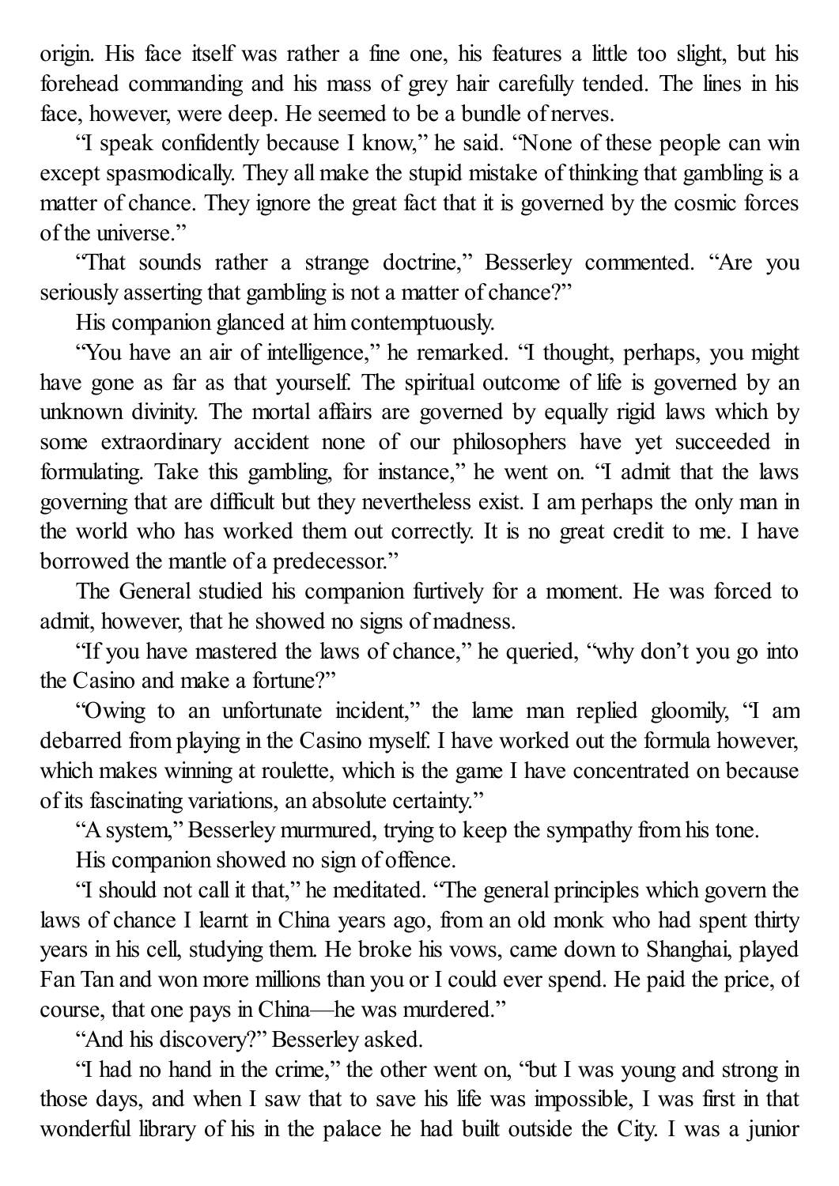origin. His face itself was rather a fine one, his features a little too slight, but his forehead commanding and his mass of grey hair carefully tended. The lines in his face, however, were deep. He seemed to be a bundle of nerves.

"I speak confidently because I know," he said. "None of these people can win except spasmodically. They all make the stupid mistake of thinking that gambling is a matter of chance. They ignore the great fact that it is governed by the cosmic forces of the universe."

"That sounds rather a strange doctrine," Besserley commented. "Are you seriously asserting that gambling is not a matter of chance?"

His companion glanced at him contemptuously.

"You have an air of intelligence," he remarked. "I thought, perhaps, you might have gone as far as that yourself. The spiritual outcome of life is governed by an unknown divinity. The mortal affairs are governed by equally rigid laws which by some extraordinary accident none of our philosophers have yet succeeded in formulating. Take this gambling, for instance," he went on. "I admit that the laws governing that are difficult but they nevertheless exist. I am perhaps the only man in the world who has worked them out correctly. It is no great credit to me. I have borrowed the mantle of a predecessor."

The General studied his companion furtively for a moment. He was forced to admit, however, that he showed no signs of madness.

"If you have mastered the laws of chance," he queried, "why don't you go into the Casino and make a fortune?"

"Owing to an unfortunate incident," the lame man replied gloomily, "I am debarred from playing in the Casino myself. I have worked out the formula however, which makes winning at roulette, which is the game I have concentrated on because of its fascinating variations, an absolute certainty."

"A system," Besserley murmured, trying to keep the sympathy from his tone.

His companion showed no sign of offence.

"I should not call it that," he meditated. "The general principles which govern the laws of chance I learnt in China years ago, from an old monk who had spent thirty years in his cell, studying them. He broke his vows, came down to Shanghai, played Fan Tan and won more millions than you or I could ever spend. He paid the price, of course, that one pays in China—he was murdered."

"And his discovery?" Besserley asked.

"I had no hand in the crime," the other went on, "but I was young and strong in those days, and when I saw that to save his life was impossible, I was first in that wonderful library of his in the palace he had built outside the City. I was a junior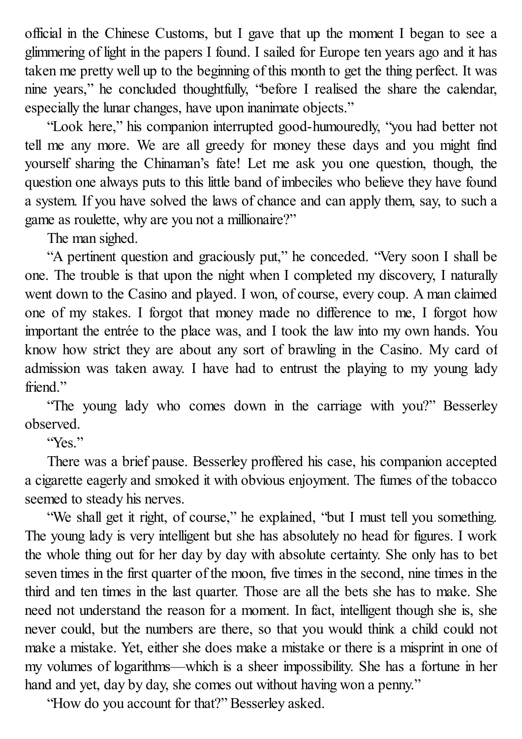official in the Chinese Customs, but I gave that up the moment I began to see a glimmering of light in the papers I found. I sailed for Europe ten years ago and it has taken me pretty well up to the beginning of this month to get the thing perfect. It was nine years," he concluded thoughtfully, "before I realised the share the calendar, especially the lunar changes, have upon inanimate objects."

"Look here," his companion interrupted good-humouredly, "you had better not tell me any more. We are all greedy for money these days and you might find yourself sharing the Chinaman's fate! Let me ask you one question, though, the question one always puts to this little band of imbeciles who believe they have found a system. If you have solved the laws of chance and can apply them, say, to such a game as roulette, why are you not a millionaire?"

The man sighed.

"A pertinent question and graciously put," he conceded. "Very soon I shall be one. The trouble is that upon the night when I completed my discovery, I naturally went down to the Casino and played. I won, of course, every coup. A man claimed one of my stakes. I forgot that money made no difference to me, I forgot how important the entrée to the place was, and I took the law into my own hands. You know how strict they are about any sort of brawling in the Casino. My card of admission was taken away. I have had to entrust the playing to my young lady friend."

"The young lady who comes down in the carriage with you?" Besserley observed.

"Yes."

There was a brief pause. Besserley proffered his case, his companion accepted a cigarette eagerly and smoked it with obvious enjoyment. The fumes of the tobacco seemed to steady his nerves.

"We shall get it right, of course," he explained, "but I must tell you something. The young lady is very intelligent but she has absolutely no head for figures. I work the whole thing out for her day by day with absolute certainty. She only has to bet seven times in the first quarter of the moon, five times in the second, nine times in the third and ten times in the last quarter. Those are all the bets she has to make. She need not understand the reason for a moment. In fact, intelligent though she is, she never could, but the numbers are there, so that you would think a child could not make a mistake. Yet, either she does make a mistake or there is a misprint in one of my volumes of logarithms—which is a sheer impossibility. She has a fortune in her hand and yet, day by day, she comes out without having won a penny."

"How do you account for that?" Besserley asked.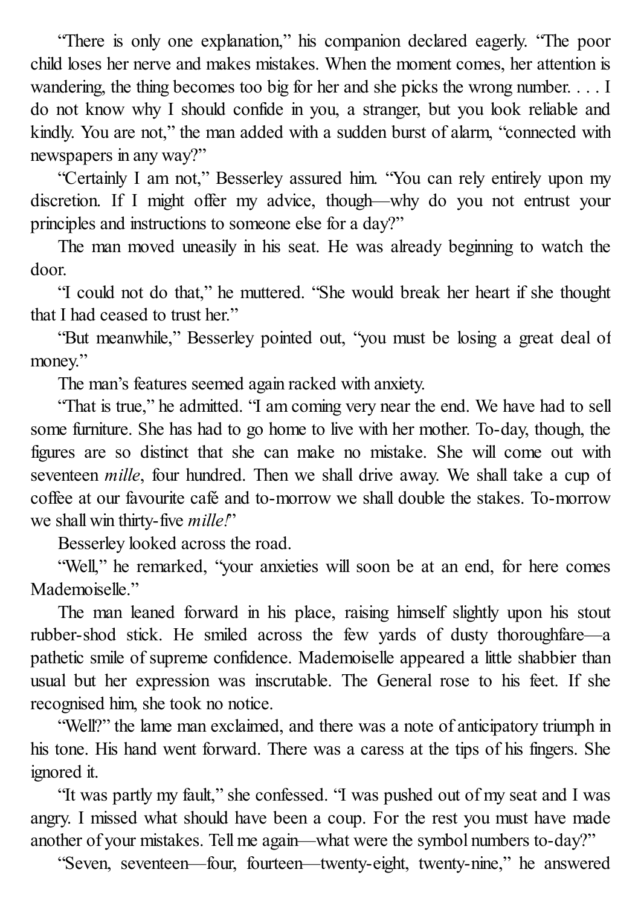"There is only one explanation," his companion declared eagerly. "The poor child loses her nerve and makes mistakes. When the moment comes, her attention is wandering, the thing becomes too big for her and she picks the wrong number. . . . I do not know why I should confide in you, a stranger, but you look reliable and kindly. You are not," the man added with a sudden burst of alarm, "connected with newspapers in any way?"

"Certainly I am not," Besserley assured him. "You can rely entirely upon my discretion. If I might offer my advice, though—why do you not entrust your principles and instructions to someone else for a day?"

The man moved uneasily in his seat. He was already beginning to watch the door.

"I could not do that," he muttered. "She would break her heart if she thought that I had ceased to trust her."

"But meanwhile," Besserley pointed out, "you must be losing a great deal of money."

The man's features seemed again racked with anxiety.

"That is true," he admitted. "I am coming very near the end. We have had to sell some furniture. She has had to go home to live with her mother. To-day, though, the figures are so distinct that she can make no mistake. She will come out with seventeen *mille*, four hundred. Then we shall drive away. We shall take a cup of coffee at our favourite café and to-morrow we shall double the stakes. To-morrow we shall win thirty-five *mille!*"

Besserley looked across the road.

"Well," he remarked, "your anxieties will soon be at an end, for here comes Mademoiselle."

The man leaned forward in his place, raising himself slightly upon his stout rubber-shod stick. He smiled across the few yards of dusty thoroughfare—a pathetic smile of supreme confidence. Mademoiselle appeared a little shabbier than usual but her expression was inscrutable. The General rose to his feet. If she recognised him, she took no notice.

"Well?" the lame man exclaimed, and there was a note of anticipatory triumph in his tone. His hand went forward. There was a caress at the tips of his fingers. She ignored it.

"It was partly my fault," she confessed. "I was pushed out of my seat and I was angry. I missed what should have been a coup. For the rest you must have made another of your mistakes. Tell me again—what were the symbol numbers to-day?"

"Seven, seventeen—four, fourteen—twenty-eight, twenty-nine," he answered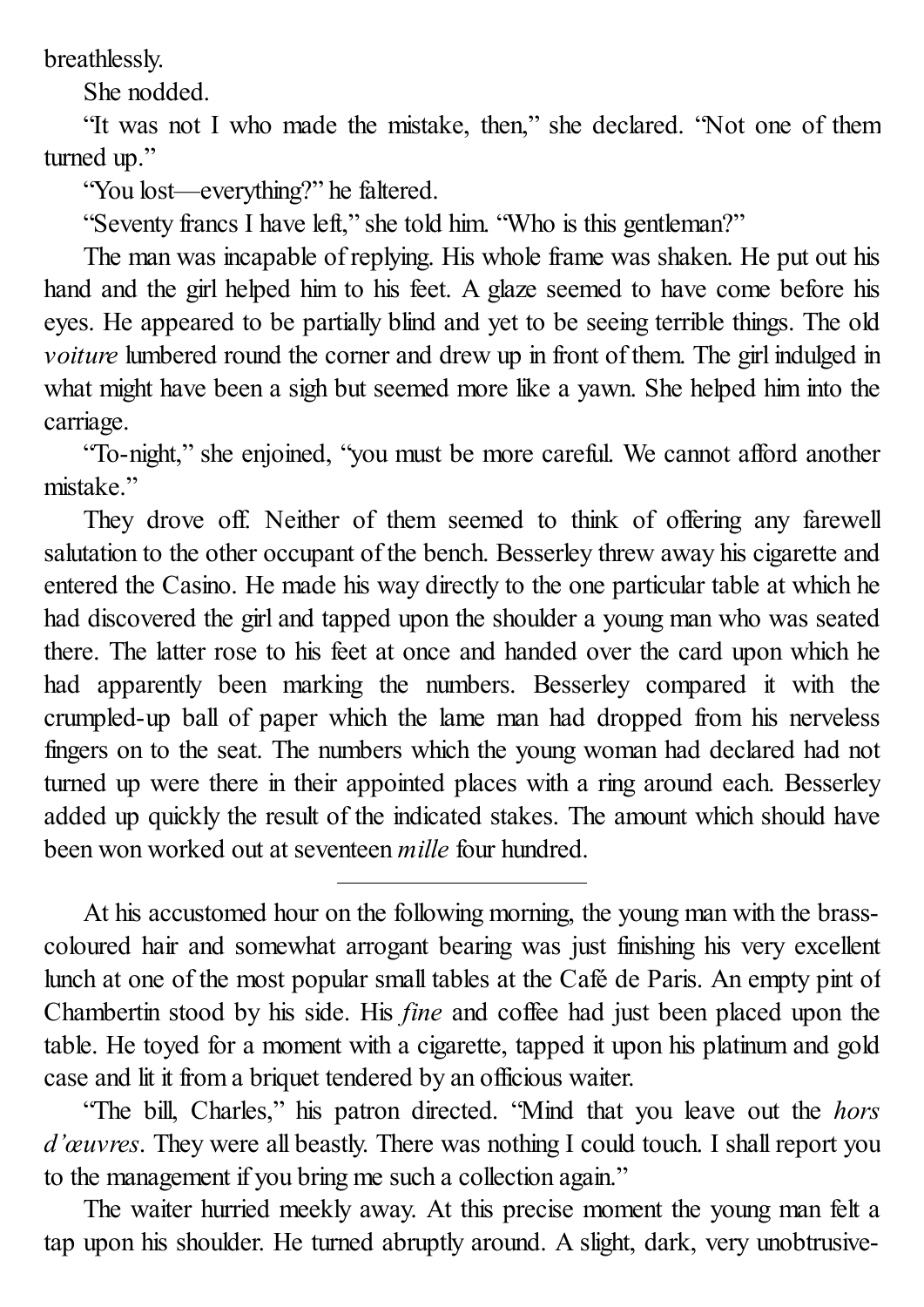breathlessly.

She nodded.

"It was not I who made the mistake, then," she declared. "Not one of them turned up."

"You lost—everything?" he faltered.

"Seventy francs I have left," she told him. "Who is this gentleman?"

The man was incapable of replying. His whole frame was shaken. He put out his hand and the girl helped him to his feet. A glaze seemed to have come before his eyes. He appeared to be partially blind and yet to be seeing terrible things. The old *voiture* lumbered round the corner and drew up in front of them. The girl indulged in what might have been a sigh but seemed more like a yawn. She helped him into the carriage.

"To-night," she enjoined, "you must be more careful. We cannot afford another mistake."

They drove off. Neither of them seemed to think of offering any farewell salutation to the other occupant of the bench. Besserley threw away his cigarette and entered the Casino. He made his way directly to the one particular table at which he had discovered the girl and tapped upon the shoulder a young man who was seated there. The latter rose to his feet at once and handed over the card upon which he had apparently been marking the numbers. Besserley compared it with the crumpled-up ball of paper which the lame man had dropped from his nerveless fingers on to the seat. The numbers which the young woman had declared had not turned up were there in their appointed places with a ring around each. Besserley added up quickly the result of the indicated stakes. The amount which should have been won worked out at seventeen *mille* four hundred.

---

At his accustomed hour on the following morning, the young man with the brass-coloured hair and somewhat arrogant bearing was just finishing his very excellent lunch at one of the most popular small tables at the Café de Paris. An empty pint of Chambertin stood by his side. His *fine* and coffee had just been placed upon the table. He toyed for a moment with a cigarette, tapped it upon his platinum and gold case and lit it from a briquet tendered by an officious waiter.

"The bill, Charles," his patron directed. "Mind that you leave out the *hors d'œuvres*. They were all beastly. There was nothing I could touch. I shall report you to the management if you bring me such a collection again."

The waiter hurried meekly away. At this precise moment the young man felt a tap upon his shoulder. He turned abruptly around. A slight, dark, very unobtrusive-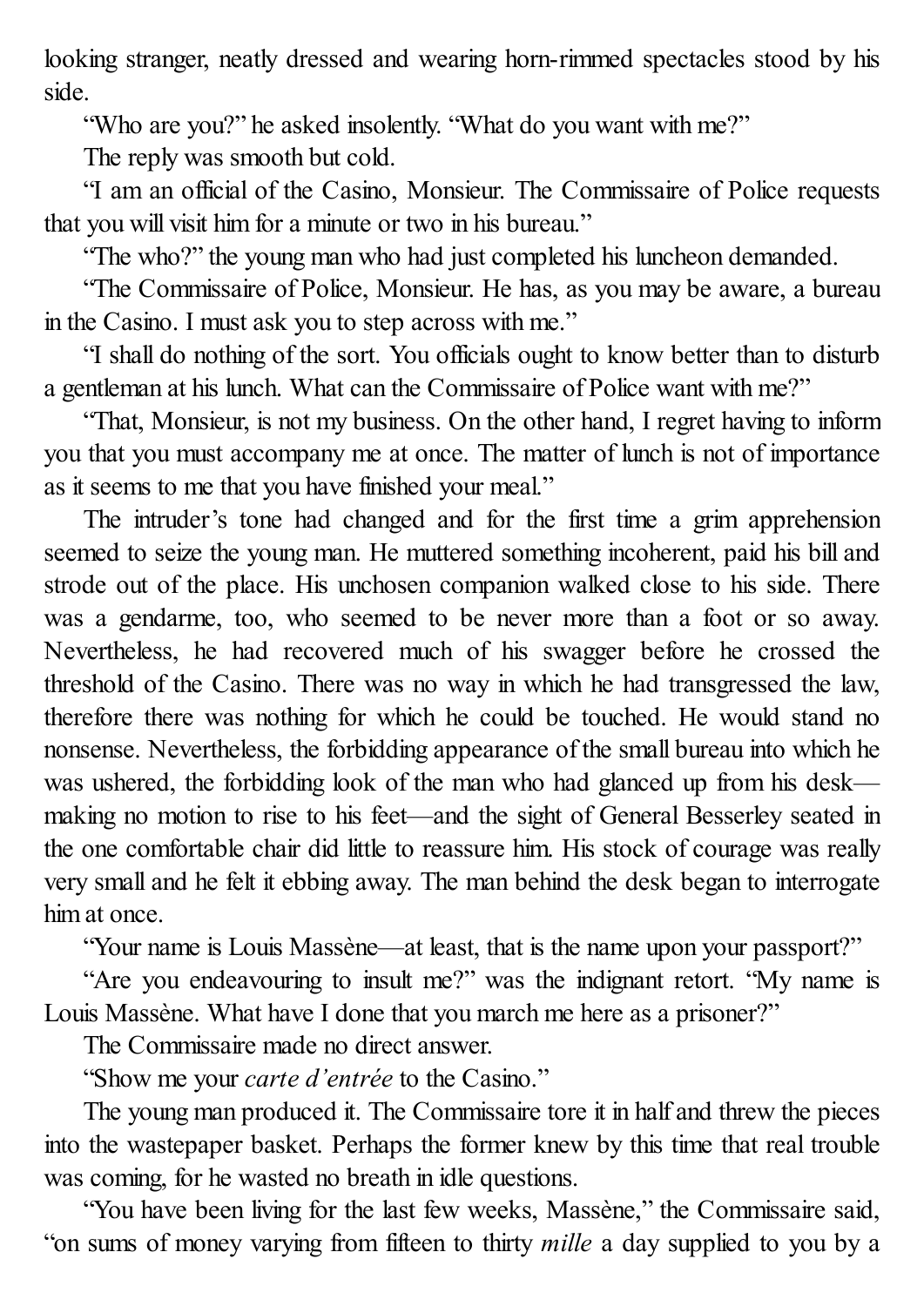looking stranger, neatly dressed and wearing horn-rimmed spectacles stood by his side.

"Who are you?" he asked insolently. "What do you want with me?"

The reply was smooth but cold.

"I am an official of the Casino, Monsieur. The Commissaire of Police requests that you will visit him for a minute or two in his bureau."

"The who?" the young man who had just completed his luncheon demanded.

"The Commissaire of Police, Monsieur. He has, as you may be aware, a bureau in the Casino. I must ask you to step across with me."

"I shall do nothing of the sort. You officials ought to know better than to disturb a gentleman at his lunch. What can the Commissaire of Police want with me?"

"That, Monsieur, is not my business. On the other hand, I regret having to inform you that you must accompany me at once. The matter of lunch is not of importance as it seems to me that you have finished your meal."

The intruder's tone had changed and for the first time a grim apprehension seemed to seize the young man. He muttered something incoherent, paid his bill and strode out of the place. His unchosen companion walked close to his side. There was a gendarme, too, who seemed to be never more than a foot or so away. Nevertheless, he had recovered much of his swagger before he crossed the threshold of the Casino. There was no way in which he had transgressed the law, therefore there was nothing for which he could be touched. He would stand no nonsense. Nevertheless, the forbidding appearance of the small bureau into which he was ushered, the forbidding look of the man who had glanced up from his desk—making no motion to rise to his feet—and the sight of General Besserley seated in the one comfortable chair did little to reassure him. His stock of courage was really very small and he felt it ebbing away. The man behind the desk began to interrogate him at once.

"Your name is Louis Massène—at least, that is the name upon your passport?"

"Are you endeavouring to insult me?" was the indignant retort. "My name is Louis Massène. What have I done that you march me here as a prisoner?"

The Commissaire made no direct answer.

"Show me your *carte d'entrée* to the Casino."

The young man produced it. The Commissaire tore it in half and threw the pieces into the wastepaper basket. Perhaps the former knew by this time that real trouble was coming, for he wasted no breath in idle questions.

"You have been living for the last few weeks, Massène," the Commissaire said, "on sums of money varying from fifteen to thirty *mille* a day supplied to you by a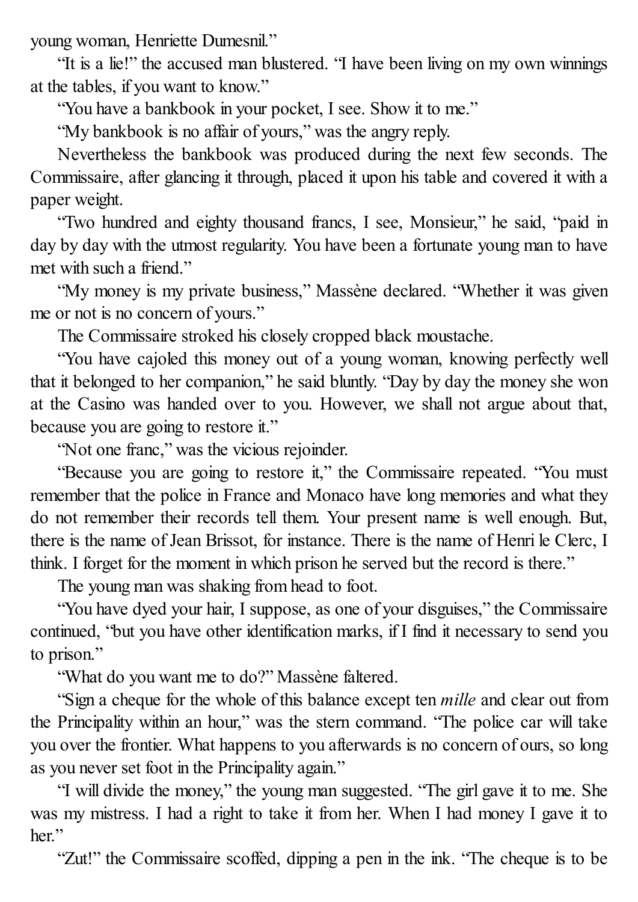young woman, Henriette Dumesnil."

"It is a lie!" the accused man blustered. "I have been living on my own winnings at the tables, if you want to know."

"You have a bankbook in your pocket, I see. Show it to me."

"My bankbook is no affair of yours," was the angry reply.

Nevertheless the bankbook was produced during the next few seconds. The Commissaire, after glancing it through, placed it upon his table and covered it with a paper weight.

"Two hundred and eighty thousand francs, I see, Monsieur," he said, "paid in day by day with the utmost regularity. You have been a fortunate young man to have met with such a friend."

"My money is my private business," Massène declared. "Whether it was given me or not is no concern of yours."

The Commissaire stroked his closely cropped black moustache.

"You have cajoled this money out of a young woman, knowing perfectly well that it belonged to her companion," he said bluntly. "Day by day the money she won at the Casino was handed over to you. However, we shall not argue about that, because you are going to restore it."

"Not one franc," was the vicious rejoinder.

"Because you are going to restore it," the Commissaire repeated. "You must remember that the police in France and Monaco have long memories and what they do not remember their records tell them. Your present name is well enough. But, there is the name of Jean Brissot, for instance. There is the name of Henri le Clerc, I think. I forget for the moment in which prison he served but the record is there."

The young man was shaking from head to foot.

"You have dyed your hair, I suppose, as one of your disguises," the Commissaire continued, "but you have other identification marks, if I find it necessary to send you to prison."

"What do you want me to do?" Massène faltered.

"Sign a cheque for the whole of this balance except ten *mille* and clear out from the Principality within an hour," was the stern command. "The police car will take you over the frontier. What happens to you afterwards is no concern of ours, so long as you never set foot in the Principality again."

"I will divide the money," the young man suggested. "The girl gave it to me. She was my mistress. I had a right to take it from her. When I had money I gave it to her."

"Zut!" the Commissaire scoffed, dipping a pen in the ink. "The cheque is to be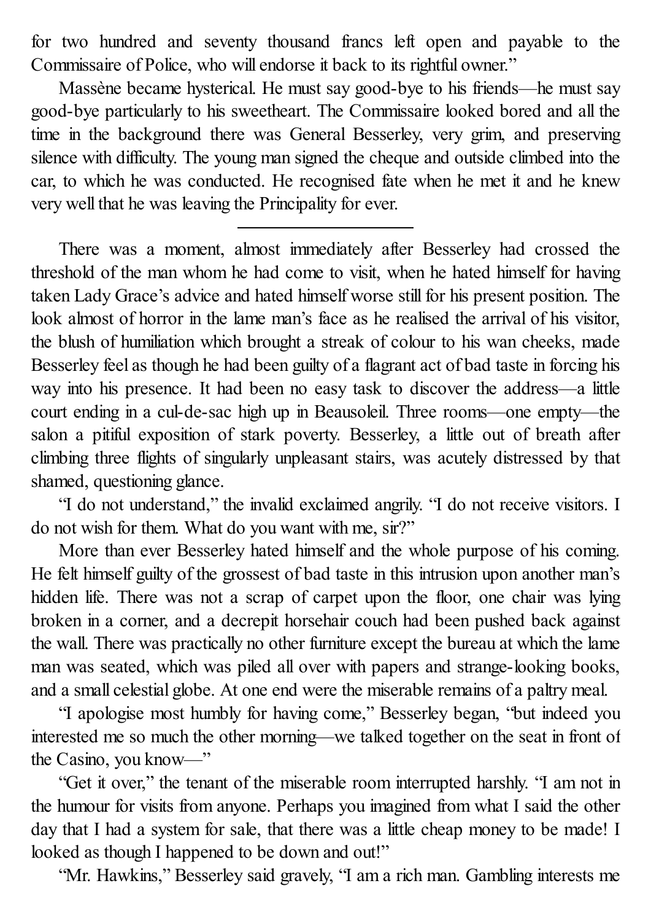for two hundred and seventy thousand francs left open and payable to the Commissaire of Police, who will endorse it back to its rightful owner."

Massène became hysterical. He must say good-bye to his friends—he must say good-bye particularly to his sweetheart. The Commissaire looked bored and all the time in the background there was General Besserley, very grim, and preserving silence with difficulty. The young man signed the cheque and outside climbed into the car, to which he was conducted. He recognised fate when he met it and he knew very well that he was leaving the Principality for ever.

---

There was a moment, almost immediately after Besserley had crossed the threshold of the man whom he had come to visit, when he hated himself for having taken Lady Grace's advice and hated himself worse still for his present position. The look almost of horror in the lame man's face as he realised the arrival of his visitor, the blush of humiliation which brought a streak of colour to his wan cheeks, made Besserley feel as though he had been guilty of a flagrant act of bad taste in forcing his way into his presence. It had been no easy task to discover the address—a little court ending in a cul-de-sac high up in Beausoleil. Three rooms—one empty—the salon a pitiful exposition of stark poverty. Besserley, a little out of breath after climbing three flights of singularly unpleasant stairs, was acutely distressed by that shamed, questioning glance.

"I do not understand," the invalid exclaimed angrily. "I do not receive visitors. I do not wish for them. What do you want with me, sir?"

More than ever Besserley hated himself and the whole purpose of his coming. He felt himself guilty of the grossest of bad taste in this intrusion upon another man's hidden life. There was not a scrap of carpet upon the floor, one chair was lying broken in a corner, and a decrepit horsehair couch had been pushed back against the wall. There was practically no other furniture except the bureau at which the lame man was seated, which was piled all over with papers and strange-looking books, and a small celestial globe. At one end were the miserable remains of a paltry meal.

"I apologise most humbly for having come," Besserley began, "but indeed you interested me so much the other morning—we talked together on the seat in front of the Casino, you know—"

"Get it over," the tenant of the miserable room interrupted harshly. "I am not in the humour for visits from anyone. Perhaps you imagined from what I said the other day that I had a system for sale, that there was a little cheap money to be made! I looked as though I happened to be down and out!"

"Mr. Hawkins," Besserley said gravely, "I am a rich man. Gambling interests me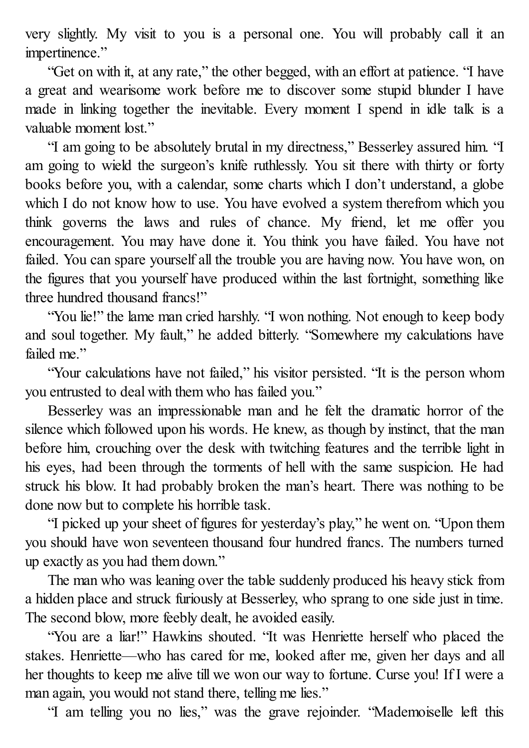very slightly. My visit to you is a personal one. You will probably call it an impertinence."

"Get on with it, at any rate," the other begged, with an effort at patience. "I have a great and wearisome work before me to discover some stupid blunder I have made in linking together the inevitable. Every moment I spend in idle talk is a valuable moment lost."

"I am going to be absolutely brutal in my directness," Besserley assured him. "I am going to wield the surgeon's knife ruthlessly. You sit there with thirty or forty books before you, with a calendar, some charts which I don't understand, a globe which I do not know how to use. You have evolved a system therefrom which you think governs the laws and rules of chance. My friend, let me offer you encouragement. You may have done it. You think you have failed. You have not failed. You can spare yourself all the trouble you are having now. You have won, on the figures that you yourself have produced within the last fortnight, something like three hundred thousand francs!"

"You lie!" the lame man cried harshly. "I won nothing. Not enough to keep body and soul together. My fault," he added bitterly. "Somewhere my calculations have failed me."

"Your calculations have not failed," his visitor persisted. "It is the person whom you entrusted to deal with them who has failed you."

Besserley was an impressionable man and he felt the dramatic horror of the silence which followed upon his words. He knew, as though by instinct, that the man before him, crouching over the desk with twitching features and the terrible light in his eyes, had been through the torments of hell with the same suspicion. He had struck his blow. It had probably broken the man's heart. There was nothing to be done now but to complete his horrible task.

"I picked up your sheet of figures for yesterday's play," he went on. "Upon them you should have won seventeen thousand four hundred francs. The numbers turned up exactly as you had them down."

The man who was leaning over the table suddenly produced his heavy stick from a hidden place and struck furiously at Besserley, who sprang to one side just in time. The second blow, more feebly dealt, he avoided easily.

"You are a liar!" Hawkins shouted. "It was Henriette herself who placed the stakes. Henriette—who has cared for me, looked after me, given her days and all her thoughts to keep me alive till we won our way to fortune. Curse you! If I were a man again, you would not stand there, telling me lies."

"I am telling you no lies," was the grave rejoinder. "Mademoiselle left this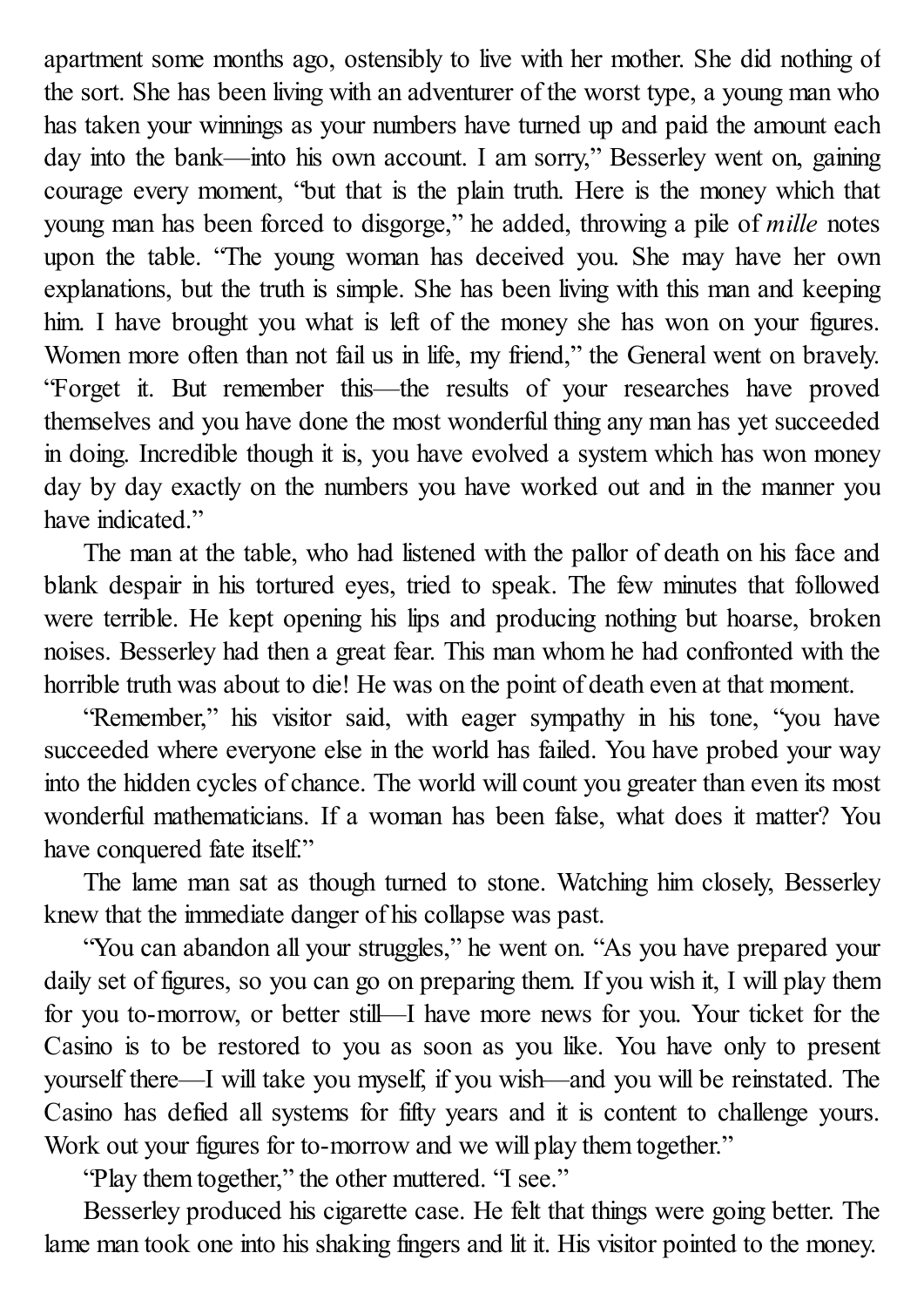apartment some months ago, ostensibly to live with her mother. She did nothing of the sort. She has been living with an adventurer of the worst type, a young man who has taken your winnings as your numbers have turned up and paid the amount each day into the bank—into his own account. I am sorry," Besserley went on, gaining courage every moment, "but that is the plain truth. Here is the money which that young man has been forced to disgorge," he added, throwing a pile of *mille* notes upon the table. "The young woman has deceived you. She may have her own explanations, but the truth is simple. She has been living with this man and keeping him. I have brought you what is left of the money she has won on your figures. Women more often than not fail us in life, my friend," the General went on bravely. "Forget it. But remember this—the results of your researches have proved themselves and you have done the most wonderful thing any man has yet succeeded in doing. Incredible though it is, you have evolved a system which has won money day by day exactly on the numbers you have worked out and in the manner you have indicated."

The man at the table, who had listened with the pallor of death on his face and blank despair in his tortured eyes, tried to speak. The few minutes that followed were terrible. He kept opening his lips and producing nothing but hoarse, broken noises. Besserley had then a great fear. This man whom he had confronted with the horrible truth was about to die! He was on the point of death even at that moment.

"Remember," his visitor said, with eager sympathy in his tone, "you have succeeded where everyone else in the world has failed. You have probed your way into the hidden cycles of chance. The world will count you greater than even its most wonderful mathematicians. If a woman has been false, what does it matter? You have conquered fate itself."

The lame man sat as though turned to stone. Watching him closely, Besserley knew that the immediate danger of his collapse was past.

"You can abandon all your struggles," he went on. "As you have prepared your daily set of figures, so you can go on preparing them. If you wish it, I will play them for you to-morrow, or better still—I have more news for you. Your ticket for the Casino is to be restored to you as soon as you like. You have only to present yourself there—I will take you myself, if you wish—and you will be reinstated. The Casino has defied all systems for fifty years and it is content to challenge yours. Work out your figures for to-morrow and we will play them together."

"Play them together," the other muttered. "I see."

Besserley produced his cigarette case. He felt that things were going better. The lame man took one into his shaking fingers and lit it. His visitor pointed to the money.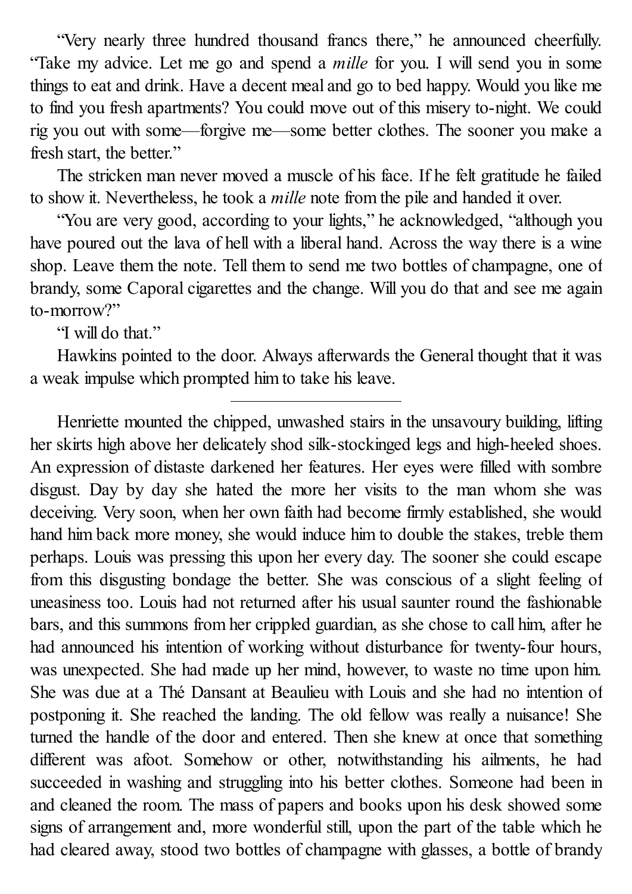"Very nearly three hundred thousand francs there," he announced cheerfully. "Take my advice. Let me go and spend a *mille* for you. I will send you in some things to eat and drink. Have a decent meal and go to bed happy. Would you like me to find you fresh apartments? You could move out of this misery to-night. We could rig you out with some—forgive me—some better clothes. The sooner you make a fresh start, the better."

The stricken man never moved a muscle of his face. If he felt gratitude he failed to show it. Nevertheless, he took a *mille* note from the pile and handed it over.

"You are very good, according to your lights," he acknowledged, "although you have poured out the lava of hell with a liberal hand. Across the way there is a wine shop. Leave them the note. Tell them to send me two bottles of champagne, one of brandy, some Caporal cigarettes and the change. Will you do that and see me again to-morrow?"

"I will do that."

Hawkins pointed to the door. Always afterwards the General thought that it was a weak impulse which prompted him to take his leave.

---

Henriette mounted the chipped, unwashed stairs in the unsavoury building, lifting her skirts high above her delicately shod silk-stockinged legs and high-heeled shoes. An expression of distaste darkened her features. Her eyes were filled with sombre disgust. Day by day she hated the more her visits to the man whom she was deceiving. Very soon, when her own faith had become firmly established, she would hand him back more money, she would induce him to double the stakes, treble them perhaps. Louis was pressing this upon her every day. The sooner she could escape from this disgusting bondage the better. She was conscious of a slight feeling of uneasiness too. Louis had not returned after his usual saunter round the fashionable bars, and this summons from her crippled guardian, as she chose to call him, after he had announced his intention of working without disturbance for twenty-four hours, was unexpected. She had made up her mind, however, to waste no time upon him. She was due at a Thé Dansant at Beaulieu with Louis and she had no intention of postponing it. She reached the landing. The old fellow was really a nuisance! She turned the handle of the door and entered. Then she knew at once that something different was afoot. Somehow or other, notwithstanding his ailments, he had succeeded in washing and struggling into his better clothes. Someone had been in and cleaned the room. The mass of papers and books upon his desk showed some signs of arrangement and, more wonderful still, upon the part of the table which he had cleared away, stood two bottles of champagne with glasses, a bottle of brandy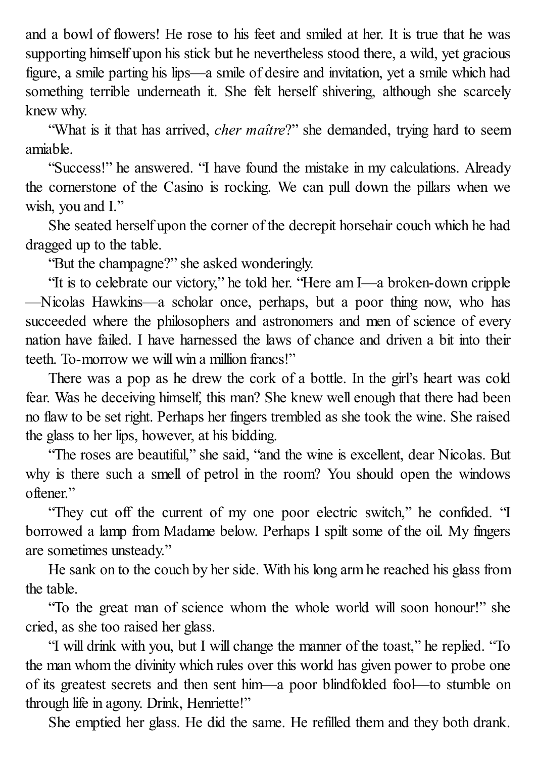and a bowl of flowers! He rose to his feet and smiled at her. It is true that he was supporting himself upon his stick but he nevertheless stood there, a wild, yet gracious figure, a smile parting his lips—a smile of desire and invitation, yet a smile which had something terrible underneath it. She felt herself shivering, although she scarcely knew why.

"What is it that has arrived, *cher maître*?" she demanded, trying hard to seem amiable.

"Success!" he answered. "I have found the mistake in my calculations. Already the cornerstone of the Casino is rocking. We can pull down the pillars when we wish, you and I."

She seated herself upon the corner of the decrepit horsehair couch which he had dragged up to the table.

"But the champagne?" she asked wonderingly.

"It is to celebrate our victory," he told her. "Here am I—a broken-down cripple—Nicolas Hawkins—a scholar once, perhaps, but a poor thing now, who has succeeded where the philosophers and astronomers and men of science of every nation have failed. I have harnessed the laws of chance and driven a bit into their teeth. To-morrow we will win a million francs!"

There was a pop as he drew the cork of a bottle. In the girl's heart was cold fear. Was he deceiving himself, this man? She knew well enough that there had been no flaw to be set right. Perhaps her fingers trembled as she took the wine. She raised the glass to her lips, however, at his bidding.

"The roses are beautiful," she said, "and the wine is excellent, dear Nicolas. But why is there such a smell of petrol in the room? You should open the windows oftener."

"They cut off the current of my one poor electric switch," he confided. "I borrowed a lamp from Madame below. Perhaps I spilt some of the oil. My fingers are sometimes unsteady."

He sank on to the couch by her side. With his long arm he reached his glass from the table.

"To the great man of science whom the whole world will soon honour!" she cried, as she too raised her glass.

"I will drink with you, but I will change the manner of the toast," he replied. "To the man whom the divinity which rules over this world has given power to probe one of its greatest secrets and then sent him—a poor blindfolded fool—to stumble on through life in agony. Drink, Henriette!"

She emptied her glass. He did the same. He refilled them and they both drank.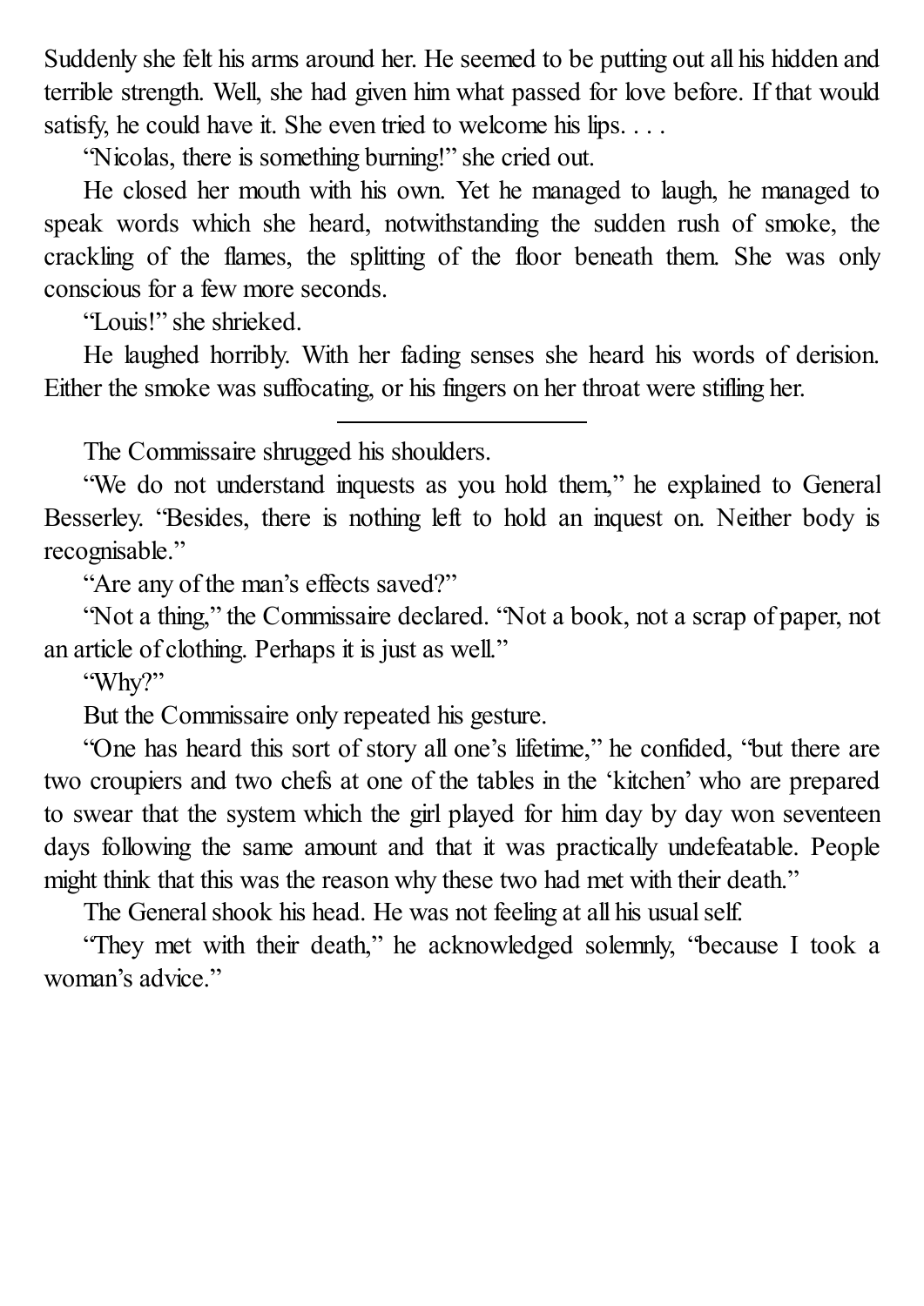Suddenly she felt his arms around her. He seemed to be putting out all his hidden and terrible strength. Well, she had given him what passed for love before. If that would satisfy, he could have it. She even tried to welcome his lips. . . .

"Nicolas, there is something burning!" she cried out.

He closed her mouth with his own. Yet he managed to laugh, he managed to speak words which she heard, notwithstanding the sudden rush of smoke, the crackling of the flames, the splitting of the floor beneath them. She was only conscious for a few more seconds.

"Louis!" she shrieked.

He laughed horribly. With her fading senses she heard his words of derision. Either the smoke was suffocating, or his fingers on her throat were stifling her.

---

The Commissaire shrugged his shoulders.

"We do not understand inquests as you hold them," he explained to General Besserley. "Besides, there is nothing left to hold an inquest on. Neither body is recognisable."

"Are any of the man's effects saved?"

"Not a thing," the Commissaire declared. "Not a book, not a scrap of paper, not an article of clothing. Perhaps it is just as well."

"Why?"

But the Commissaire only repeated his gesture.

"One has heard this sort of story all one's lifetime," he confided, "but there are two croupiers and two chefs at one of the tables in the 'kitchen' who are prepared to swear that the system which the girl played for him day by day won seventeen days following the same amount and that it was practically undefeatable. People might think that this was the reason why these two had met with their death."

The General shook his head. He was not feeling at all his usual self.

"They met with their death," he acknowledged solemnly, "because I took a woman's advice."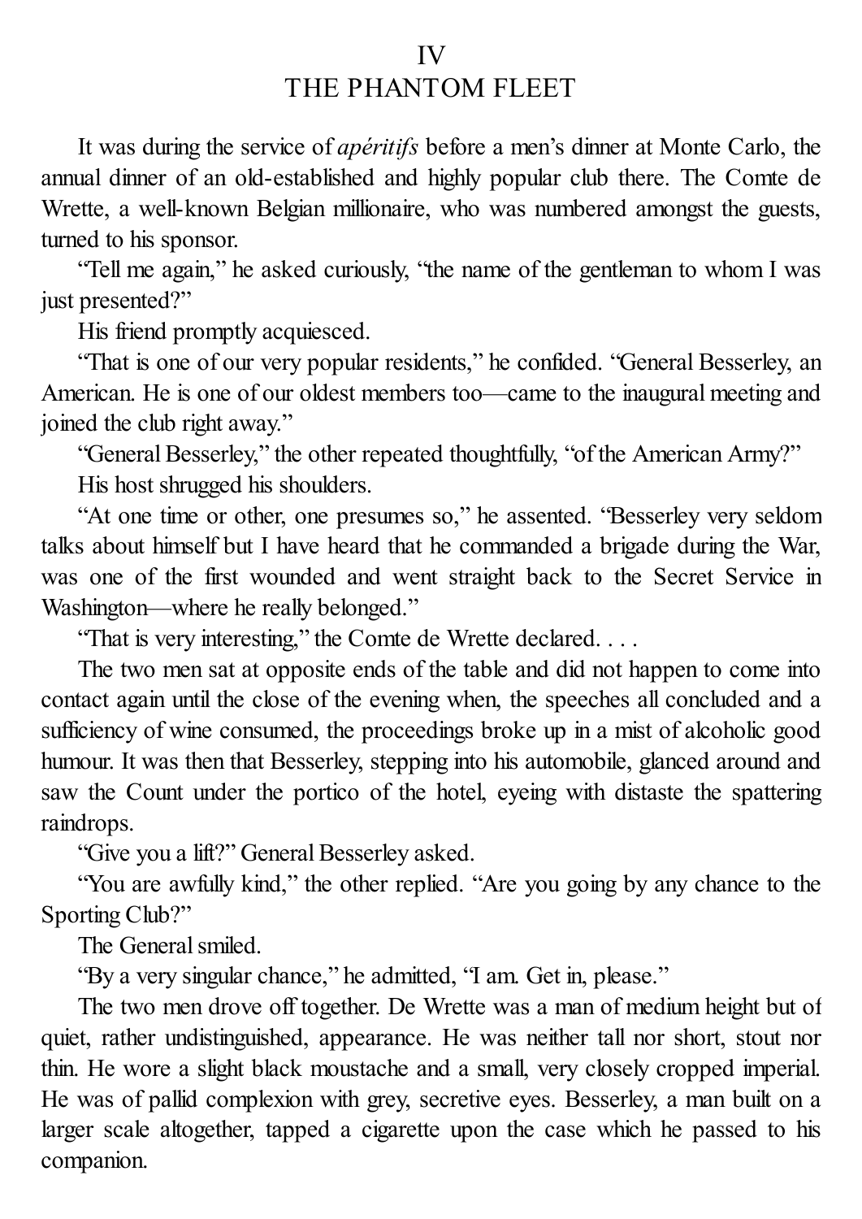# IV
# THE PHANTOM FLEET

It was during the service of *apéritifs* before a men's dinner at Monte Carlo, the annual dinner of an old-established and highly popular club there. The Comte de Wrette, a well-known Belgian millionaire, who was numbered amongst the guests, turned to his sponsor.

"Tell me again," he asked curiously, "the name of the gentleman to whom I was just presented?"

His friend promptly acquiesced.

"That is one of our very popular residents," he confided. "General Besserley, an American. He is one of our oldest members too—came to the inaugural meeting and joined the club right away."

"General Besserley," the other repeated thoughtfully, "of the American Army?"

His host shrugged his shoulders.

"At one time or other, one presumes so," he assented. "Besserley very seldom talks about himself but I have heard that he commanded a brigade during the War, was one of the first wounded and went straight back to the Secret Service in Washington—where he really belonged."

"That is very interesting," the Comte de Wrette declared. . . .

The two men sat at opposite ends of the table and did not happen to come into contact again until the close of the evening when, the speeches all concluded and a sufficiency of wine consumed, the proceedings broke up in a mist of alcoholic good humour. It was then that Besserley, stepping into his automobile, glanced around and saw the Count under the portico of the hotel, eyeing with distaste the spattering raindrops.

"Give you a lift?" General Besserley asked.

"You are awfully kind," the other replied. "Are you going by any chance to the Sporting Club?"

The General smiled.

"By a very singular chance," he admitted, "I am. Get in, please."

The two men drove off together. De Wrette was a man of medium height but of quiet, rather undistinguished, appearance. He was neither tall nor short, stout nor thin. He wore a slight black moustache and a small, very closely cropped imperial. He was of pallid complexion with grey, secretive eyes. Besserley, a man built on a larger scale altogether, tapped a cigarette upon the case which he passed to his companion.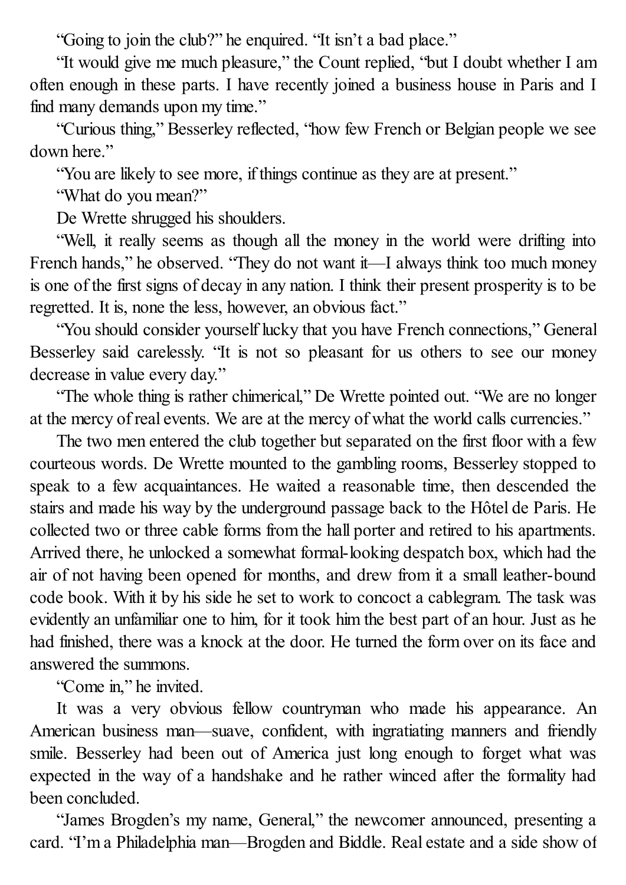"Going to join the club?" he enquired. "It isn't a bad place."

"It would give me much pleasure," the Count replied, "but I doubt whether I am often enough in these parts. I have recently joined a business house in Paris and I find many demands upon my time."

"Curious thing," Besserley reflected, "how few French or Belgian people we see down here."

"You are likely to see more, if things continue as they are at present."

"What do you mean?"

De Wrette shrugged his shoulders.

"Well, it really seems as though all the money in the world were drifting into French hands," he observed. "They do not want it—I always think too much money is one of the first signs of decay in any nation. I think their present prosperity is to be regretted. It is, none the less, however, an obvious fact."

"You should consider yourself lucky that you have French connections," General Besserley said carelessly. "It is not so pleasant for us others to see our money decrease in value every day."

"The whole thing is rather chimerical," De Wrette pointed out. "We are no longer at the mercy of real events. We are at the mercy of what the world calls currencies."

The two men entered the club together but separated on the first floor with a few courteous words. De Wrette mounted to the gambling rooms, Besserley stopped to speak to a few acquaintances. He waited a reasonable time, then descended the stairs and made his way by the underground passage back to the Hôtel de Paris. He collected two or three cable forms from the hall porter and retired to his apartments. Arrived there, he unlocked a somewhat formal-looking despatch box, which had the air of not having been opened for months, and drew from it a small leather-bound code book. With it by his side he set to work to concoct a cablegram. The task was evidently an unfamiliar one to him, for it took him the best part of an hour. Just as he had finished, there was a knock at the door. He turned the form over on its face and answered the summons.

"Come in," he invited.

It was a very obvious fellow countryman who made his appearance. An American business man—suave, confident, with ingratiating manners and friendly smile. Besserley had been out of America just long enough to forget what was expected in the way of a handshake and he rather winced after the formality had been concluded.

"James Brogden's my name, General," the newcomer announced, presenting a card. "I'm a Philadelphia man—Brogden and Biddle. Real estate and a side show of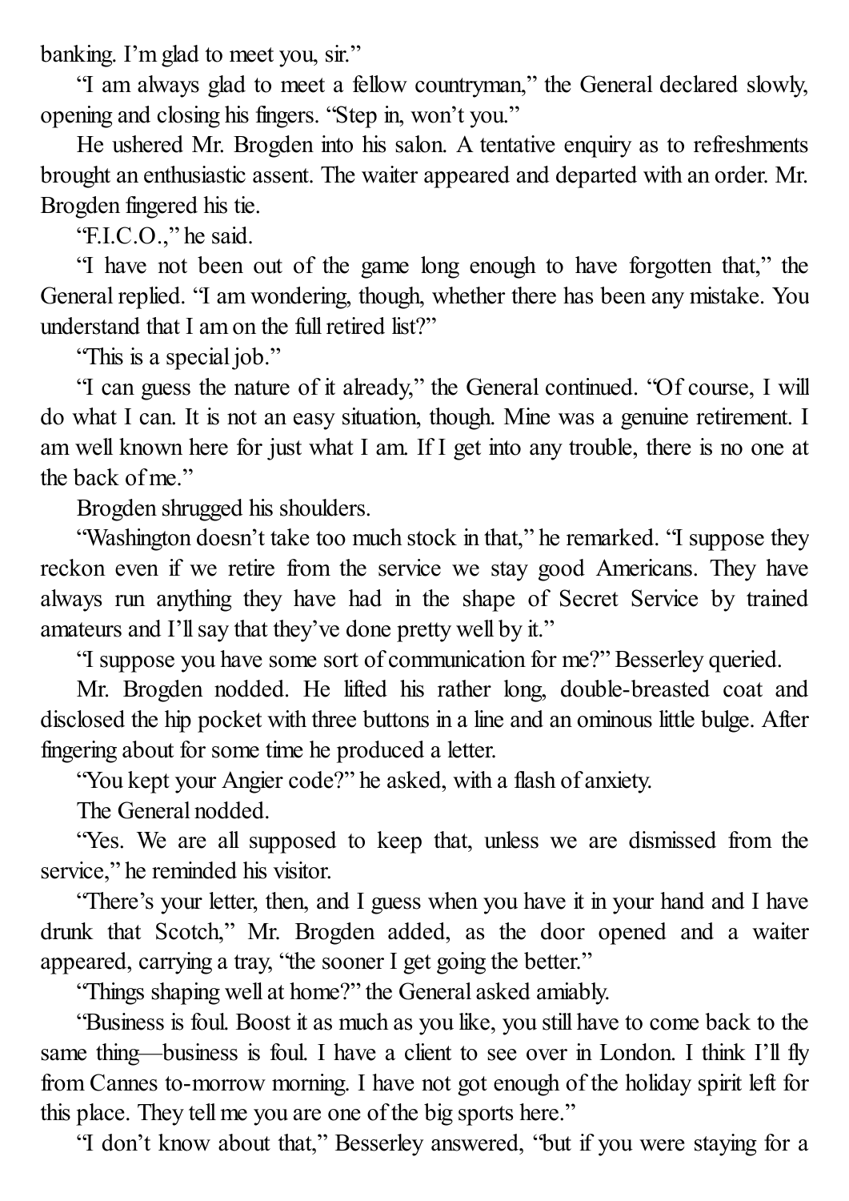banking. I'm glad to meet you, sir."

"I am always glad to meet a fellow countryman," the General declared slowly, opening and closing his fingers. "Step in, won't you."

He ushered Mr. Brogden into his salon. A tentative enquiry as to refreshments brought an enthusiastic assent. The waiter appeared and departed with an order. Mr. Brogden fingered his tie.

"F.I.C.O.," he said.

"I have not been out of the game long enough to have forgotten that," the General replied. "I am wondering, though, whether there has been any mistake. You understand that I am on the full retired list?"

"This is a special job."

"I can guess the nature of it already," the General continued. "Of course, I will do what I can. It is not an easy situation, though. Mine was a genuine retirement. I am well known here for just what I am. If I get into any trouble, there is no one at the back of me."

Brogden shrugged his shoulders.

"Washington doesn't take too much stock in that," he remarked. "I suppose they reckon even if we retire from the service we stay good Americans. They have always run anything they have had in the shape of Secret Service by trained amateurs and I'll say that they've done pretty well by it."

"I suppose you have some sort of communication for me?" Besserley queried.

Mr. Brogden nodded. He lifted his rather long, double-breasted coat and disclosed the hip pocket with three buttons in a line and an ominous little bulge. After fingering about for some time he produced a letter.

"You kept your Angier code?" he asked, with a flash of anxiety.

The General nodded.

"Yes. We are all supposed to keep that, unless we are dismissed from the service," he reminded his visitor.

"There's your letter, then, and I guess when you have it in your hand and I have drunk that Scotch," Mr. Brogden added, as the door opened and a waiter appeared, carrying a tray, "the sooner I get going the better."

"Things shaping well at home?" the General asked amiably.

"Business is foul. Boost it as much as you like, you still have to come back to the same thing—business is foul. I have a client to see over in London. I think I'll fly from Cannes to-morrow morning. I have not got enough of the holiday spirit left for this place. They tell me you are one of the big sports here."

"I don't know about that," Besserley answered, "but if you were staying for a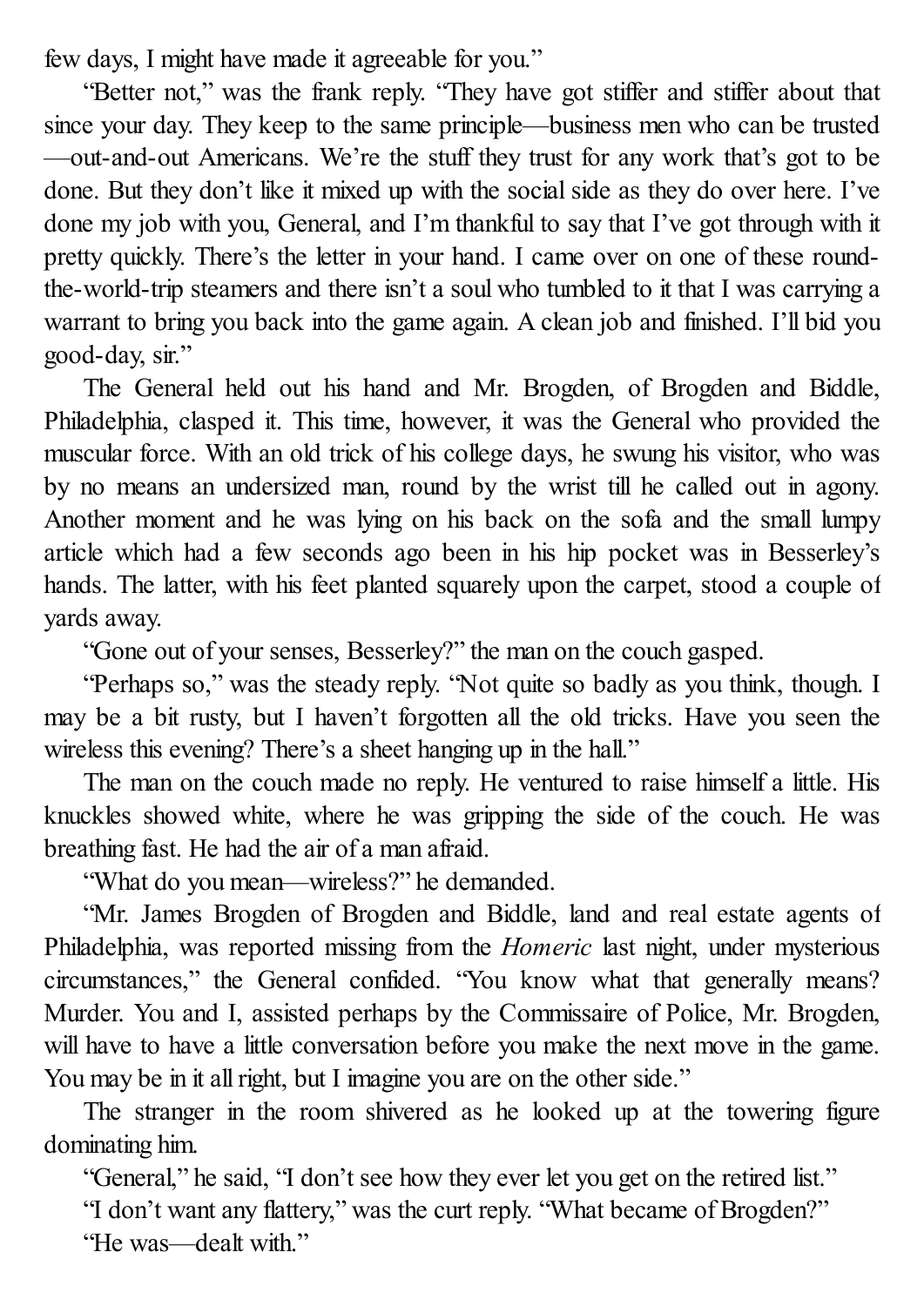few days, I might have made it agreeable for you."

"Better not," was the frank reply. "They have got stiffer and stiffer about that since your day. They keep to the same principle—business men who can be trusted—out-and-out Americans. We're the stuff they trust for any work that's got to be done. But they don't like it mixed up with the social side as they do over here. I've done my job with you, General, and I'm thankful to say that I've got through with it pretty quickly. There's the letter in your hand. I came over on one of these round-the-world-trip steamers and there isn't a soul who tumbled to it that I was carrying a warrant to bring you back into the game again. A clean job and finished. I'll bid you good-day, sir."

The General held out his hand and Mr. Brogden, of Brogden and Biddle, Philadelphia, clasped it. This time, however, it was the General who provided the muscular force. With an old trick of his college days, he swung his visitor, who was by no means an undersized man, round by the wrist till he called out in agony. Another moment and he was lying on his back on the sofa and the small lumpy article which had a few seconds ago been in his hip pocket was in Besserley's hands. The latter, with his feet planted squarely upon the carpet, stood a couple of yards away.

"Gone out of your senses, Besserley?" the man on the couch gasped.

"Perhaps so," was the steady reply. "Not quite so badly as you think, though. I may be a bit rusty, but I haven't forgotten all the old tricks. Have you seen the wireless this evening? There's a sheet hanging up in the hall."

The man on the couch made no reply. He ventured to raise himself a little. His knuckles showed white, where he was gripping the side of the couch. He was breathing fast. He had the air of a man afraid.

"What do you mean—wireless?" he demanded.

"Mr. James Brogden of Brogden and Biddle, land and real estate agents of Philadelphia, was reported missing from the *Homeric* last night, under mysterious circumstances," the General confided. "You know what that generally means? Murder. You and I, assisted perhaps by the Commissaire of Police, Mr. Brogden, will have to have a little conversation before you make the next move in the game. You may be in it all right, but I imagine you are on the other side."

The stranger in the room shivered as he looked up at the towering figure dominating him.

"General," he said, "I don't see how they ever let you get on the retired list."

"I don't want any flattery," was the curt reply. "What became of Brogden?"

"He was—dealt with."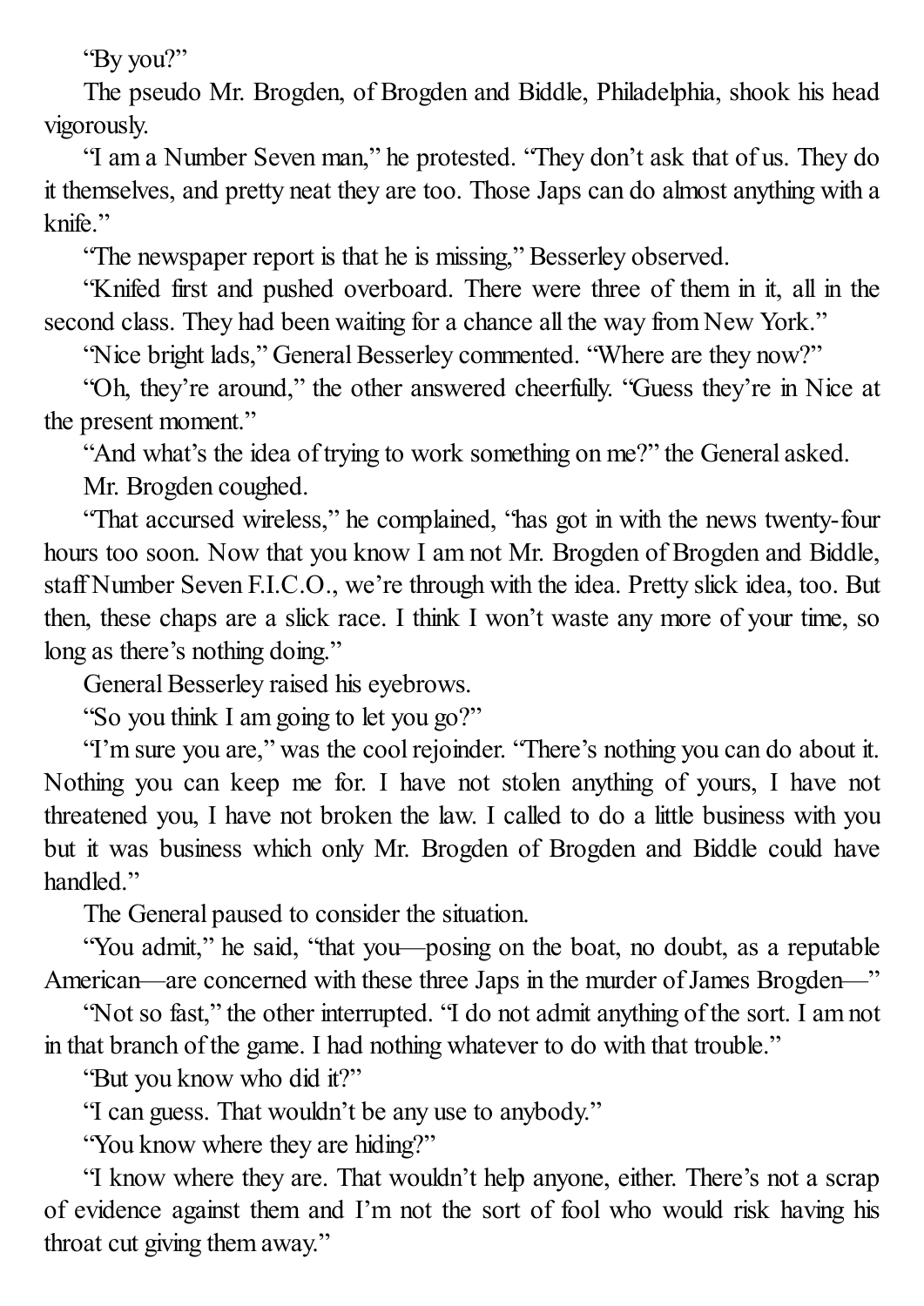"By you?"

The pseudo Mr. Brogden, of Brogden and Biddle, Philadelphia, shook his head vigorously.

"I am a Number Seven man," he protested. "They don't ask that of us. They do it themselves, and pretty neat they are too. Those Japs can do almost anything with a knife."

"The newspaper report is that he is missing," Besserley observed.

"Knifed first and pushed overboard. There were three of them in it, all in the second class. They had been waiting for a chance all the way from New York."

"Nice bright lads," General Besserley commented. "Where are they now?"

"Oh, they're around," the other answered cheerfully. "Guess they're in Nice at the present moment."

"And what's the idea of trying to work something on me?" the General asked.

Mr. Brogden coughed.

"That accursed wireless," he complained, "has got in with the news twenty-four hours too soon. Now that you know I am not Mr. Brogden of Brogden and Biddle, staff Number Seven F.I.C.O., we're through with the idea. Pretty slick idea, too. But then, these chaps are a slick race. I think I won't waste any more of your time, so long as there's nothing doing."

General Besserley raised his eyebrows.

"So you think I am going to let you go?"

"I'm sure you are," was the cool rejoinder. "There's nothing you can do about it. Nothing you can keep me for. I have not stolen anything of yours, I have not threatened you, I have not broken the law. I called to do a little business with you but it was business which only Mr. Brogden of Brogden and Biddle could have handled."

The General paused to consider the situation.

"You admit," he said, "that you—posing on the boat, no doubt, as a reputable American—are concerned with these three Japs in the murder of James Brogden—"

"Not so fast," the other interrupted. "I do not admit anything of the sort. I am not in that branch of the game. I had nothing whatever to do with that trouble."

"But you know who did it?"

"I can guess. That wouldn't be any use to anybody."

"You know where they are hiding?"

"I know where they are. That wouldn't help anyone, either. There's not a scrap of evidence against them and I'm not the sort of fool who would risk having his throat cut giving them away."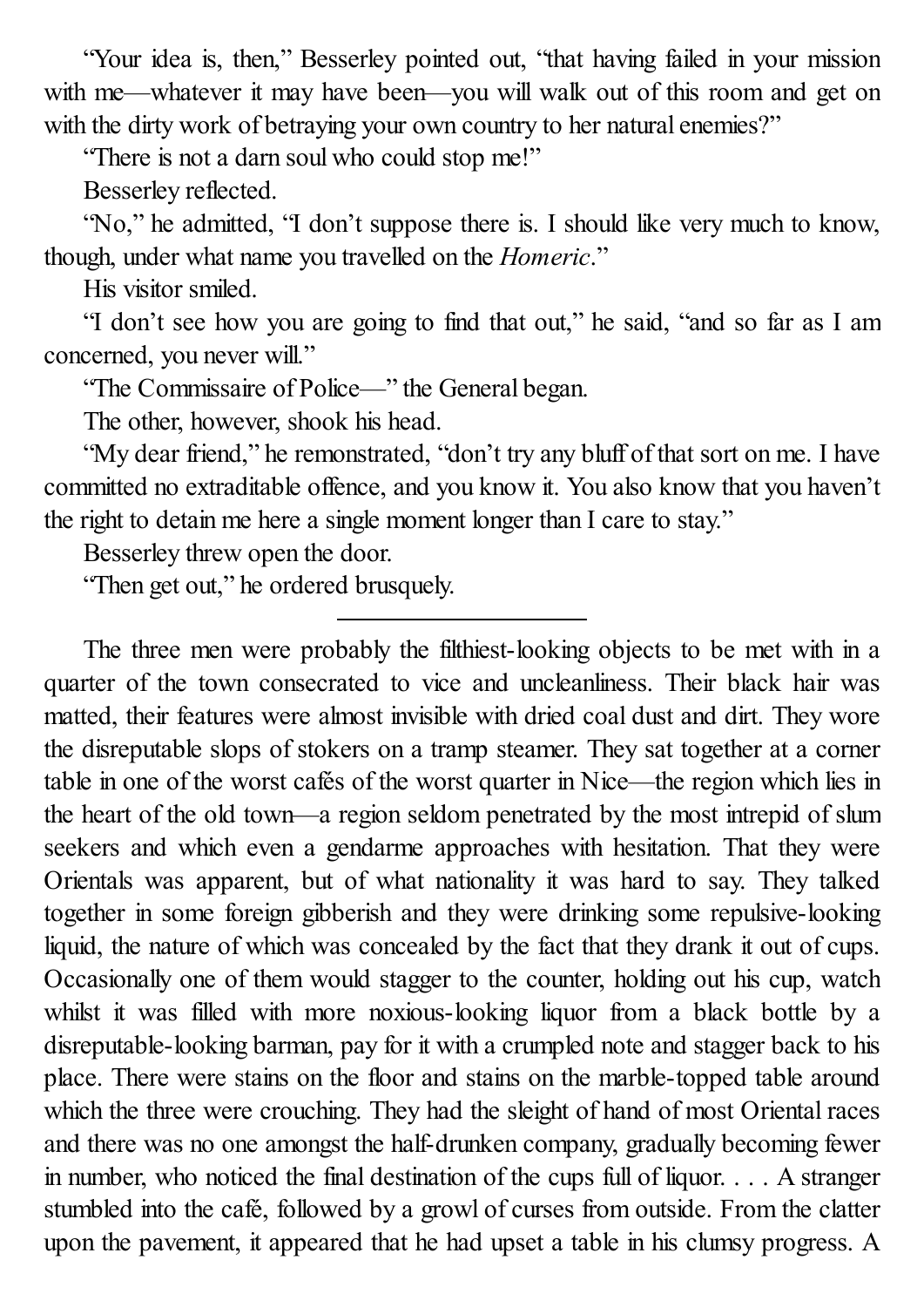"Your idea is, then," Besserley pointed out, "that having failed in your mission with me—whatever it may have been—you will walk out of this room and get on with the dirty work of betraying your own country to her natural enemies?"

"There is not a darn soul who could stop me!"

Besserley reflected.

"No," he admitted, "I don't suppose there is. I should like very much to know, though, under what name you travelled on the *Homeric*."

His visitor smiled.

"I don't see how you are going to find that out," he said, "and so far as I am concerned, you never will."

"The Commissaire of Police—" the General began.

The other, however, shook his head.

"My dear friend," he remonstrated, "don't try any bluff of that sort on me. I have committed no extraditable offence, and you know it. You also know that you haven't the right to detain me here a single moment longer than I care to stay."

Besserley threw open the door.

"Then get out," he ordered brusquely.

---

The three men were probably the filthiest-looking objects to be met with in a quarter of the town consecrated to vice and uncleanliness. Their black hair was matted, their features were almost invisible with dried coal dust and dirt. They wore the disreputable slops of stokers on a tramp steamer. They sat together at a corner table in one of the worst cafés of the worst quarter in Nice—the region which lies in the heart of the old town—a region seldom penetrated by the most intrepid of slum seekers and which even a gendarme approaches with hesitation. That they were Orientals was apparent, but of what nationality it was hard to say. They talked together in some foreign gibberish and they were drinking some repulsive-looking liquid, the nature of which was concealed by the fact that they drank it out of cups. Occasionally one of them would stagger to the counter, holding out his cup, watch whilst it was filled with more noxious-looking liquor from a black bottle by a disreputable-looking barman, pay for it with a crumpled note and stagger back to his place. There were stains on the floor and stains on the marble-topped table around which the three were crouching. They had the sleight of hand of most Oriental races and there was no one amongst the half-drunken company, gradually becoming fewer in number, who noticed the final destination of the cups full of liquor. . . . A stranger stumbled into the café, followed by a growl of curses from outside. From the clatter upon the pavement, it appeared that he had upset a table in his clumsy progress. A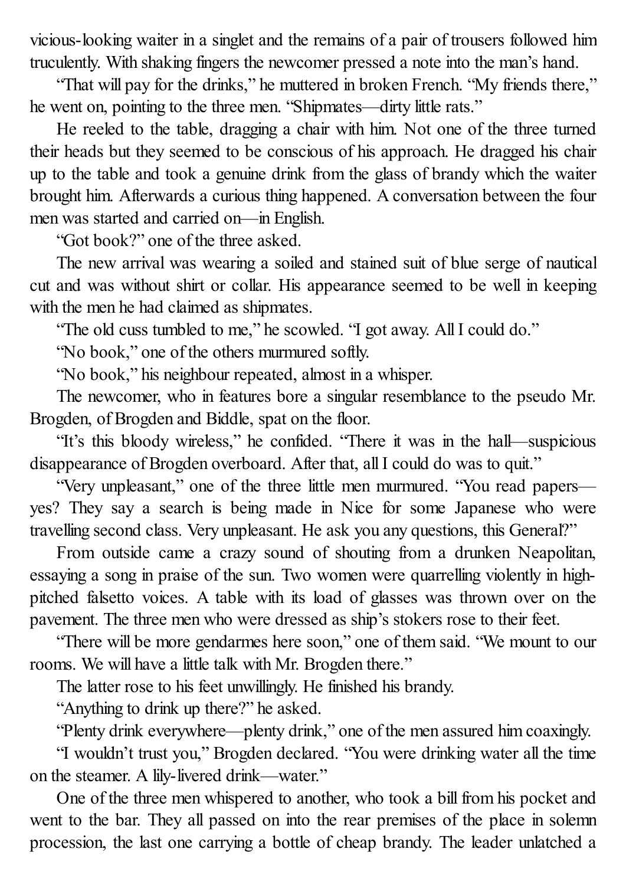vicious-looking waiter in a singlet and the remains of a pair of trousers followed him truculently. With shaking fingers the newcomer pressed a note into the man's hand.

"That will pay for the drinks," he muttered in broken French. "My friends there," he went on, pointing to the three men. "Shipmates—dirty little rats."

He reeled to the table, dragging a chair with him. Not one of the three turned their heads but they seemed to be conscious of his approach. He dragged his chair up to the table and took a genuine drink from the glass of brandy which the waiter brought him. Afterwards a curious thing happened. A conversation between the four men was started and carried on—in English.

"Got book?" one of the three asked.

The new arrival was wearing a soiled and stained suit of blue serge of nautical cut and was without shirt or collar. His appearance seemed to be well in keeping with the men he had claimed as shipmates.

"The old cuss tumbled to me," he scowled. "I got away. All I could do."

"No book," one of the others murmured softly.

"No book," his neighbour repeated, almost in a whisper.

The newcomer, who in features bore a singular resemblance to the pseudo Mr. Brogden, of Brogden and Biddle, spat on the floor.

"It's this bloody wireless," he confided. "There it was in the hall—suspicious disappearance of Brogden overboard. After that, all I could do was to quit."

"Very unpleasant," one of the three little men murmured. "You read papers—yes? They say a search is being made in Nice for some Japanese who were travelling second class. Very unpleasant. He ask you any questions, this General?"

From outside came a crazy sound of shouting from a drunken Neapolitan, essaying a song in praise of the sun. Two women were quarrelling violently in high-pitched falsetto voices. A table with its load of glasses was thrown over on the pavement. The three men who were dressed as ship's stokers rose to their feet.

"There will be more gendarmes here soon," one of them said. "We mount to our rooms. We will have a little talk with Mr. Brogden there."

The latter rose to his feet unwillingly. He finished his brandy.

"Anything to drink up there?" he asked.

"Plenty drink everywhere—plenty drink," one of the men assured him coaxingly.

"I wouldn't trust you," Brogden declared. "You were drinking water all the time on the steamer. A lily-livered drink—water."

One of the three men whispered to another, who took a bill from his pocket and went to the bar. They all passed on into the rear premises of the place in solemn procession, the last one carrying a bottle of cheap brandy. The leader unlatched a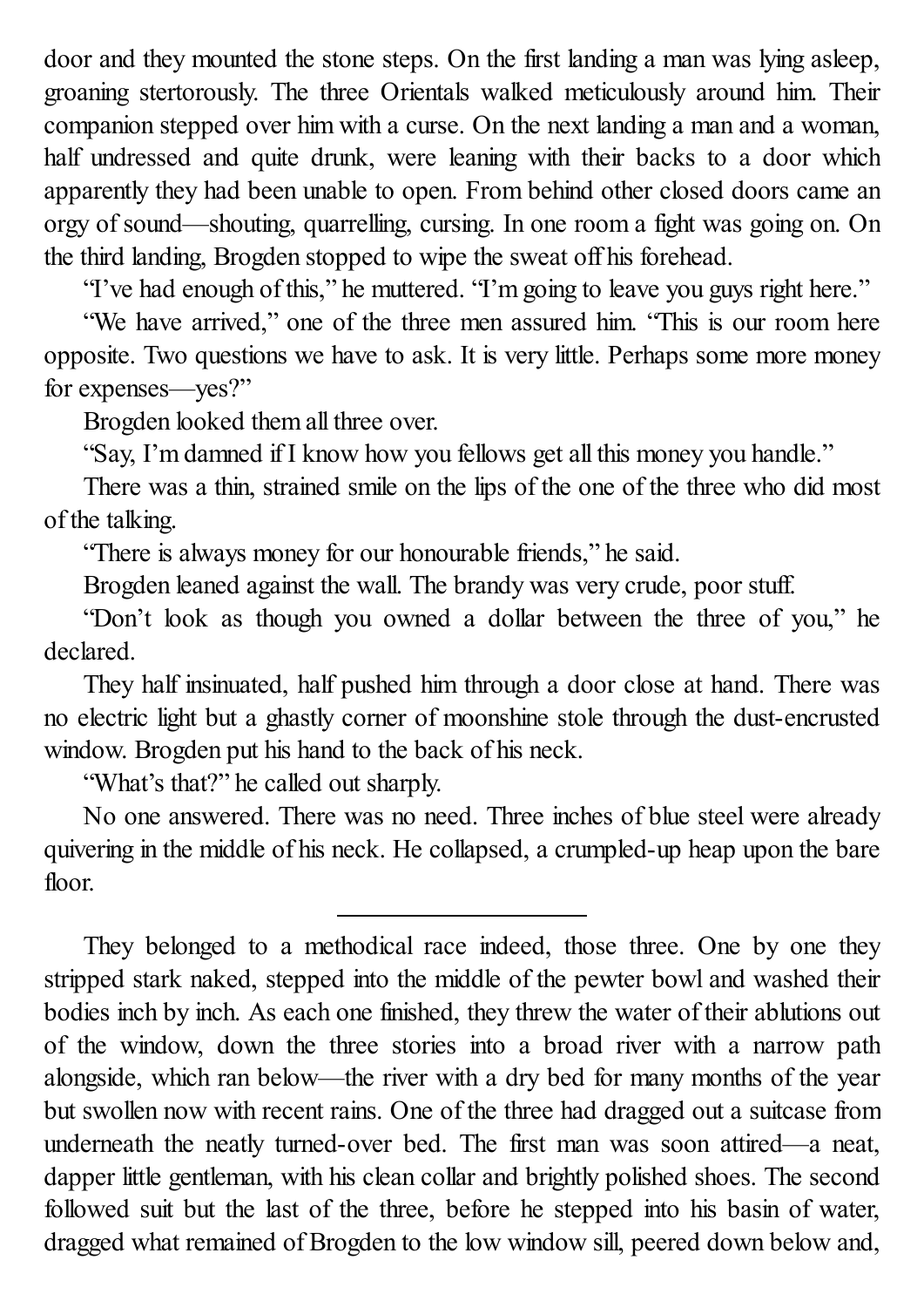door and they mounted the stone steps. On the first landing a man was lying asleep, groaning stertorously. The three Orientals walked meticulously around him. Their companion stepped over him with a curse. On the next landing a man and a woman, half undressed and quite drunk, were leaning with their backs to a door which apparently they had been unable to open. From behind other closed doors came an orgy of sound—shouting, quarrelling, cursing. In one room a fight was going on. On the third landing, Brogden stopped to wipe the sweat off his forehead.

"I've had enough of this," he muttered. "I'm going to leave you guys right here."

"We have arrived," one of the three men assured him. "This is our room here opposite. Two questions we have to ask. It is very little. Perhaps some more money for expenses—yes?"

Brogden looked them all three over.

"Say, I'm damned if I know how you fellows get all this money you handle."

There was a thin, strained smile on the lips of the one of the three who did most of the talking.

"There is always money for our honourable friends," he said.

Brogden leaned against the wall. The brandy was very crude, poor stuff.

"Don't look as though you owned a dollar between the three of you," he declared.

They half insinuated, half pushed him through a door close at hand. There was no electric light but a ghastly corner of moonshine stole through the dust-encrusted window. Brogden put his hand to the back of his neck.

"What's that?" he called out sharply.

No one answered. There was no need. Three inches of blue steel were already quivering in the middle of his neck. He collapsed, a crumpled-up heap upon the bare floor.

---

They belonged to a methodical race indeed, those three. One by one they stripped stark naked, stepped into the middle of the pewter bowl and washed their bodies inch by inch. As each one finished, they threw the water of their ablutions out of the window, down the three stories into a broad river with a narrow path alongside, which ran below—the river with a dry bed for many months of the year but swollen now with recent rains. One of the three had dragged out a suitcase from underneath the neatly turned-over bed. The first man was soon attired—a neat, dapper little gentleman, with his clean collar and brightly polished shoes. The second followed suit but the last of the three, before he stepped into his basin of water, dragged what remained of Brogden to the low window sill, peered down below and,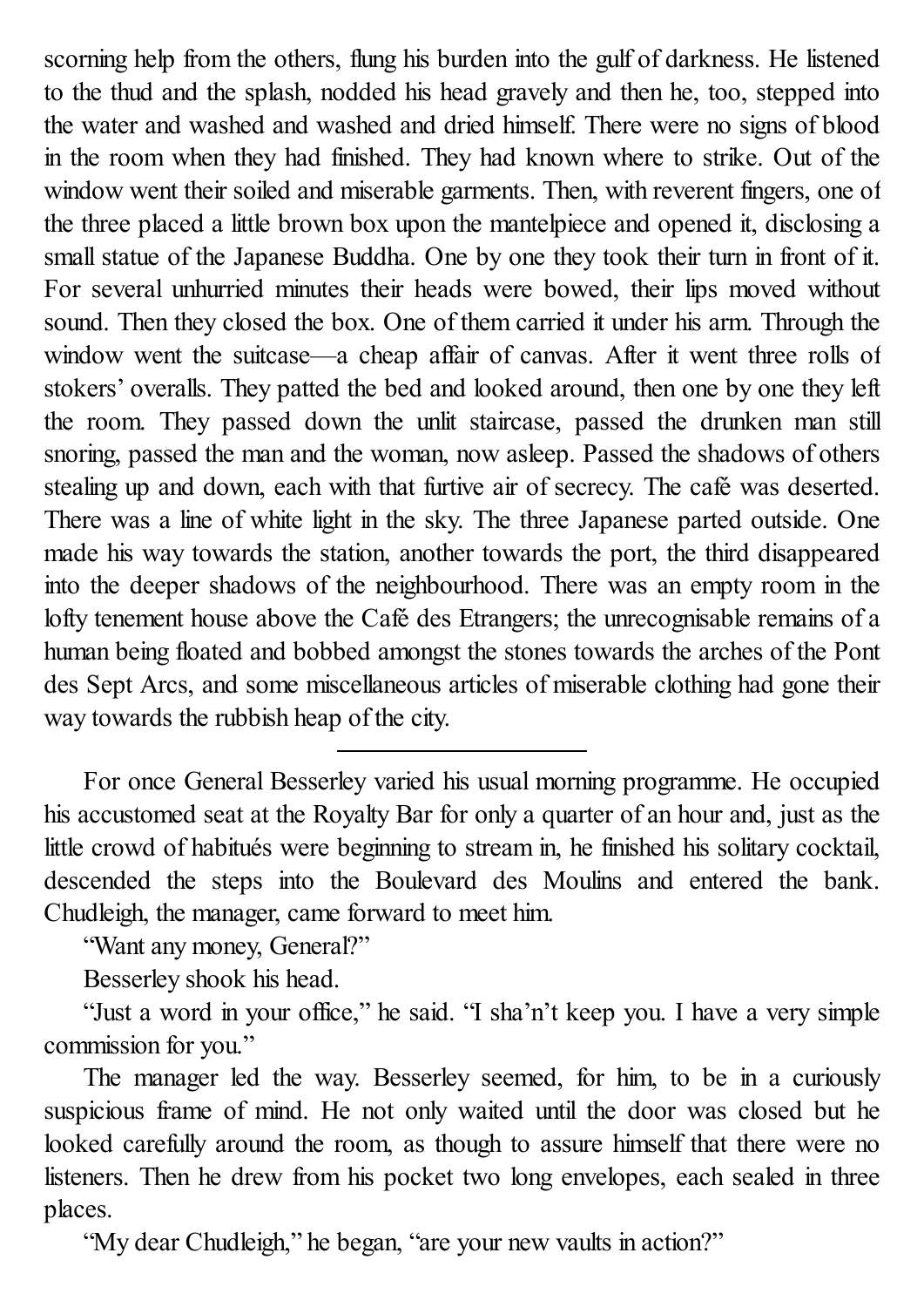scorning help from the others, flung his burden into the gulf of darkness. He listened to the thud and the splash, nodded his head gravely and then he, too, stepped into the water and washed and washed and dried himself. There were no signs of blood in the room when they had finished. They had known where to strike. Out of the window went their soiled and miserable garments. Then, with reverent fingers, one of the three placed a little brown box upon the mantelpiece and opened it, disclosing a small statue of the Japanese Buddha. One by one they took their turn in front of it. For several unhurried minutes their heads were bowed, their lips moved without sound. Then they closed the box. One of them carried it under his arm. Through the window went the suitcase—a cheap affair of canvas. After it went three rolls of stokers' overalls. They patted the bed and looked around, then one by one they left the room. They passed down the unlit staircase, passed the drunken man still snoring, passed the man and the woman, now asleep. Passed the shadows of others stealing up and down, each with that furtive air of secrecy. The café was deserted. There was a line of white light in the sky. The three Japanese parted outside. One made his way towards the station, another towards the port, the third disappeared into the deeper shadows of the neighbourhood. There was an empty room in the lofty tenement house above the Café des Etrangers; the unrecognisable remains of a human being floated and bobbed amongst the stones towards the arches of the Pont des Sept Arcs, and some miscellaneous articles of miserable clothing had gone their way towards the rubbish heap of the city.

---

For once General Besserley varied his usual morning programme. He occupied his accustomed seat at the Royalty Bar for only a quarter of an hour and, just as the little crowd of habitués were beginning to stream in, he finished his solitary cocktail, descended the steps into the Boulevard des Moulins and entered the bank. Chudleigh, the manager, came forward to meet him.

"Want any money, General?"

Besserley shook his head.

"Just a word in your office," he said. "I sha'n't keep you. I have a very simple commission for you."

The manager led the way. Besserley seemed, for him, to be in a curiously suspicious frame of mind. He not only waited until the door was closed but he looked carefully around the room, as though to assure himself that there were no listeners. Then he drew from his pocket two long envelopes, each sealed in three places.

"My dear Chudleigh," he began, "are your new vaults in action?"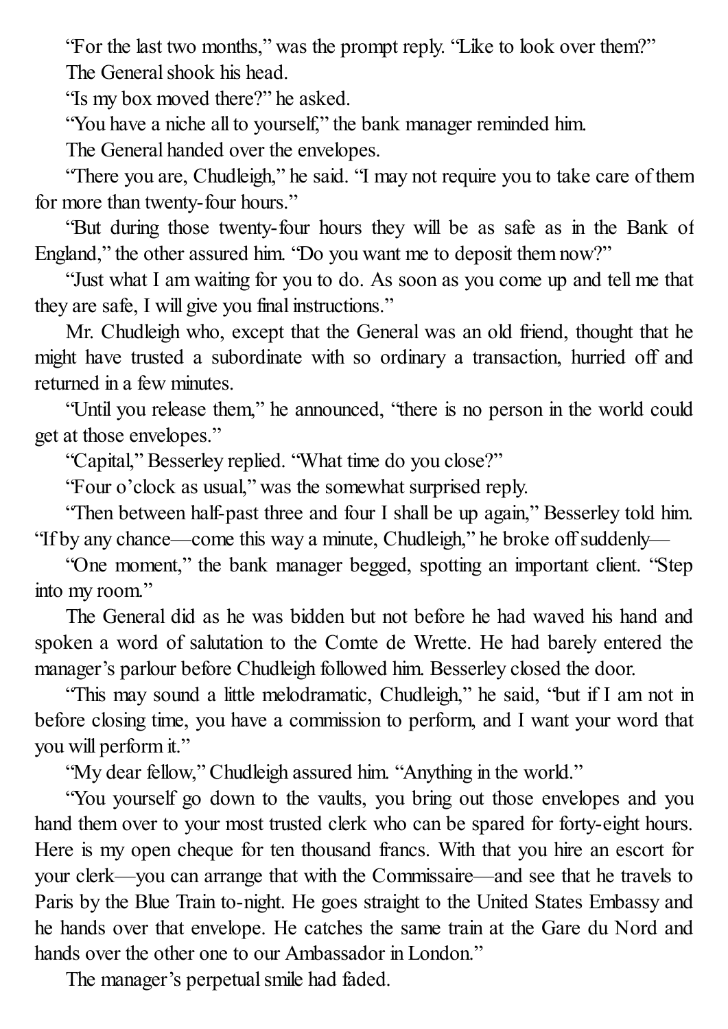"For the last two months," was the prompt reply. "Like to look over them?"

The General shook his head.

"Is my box moved there?" he asked.

"You have a niche all to yourself," the bank manager reminded him.

The General handed over the envelopes.

"There you are, Chudleigh," he said. "I may not require you to take care of them for more than twenty-four hours."

"But during those twenty-four hours they will be as safe as in the Bank of England," the other assured him. "Do you want me to deposit them now?"

"Just what I am waiting for you to do. As soon as you come up and tell me that they are safe, I will give you final instructions."

Mr. Chudleigh who, except that the General was an old friend, thought that he might have trusted a subordinate with so ordinary a transaction, hurried off and returned in a few minutes.

"Until you release them," he announced, "there is no person in the world could get at those envelopes."

"Capital," Besserley replied. "What time do you close?"

"Four o'clock as usual," was the somewhat surprised reply.

"Then between half-past three and four I shall be up again," Besserley told him. "If by any chance—come this way a minute, Chudleigh," he broke off suddenly—

"One moment," the bank manager begged, spotting an important client. "Step into my room."

The General did as he was bidden but not before he had waved his hand and spoken a word of salutation to the Comte de Wrette. He had barely entered the manager's parlour before Chudleigh followed him. Besserley closed the door.

"This may sound a little melodramatic, Chudleigh," he said, "but if I am not in before closing time, you have a commission to perform, and I want your word that you will perform it."

"My dear fellow," Chudleigh assured him. "Anything in the world."

"You yourself go down to the vaults, you bring out those envelopes and you hand them over to your most trusted clerk who can be spared for forty-eight hours. Here is my open cheque for ten thousand francs. With that you hire an escort for your clerk—you can arrange that with the Commissaire—and see that he travels to Paris by the Blue Train to-night. He goes straight to the United States Embassy and he hands over that envelope. He catches the same train at the Gare du Nord and hands over the other one to our Ambassador in London."

The manager's perpetual smile had faded.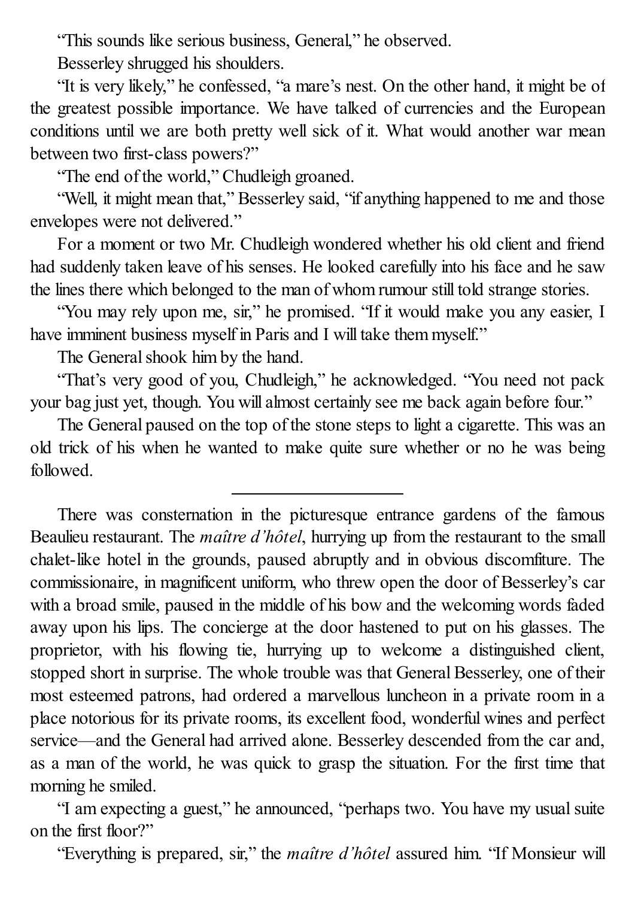"This sounds like serious business, General," he observed.

Besserley shrugged his shoulders.

"It is very likely," he confessed, "a mare's nest. On the other hand, it might be of the greatest possible importance. We have talked of currencies and the European conditions until we are both pretty well sick of it. What would another war mean between two first-class powers?"

"The end of the world," Chudleigh groaned.

"Well, it might mean that," Besserley said, "if anything happened to me and those envelopes were not delivered."

For a moment or two Mr. Chudleigh wondered whether his old client and friend had suddenly taken leave of his senses. He looked carefully into his face and he saw the lines there which belonged to the man of whom rumour still told strange stories.

"You may rely upon me, sir," he promised. "If it would make you any easier, I have imminent business myself in Paris and I will take them myself."

The General shook him by the hand.

"That's very good of you, Chudleigh," he acknowledged. "You need not pack your bag just yet, though. You will almost certainly see me back again before four."

The General paused on the top of the stone steps to light a cigarette. This was an old trick of his when he wanted to make quite sure whether or no he was being followed.

---

There was consternation in the picturesque entrance gardens of the famous Beaulieu restaurant. The *maître d'hôtel*, hurrying up from the restaurant to the small chalet-like hotel in the grounds, paused abruptly and in obvious discomfiture. The commissionaire, in magnificent uniform, who threw open the door of Besserley's car with a broad smile, paused in the middle of his bow and the welcoming words faded away upon his lips. The concierge at the door hastened to put on his glasses. The proprietor, with his flowing tie, hurrying up to welcome a distinguished client, stopped short in surprise. The whole trouble was that General Besserley, one of their most esteemed patrons, had ordered a marvellous luncheon in a private room in a place notorious for its private rooms, its excellent food, wonderful wines and perfect service—and the General had arrived alone. Besserley descended from the car and, as a man of the world, he was quick to grasp the situation. For the first time that morning he smiled.

"I am expecting a guest," he announced, "perhaps two. You have my usual suite on the first floor?"

"Everything is prepared, sir," the *maître d'hôtel* assured him. "If Monsieur will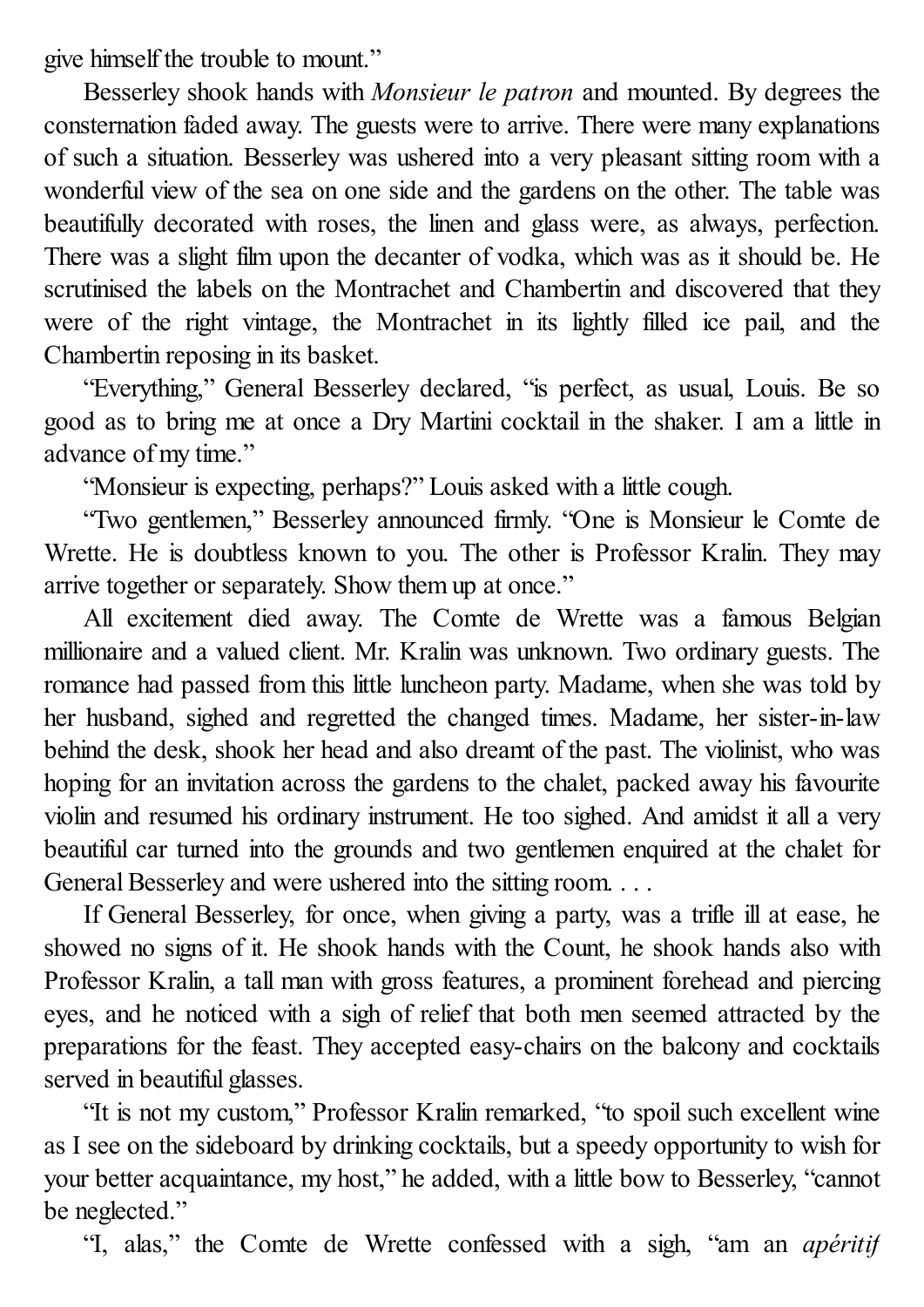give himself the trouble to mount."

Besserley shook hands with *Monsieur le patron* and mounted. By degrees the consternation faded away. The guests were to arrive. There were many explanations of such a situation. Besserley was ushered into a very pleasant sitting room with a wonderful view of the sea on one side and the gardens on the other. The table was beautifully decorated with roses, the linen and glass were, as always, perfection. There was a slight film upon the decanter of vodka, which was as it should be. He scrutinised the labels on the Montrachet and Chambertin and discovered that they were of the right vintage, the Montrachet in its lightly filled ice pail, and the Chambertin reposing in its basket.

"Everything," General Besserley declared, "is perfect, as usual, Louis. Be so good as to bring me at once a Dry Martini cocktail in the shaker. I am a little in advance of my time."

"Monsieur is expecting, perhaps?" Louis asked with a little cough.

"Two gentlemen," Besserley announced firmly. "One is Monsieur le Comte de Wrette. He is doubtless known to you. The other is Professor Kralin. They may arrive together or separately. Show them up at once."

All excitement died away. The Comte de Wrette was a famous Belgian millionaire and a valued client. Mr. Kralin was unknown. Two ordinary guests. The romance had passed from this little luncheon party. Madame, when she was told by her husband, sighed and regretted the changed times. Madame, her sister-in-law behind the desk, shook her head and also dreamt of the past. The violinist, who was hoping for an invitation across the gardens to the chalet, packed away his favourite violin and resumed his ordinary instrument. He too sighed. And amidst it all a very beautiful car turned into the grounds and two gentlemen enquired at the chalet for General Besserley and were ushered into the sitting room. . . .

If General Besserley, for once, when giving a party, was a trifle ill at ease, he showed no signs of it. He shook hands with the Count, he shook hands also with Professor Kralin, a tall man with gross features, a prominent forehead and piercing eyes, and he noticed with a sigh of relief that both men seemed attracted by the preparations for the feast. They accepted easy-chairs on the balcony and cocktails served in beautiful glasses.

"It is not my custom," Professor Kralin remarked, "to spoil such excellent wine as I see on the sideboard by drinking cocktails, but a speedy opportunity to wish for your better acquaintance, my host," he added, with a little bow to Besserley, "cannot be neglected."

"I, alas," the Comte de Wrette confessed with a sigh, "am an *apéritif*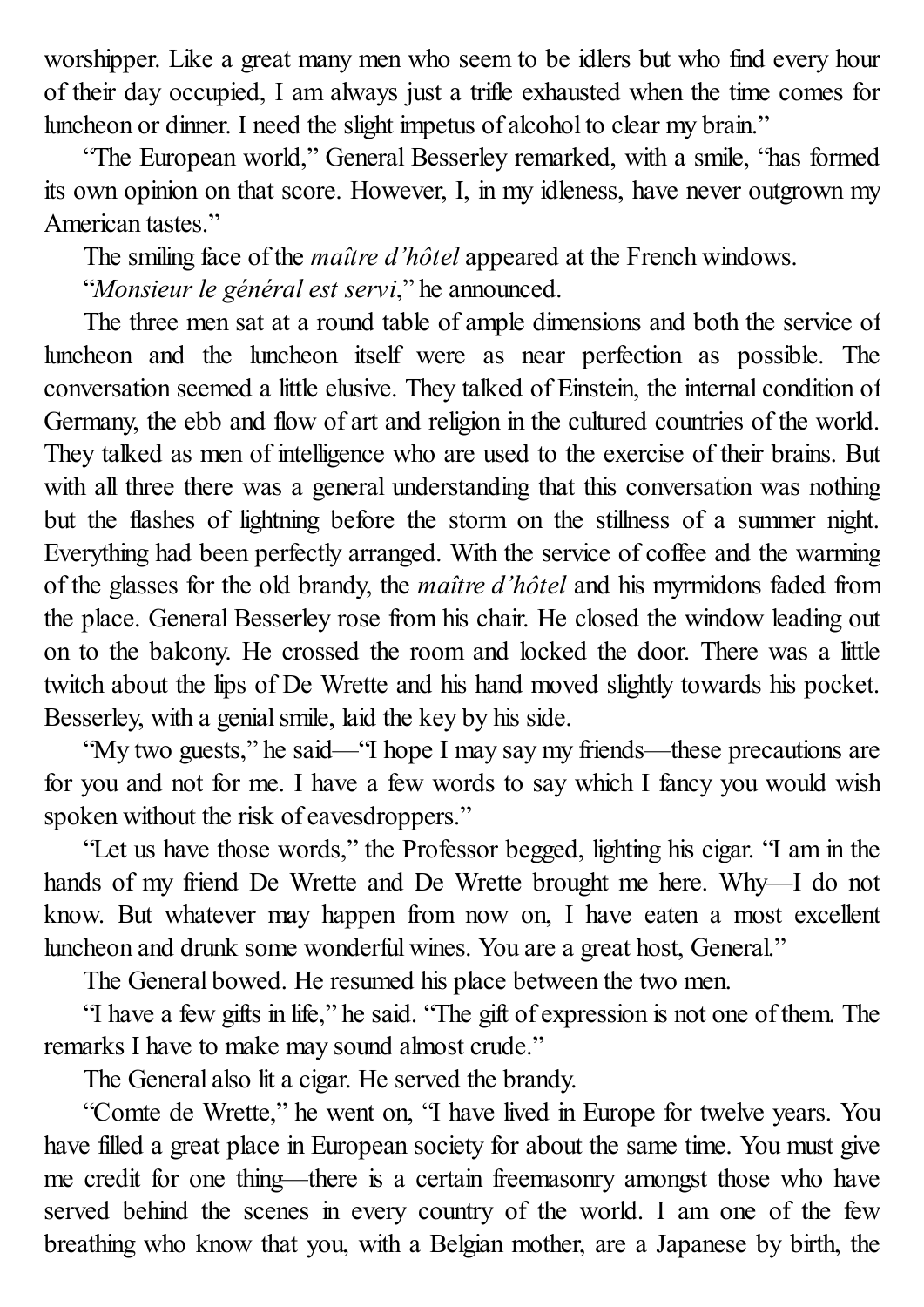worshipper. Like a great many men who seem to be idlers but who find every hour of their day occupied, I am always just a trifle exhausted when the time comes for luncheon or dinner. I need the slight impetus of alcohol to clear my brain."

"The European world," General Besserley remarked, with a smile, "has formed its own opinion on that score. However, I, in my idleness, have never outgrown my American tastes."

The smiling face of the *maître d'hôtel* appeared at the French windows.

"*Monsieur le général est servi*," he announced.

The three men sat at a round table of ample dimensions and both the service of luncheon and the luncheon itself were as near perfection as possible. The conversation seemed a little elusive. They talked of Einstein, the internal condition of Germany, the ebb and flow of art and religion in the cultured countries of the world. They talked as men of intelligence who are used to the exercise of their brains. But with all three there was a general understanding that this conversation was nothing but the flashes of lightning before the storm on the stillness of a summer night. Everything had been perfectly arranged. With the service of coffee and the warming of the glasses for the old brandy, the *maître d'hôtel* and his myrmidons faded from the place. General Besserley rose from his chair. He closed the window leading out on to the balcony. He crossed the room and locked the door. There was a little twitch about the lips of De Wrette and his hand moved slightly towards his pocket. Besserley, with a genial smile, laid the key by his side.

"My two guests," he said—"I hope I may say my friends—these precautions are for you and not for me. I have a few words to say which I fancy you would wish spoken without the risk of eavesdroppers."

"Let us have those words," the Professor begged, lighting his cigar. "I am in the hands of my friend De Wrette and De Wrette brought me here. Why—I do not know. But whatever may happen from now on, I have eaten a most excellent luncheon and drunk some wonderful wines. You are a great host, General."

The General bowed. He resumed his place between the two men.

"I have a few gifts in life," he said. "The gift of expression is not one of them. The remarks I have to make may sound almost crude."

The General also lit a cigar. He served the brandy.

"Comte de Wrette," he went on, "I have lived in Europe for twelve years. You have filled a great place in European society for about the same time. You must give me credit for one thing—there is a certain freemasonry amongst those who have served behind the scenes in every country of the world. I am one of the few breathing who know that you, with a Belgian mother, are a Japanese by birth, the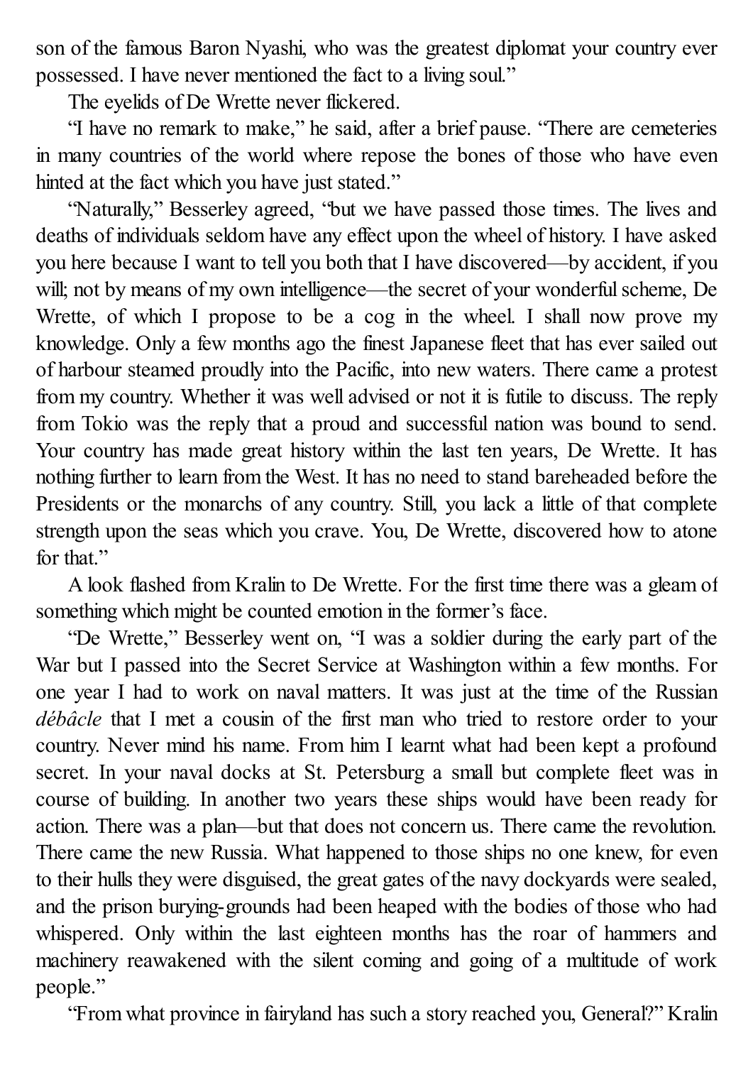son of the famous Baron Nyashi, who was the greatest diplomat your country ever possessed. I have never mentioned the fact to a living soul."

The eyelids of De Wrette never flickered.

"I have no remark to make," he said, after a brief pause. "There are cemeteries in many countries of the world where repose the bones of those who have even hinted at the fact which you have just stated."

"Naturally," Besserley agreed, "but we have passed those times. The lives and deaths of individuals seldom have any effect upon the wheel of history. I have asked you here because I want to tell you both that I have discovered—by accident, if you will; not by means of my own intelligence—the secret of your wonderful scheme, De Wrette, of which I propose to be a cog in the wheel. I shall now prove my knowledge. Only a few months ago the finest Japanese fleet that has ever sailed out of harbour steamed proudly into the Pacific, into new waters. There came a protest from my country. Whether it was well advised or not it is futile to discuss. The reply from Tokio was the reply that a proud and successful nation was bound to send. Your country has made great history within the last ten years, De Wrette. It has nothing further to learn from the West. It has no need to stand bareheaded before the Presidents or the monarchs of any country. Still, you lack a little of that complete strength upon the seas which you crave. You, De Wrette, discovered how to atone for that."

A look flashed from Kralin to De Wrette. For the first time there was a gleam of something which might be counted emotion in the former's face.

"De Wrette," Besserley went on, "I was a soldier during the early part of the War but I passed into the Secret Service at Washington within a few months. For one year I had to work on naval matters. It was just at the time of the Russian *débâcle* that I met a cousin of the first man who tried to restore order to your country. Never mind his name. From him I learnt what had been kept a profound secret. In your naval docks at St. Petersburg a small but complete fleet was in course of building. In another two years these ships would have been ready for action. There was a plan—but that does not concern us. There came the revolution. There came the new Russia. What happened to those ships no one knew, for even to their hulls they were disguised, the great gates of the navy dockyards were sealed, and the prison burying-grounds had been heaped with the bodies of those who had whispered. Only within the last eighteen months has the roar of hammers and machinery reawakened with the silent coming and going of a multitude of work people."

"From what province in fairyland has such a story reached you, General?" Kralin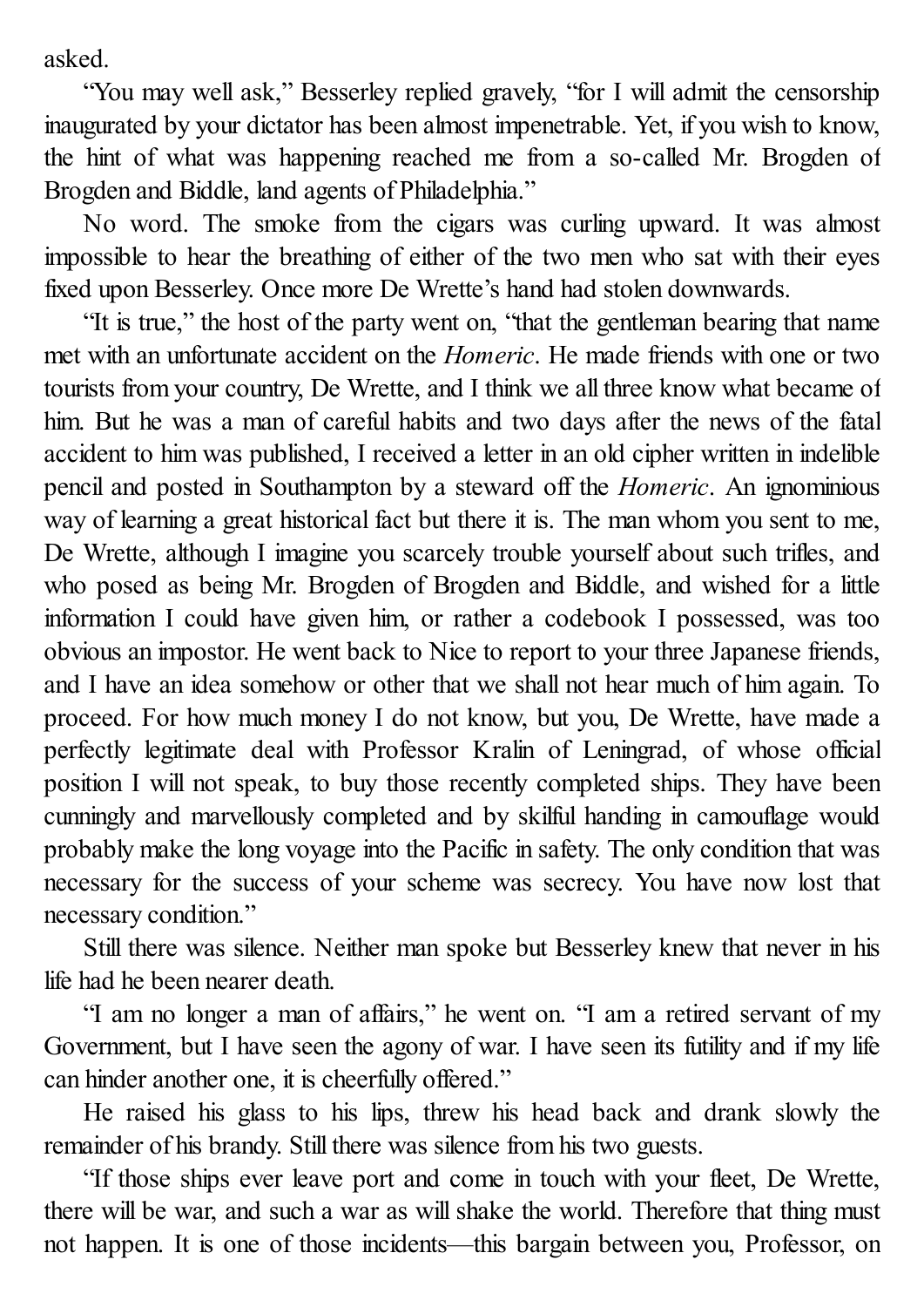asked.

"You may well ask," Besserley replied gravely, "for I will admit the censorship inaugurated by your dictator has been almost impenetrable. Yet, if you wish to know, the hint of what was happening reached me from a so-called Mr. Brogden of Brogden and Biddle, land agents of Philadelphia."

No word. The smoke from the cigars was curling upward. It was almost impossible to hear the breathing of either of the two men who sat with their eyes fixed upon Besserley. Once more De Wrette's hand had stolen downwards.

"It is true," the host of the party went on, "that the gentleman bearing that name met with an unfortunate accident on the *Homeric*. He made friends with one or two tourists from your country, De Wrette, and I think we all three know what became of him. But he was a man of careful habits and two days after the news of the fatal accident to him was published, I received a letter in an old cipher written in indelible pencil and posted in Southampton by a steward off the *Homeric*. An ignominious way of learning a great historical fact but there it is. The man whom you sent to me, De Wrette, although I imagine you scarcely trouble yourself about such trifles, and who posed as being Mr. Brogden of Brogden and Biddle, and wished for a little information I could have given him, or rather a codebook I possessed, was too obvious an impostor. He went back to Nice to report to your three Japanese friends, and I have an idea somehow or other that we shall not hear much of him again. To proceed. For how much money I do not know, but you, De Wrette, have made a perfectly legitimate deal with Professor Kralin of Leningrad, of whose official position I will not speak, to buy those recently completed ships. They have been cunningly and marvellously completed and by skilful handing in camouflage would probably make the long voyage into the Pacific in safety. The only condition that was necessary for the success of your scheme was secrecy. You have now lost that necessary condition."

Still there was silence. Neither man spoke but Besserley knew that never in his life had he been nearer death.

"I am no longer a man of affairs," he went on. "I am a retired servant of my Government, but I have seen the agony of war. I have seen its futility and if my life can hinder another one, it is cheerfully offered."

He raised his glass to his lips, threw his head back and drank slowly the remainder of his brandy. Still there was silence from his two guests.

"If those ships ever leave port and come in touch with your fleet, De Wrette, there will be war, and such a war as will shake the world. Therefore that thing must not happen. It is one of those incidents—this bargain between you, Professor, on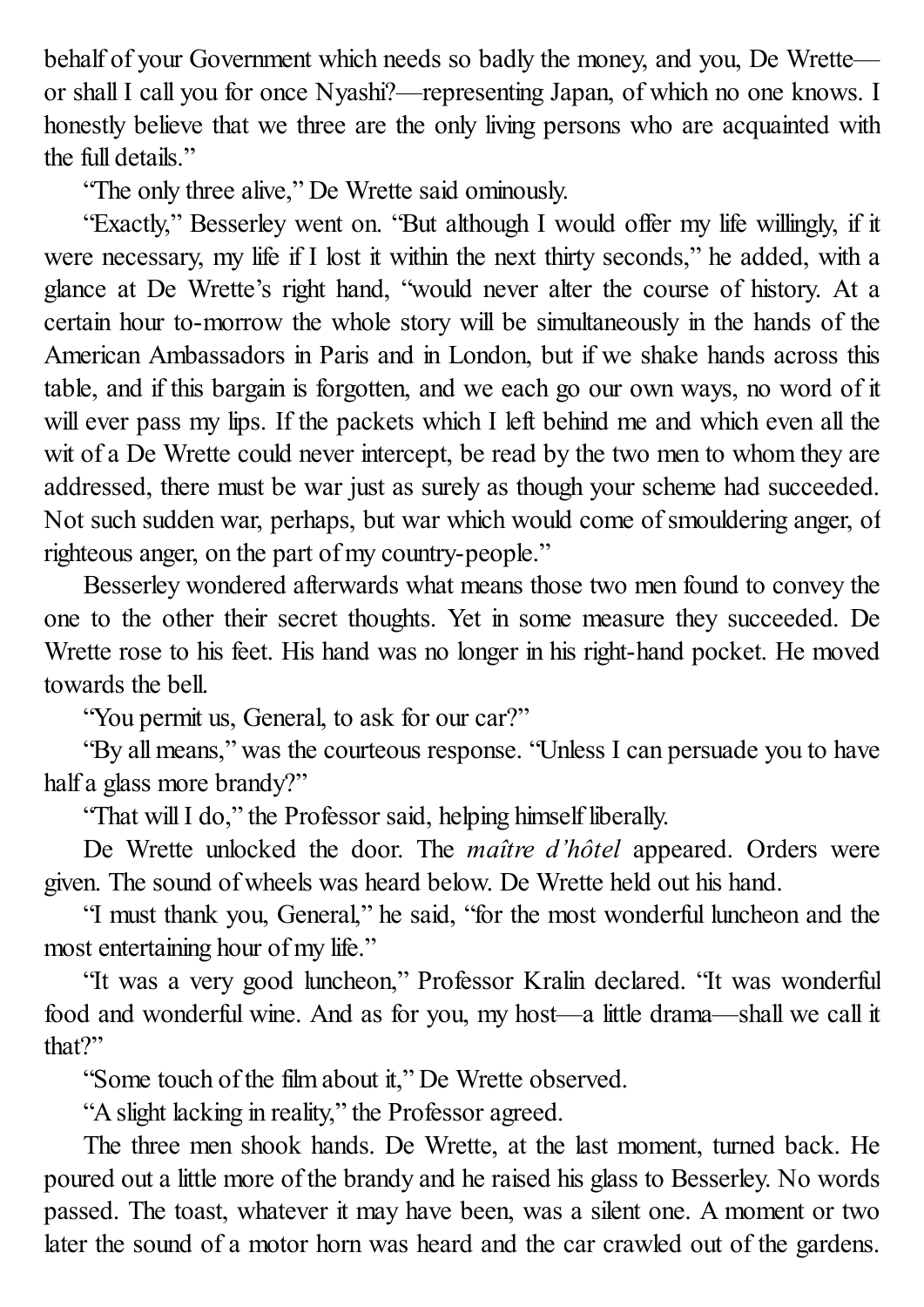behalf of your Government which needs so badly the money, and you, De Wrette—or shall I call you for once Nyashi?—representing Japan, of which no one knows. I honestly believe that we three are the only living persons who are acquainted with the full details."

"The only three alive," De Wrette said ominously.

"Exactly," Besserley went on. "But although I would offer my life willingly, if it were necessary, my life if I lost it within the next thirty seconds," he added, with a glance at De Wrette's right hand, "would never alter the course of history. At a certain hour to-morrow the whole story will be simultaneously in the hands of the American Ambassadors in Paris and in London, but if we shake hands across this table, and if this bargain is forgotten, and we each go our own ways, no word of it will ever pass my lips. If the packets which I left behind me and which even all the wit of a De Wrette could never intercept, be read by the two men to whom they are addressed, there must be war just as surely as though your scheme had succeeded. Not such sudden war, perhaps, but war which would come of smouldering anger, of righteous anger, on the part of my country-people."

Besserley wondered afterwards what means those two men found to convey the one to the other their secret thoughts. Yet in some measure they succeeded. De Wrette rose to his feet. His hand was no longer in his right-hand pocket. He moved towards the bell.

"You permit us, General, to ask for our car?"

"By all means," was the courteous response. "Unless I can persuade you to have half a glass more brandy?"

"That will I do," the Professor said, helping himself liberally.

De Wrette unlocked the door. The *maître d'hôtel* appeared. Orders were given. The sound of wheels was heard below. De Wrette held out his hand.

"I must thank you, General," he said, "for the most wonderful luncheon and the most entertaining hour of my life."

"It was a very good luncheon," Professor Kralin declared. "It was wonderful food and wonderful wine. And as for you, my host—a little drama—shall we call it that?"

"Some touch of the film about it," De Wrette observed.

"A slight lacking in reality," the Professor agreed.

The three men shook hands. De Wrette, at the last moment, turned back. He poured out a little more of the brandy and he raised his glass to Besserley. No words passed. The toast, whatever it may have been, was a silent one. A moment or two later the sound of a motor horn was heard and the car crawled out of the gardens.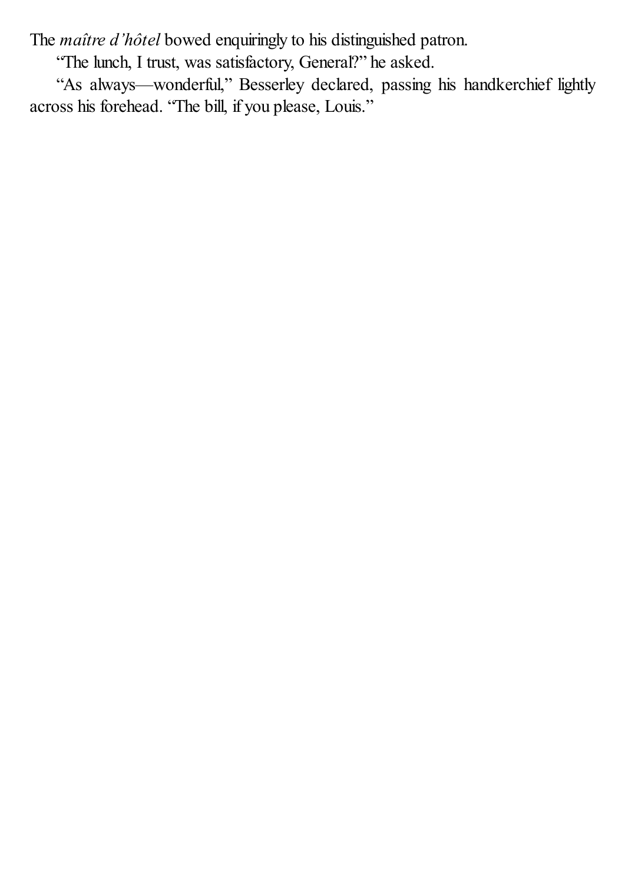The *maître d'hôtel* bowed enquiringly to his distinguished patron.

"The lunch, I trust, was satisfactory, General?" he asked.

"As always—wonderful," Besserley declared, passing his handkerchief lightly across his forehead. "The bill, if you please, Louis."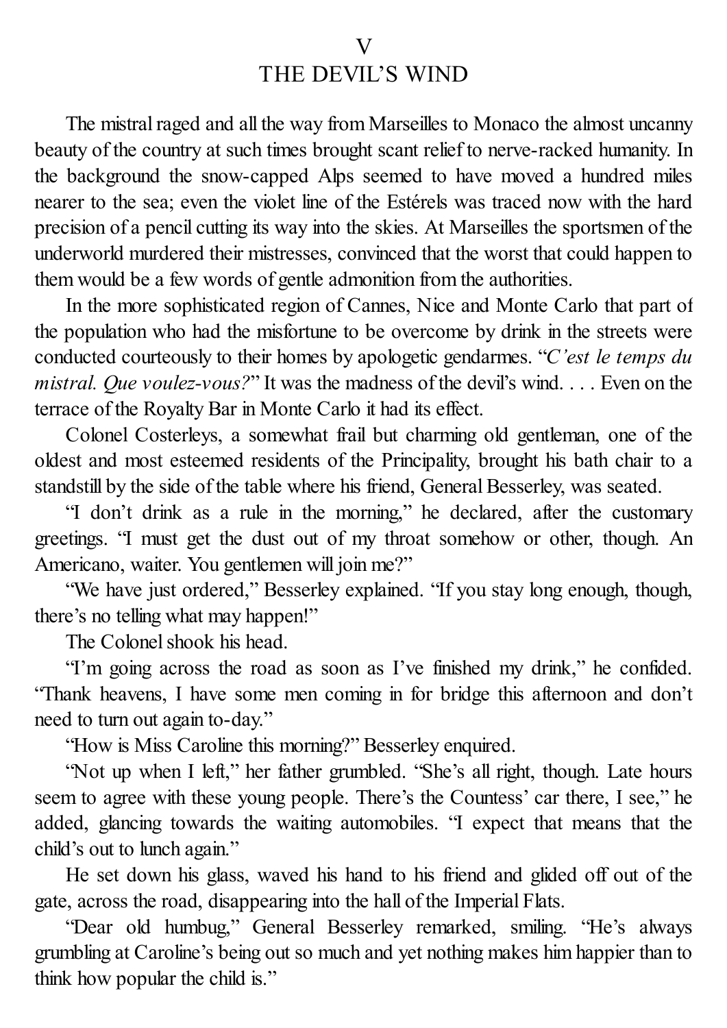# V
# THE DEVIL'S WIND

The mistral raged and all the way from Marseilles to Monaco the almost uncanny beauty of the country at such times brought scant relief to nerve-racked humanity. In the background the snow-capped Alps seemed to have moved a hundred miles nearer to the sea; even the violet line of the Estérels was traced now with the hard precision of a pencil cutting its way into the skies. At Marseilles the sportsmen of the underworld murdered their mistresses, convinced that the worst that could happen to them would be a few words of gentle admonition from the authorities.

In the more sophisticated region of Cannes, Nice and Monte Carlo that part of the population who had the misfortune to be overcome by drink in the streets were conducted courteously to their homes by apologetic gendarmes. "*C'est le temps du mistral. Que voulez-vous?*" It was the madness of the devil's wind. . . . Even on the terrace of the Royalty Bar in Monte Carlo it had its effect.

Colonel Costerleys, a somewhat frail but charming old gentleman, one of the oldest and most esteemed residents of the Principality, brought his bath chair to a standstill by the side of the table where his friend, General Besserley, was seated.

"I don't drink as a rule in the morning," he declared, after the customary greetings. "I must get the dust out of my throat somehow or other, though. An Americano, waiter. You gentlemen will join me?"

"We have just ordered," Besserley explained. "If you stay long enough, though, there's no telling what may happen!"

The Colonel shook his head.

"I'm going across the road as soon as I've finished my drink," he confided. "Thank heavens, I have some men coming in for bridge this afternoon and don't need to turn out again to-day."

"How is Miss Caroline this morning?" Besserley enquired.

"Not up when I left," her father grumbled. "She's all right, though. Late hours seem to agree with these young people. There's the Countess' car there, I see," he added, glancing towards the waiting automobiles. "I expect that means that the child's out to lunch again."

He set down his glass, waved his hand to his friend and glided off out of the gate, across the road, disappearing into the hall of the Imperial Flats.

"Dear old humbug," General Besserley remarked, smiling. "He's always grumbling at Caroline's being out so much and yet nothing makes him happier than to think how popular the child is."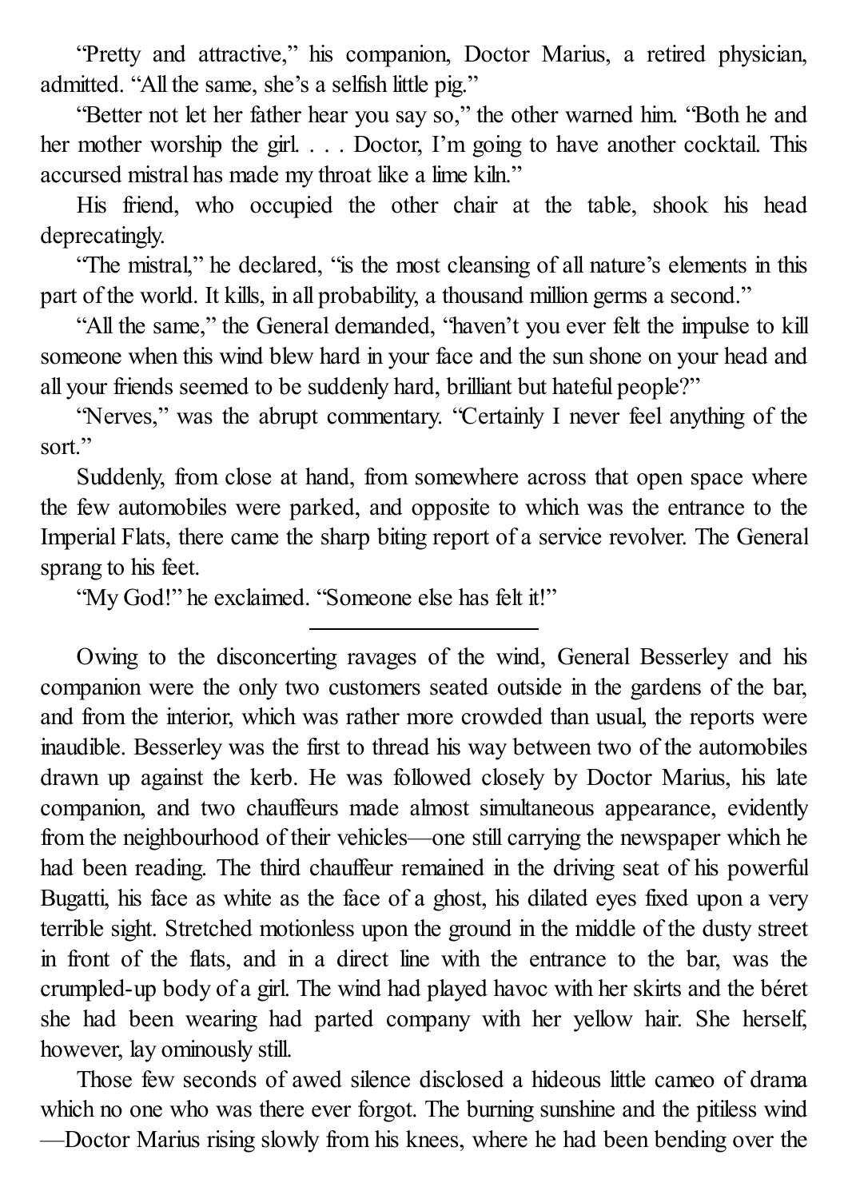"Pretty and attractive," his companion, Doctor Marius, a retired physician, admitted. "All the same, she's a selfish little pig."

"Better not let her father hear you say so," the other warned him. "Both he and her mother worship the girl. . . . Doctor, I'm going to have another cocktail. This accursed mistral has made my throat like a lime kiln."

His friend, who occupied the other chair at the table, shook his head deprecatingly.

"The mistral," he declared, "is the most cleansing of all nature's elements in this part of the world. It kills, in all probability, a thousand million germs a second."

"All the same," the General demanded, "haven't you ever felt the impulse to kill someone when this wind blew hard in your face and the sun shone on your head and all your friends seemed to be suddenly hard, brilliant but hateful people?"

"Nerves," was the abrupt commentary. "Certainly I never feel anything of the sort."

Suddenly, from close at hand, from somewhere across that open space where the few automobiles were parked, and opposite to which was the entrance to the Imperial Flats, there came the sharp biting report of a service revolver. The General sprang to his feet.

"My God!" he exclaimed. "Someone else has felt it!"

---

Owing to the disconcerting ravages of the wind, General Besserley and his companion were the only two customers seated outside in the gardens of the bar, and from the interior, which was rather more crowded than usual, the reports were inaudible. Besserley was the first to thread his way between two of the automobiles drawn up against the kerb. He was followed closely by Doctor Marius, his late companion, and two chauffeurs made almost simultaneous appearance, evidently from the neighbourhood of their vehicles—one still carrying the newspaper which he had been reading. The third chauffeur remained in the driving seat of his powerful Bugatti, his face as white as the face of a ghost, his dilated eyes fixed upon a very terrible sight. Stretched motionless upon the ground in the middle of the dusty street in front of the flats, and in a direct line with the entrance to the bar, was the crumpled-up body of a girl. The wind had played havoc with her skirts and the béret she had been wearing had parted company with her yellow hair. She herself, however, lay ominously still.

Those few seconds of awed silence disclosed a hideous little cameo of drama which no one who was there ever forgot. The burning sunshine and the pitiless wind—Doctor Marius rising slowly from his knees, where he had been bending over the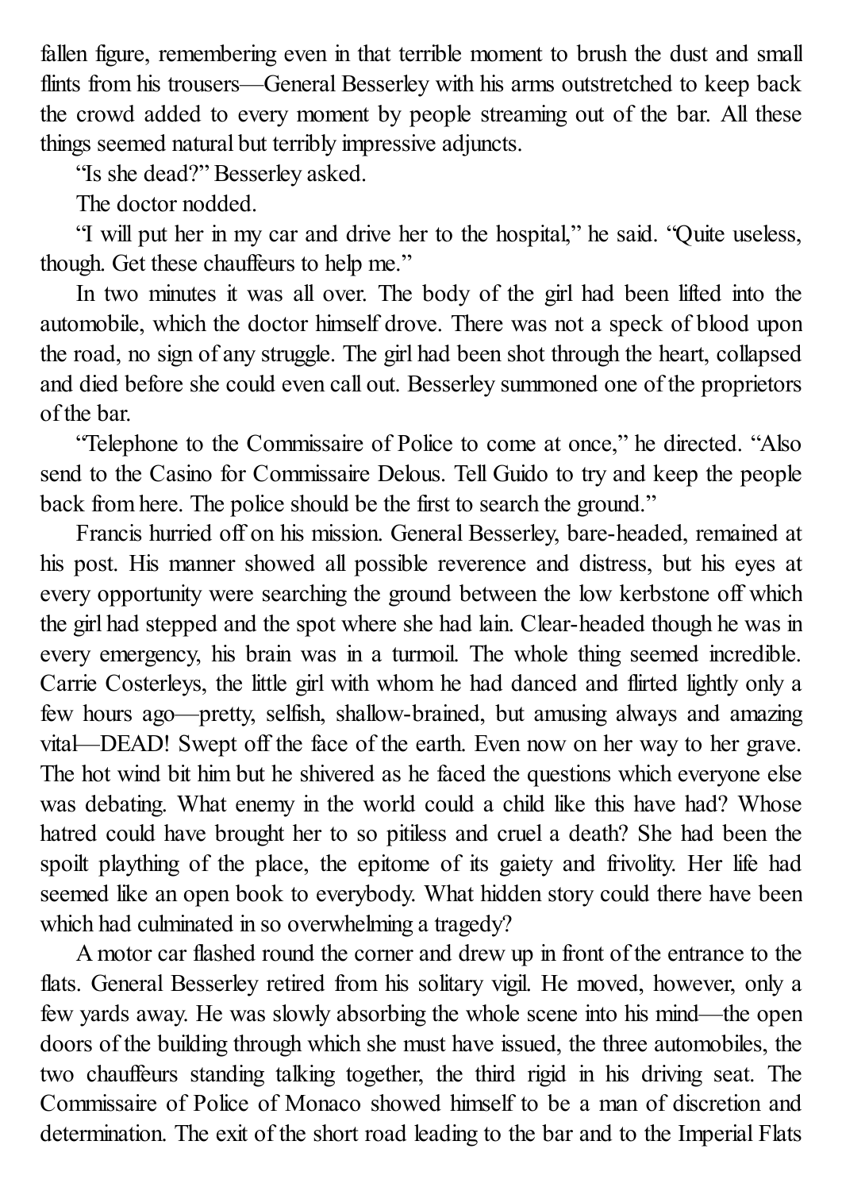fallen figure, remembering even in that terrible moment to brush the dust and small flints from his trousers—General Besserley with his arms outstretched to keep back the crowd added to every moment by people streaming out of the bar. All these things seemed natural but terribly impressive adjuncts.

"Is she dead?" Besserley asked.

The doctor nodded.

"I will put her in my car and drive her to the hospital," he said. "Quite useless, though. Get these chauffeurs to help me."

In two minutes it was all over. The body of the girl had been lifted into the automobile, which the doctor himself drove. There was not a speck of blood upon the road, no sign of any struggle. The girl had been shot through the heart, collapsed and died before she could even call out. Besserley summoned one of the proprietors of the bar.

"Telephone to the Commissaire of Police to come at once," he directed. "Also send to the Casino for Commissaire Delous. Tell Guido to try and keep the people back from here. The police should be the first to search the ground."

Francis hurried off on his mission. General Besserley, bare-headed, remained at his post. His manner showed all possible reverence and distress, but his eyes at every opportunity were searching the ground between the low kerbstone off which the girl had stepped and the spot where she had lain. Clear-headed though he was in every emergency, his brain was in a turmoil. The whole thing seemed incredible. Carrie Costerleys, the little girl with whom he had danced and flirted lightly only a few hours ago—pretty, selfish, shallow-brained, but amusing always and amazing vital—DEAD! Swept off the face of the earth. Even now on her way to her grave. The hot wind bit him but he shivered as he faced the questions which everyone else was debating. What enemy in the world could a child like this have had? Whose hatred could have brought her to so pitiless and cruel a death? She had been the spoilt plaything of the place, the epitome of its gaiety and frivolity. Her life had seemed like an open book to everybody. What hidden story could there have been which had culminated in so overwhelming a tragedy?

A motor car flashed round the corner and drew up in front of the entrance to the flats. General Besserley retired from his solitary vigil. He moved, however, only a few yards away. He was slowly absorbing the whole scene into his mind—the open doors of the building through which she must have issued, the three automobiles, the two chauffeurs standing talking together, the third rigid in his driving seat. The Commissaire of Police of Monaco showed himself to be a man of discretion and determination. The exit of the short road leading to the bar and to the Imperial Flats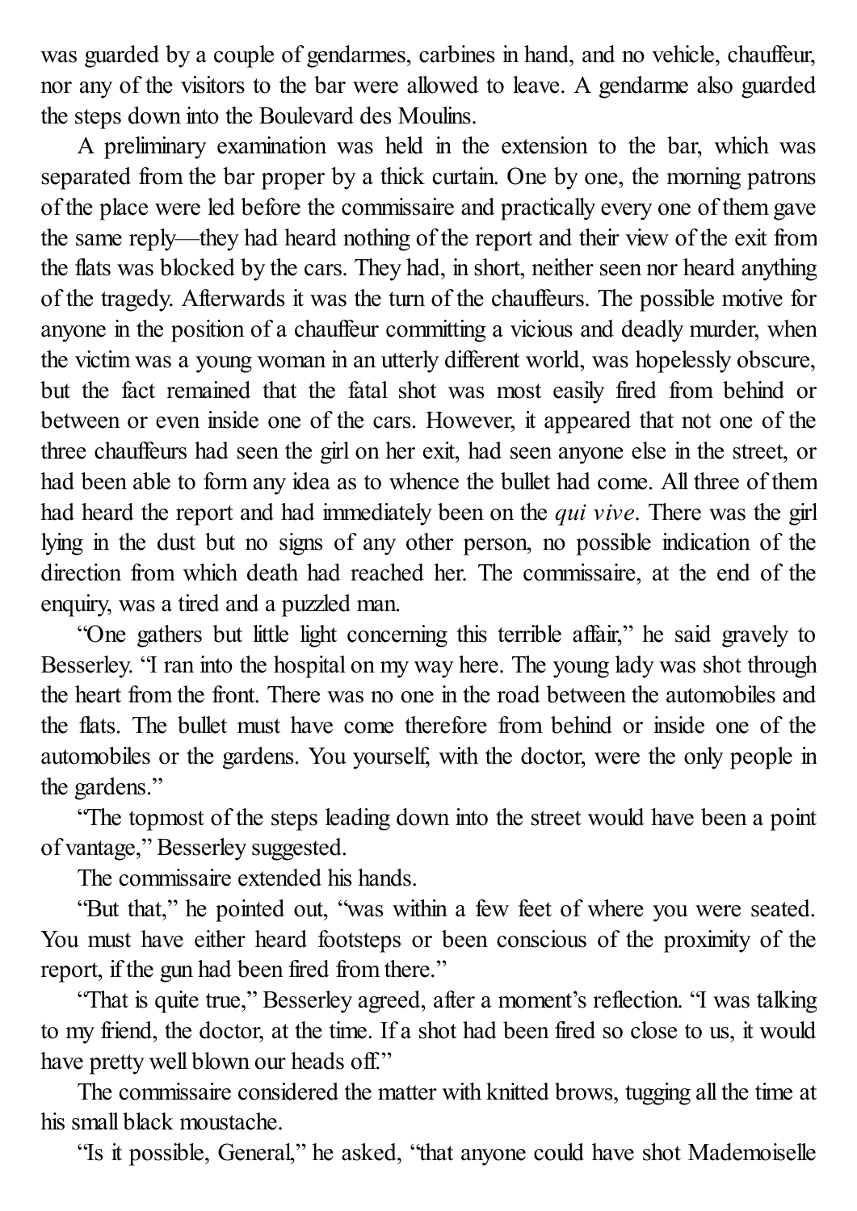was guarded by a couple of gendarmes, carbines in hand, and no vehicle, chauffeur, nor any of the visitors to the bar were allowed to leave. A gendarme also guarded the steps down into the Boulevard des Moulins.

A preliminary examination was held in the extension to the bar, which was separated from the bar proper by a thick curtain. One by one, the morning patrons of the place were led before the commissaire and practically every one of them gave the same reply—they had heard nothing of the report and their view of the exit from the flats was blocked by the cars. They had, in short, neither seen nor heard anything of the tragedy. Afterwards it was the turn of the chauffeurs. The possible motive for anyone in the position of a chauffeur committing a vicious and deadly murder, when the victim was a young woman in an utterly different world, was hopelessly obscure, but the fact remained that the fatal shot was most easily fired from behind or between or even inside one of the cars. However, it appeared that not one of the three chauffeurs had seen the girl on her exit, had seen anyone else in the street, or had been able to form any idea as to whence the bullet had come. All three of them had heard the report and had immediately been on the *qui vive*. There was the girl lying in the dust but no signs of any other person, no possible indication of the direction from which death had reached her. The commissaire, at the end of the enquiry, was a tired and a puzzled man.

"One gathers but little light concerning this terrible affair," he said gravely to Besserley. "I ran into the hospital on my way here. The young lady was shot through the heart from the front. There was no one in the road between the automobiles and the flats. The bullet must have come therefore from behind or inside one of the automobiles or the gardens. You yourself, with the doctor, were the only people in the gardens."

"The topmost of the steps leading down into the street would have been a point of vantage," Besserley suggested.

The commissaire extended his hands.

"But that," he pointed out, "was within a few feet of where you were seated. You must have either heard footsteps or been conscious of the proximity of the report, if the gun had been fired from there."

"That is quite true," Besserley agreed, after a moment's reflection. "I was talking to my friend, the doctor, at the time. If a shot had been fired so close to us, it would have pretty well blown our heads off."

The commissaire considered the matter with knitted brows, tugging all the time at his small black moustache.

"Is it possible, General," he asked, "that anyone could have shot Mademoiselle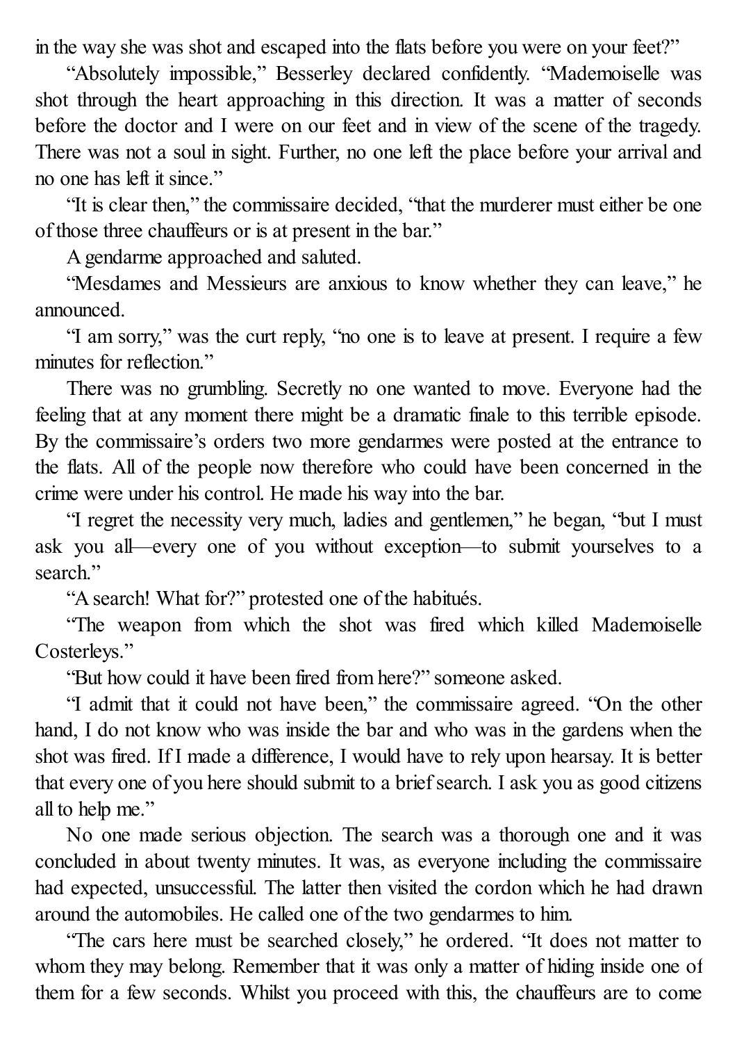in the way she was shot and escaped into the flats before you were on your feet?"

"Absolutely impossible," Besserley declared confidently. "Mademoiselle was shot through the heart approaching in this direction. It was a matter of seconds before the doctor and I were on our feet and in view of the scene of the tragedy. There was not a soul in sight. Further, no one left the place before your arrival and no one has left it since."

"It is clear then," the commissaire decided, "that the murderer must either be one of those three chauffeurs or is at present in the bar."

A gendarme approached and saluted.

"Mesdames and Messieurs are anxious to know whether they can leave," he announced.

"I am sorry," was the curt reply, "no one is to leave at present. I require a few minutes for reflection."

There was no grumbling. Secretly no one wanted to move. Everyone had the feeling that at any moment there might be a dramatic finale to this terrible episode. By the commissaire's orders two more gendarmes were posted at the entrance to the flats. All of the people now therefore who could have been concerned in the crime were under his control. He made his way into the bar.

"I regret the necessity very much, ladies and gentlemen," he began, "but I must ask you all—every one of you without exception—to submit yourselves to a search."

"A search! What for?" protested one of the habitués.

"The weapon from which the shot was fired which killed Mademoiselle Costerleys."

"But how could it have been fired from here?" someone asked.

"I admit that it could not have been," the commissaire agreed. "On the other hand, I do not know who was inside the bar and who was in the gardens when the shot was fired. If I made a difference, I would have to rely upon hearsay. It is better that every one of you here should submit to a brief search. I ask you as good citizens all to help me."

No one made serious objection. The search was a thorough one and it was concluded in about twenty minutes. It was, as everyone including the commissaire had expected, unsuccessful. The latter then visited the cordon which he had drawn around the automobiles. He called one of the two gendarmes to him.

"The cars here must be searched closely," he ordered. "It does not matter to whom they may belong. Remember that it was only a matter of hiding inside one of them for a few seconds. Whilst you proceed with this, the chauffeurs are to come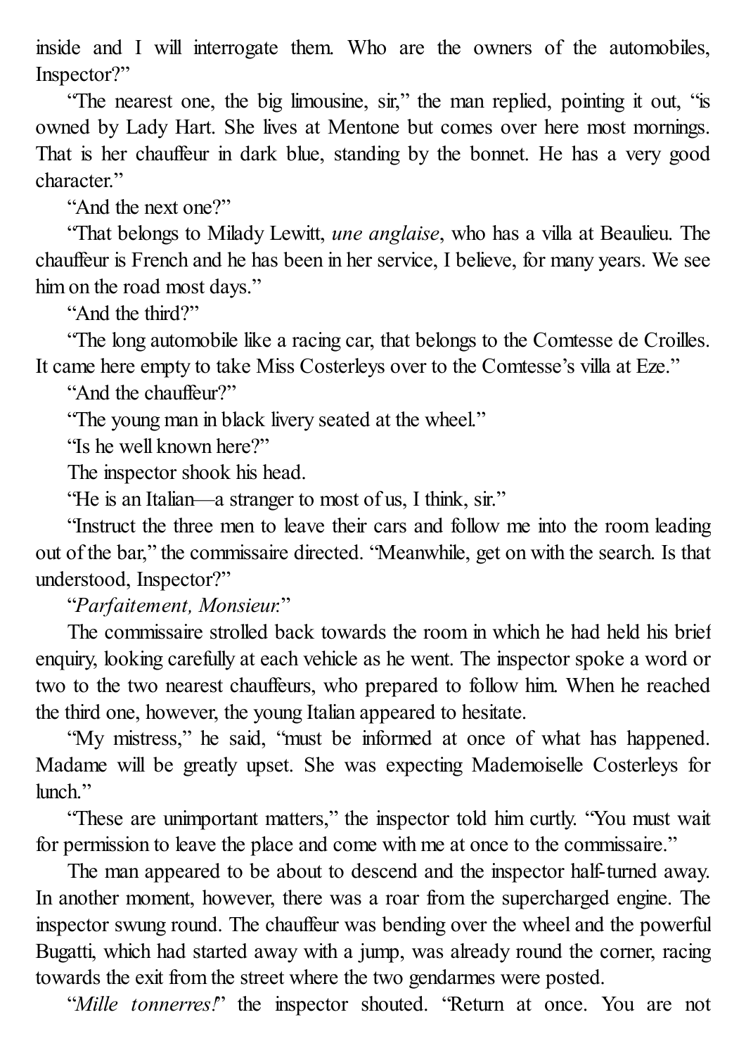inside and I will interrogate them. Who are the owners of the automobiles, Inspector?"

"The nearest one, the big limousine, sir," the man replied, pointing it out, "is owned by Lady Hart. She lives at Mentone but comes over here most mornings. That is her chauffeur in dark blue, standing by the bonnet. He has a very good character."

"And the next one?"

"That belongs to Milady Lewitt, *une anglaise*, who has a villa at Beaulieu. The chauffeur is French and he has been in her service, I believe, for many years. We see him on the road most days."

"And the third?"

"The long automobile like a racing car, that belongs to the Comtesse de Croilles. It came here empty to take Miss Costerleys over to the Comtesse's villa at Eze."

"And the chauffeur?"

"The young man in black livery seated at the wheel."

"Is he well known here?"

The inspector shook his head.

"He is an Italian—a stranger to most of us, I think, sir."

"Instruct the three men to leave their cars and follow me into the room leading out of the bar," the commissaire directed. "Meanwhile, get on with the search. Is that understood, Inspector?"

"*Parfaitement, Monsieur.*"

The commissaire strolled back towards the room in which he had held his brief enquiry, looking carefully at each vehicle as he went. The inspector spoke a word or two to the two nearest chauffeurs, who prepared to follow him. When he reached the third one, however, the young Italian appeared to hesitate.

"My mistress," he said, "must be informed at once of what has happened. Madame will be greatly upset. She was expecting Mademoiselle Costerleys for lunch."

"These are unimportant matters," the inspector told him curtly. "You must wait for permission to leave the place and come with me at once to the commissaire."

The man appeared to be about to descend and the inspector half-turned away. In another moment, however, there was a roar from the supercharged engine. The inspector swung round. The chauffeur was bending over the wheel and the powerful Bugatti, which had started away with a jump, was already round the corner, racing towards the exit from the street where the two gendarmes were posted.

"*Mille tonnerres!*" the inspector shouted. "Return at once. You are not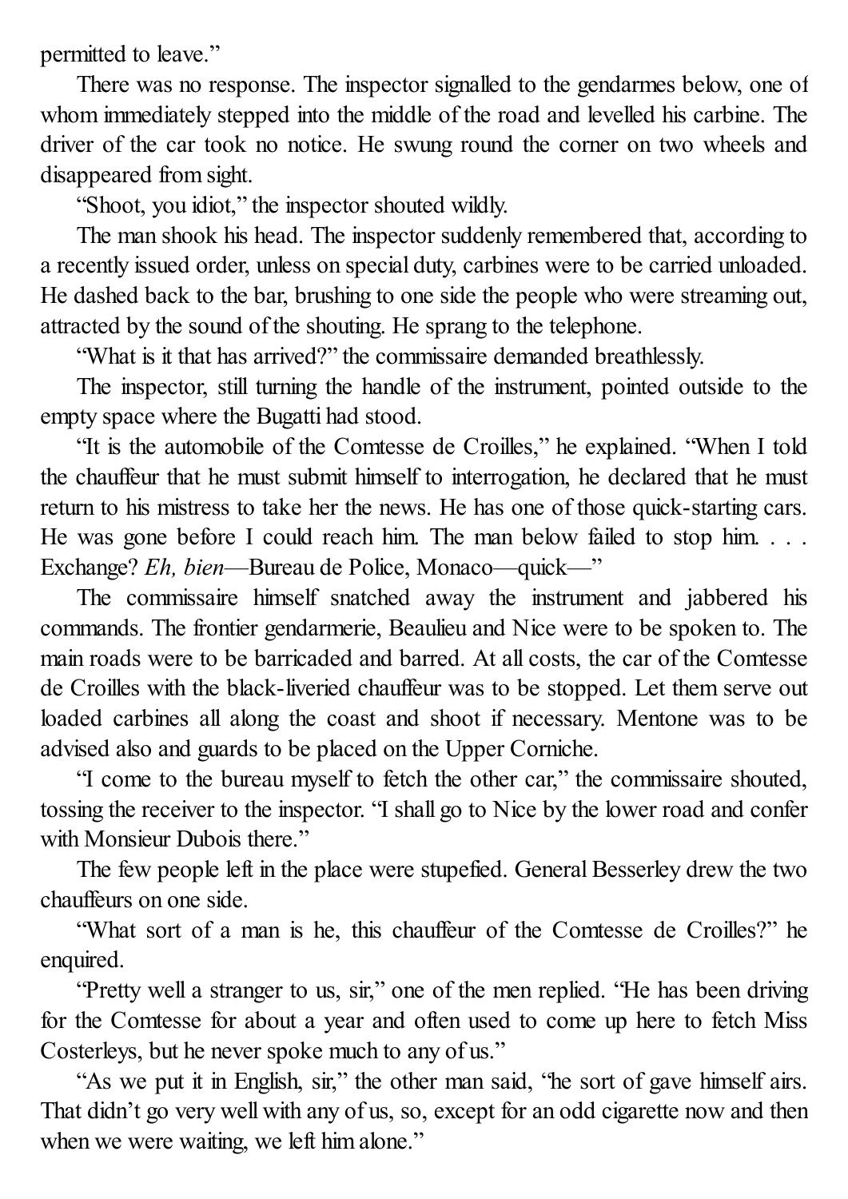permitted to leave."

There was no response. The inspector signalled to the gendarmes below, one of whom immediately stepped into the middle of the road and levelled his carbine. The driver of the car took no notice. He swung round the corner on two wheels and disappeared from sight.

"Shoot, you idiot," the inspector shouted wildly.

The man shook his head. The inspector suddenly remembered that, according to a recently issued order, unless on special duty, carbines were to be carried unloaded. He dashed back to the bar, brushing to one side the people who were streaming out, attracted by the sound of the shouting. He sprang to the telephone.

"What is it that has arrived?" the commissaire demanded breathlessly.

The inspector, still turning the handle of the instrument, pointed outside to the empty space where the Bugatti had stood.

"It is the automobile of the Comtesse de Croilles," he explained. "When I told the chauffeur that he must submit himself to interrogation, he declared that he must return to his mistress to take her the news. He has one of those quick-starting cars. He was gone before I could reach him. The man below failed to stop him. . . . Exchange? *Eh, bien*—Bureau de Police, Monaco—quick—"

The commissaire himself snatched away the instrument and jabbered his commands. The frontier gendarmerie, Beaulieu and Nice were to be spoken to. The main roads were to be barricaded and barred. At all costs, the car of the Comtesse de Croilles with the black-liveried chauffeur was to be stopped. Let them serve out loaded carbines all along the coast and shoot if necessary. Mentone was to be advised also and guards to be placed on the Upper Corniche.

"I come to the bureau myself to fetch the other car," the commissaire shouted, tossing the receiver to the inspector. "I shall go to Nice by the lower road and confer with Monsieur Dubois there."

The few people left in the place were stupefied. General Besserley drew the two chauffeurs on one side.

"What sort of a man is he, this chauffeur of the Comtesse de Croilles?" he enquired.

"Pretty well a stranger to us, sir," one of the men replied. "He has been driving for the Comtesse for about a year and often used to come up here to fetch Miss Costerleys, but he never spoke much to any of us."

"As we put it in English, sir," the other man said, "he sort of gave himself airs. That didn't go very well with any of us, so, except for an odd cigarette now and then when we were waiting, we left him alone."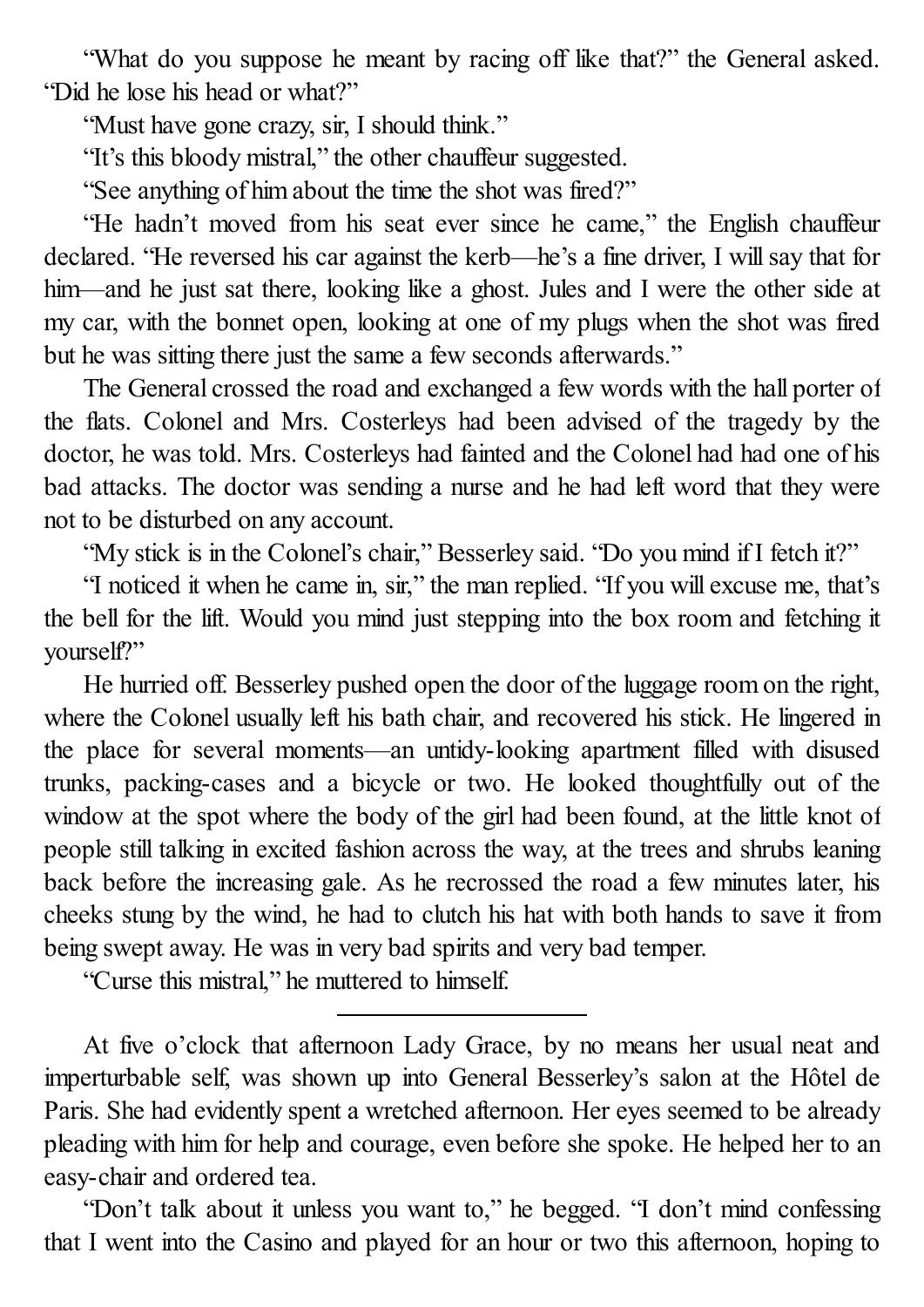"What do you suppose he meant by racing off like that?" the General asked. "Did he lose his head or what?"

"Must have gone crazy, sir, I should think."

"It's this bloody mistral," the other chauffeur suggested.

"See anything of him about the time the shot was fired?"

"He hadn't moved from his seat ever since he came," the English chauffeur declared. "He reversed his car against the kerb—he's a fine driver, I will say that for him—and he just sat there, looking like a ghost. Jules and I were the other side at my car, with the bonnet open, looking at one of my plugs when the shot was fired but he was sitting there just the same a few seconds afterwards."

The General crossed the road and exchanged a few words with the hall porter of the flats. Colonel and Mrs. Costerleys had been advised of the tragedy by the doctor, he was told. Mrs. Costerleys had fainted and the Colonel had had one of his bad attacks. The doctor was sending a nurse and he had left word that they were not to be disturbed on any account.

"My stick is in the Colonel's chair," Besserley said. "Do you mind if I fetch it?"

"I noticed it when he came in, sir," the man replied. "If you will excuse me, that's the bell for the lift. Would you mind just stepping into the box room and fetching it yourself?"

He hurried off. Besserley pushed open the door of the luggage room on the right, where the Colonel usually left his bath chair, and recovered his stick. He lingered in the place for several moments—an untidy-looking apartment filled with disused trunks, packing-cases and a bicycle or two. He looked thoughtfully out of the window at the spot where the body of the girl had been found, at the little knot of people still talking in excited fashion across the way, at the trees and shrubs leaning back before the increasing gale. As he recrossed the road a few minutes later, his cheeks stung by the wind, he had to clutch his hat with both hands to save it from being swept away. He was in very bad spirits and very bad temper.

"Curse this mistral," he muttered to himself.

---

At five o'clock that afternoon Lady Grace, by no means her usual neat and imperturbable self, was shown up into General Besserley's salon at the Hôtel de Paris. She had evidently spent a wretched afternoon. Her eyes seemed to be already pleading with him for help and courage, even before she spoke. He helped her to an easy-chair and ordered tea.

"Don't talk about it unless you want to," he begged. "I don't mind confessing that I went into the Casino and played for an hour or two this afternoon, hoping to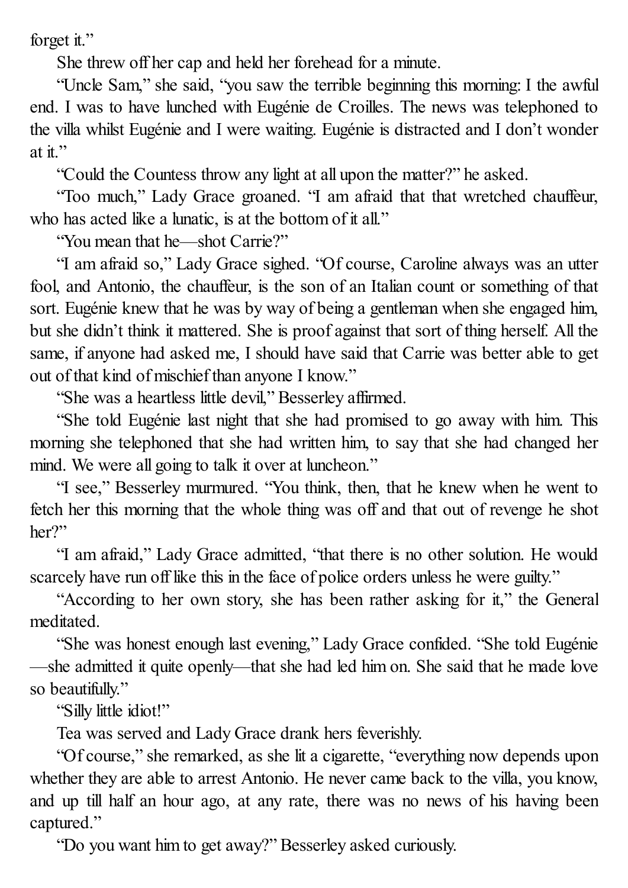forget it."

She threw off her cap and held her forehead for a minute.

"Uncle Sam," she said, "you saw the terrible beginning this morning: I the awful end. I was to have lunched with Eugénie de Croilles. The news was telephoned to the villa whilst Eugénie and I were waiting. Eugénie is distracted and I don't wonder at it."

"Could the Countess throw any light at all upon the matter?" he asked.

"Too much," Lady Grace groaned. "I am afraid that that wretched chauffeur, who has acted like a lunatic, is at the bottom of it all."

"You mean that he—shot Carrie?"

"I am afraid so," Lady Grace sighed. "Of course, Caroline always was an utter fool, and Antonio, the chauffeur, is the son of an Italian count or something of that sort. Eugénie knew that he was by way of being a gentleman when she engaged him, but she didn't think it mattered. She is proof against that sort of thing herself. All the same, if anyone had asked me, I should have said that Carrie was better able to get out of that kind of mischief than anyone I know."

"She was a heartless little devil," Besserley affirmed.

"She told Eugénie last night that she had promised to go away with him. This morning she telephoned that she had written him, to say that she had changed her mind. We were all going to talk it over at luncheon."

"I see," Besserley murmured. "You think, then, that he knew when he went to fetch her this morning that the whole thing was off and that out of revenge he shot her?"

"I am afraid," Lady Grace admitted, "that there is no other solution. He would scarcely have run off like this in the face of police orders unless he were guilty."

"According to her own story, she has been rather asking for it," the General meditated.

"She was honest enough last evening," Lady Grace confided. "She told Eugénie—she admitted it quite openly—that she had led him on. She said that he made love so beautifully."

"Silly little idiot!"

Tea was served and Lady Grace drank hers feverishly.

"Of course," she remarked, as she lit a cigarette, "everything now depends upon whether they are able to arrest Antonio. He never came back to the villa, you know, and up till half an hour ago, at any rate, there was no news of his having been captured."

"Do you want him to get away?" Besserley asked curiously.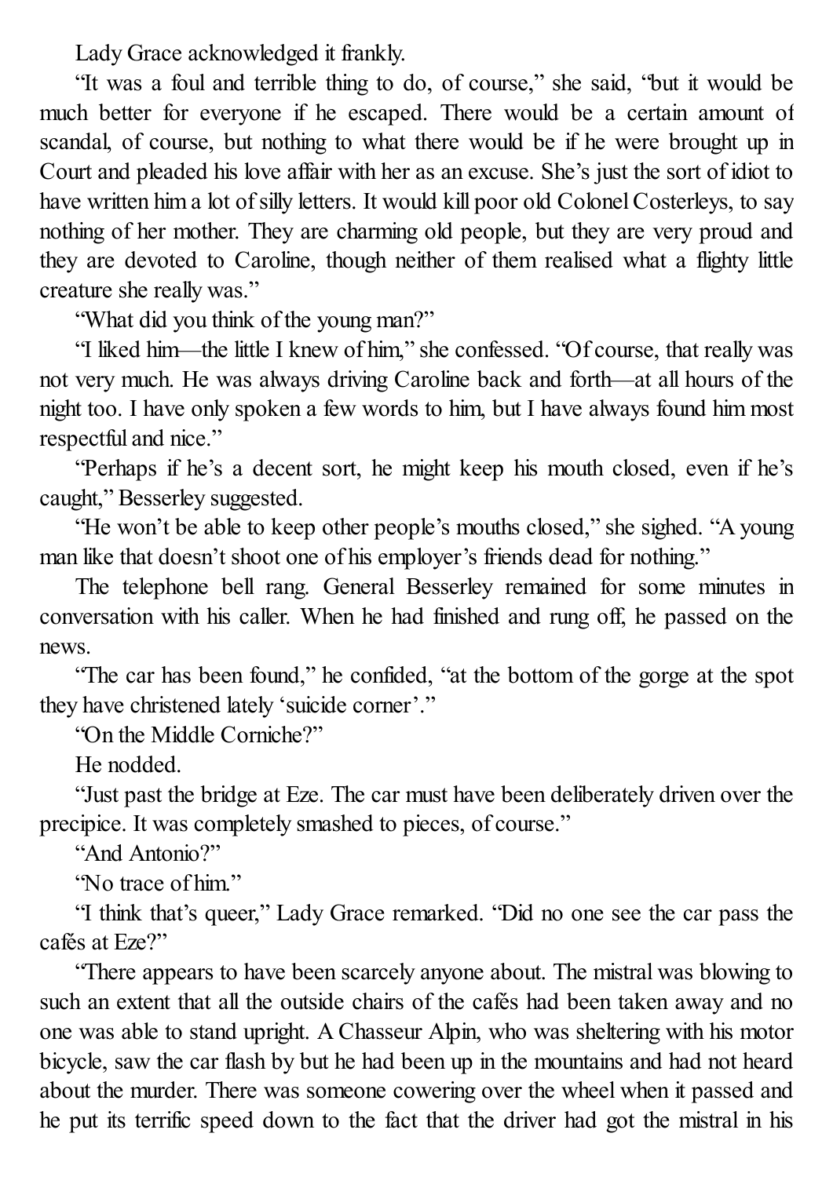Lady Grace acknowledged it frankly.

"It was a foul and terrible thing to do, of course," she said, "but it would be much better for everyone if he escaped. There would be a certain amount of scandal, of course, but nothing to what there would be if he were brought up in Court and pleaded his love affair with her as an excuse. She's just the sort of idiot to have written him a lot of silly letters. It would kill poor old Colonel Costerleys, to say nothing of her mother. They are charming old people, but they are very proud and they are devoted to Caroline, though neither of them realised what a flighty little creature she really was."

"What did you think of the young man?"

"I liked him—the little I knew of him," she confessed. "Of course, that really was not very much. He was always driving Caroline back and forth—at all hours of the night too. I have only spoken a few words to him, but I have always found him most respectful and nice."

"Perhaps if he's a decent sort, he might keep his mouth closed, even if he's caught," Besserley suggested.

"He won't be able to keep other people's mouths closed," she sighed. "A young man like that doesn't shoot one of his employer's friends dead for nothing."

The telephone bell rang. General Besserley remained for some minutes in conversation with his caller. When he had finished and rung off, he passed on the news.

"The car has been found," he confided, "at the bottom of the gorge at the spot they have christened lately 'suicide corner'."

"On the Middle Corniche?"

He nodded.

"Just past the bridge at Eze. The car must have been deliberately driven over the precipice. It was completely smashed to pieces, of course."

"And Antonio?"

"No trace of him."

"I think that's queer," Lady Grace remarked. "Did no one see the car pass the cafés at Eze?"

"There appears to have been scarcely anyone about. The mistral was blowing to such an extent that all the outside chairs of the cafés had been taken away and no one was able to stand upright. A Chasseur Alpin, who was sheltering with his motor bicycle, saw the car flash by but he had been up in the mountains and had not heard about the murder. There was someone cowering over the wheel when it passed and he put its terrific speed down to the fact that the driver had got the mistral in his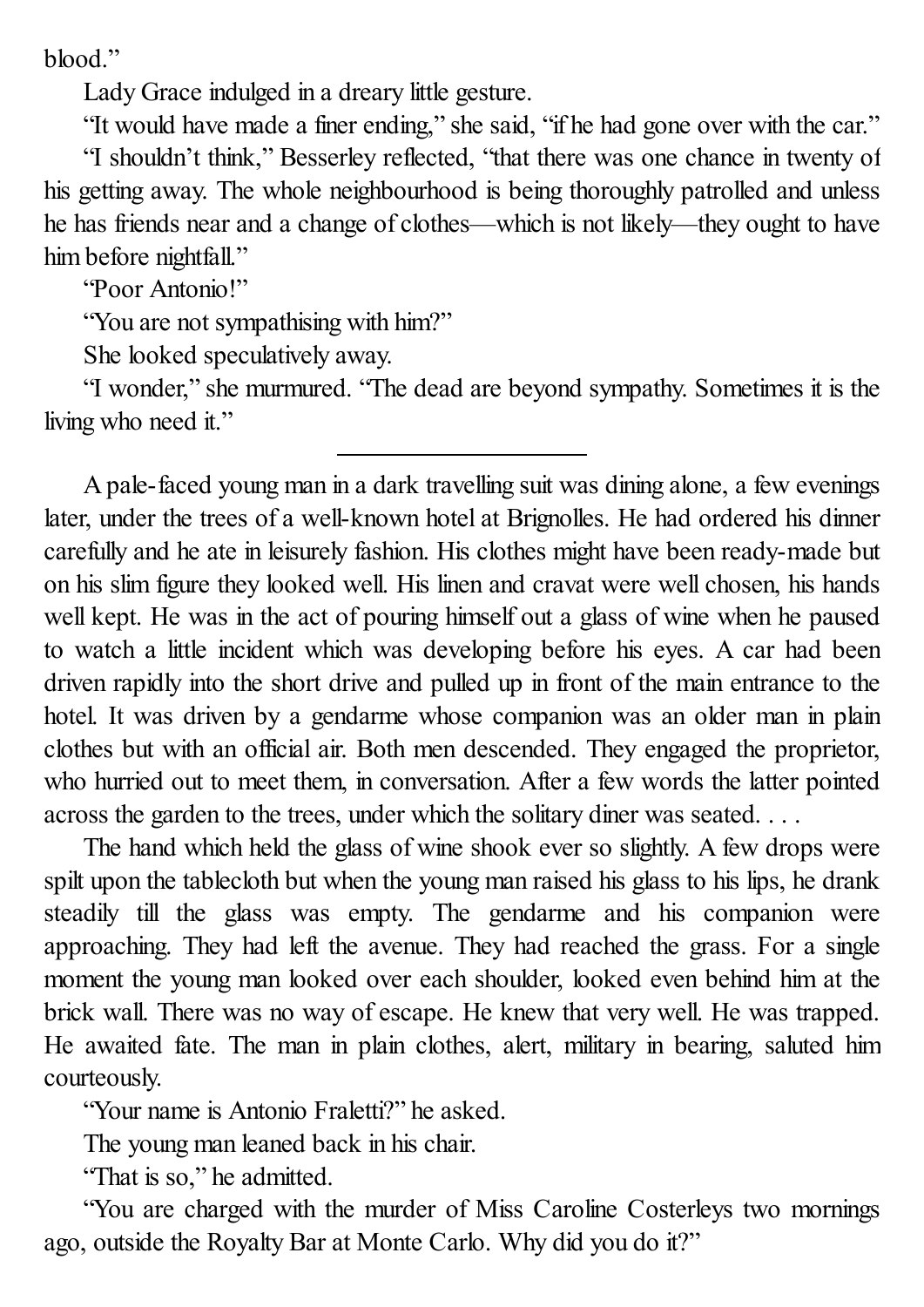blood."

Lady Grace indulged in a dreary little gesture.

"It would have made a finer ending," she said, "if he had gone over with the car."

"I shouldn't think," Besserley reflected, "that there was one chance in twenty of his getting away. The whole neighbourhood is being thoroughly patrolled and unless he has friends near and a change of clothes—which is not likely—they ought to have him before nightfall."

"Poor Antonio!"

"You are not sympathising with him?"

She looked speculatively away.

"I wonder," she murmured. "The dead are beyond sympathy. Sometimes it is the living who need it."

---

A pale-faced young man in a dark travelling suit was dining alone, a few evenings later, under the trees of a well-known hotel at Brignolles. He had ordered his dinner carefully and he ate in leisurely fashion. His clothes might have been ready-made but on his slim figure they looked well. His linen and cravat were well chosen, his hands well kept. He was in the act of pouring himself out a glass of wine when he paused to watch a little incident which was developing before his eyes. A car had been driven rapidly into the short drive and pulled up in front of the main entrance to the hotel. It was driven by a gendarme whose companion was an older man in plain clothes but with an official air. Both men descended. They engaged the proprietor, who hurried out to meet them, in conversation. After a few words the latter pointed across the garden to the trees, under which the solitary diner was seated. . . .

The hand which held the glass of wine shook ever so slightly. A few drops were spilt upon the tablecloth but when the young man raised his glass to his lips, he drank steadily till the glass was empty. The gendarme and his companion were approaching. They had left the avenue. They had reached the grass. For a single moment the young man looked over each shoulder, looked even behind him at the brick wall. There was no way of escape. He knew that very well. He was trapped. He awaited fate. The man in plain clothes, alert, military in bearing, saluted him courteously.

"Your name is Antonio Fraletti?" he asked.

The young man leaned back in his chair.

"That is so," he admitted.

"You are charged with the murder of Miss Caroline Costerleys two mornings ago, outside the Royalty Bar at Monte Carlo. Why did you do it?"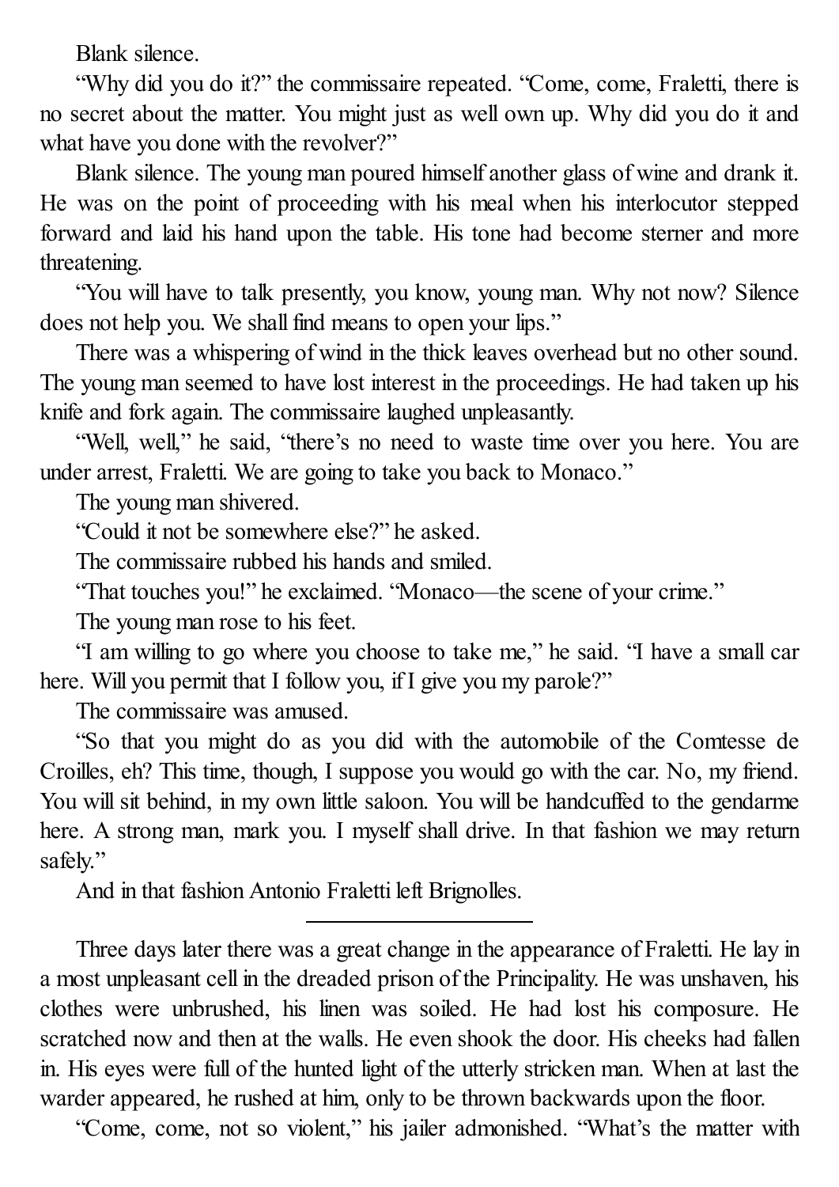Blank silence.

"Why did you do it?" the commissaire repeated. "Come, come, Fraletti, there is no secret about the matter. You might just as well own up. Why did you do it and what have you done with the revolver?"

Blank silence. The young man poured himself another glass of wine and drank it. He was on the point of proceeding with his meal when his interlocutor stepped forward and laid his hand upon the table. His tone had become sterner and more threatening.

"You will have to talk presently, you know, young man. Why not now? Silence does not help you. We shall find means to open your lips."

There was a whispering of wind in the thick leaves overhead but no other sound. The young man seemed to have lost interest in the proceedings. He had taken up his knife and fork again. The commissaire laughed unpleasantly.

"Well, well," he said, "there's no need to waste time over you here. You are under arrest, Fraletti. We are going to take you back to Monaco."

The young man shivered.

"Could it not be somewhere else?" he asked.

The commissaire rubbed his hands and smiled.

"That touches you!" he exclaimed. "Monaco—the scene of your crime."

The young man rose to his feet.

"I am willing to go where you choose to take me," he said. "I have a small car here. Will you permit that I follow you, if I give you my parole?"

The commissaire was amused.

"So that you might do as you did with the automobile of the Comtesse de Croilles, eh? This time, though, I suppose you would go with the car. No, my friend. You will sit behind, in my own little saloon. You will be handcuffed to the gendarme here. A strong man, mark you. I myself shall drive. In that fashion we may return safely."

And in that fashion Antonio Fraletti left Brignolles.

---

Three days later there was a great change in the appearance of Fraletti. He lay in a most unpleasant cell in the dreaded prison of the Principality. He was unshaven, his clothes were unbrushed, his linen was soiled. He had lost his composure. He scratched now and then at the walls. He even shook the door. His cheeks had fallen in. His eyes were full of the hunted light of the utterly stricken man. When at last the warder appeared, he rushed at him, only to be thrown backwards upon the floor.

"Come, come, not so violent," his jailer admonished. "What's the matter with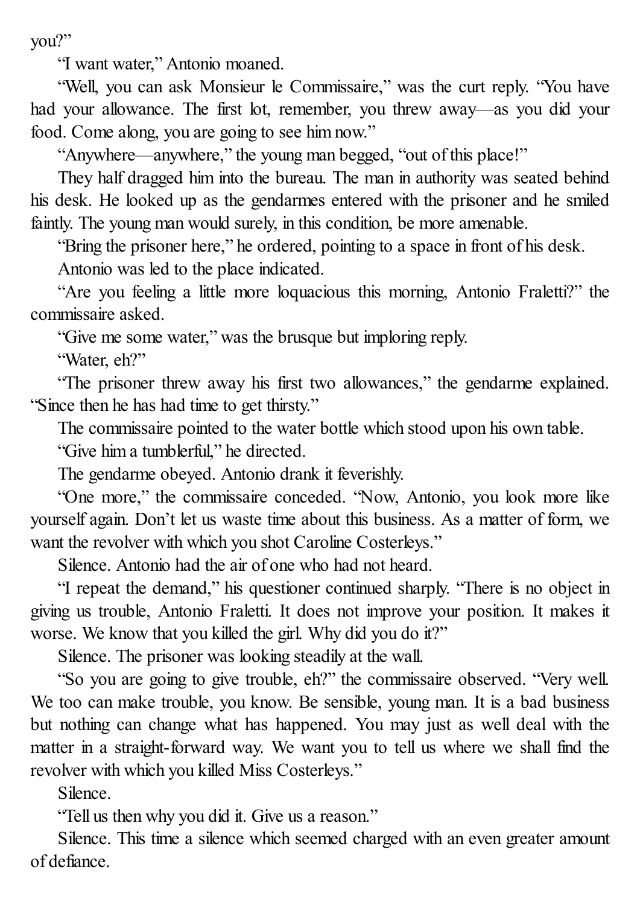you?"

"I want water," Antonio moaned.

"Well, you can ask Monsieur le Commissaire," was the curt reply. "You have had your allowance. The first lot, remember, you threw away—as you did your food. Come along, you are going to see him now."

"Anywhere—anywhere," the young man begged, "out of this place!"

They half dragged him into the bureau. The man in authority was seated behind his desk. He looked up as the gendarmes entered with the prisoner and he smiled faintly. The young man would surely, in this condition, be more amenable.

"Bring the prisoner here," he ordered, pointing to a space in front of his desk.

Antonio was led to the place indicated.

"Are you feeling a little more loquacious this morning, Antonio Fraletti?" the commissaire asked.

"Give me some water," was the brusque but imploring reply.

"Water, eh?"

"The prisoner threw away his first two allowances," the gendarme explained. "Since then he has had time to get thirsty."

The commissaire pointed to the water bottle which stood upon his own table.

"Give him a tumblerful," he directed.

The gendarme obeyed. Antonio drank it feverishly.

"One more," the commissaire conceded. "Now, Antonio, you look more like yourself again. Don't let us waste time about this business. As a matter of form, we want the revolver with which you shot Caroline Costerleys."

Silence. Antonio had the air of one who had not heard.

"I repeat the demand," his questioner continued sharply. "There is no object in giving us trouble, Antonio Fraletti. It does not improve your position. It makes it worse. We know that you killed the girl. Why did you do it?"

Silence. The prisoner was looking steadily at the wall.

"So you are going to give trouble, eh?" the commissaire observed. "Very well. We too can make trouble, you know. Be sensible, young man. It is a bad business but nothing can change what has happened. You may just as well deal with the matter in a straight-forward way. We want you to tell us where we shall find the revolver with which you killed Miss Costerleys."

Silence.

"Tell us then why you did it. Give us a reason."

Silence. This time a silence which seemed charged with an even greater amount of defiance.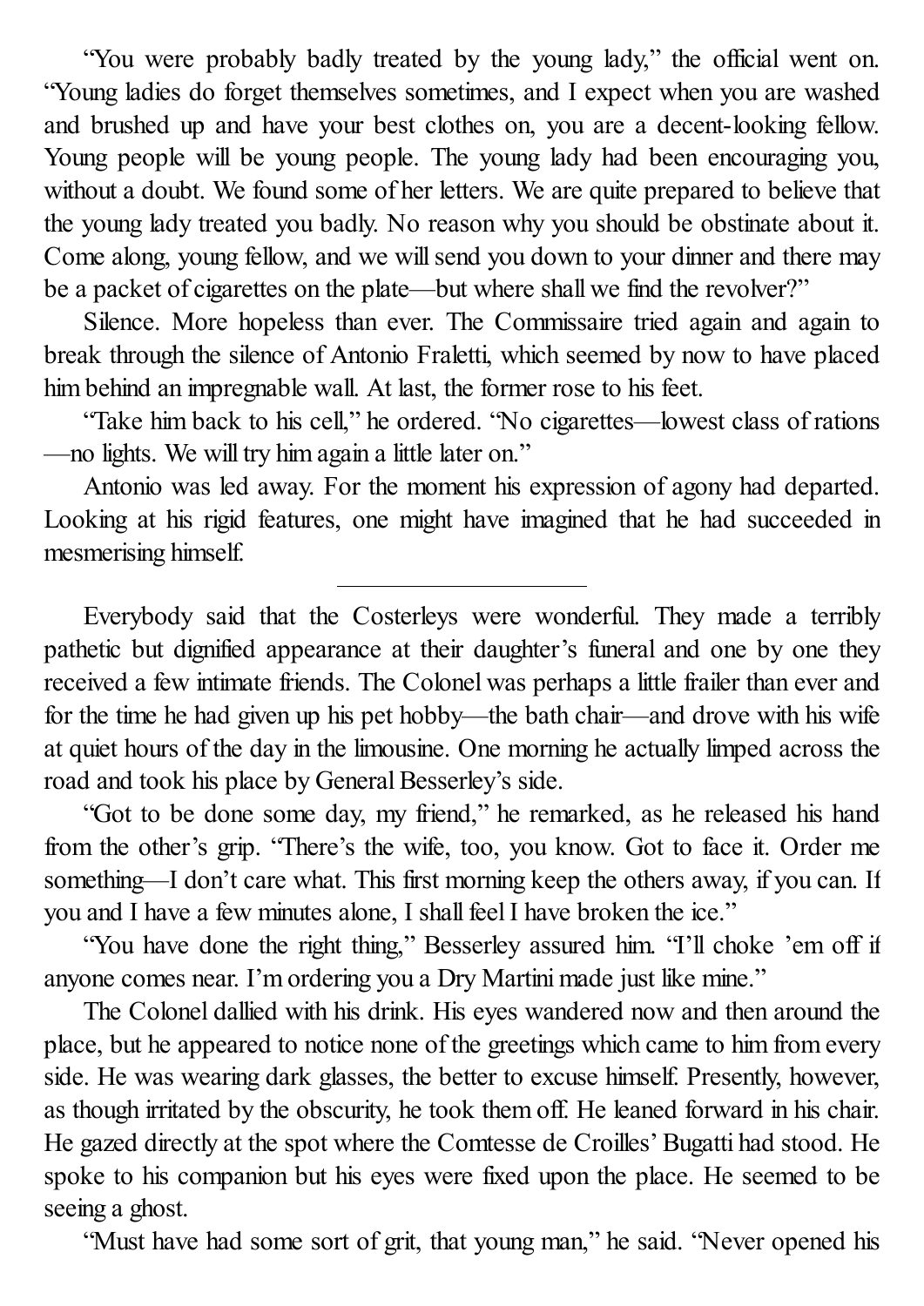"You were probably badly treated by the young lady," the official went on. "Young ladies do forget themselves sometimes, and I expect when you are washed and brushed up and have your best clothes on, you are a decent-looking fellow. Young people will be young people. The young lady had been encouraging you, without a doubt. We found some of her letters. We are quite prepared to believe that the young lady treated you badly. No reason why you should be obstinate about it. Come along, young fellow, and we will send you down to your dinner and there may be a packet of cigarettes on the plate—but where shall we find the revolver?"

Silence. More hopeless than ever. The Commissaire tried again and again to break through the silence of Antonio Fraletti, which seemed by now to have placed him behind an impregnable wall. At last, the former rose to his feet.

"Take him back to his cell," he ordered. "No cigarettes—lowest class of rations—no lights. We will try him again a little later on."

Antonio was led away. For the moment his expression of agony had departed. Looking at his rigid features, one might have imagined that he had succeeded in mesmerising himself.

---

Everybody said that the Costerleys were wonderful. They made a terribly pathetic but dignified appearance at their daughter's funeral and one by one they received a few intimate friends. The Colonel was perhaps a little frailer than ever and for the time he had given up his pet hobby—the bath chair—and drove with his wife at quiet hours of the day in the limousine. One morning he actually limped across the road and took his place by General Besserley's side.

"Got to be done some day, my friend," he remarked, as he released his hand from the other's grip. "There's the wife, too, you know. Got to face it. Order me something—I don't care what. This first morning keep the others away, if you can. If you and I have a few minutes alone, I shall feel I have broken the ice."

"You have done the right thing," Besserley assured him. "I'll choke 'em off if anyone comes near. I'm ordering you a Dry Martini made just like mine."

The Colonel dallied with his drink. His eyes wandered now and then around the place, but he appeared to notice none of the greetings which came to him from every side. He was wearing dark glasses, the better to excuse himself. Presently, however, as though irritated by the obscurity, he took them off. He leaned forward in his chair. He gazed directly at the spot where the Comtesse de Croilles' Bugatti had stood. He spoke to his companion but his eyes were fixed upon the place. He seemed to be seeing a ghost.

"Must have had some sort of grit, that young man," he said. "Never opened his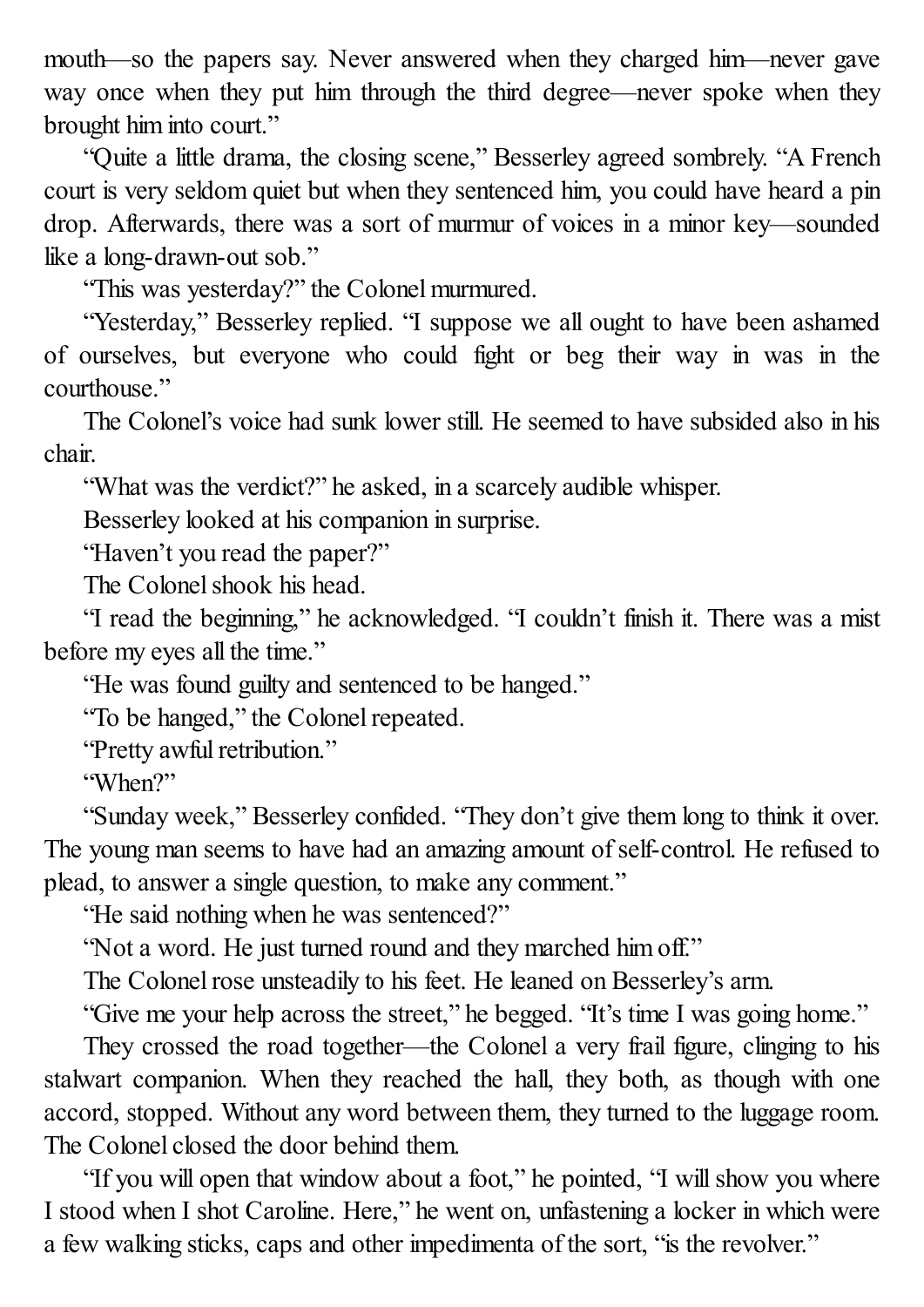mouth—so the papers say. Never answered when they charged him—never gave way once when they put him through the third degree—never spoke when they brought him into court."

"Quite a little drama, the closing scene," Besserley agreed sombrely. "A French court is very seldom quiet but when they sentenced him, you could have heard a pin drop. Afterwards, there was a sort of murmur of voices in a minor key—sounded like a long-drawn-out sob."

"This was yesterday?" the Colonel murmured.

"Yesterday," Besserley replied. "I suppose we all ought to have been ashamed of ourselves, but everyone who could fight or beg their way in was in the courthouse."

The Colonel's voice had sunk lower still. He seemed to have subsided also in his chair.

"What was the verdict?" he asked, in a scarcely audible whisper.

Besserley looked at his companion in surprise.

"Haven't you read the paper?"

The Colonel shook his head.

"I read the beginning," he acknowledged. "I couldn't finish it. There was a mist before my eyes all the time."

"He was found guilty and sentenced to be hanged."

"To be hanged," the Colonel repeated.

"Pretty awful retribution."

"When?"

"Sunday week," Besserley confided. "They don't give them long to think it over. The young man seems to have had an amazing amount of self-control. He refused to plead, to answer a single question, to make any comment."

"He said nothing when he was sentenced?"

"Not a word. He just turned round and they marched him off."

The Colonel rose unsteadily to his feet. He leaned on Besserley's arm.

"Give me your help across the street," he begged. "It's time I was going home."

They crossed the road together—the Colonel a very frail figure, clinging to his stalwart companion. When they reached the hall, they both, as though with one accord, stopped. Without any word between them, they turned to the luggage room. The Colonel closed the door behind them.

"If you will open that window about a foot," he pointed, "I will show you where I stood when I shot Caroline. Here," he went on, unfastening a locker in which were a few walking sticks, caps and other impedimenta of the sort, "is the revolver."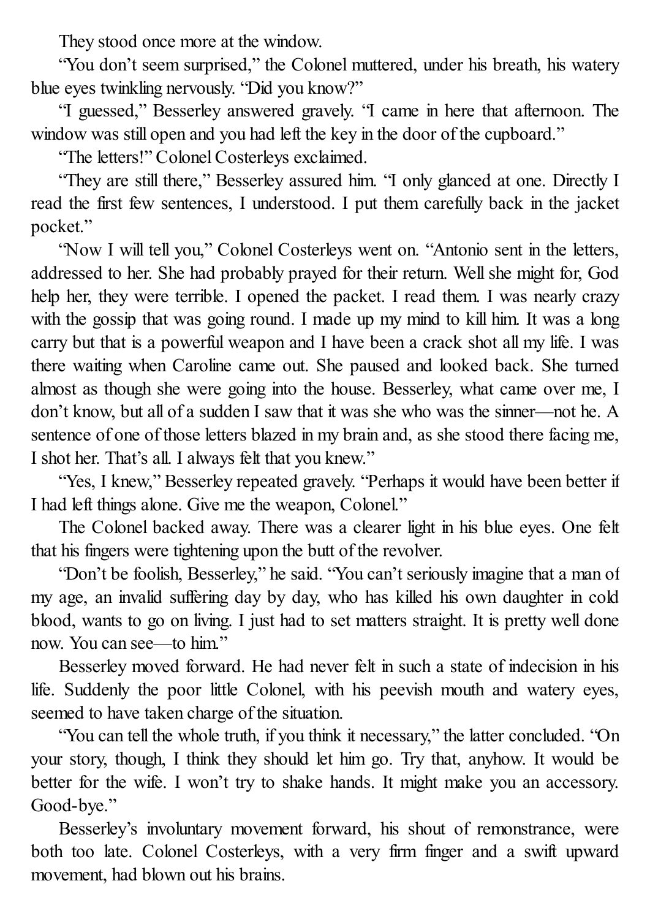They stood once more at the window.

"You don't seem surprised," the Colonel muttered, under his breath, his watery blue eyes twinkling nervously. "Did you know?"

"I guessed," Besserley answered gravely. "I came in here that afternoon. The window was still open and you had left the key in the door of the cupboard."

"The letters!" Colonel Costerleys exclaimed.

"They are still there," Besserley assured him. "I only glanced at one. Directly I read the first few sentences, I understood. I put them carefully back in the jacket pocket."

"Now I will tell you," Colonel Costerleys went on. "Antonio sent in the letters, addressed to her. She had probably prayed for their return. Well she might for, God help her, they were terrible. I opened the packet. I read them. I was nearly crazy with the gossip that was going round. I made up my mind to kill him. It was a long carry but that is a powerful weapon and I have been a crack shot all my life. I was there waiting when Caroline came out. She paused and looked back. She turned almost as though she were going into the house. Besserley, what came over me, I don't know, but all of a sudden I saw that it was she who was the sinner—not he. A sentence of one of those letters blazed in my brain and, as she stood there facing me, I shot her. That's all. I always felt that you knew."

"Yes, I knew," Besserley repeated gravely. "Perhaps it would have been better if I had left things alone. Give me the weapon, Colonel."

The Colonel backed away. There was a clearer light in his blue eyes. One felt that his fingers were tightening upon the butt of the revolver.

"Don't be foolish, Besserley," he said. "You can't seriously imagine that a man of my age, an invalid suffering day by day, who has killed his own daughter in cold blood, wants to go on living. I just had to set matters straight. It is pretty well done now. You can see—to him."

Besserley moved forward. He had never felt in such a state of indecision in his life. Suddenly the poor little Colonel, with his peevish mouth and watery eyes, seemed to have taken charge of the situation.

"You can tell the whole truth, if you think it necessary," the latter concluded. "On your story, though, I think they should let him go. Try that, anyhow. It would be better for the wife. I won't try to shake hands. It might make you an accessory. Good-bye."

Besserley's involuntary movement forward, his shout of remonstrance, were both too late. Colonel Costerleys, with a very firm finger and a swift upward movement, had blown out his brains.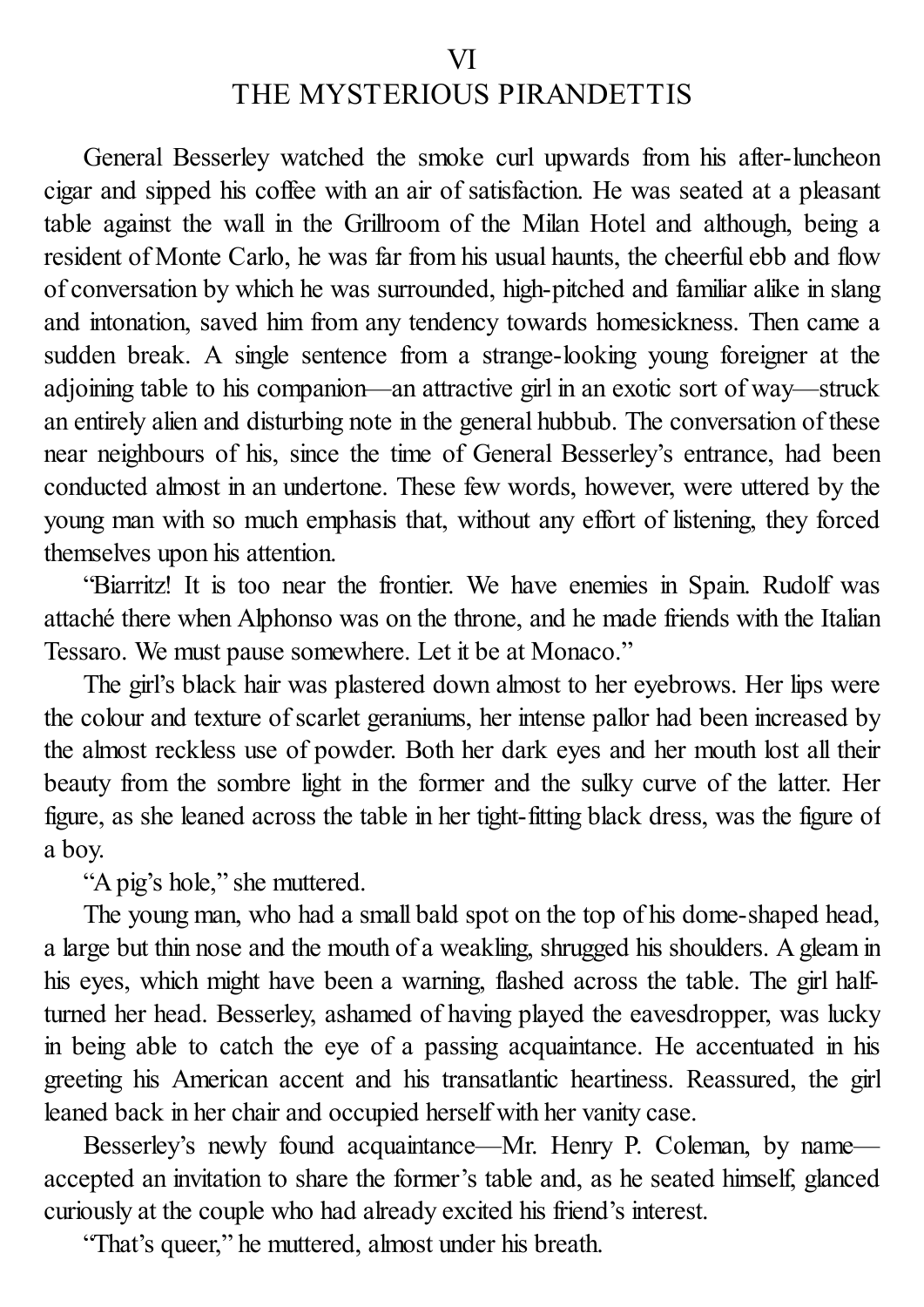## VI
## THE MYSTERIOUS PIRANDETTIS

General Besserley watched the smoke curl upwards from his after-luncheon cigar and sipped his coffee with an air of satisfaction. He was seated at a pleasant table against the wall in the Grillroom of the Milan Hotel and although, being a resident of Monte Carlo, he was far from his usual haunts, the cheerful ebb and flow of conversation by which he was surrounded, high-pitched and familiar alike in slang and intonation, saved him from any tendency towards homesickness. Then came a sudden break. A single sentence from a strange-looking young foreigner at the adjoining table to his companion—an attractive girl in an exotic sort of way—struck an entirely alien and disturbing note in the general hubbub. The conversation of these near neighbours of his, since the time of General Besserley's entrance, had been conducted almost in an undertone. These few words, however, were uttered by the young man with so much emphasis that, without any effort of listening, they forced themselves upon his attention.

"Biarritz! It is too near the frontier. We have enemies in Spain. Rudolf was attaché there when Alphonso was on the throne, and he made friends with the Italian Tessaro. We must pause somewhere. Let it be at Monaco."

The girl's black hair was plastered down almost to her eyebrows. Her lips were the colour and texture of scarlet geraniums, her intense pallor had been increased by the almost reckless use of powder. Both her dark eyes and her mouth lost all their beauty from the sombre light in the former and the sulky curve of the latter. Her figure, as she leaned across the table in her tight-fitting black dress, was the figure of a boy.

"A pig's hole," she muttered.

The young man, who had a small bald spot on the top of his dome-shaped head, a large but thin nose and the mouth of a weakling, shrugged his shoulders. A gleam in his eyes, which might have been a warning, flashed across the table. The girl half-turned her head. Besserley, ashamed of having played the eavesdropper, was lucky in being able to catch the eye of a passing acquaintance. He accentuated in his greeting his American accent and his transatlantic heartiness. Reassured, the girl leaned back in her chair and occupied herself with her vanity case.

Besserley's newly found acquaintance—Mr. Henry P. Coleman, by name—accepted an invitation to share the former's table and, as he seated himself, glanced curiously at the couple who had already excited his friend's interest.

"That's queer," he muttered, almost under his breath.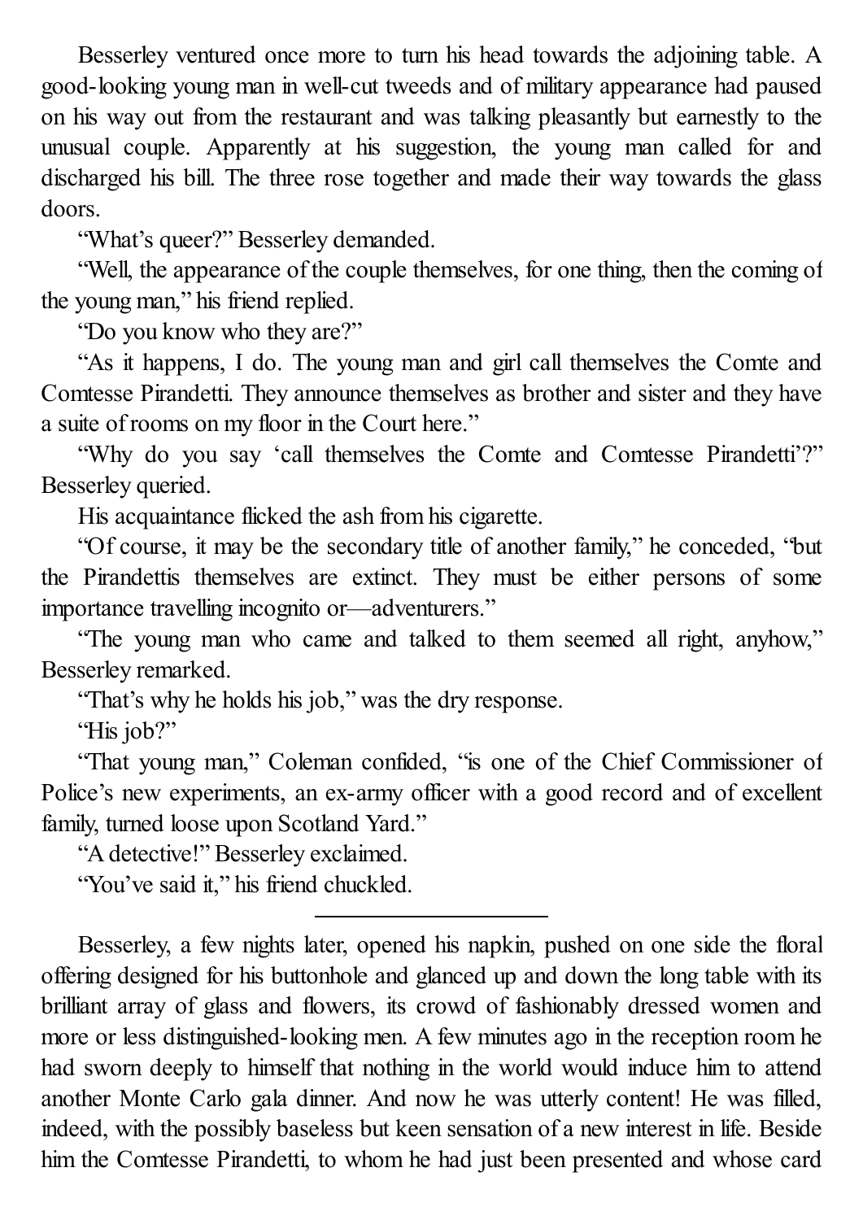Besserley ventured once more to turn his head towards the adjoining table. A good-looking young man in well-cut tweeds and of military appearance had paused on his way out from the restaurant and was talking pleasantly but earnestly to the unusual couple. Apparently at his suggestion, the young man called for and discharged his bill. The three rose together and made their way towards the glass doors.

"What's queer?" Besserley demanded.

"Well, the appearance of the couple themselves, for one thing, then the coming of the young man," his friend replied.

"Do you know who they are?"

"As it happens, I do. The young man and girl call themselves the Comte and Comtesse Pirandetti. They announce themselves as brother and sister and they have a suite of rooms on my floor in the Court here."

"Why do you say 'call themselves the Comte and Comtesse Pirandetti'?" Besserley queried.

His acquaintance flicked the ash from his cigarette.

"Of course, it may be the secondary title of another family," he conceded, "but the Pirandettis themselves are extinct. They must be either persons of some importance travelling incognito or—adventurers."

"The young man who came and talked to them seemed all right, anyhow," Besserley remarked.

"That's why he holds his job," was the dry response.

"His job?"

"That young man," Coleman confided, "is one of the Chief Commissioner of Police's new experiments, an ex-army officer with a good record and of excellent family, turned loose upon Scotland Yard."

"A detective!" Besserley exclaimed.

"You've said it," his friend chuckled.

---

Besserley, a few nights later, opened his napkin, pushed on one side the floral offering designed for his buttonhole and glanced up and down the long table with its brilliant array of glass and flowers, its crowd of fashionably dressed women and more or less distinguished-looking men. A few minutes ago in the reception room he had sworn deeply to himself that nothing in the world would induce him to attend another Monte Carlo gala dinner. And now he was utterly content! He was filled, indeed, with the possibly baseless but keen sensation of a new interest in life. Beside him the Comtesse Pirandetti, to whom he had just been presented and whose card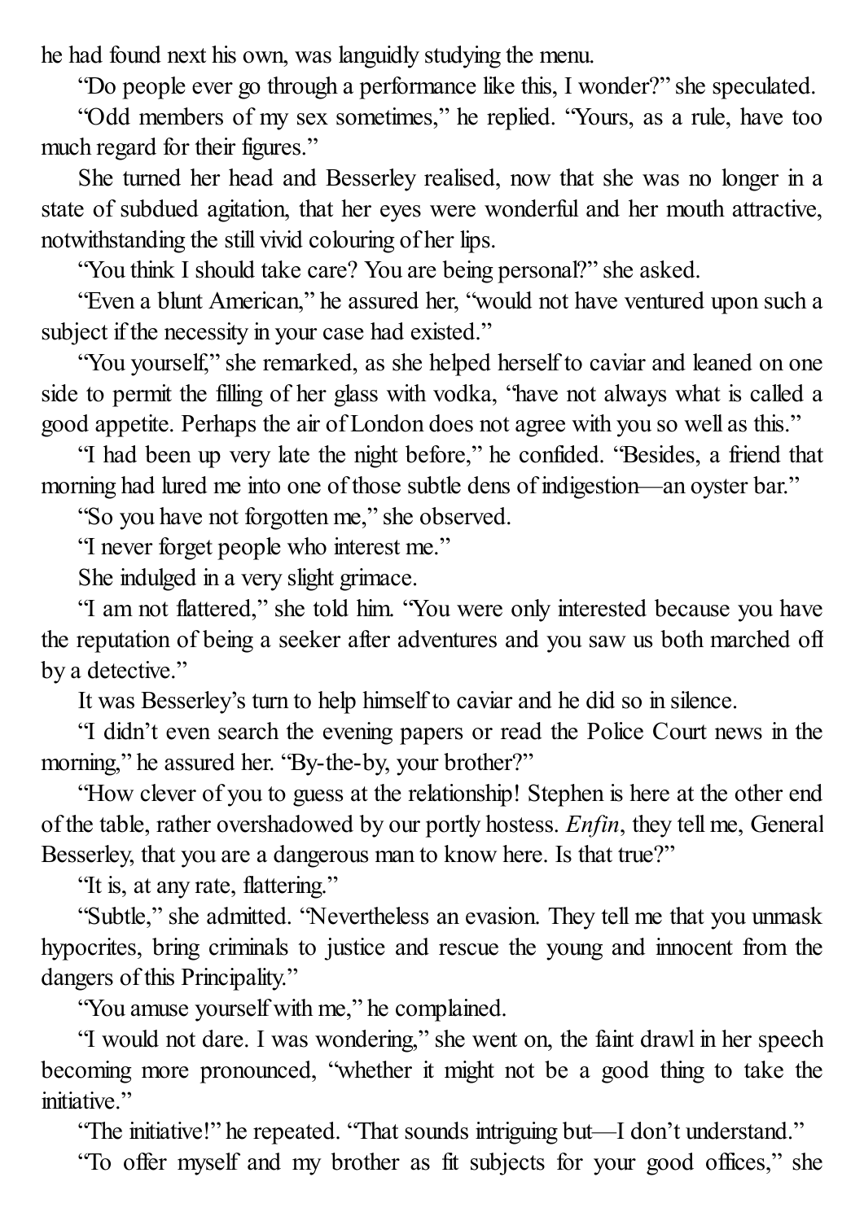he had found next his own, was languidly studying the menu.

"Do people ever go through a performance like this, I wonder?" she speculated.

"Odd members of my sex sometimes," he replied. "Yours, as a rule, have too much regard for their figures."

She turned her head and Besserley realised, now that she was no longer in a state of subdued agitation, that her eyes were wonderful and her mouth attractive, notwithstanding the still vivid colouring of her lips.

"You think I should take care? You are being personal?" she asked.

"Even a blunt American," he assured her, "would not have ventured upon such a subject if the necessity in your case had existed."

"You yourself," she remarked, as she helped herself to caviar and leaned on one side to permit the filling of her glass with vodka, "have not always what is called a good appetite. Perhaps the air of London does not agree with you so well as this."

"I had been up very late the night before," he confided. "Besides, a friend that morning had lured me into one of those subtle dens of indigestion—an oyster bar."

"So you have not forgotten me," she observed.

"I never forget people who interest me."

She indulged in a very slight grimace.

"I am not flattered," she told him. "You were only interested because you have the reputation of being a seeker after adventures and you saw us both marched off by a detective."

It was Besserley's turn to help himself to caviar and he did so in silence.

"I didn't even search the evening papers or read the Police Court news in the morning," he assured her. "By-the-by, your brother?"

"How clever of you to guess at the relationship! Stephen is here at the other end of the table, rather overshadowed by our portly hostess. *Enfin*, they tell me, General Besserley, that you are a dangerous man to know here. Is that true?"

"It is, at any rate, flattering."

"Subtle," she admitted. "Nevertheless an evasion. They tell me that you unmask hypocrites, bring criminals to justice and rescue the young and innocent from the dangers of this Principality."

"You amuse yourself with me," he complained.

"I would not dare. I was wondering," she went on, the faint drawl in her speech becoming more pronounced, "whether it might not be a good thing to take the initiative."

"The initiative!" he repeated. "That sounds intriguing but—I don't understand."

"To offer myself and my brother as fit subjects for your good offices," she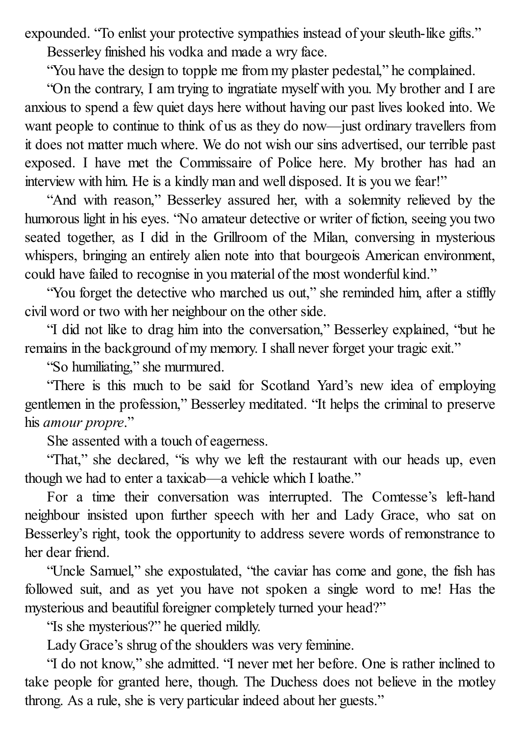expounded. "To enlist your protective sympathies instead of your sleuth-like gifts."

Besserley finished his vodka and made a wry face.

"You have the design to topple me from my plaster pedestal," he complained.

"On the contrary, I am trying to ingratiate myself with you. My brother and I are anxious to spend a few quiet days here without having our past lives looked into. We want people to continue to think of us as they do now—just ordinary travellers from it does not matter much where. We do not wish our sins advertised, our terrible past exposed. I have met the Commissaire of Police here. My brother has had an interview with him. He is a kindly man and well disposed. It is you we fear!"

"And with reason," Besserley assured her, with a solemnity relieved by the humorous light in his eyes. "No amateur detective or writer of fiction, seeing you two seated together, as I did in the Grillroom of the Milan, conversing in mysterious whispers, bringing an entirely alien note into that bourgeois American environment, could have failed to recognise in you material of the most wonderful kind."

"You forget the detective who marched us out," she reminded him, after a stiffly civil word or two with her neighbour on the other side.

"I did not like to drag him into the conversation," Besserley explained, "but he remains in the background of my memory. I shall never forget your tragic exit."

"So humiliating," she murmured.

"There is this much to be said for Scotland Yard's new idea of employing gentlemen in the profession," Besserley meditated. "It helps the criminal to preserve his *amour propre*."

She assented with a touch of eagerness.

"That," she declared, "is why we left the restaurant with our heads up, even though we had to enter a taxicab—a vehicle which I loathe."

For a time their conversation was interrupted. The Comtesse's left-hand neighbour insisted upon further speech with her and Lady Grace, who sat on Besserley's right, took the opportunity to address severe words of remonstrance to her dear friend.

"Uncle Samuel," she expostulated, "the caviar has come and gone, the fish has followed suit, and as yet you have not spoken a single word to me! Has the mysterious and beautiful foreigner completely turned your head?"

"Is she mysterious?" he queried mildly.

Lady Grace's shrug of the shoulders was very feminine.

"I do not know," she admitted. "I never met her before. One is rather inclined to take people for granted here, though. The Duchess does not believe in the motley throng. As a rule, she is very particular indeed about her guests."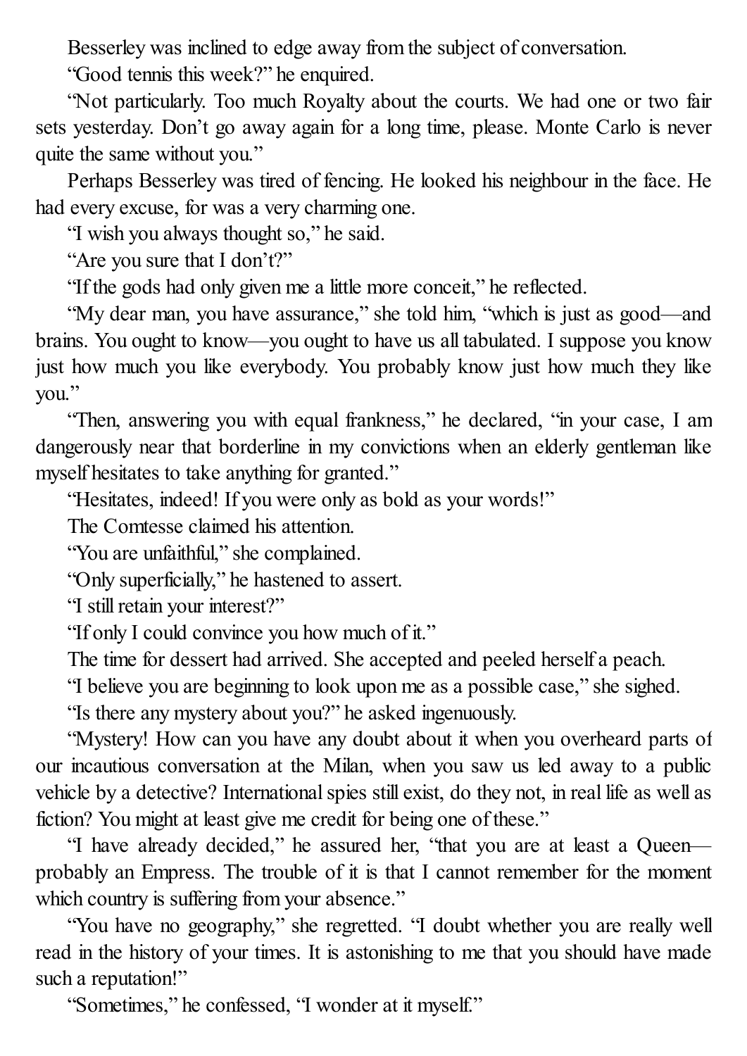Besserley was inclined to edge away from the subject of conversation.

"Good tennis this week?" he enquired.

"Not particularly. Too much Royalty about the courts. We had one or two fair sets yesterday. Don't go away again for a long time, please. Monte Carlo is never quite the same without you."

Perhaps Besserley was tired of fencing. He looked his neighbour in the face. He had every excuse, for was a very charming one.

"I wish you always thought so," he said.

"Are you sure that I don't?"

"If the gods had only given me a little more conceit," he reflected.

"My dear man, you have assurance," she told him, "which is just as good—and brains. You ought to know—you ought to have us all tabulated. I suppose you know just how much you like everybody. You probably know just how much they like you."

"Then, answering you with equal frankness," he declared, "in your case, I am dangerously near that borderline in my convictions when an elderly gentleman like myself hesitates to take anything for granted."

"Hesitates, indeed! If you were only as bold as your words!"

The Comtesse claimed his attention.

"You are unfaithful," she complained.

"Only superficially," he hastened to assert.

"I still retain your interest?"

"If only I could convince you how much of it."

The time for dessert had arrived. She accepted and peeled herself a peach.

"I believe you are beginning to look upon me as a possible case," she sighed.

"Is there any mystery about you?" he asked ingenuously.

"Mystery! How can you have any doubt about it when you overheard parts of our incautious conversation at the Milan, when you saw us led away to a public vehicle by a detective? International spies still exist, do they not, in real life as well as fiction? You might at least give me credit for being one of these."

"I have already decided," he assured her, "that you are at least a Queen—probably an Empress. The trouble of it is that I cannot remember for the moment which country is suffering from your absence."

"You have no geography," she regretted. "I doubt whether you are really well read in the history of your times. It is astonishing to me that you should have made such a reputation!"

"Sometimes," he confessed, "I wonder at it myself."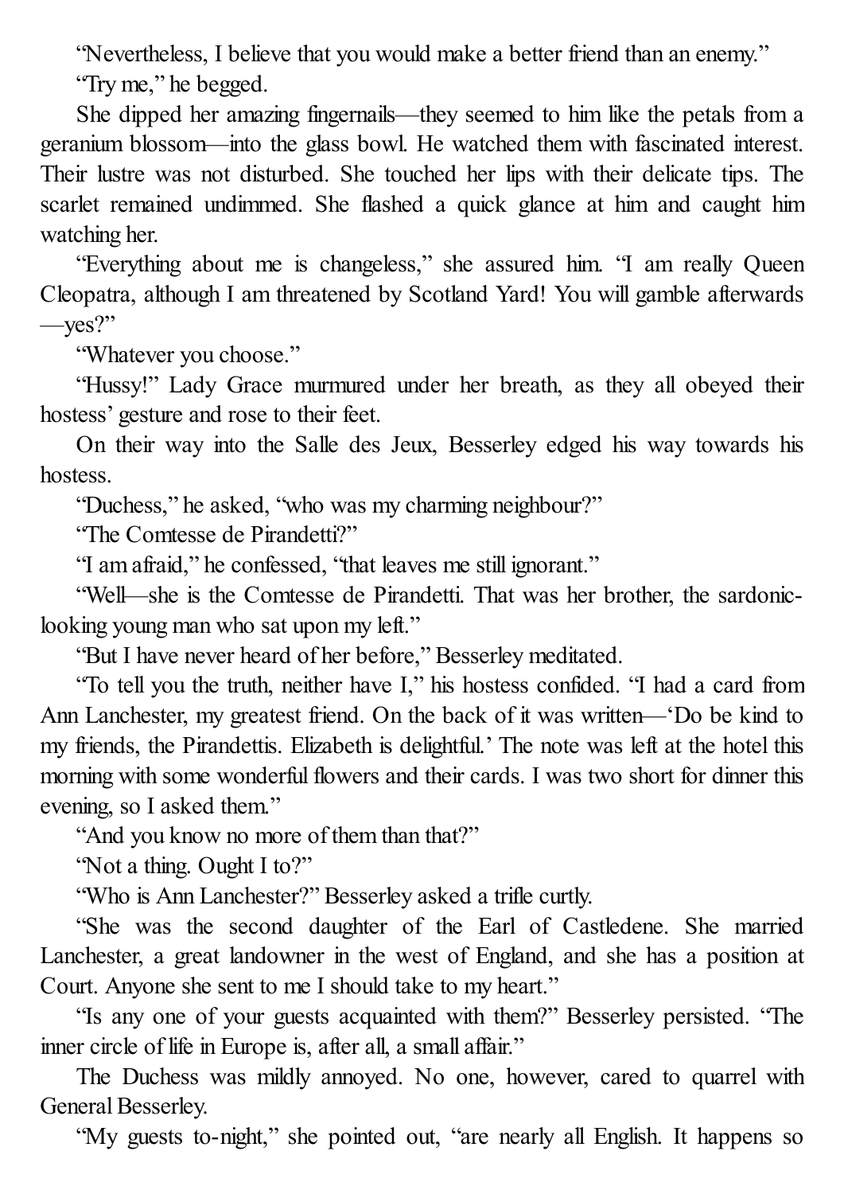"Nevertheless, I believe that you would make a better friend than an enemy."

"Try me," he begged.

She dipped her amazing fingernails—they seemed to him like the petals from a geranium blossom—into the glass bowl. He watched them with fascinated interest. Their lustre was not disturbed. She touched her lips with their delicate tips. The scarlet remained undimmed. She flashed a quick glance at him and caught him watching her.

"Everything about me is changeless," she assured him. "I am really Queen Cleopatra, although I am threatened by Scotland Yard! You will gamble afterwards—yes?"

"Whatever you choose."

"Hussy!" Lady Grace murmured under her breath, as they all obeyed their hostess' gesture and rose to their feet.

On their way into the Salle des Jeux, Besserley edged his way towards his hostess.

"Duchess," he asked, "who was my charming neighbour?"

"The Comtesse de Pirandetti?"

"I am afraid," he confessed, "that leaves me still ignorant."

"Well—she is the Comtesse de Pirandetti. That was her brother, the sardonic-looking young man who sat upon my left."

"But I have never heard of her before," Besserley meditated.

"To tell you the truth, neither have I," his hostess confided. "I had a card from Ann Lanchester, my greatest friend. On the back of it was written—'Do be kind to my friends, the Pirandettis. Elizabeth is delightful.' The note was left at the hotel this morning with some wonderful flowers and their cards. I was two short for dinner this evening, so I asked them."

"And you know no more of them than that?"

"Not a thing. Ought I to?"

"Who is Ann Lanchester?" Besserley asked a trifle curtly.

"She was the second daughter of the Earl of Castledene. She married Lanchester, a great landowner in the west of England, and she has a position at Court. Anyone she sent to me I should take to my heart."

"Is any one of your guests acquainted with them?" Besserley persisted. "The inner circle of life in Europe is, after all, a small affair."

The Duchess was mildly annoyed. No one, however, cared to quarrel with General Besserley.

"My guests to-night," she pointed out, "are nearly all English. It happens so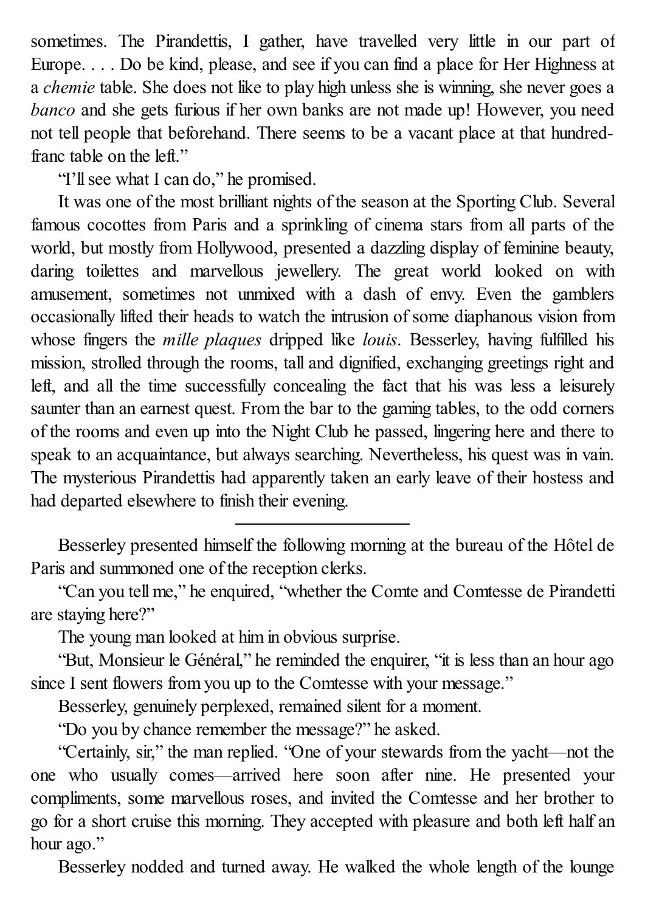sometimes. The Pirandettis, I gather, have travelled very little in our part of Europe. . . . Do be kind, please, and see if you can find a place for Her Highness at a *chemie* table. She does not like to play high unless she is winning, she never goes a *banco* and she gets furious if her own banks are not made up! However, you need not tell people that beforehand. There seems to be a vacant place at that hundred-franc table on the left."

"I'll see what I can do," he promised.

It was one of the most brilliant nights of the season at the Sporting Club. Several famous cocottes from Paris and a sprinkling of cinema stars from all parts of the world, but mostly from Hollywood, presented a dazzling display of feminine beauty, daring toilettes and marvellous jewellery. The great world looked on with amusement, sometimes not unmixed with a dash of envy. Even the gamblers occasionally lifted their heads to watch the intrusion of some diaphanous vision from whose fingers the *mille plaques* dripped like *louis*. Besserley, having fulfilled his mission, strolled through the rooms, tall and dignified, exchanging greetings right and left, and all the time successfully concealing the fact that his was less a leisurely saunter than an earnest quest. From the bar to the gaming tables, to the odd corners of the rooms and even up into the Night Club he passed, lingering here and there to speak to an acquaintance, but always searching. Nevertheless, his quest was in vain. The mysterious Pirandettis had apparently taken an early leave of their hostess and had departed elsewhere to finish their evening.

---

Besserley presented himself the following morning at the bureau of the Hôtel de Paris and summoned one of the reception clerks.

"Can you tell me," he enquired, "whether the Comte and Comtesse de Pirandetti are staying here?"

The young man looked at him in obvious surprise.

"But, Monsieur le Général," he reminded the enquirer, "it is less than an hour ago since I sent flowers from you up to the Comtesse with your message."

Besserley, genuinely perplexed, remained silent for a moment.

"Do you by chance remember the message?" he asked.

"Certainly, sir," the man replied. "One of your stewards from the yacht—not the one who usually comes—arrived here soon after nine. He presented your compliments, some marvellous roses, and invited the Comtesse and her brother to go for a short cruise this morning. They accepted with pleasure and both left half an hour ago."

Besserley nodded and turned away. He walked the whole length of the lounge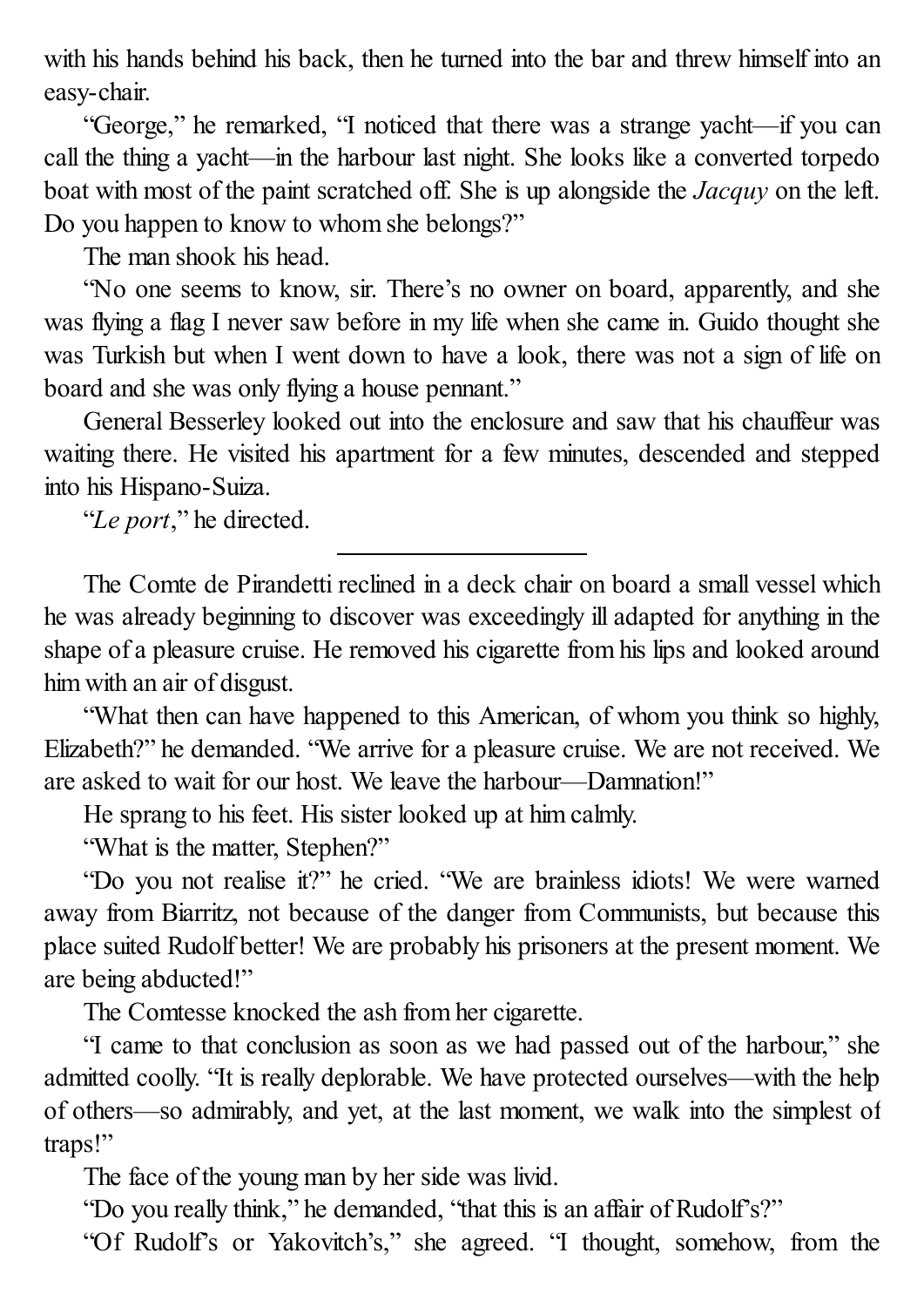with his hands behind his back, then he turned into the bar and threw himself into an easy-chair.

"George," he remarked, "I noticed that there was a strange yacht—if you can call the thing a yacht—in the harbour last night. She looks like a converted torpedo boat with most of the paint scratched off. She is up alongside the *Jacquy* on the left. Do you happen to know to whom she belongs?"

The man shook his head.

"No one seems to know, sir. There's no owner on board, apparently, and she was flying a flag I never saw before in my life when she came in. Guido thought she was Turkish but when I went down to have a look, there was not a sign of life on board and she was only flying a house pennant."

General Besserley looked out into the enclosure and saw that his chauffeur was waiting there. He visited his apartment for a few minutes, descended and stepped into his Hispano-Suiza.

"*Le port*," he directed.

---

The Comte de Pirandetti reclined in a deck chair on board a small vessel which he was already beginning to discover was exceedingly ill adapted for anything in the shape of a pleasure cruise. He removed his cigarette from his lips and looked around him with an air of disgust.

"What then can have happened to this American, of whom you think so highly, Elizabeth?" he demanded. "We arrive for a pleasure cruise. We are not received. We are asked to wait for our host. We leave the harbour—Damnation!"

He sprang to his feet. His sister looked up at him calmly.

"What is the matter, Stephen?"

"Do you not realise it?" he cried. "We are brainless idiots! We were warned away from Biarritz, not because of the danger from Communists, but because this place suited Rudolf better! We are probably his prisoners at the present moment. We are being abducted!"

The Comtesse knocked the ash from her cigarette.

"I came to that conclusion as soon as we had passed out of the harbour," she admitted coolly. "It is really deplorable. We have protected ourselves—with the help of others—so admirably, and yet, at the last moment, we walk into the simplest of traps!"

The face of the young man by her side was livid.

"Do you really think," he demanded, "that this is an affair of Rudolf's?"

"Of Rudolf's or Yakovitch's," she agreed. "I thought, somehow, from the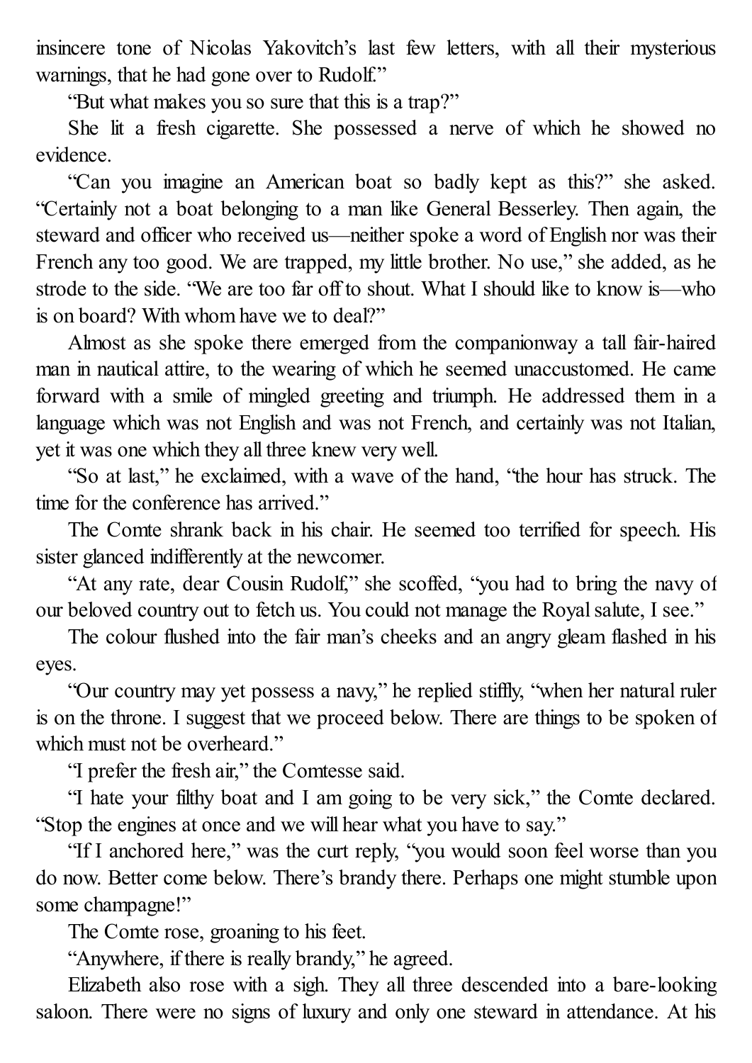insincere tone of Nicolas Yakovitch's last few letters, with all their mysterious warnings, that he had gone over to Rudolf."

"But what makes you so sure that this is a trap?"

She lit a fresh cigarette. She possessed a nerve of which he showed no evidence.

"Can you imagine an American boat so badly kept as this?" she asked. "Certainly not a boat belonging to a man like General Besserley. Then again, the steward and officer who received us—neither spoke a word of English nor was their French any too good. We are trapped, my little brother. No use," she added, as he strode to the side. "We are too far off to shout. What I should like to know is—who is on board? With whom have we to deal?"

Almost as she spoke there emerged from the companionway a tall fair-haired man in nautical attire, to the wearing of which he seemed unaccustomed. He came forward with a smile of mingled greeting and triumph. He addressed them in a language which was not English and was not French, and certainly was not Italian, yet it was one which they all three knew very well.

"So at last," he exclaimed, with a wave of the hand, "the hour has struck. The time for the conference has arrived."

The Comte shrank back in his chair. He seemed too terrified for speech. His sister glanced indifferently at the newcomer.

"At any rate, dear Cousin Rudolf," she scoffed, "you had to bring the navy of our beloved country out to fetch us. You could not manage the Royal salute, I see."

The colour flushed into the fair man's cheeks and an angry gleam flashed in his eyes.

"Our country may yet possess a navy," he replied stiffly, "when her natural ruler is on the throne. I suggest that we proceed below. There are things to be spoken of which must not be overheard."

"I prefer the fresh air," the Comtesse said.

"I hate your filthy boat and I am going to be very sick," the Comte declared. "Stop the engines at once and we will hear what you have to say."

"If I anchored here," was the curt reply, "you would soon feel worse than you do now. Better come below. There's brandy there. Perhaps one might stumble upon some champagne!"

The Comte rose, groaning to his feet.

"Anywhere, if there is really brandy," he agreed.

Elizabeth also rose with a sigh. They all three descended into a bare-looking saloon. There were no signs of luxury and only one steward in attendance. At his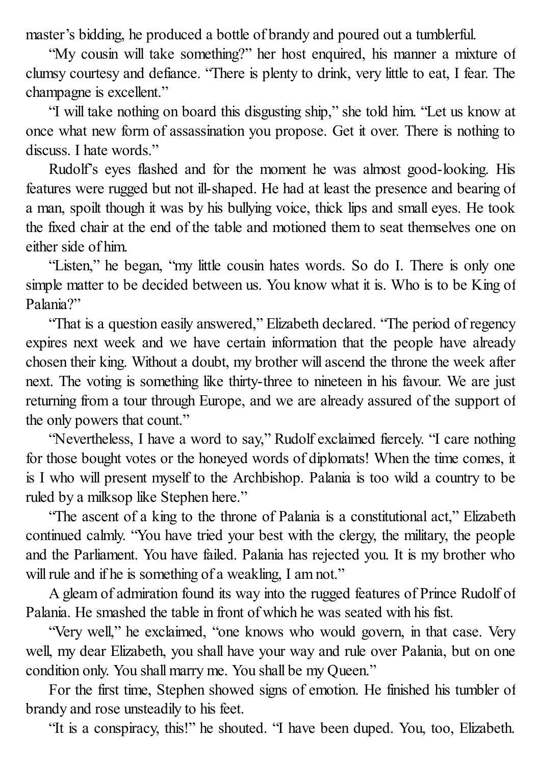master's bidding, he produced a bottle of brandy and poured out a tumblerful.

"My cousin will take something?" her host enquired, his manner a mixture of clumsy courtesy and defiance. "There is plenty to drink, very little to eat, I fear. The champagne is excellent."

"I will take nothing on board this disgusting ship," she told him. "Let us know at once what new form of assassination you propose. Get it over. There is nothing to discuss. I hate words."

Rudolf's eyes flashed and for the moment he was almost good-looking. His features were rugged but not ill-shaped. He had at least the presence and bearing of a man, spoilt though it was by his bullying voice, thick lips and small eyes. He took the fixed chair at the end of the table and motioned them to seat themselves one on either side of him.

"Listen," he began, "my little cousin hates words. So do I. There is only one simple matter to be decided between us. You know what it is. Who is to be King of Palania?"

"That is a question easily answered," Elizabeth declared. "The period of regency expires next week and we have certain information that the people have already chosen their king. Without a doubt, my brother will ascend the throne the week after next. The voting is something like thirty-three to nineteen in his favour. We are just returning from a tour through Europe, and we are already assured of the support of the only powers that count."

"Nevertheless, I have a word to say," Rudolf exclaimed fiercely. "I care nothing for those bought votes or the honeyed words of diplomats! When the time comes, it is I who will present myself to the Archbishop. Palania is too wild a country to be ruled by a milksop like Stephen here."

"The ascent of a king to the throne of Palania is a constitutional act," Elizabeth continued calmly. "You have tried your best with the clergy, the military, the people and the Parliament. You have failed. Palania has rejected you. It is my brother who will rule and if he is something of a weakling, I am not."

A gleam of admiration found its way into the rugged features of Prince Rudolf of Palania. He smashed the table in front of which he was seated with his fist.

"Very well," he exclaimed, "one knows who would govern, in that case. Very well, my dear Elizabeth, you shall have your way and rule over Palania, but on one condition only. You shall marry me. You shall be my Queen."

For the first time, Stephen showed signs of emotion. He finished his tumbler of brandy and rose unsteadily to his feet.

"It is a conspiracy, this!" he shouted. "I have been duped. You, too, Elizabeth.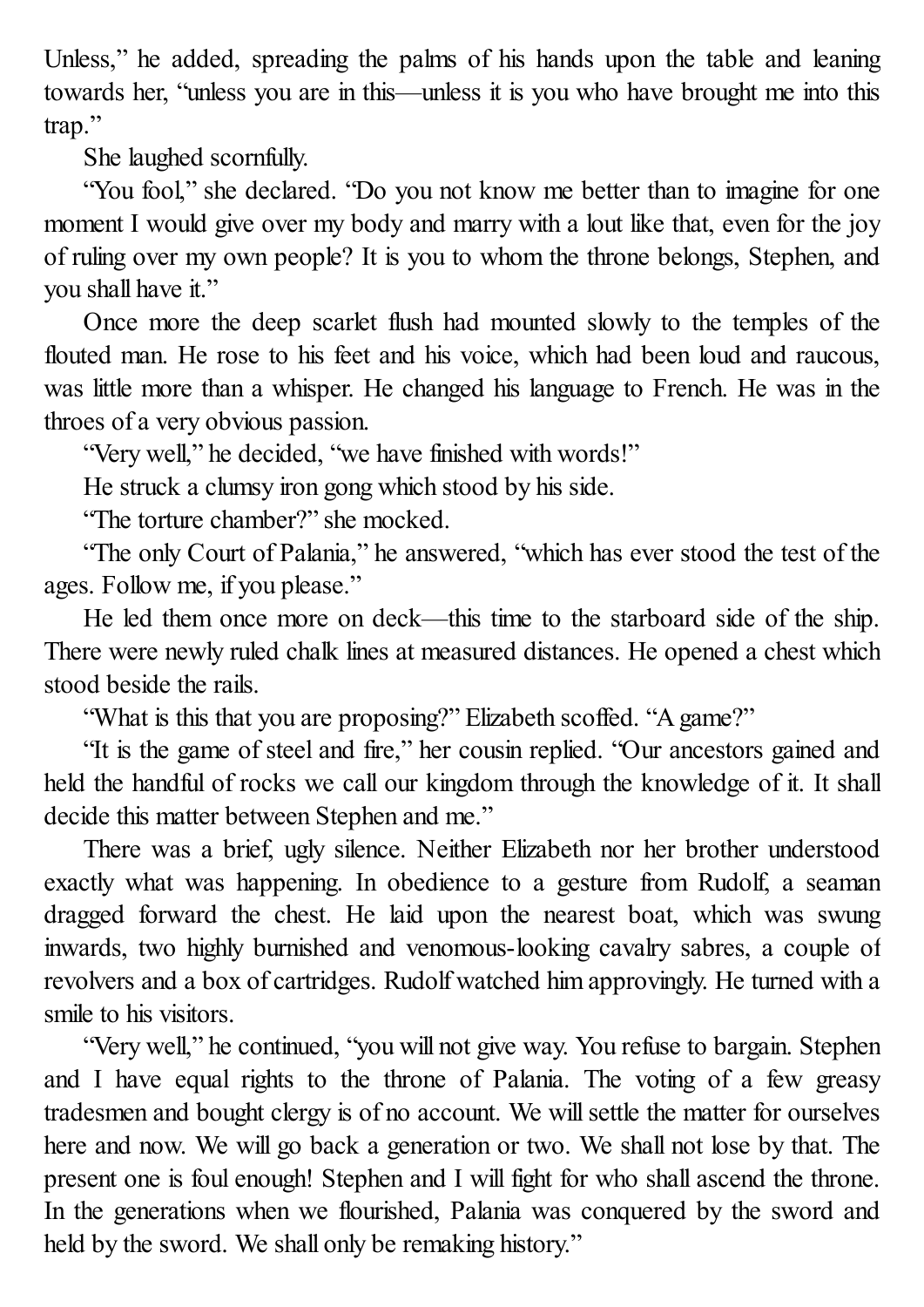Unless," he added, spreading the palms of his hands upon the table and leaning towards her, "unless you are in this—unless it is you who have brought me into this trap."

She laughed scornfully.

"You fool," she declared. "Do you not know me better than to imagine for one moment I would give over my body and marry with a lout like that, even for the joy of ruling over my own people? It is you to whom the throne belongs, Stephen, and you shall have it."

Once more the deep scarlet flush had mounted slowly to the temples of the flouted man. He rose to his feet and his voice, which had been loud and raucous, was little more than a whisper. He changed his language to French. He was in the throes of a very obvious passion.

"Very well," he decided, "we have finished with words!"

He struck a clumsy iron gong which stood by his side.

"The torture chamber?" she mocked.

"The only Court of Palania," he answered, "which has ever stood the test of the ages. Follow me, if you please."

He led them once more on deck—this time to the starboard side of the ship. There were newly ruled chalk lines at measured distances. He opened a chest which stood beside the rails.

"What is this that you are proposing?" Elizabeth scoffed. "A game?"

"It is the game of steel and fire," her cousin replied. "Our ancestors gained and held the handful of rocks we call our kingdom through the knowledge of it. It shall decide this matter between Stephen and me."

There was a brief, ugly silence. Neither Elizabeth nor her brother understood exactly what was happening. In obedience to a gesture from Rudolf, a seaman dragged forward the chest. He laid upon the nearest boat, which was swung inwards, two highly burnished and venomous-looking cavalry sabres, a couple of revolvers and a box of cartridges. Rudolf watched him approvingly. He turned with a smile to his visitors.

"Very well," he continued, "you will not give way. You refuse to bargain. Stephen and I have equal rights to the throne of Palania. The voting of a few greasy tradesmen and bought clergy is of no account. We will settle the matter for ourselves here and now. We will go back a generation or two. We shall not lose by that. The present one is foul enough! Stephen and I will fight for who shall ascend the throne. In the generations when we flourished, Palania was conquered by the sword and held by the sword. We shall only be remaking history."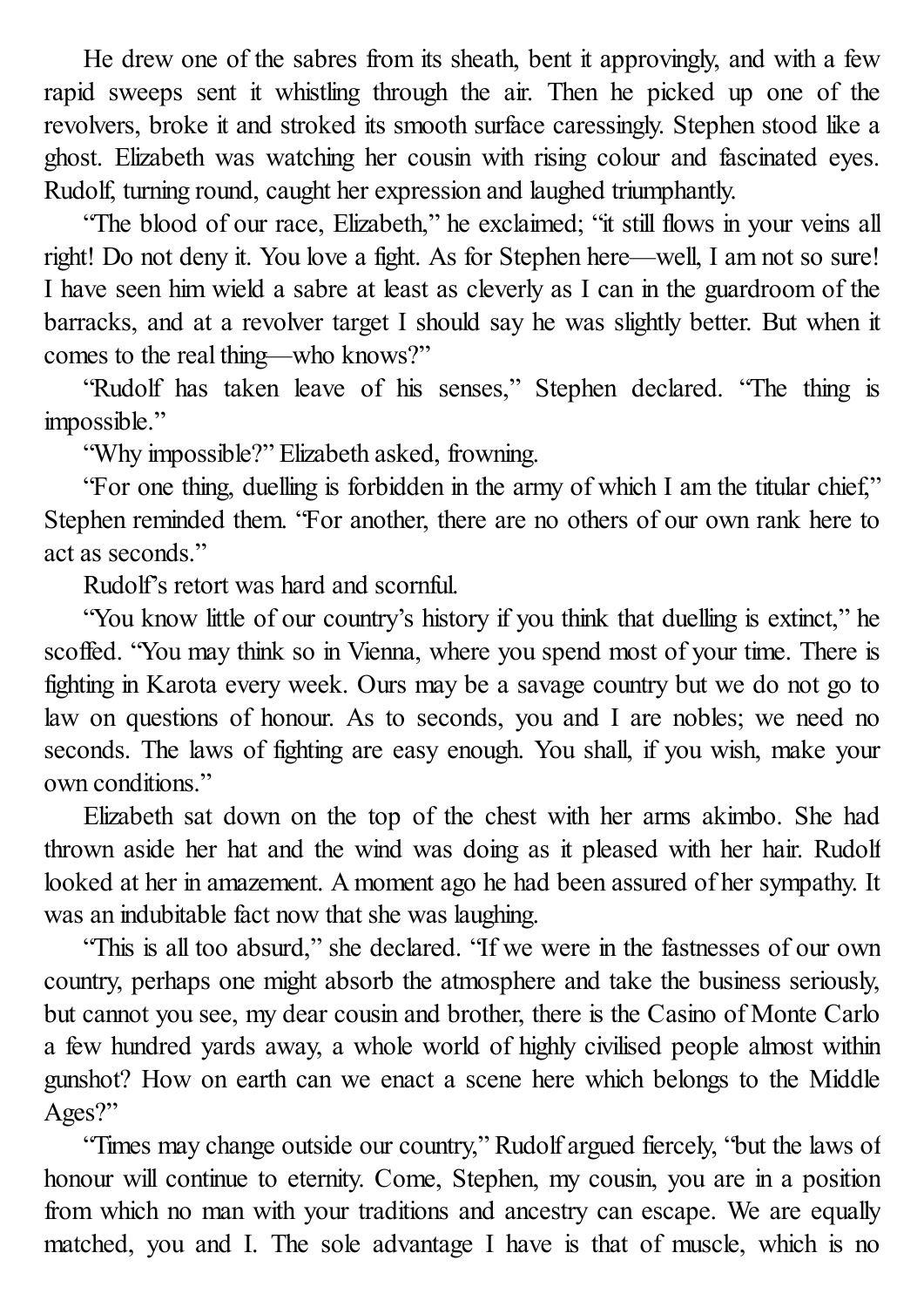He drew one of the sabres from its sheath, bent it approvingly, and with a few rapid sweeps sent it whistling through the air. Then he picked up one of the revolvers, broke it and stroked its smooth surface caressingly. Stephen stood like a ghost. Elizabeth was watching her cousin with rising colour and fascinated eyes. Rudolf, turning round, caught her expression and laughed triumphantly.

"The blood of our race, Elizabeth," he exclaimed; "it still flows in your veins all right! Do not deny it. You love a fight. As for Stephen here—well, I am not so sure! I have seen him wield a sabre at least as cleverly as I can in the guardroom of the barracks, and at a revolver target I should say he was slightly better. But when it comes to the real thing—who knows?"

"Rudolf has taken leave of his senses," Stephen declared. "The thing is impossible."

"Why impossible?" Elizabeth asked, frowning.

"For one thing, duelling is forbidden in the army of which I am the titular chief," Stephen reminded them. "For another, there are no others of our own rank here to act as seconds."

Rudolf's retort was hard and scornful.

"You know little of our country's history if you think that duelling is extinct," he scoffed. "You may think so in Vienna, where you spend most of your time. There is fighting in Karota every week. Ours may be a savage country but we do not go to law on questions of honour. As to seconds, you and I are nobles; we need no seconds. The laws of fighting are easy enough. You shall, if you wish, make your own conditions."

Elizabeth sat down on the top of the chest with her arms akimbo. She had thrown aside her hat and the wind was doing as it pleased with her hair. Rudolf looked at her in amazement. A moment ago he had been assured of her sympathy. It was an indubitable fact now that she was laughing.

"This is all too absurd," she declared. "If we were in the fastnesses of our own country, perhaps one might absorb the atmosphere and take the business seriously, but cannot you see, my dear cousin and brother, there is the Casino of Monte Carlo a few hundred yards away, a whole world of highly civilised people almost within gunshot? How on earth can we enact a scene here which belongs to the Middle Ages?"

"Times may change outside our country," Rudolf argued fiercely, "but the laws of honour will continue to eternity. Come, Stephen, my cousin, you are in a position from which no man with your traditions and ancestry can escape. We are equally matched, you and I. The sole advantage I have is that of muscle, which is no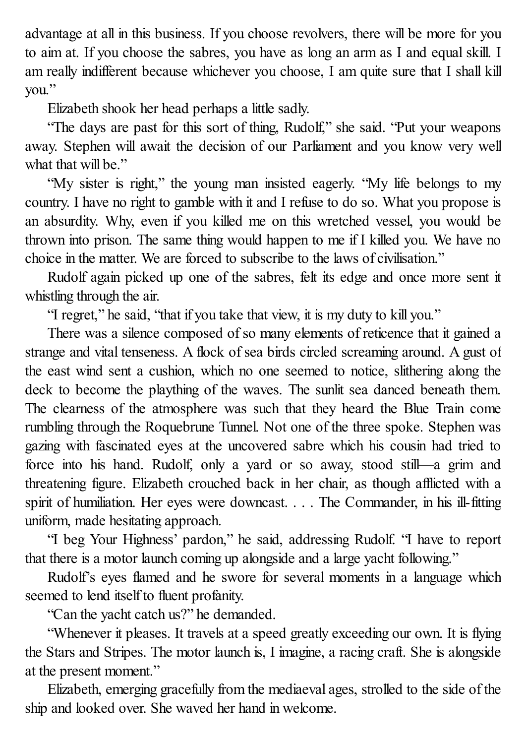advantage at all in this business. If you choose revolvers, there will be more for you to aim at. If you choose the sabres, you have as long an arm as I and equal skill. I am really indifferent because whichever you choose, I am quite sure that I shall kill you."

Elizabeth shook her head perhaps a little sadly.

"The days are past for this sort of thing, Rudolf," she said. "Put your weapons away. Stephen will await the decision of our Parliament and you know very well what that will be."

"My sister is right," the young man insisted eagerly. "My life belongs to my country. I have no right to gamble with it and I refuse to do so. What you propose is an absurdity. Why, even if you killed me on this wretched vessel, you would be thrown into prison. The same thing would happen to me if I killed you. We have no choice in the matter. We are forced to subscribe to the laws of civilisation."

Rudolf again picked up one of the sabres, felt its edge and once more sent it whistling through the air.

"I regret," he said, "that if you take that view, it is my duty to kill you."

There was a silence composed of so many elements of reticence that it gained a strange and vital tenseness. A flock of sea birds circled screaming around. A gust of the east wind sent a cushion, which no one seemed to notice, slithering along the deck to become the plaything of the waves. The sunlit sea danced beneath them. The clearness of the atmosphere was such that they heard the Blue Train come rumbling through the Roquebrune Tunnel. Not one of the three spoke. Stephen was gazing with fascinated eyes at the uncovered sabre which his cousin had tried to force into his hand. Rudolf, only a yard or so away, stood still—a grim and threatening figure. Elizabeth crouched back in her chair, as though afflicted with a spirit of humiliation. Her eyes were downcast. . . . The Commander, in his ill-fitting uniform, made hesitating approach.

"I beg Your Highness' pardon," he said, addressing Rudolf. "I have to report that there is a motor launch coming up alongside and a large yacht following."

Rudolf's eyes flamed and he swore for several moments in a language which seemed to lend itself to fluent profanity.

"Can the yacht catch us?" he demanded.

"Whenever it pleases. It travels at a speed greatly exceeding our own. It is flying the Stars and Stripes. The motor launch is, I imagine, a racing craft. She is alongside at the present moment."

Elizabeth, emerging gracefully from the mediaeval ages, strolled to the side of the ship and looked over. She waved her hand in welcome.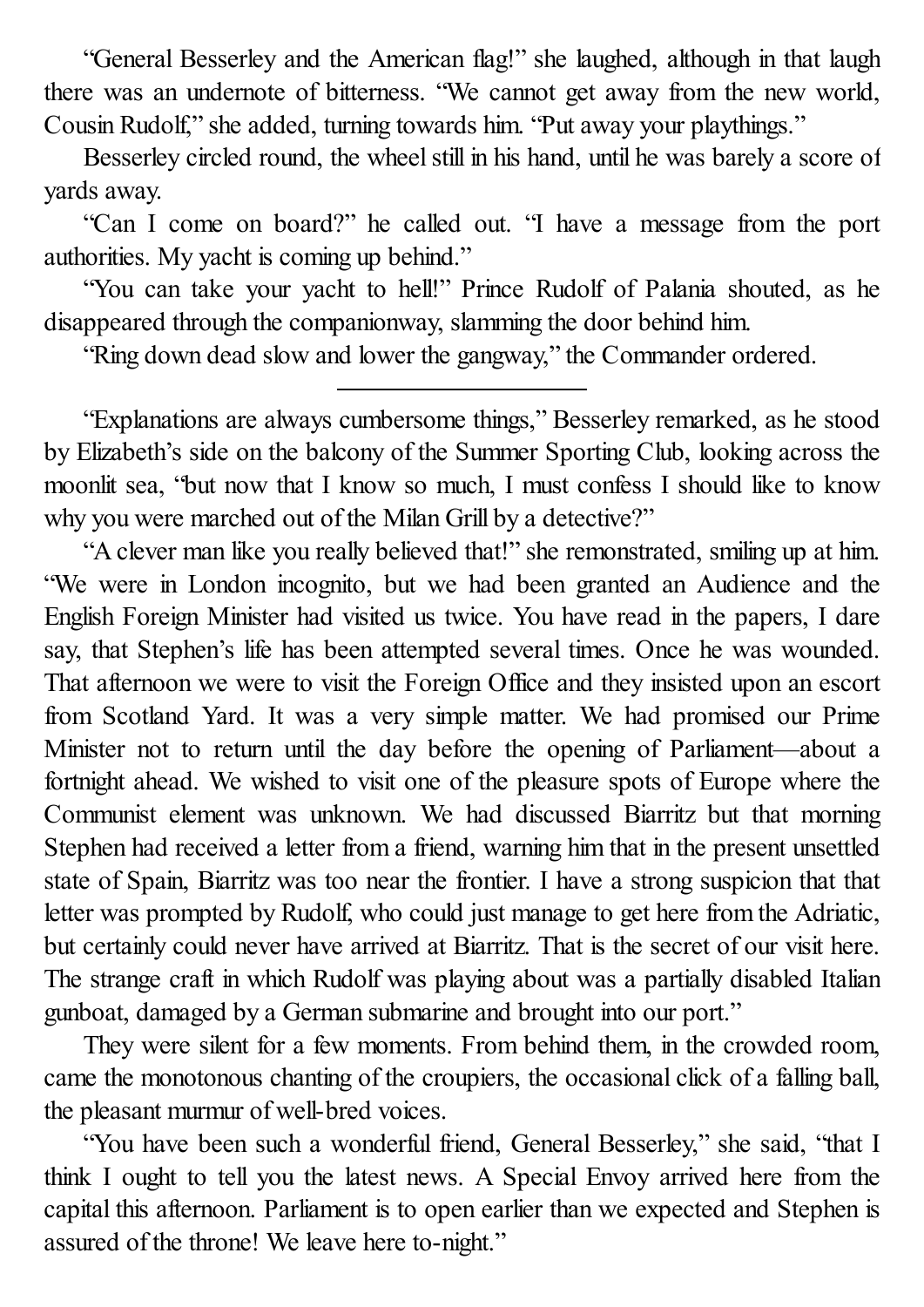"General Besserley and the American flag!" she laughed, although in that laugh there was an undernote of bitterness. "We cannot get away from the new world, Cousin Rudolf," she added, turning towards him. "Put away your playthings."

Besserley circled round, the wheel still in his hand, until he was barely a score of yards away.

"Can I come on board?" he called out. "I have a message from the port authorities. My yacht is coming up behind."

"You can take your yacht to hell!" Prince Rudolf of Palania shouted, as he disappeared through the companionway, slamming the door behind him.

"Ring down dead slow and lower the gangway," the Commander ordered.

---

"Explanations are always cumbersome things," Besserley remarked, as he stood by Elizabeth's side on the balcony of the Summer Sporting Club, looking across the moonlit sea, "but now that I know so much, I must confess I should like to know why you were marched out of the Milan Grill by a detective?"

"A clever man like you really believed that!" she remonstrated, smiling up at him. "We were in London incognito, but we had been granted an Audience and the English Foreign Minister had visited us twice. You have read in the papers, I dare say, that Stephen's life has been attempted several times. Once he was wounded. That afternoon we were to visit the Foreign Office and they insisted upon an escort from Scotland Yard. It was a very simple matter. We had promised our Prime Minister not to return until the day before the opening of Parliament—about a fortnight ahead. We wished to visit one of the pleasure spots of Europe where the Communist element was unknown. We had discussed Biarritz but that morning Stephen had received a letter from a friend, warning him that in the present unsettled state of Spain, Biarritz was too near the frontier. I have a strong suspicion that that letter was prompted by Rudolf, who could just manage to get here from the Adriatic, but certainly could never have arrived at Biarritz. That is the secret of our visit here. The strange craft in which Rudolf was playing about was a partially disabled Italian gunboat, damaged by a German submarine and brought into our port."

They were silent for a few moments. From behind them, in the crowded room, came the monotonous chanting of the croupiers, the occasional click of a falling ball, the pleasant murmur of well-bred voices.

"You have been such a wonderful friend, General Besserley," she said, "that I think I ought to tell you the latest news. A Special Envoy arrived here from the capital this afternoon. Parliament is to open earlier than we expected and Stephen is assured of the throne! We leave here to-night."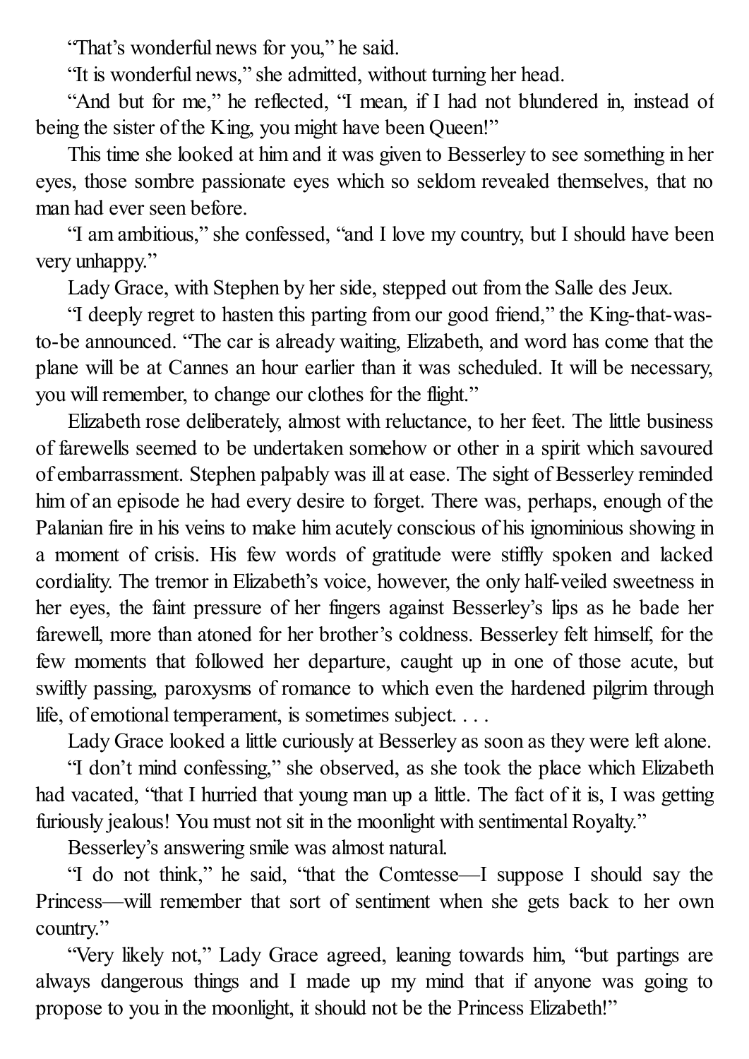"That's wonderful news for you," he said.

"It is wonderful news," she admitted, without turning her head.

"And but for me," he reflected, "I mean, if I had not blundered in, instead of being the sister of the King, you might have been Queen!"

This time she looked at him and it was given to Besserley to see something in her eyes, those sombre passionate eyes which so seldom revealed themselves, that no man had ever seen before.

"I am ambitious," she confessed, "and I love my country, but I should have been very unhappy."

Lady Grace, with Stephen by her side, stepped out from the Salle des Jeux.

"I deeply regret to hasten this parting from our good friend," the King-that-was-to-be announced. "The car is already waiting, Elizabeth, and word has come that the plane will be at Cannes an hour earlier than it was scheduled. It will be necessary, you will remember, to change our clothes for the flight."

Elizabeth rose deliberately, almost with reluctance, to her feet. The little business of farewells seemed to be undertaken somehow or other in a spirit which savoured of embarrassment. Stephen palpably was ill at ease. The sight of Besserley reminded him of an episode he had every desire to forget. There was, perhaps, enough of the Palanian fire in his veins to make him acutely conscious of his ignominious showing in a moment of crisis. His few words of gratitude were stiffly spoken and lacked cordiality. The tremor in Elizabeth's voice, however, the only half-veiled sweetness in her eyes, the faint pressure of her fingers against Besserley's lips as he bade her farewell, more than atoned for her brother's coldness. Besserley felt himself, for the few moments that followed her departure, caught up in one of those acute, but swiftly passing, paroxysms of romance to which even the hardened pilgrim through life, of emotional temperament, is sometimes subject. . . .

Lady Grace looked a little curiously at Besserley as soon as they were left alone.

"I don't mind confessing," she observed, as she took the place which Elizabeth had vacated, "that I hurried that young man up a little. The fact of it is, I was getting furiously jealous! You must not sit in the moonlight with sentimental Royalty."

Besserley's answering smile was almost natural.

"I do not think," he said, "that the Comtesse—I suppose I should say the Princess—will remember that sort of sentiment when she gets back to her own country."

"Very likely not," Lady Grace agreed, leaning towards him, "but partings are always dangerous things and I made up my mind that if anyone was going to propose to you in the moonlight, it should not be the Princess Elizabeth!"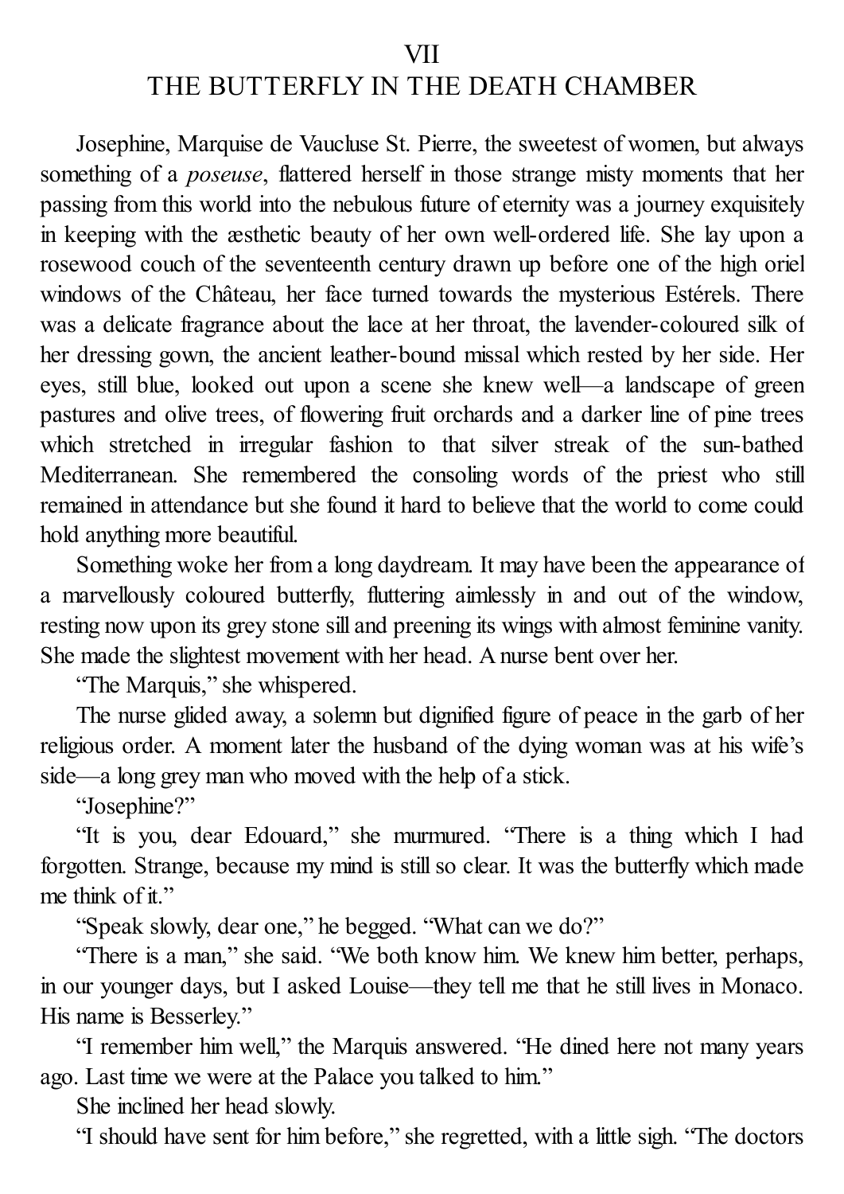# VII
# THE BUTTERFLY IN THE DEATH CHAMBER

Josephine, Marquise de Vaucluse St. Pierre, the sweetest of women, but always something of a *poseuse*, flattered herself in those strange misty moments that her passing from this world into the nebulous future of eternity was a journey exquisitely in keeping with the æsthetic beauty of her own well-ordered life. She lay upon a rosewood couch of the seventeenth century drawn up before one of the high oriel windows of the Château, her face turned towards the mysterious Estérels. There was a delicate fragrance about the lace at her throat, the lavender-coloured silk of her dressing gown, the ancient leather-bound missal which rested by her side. Her eyes, still blue, looked out upon a scene she knew well—a landscape of green pastures and olive trees, of flowering fruit orchards and a darker line of pine trees which stretched in irregular fashion to that silver streak of the sun-bathed Mediterranean. She remembered the consoling words of the priest who still remained in attendance but she found it hard to believe that the world to come could hold anything more beautiful.

Something woke her from a long daydream. It may have been the appearance of a marvellously coloured butterfly, fluttering aimlessly in and out of the window, resting now upon its grey stone sill and preening its wings with almost feminine vanity. She made the slightest movement with her head. A nurse bent over her.

"The Marquis," she whispered.

The nurse glided away, a solemn but dignified figure of peace in the garb of her religious order. A moment later the husband of the dying woman was at his wife's side—a long grey man who moved with the help of a stick.

"Josephine?"

"It is you, dear Edouard," she murmured. "There is a thing which I had forgotten. Strange, because my mind is still so clear. It was the butterfly which made me think of it."

"Speak slowly, dear one," he begged. "What can we do?"

"There is a man," she said. "We both know him. We knew him better, perhaps, in our younger days, but I asked Louise—they tell me that he still lives in Monaco. His name is Besserley."

"I remember him well," the Marquis answered. "He dined here not many years ago. Last time we were at the Palace you talked to him."

She inclined her head slowly.

"I should have sent for him before," she regretted, with a little sigh. "The doctors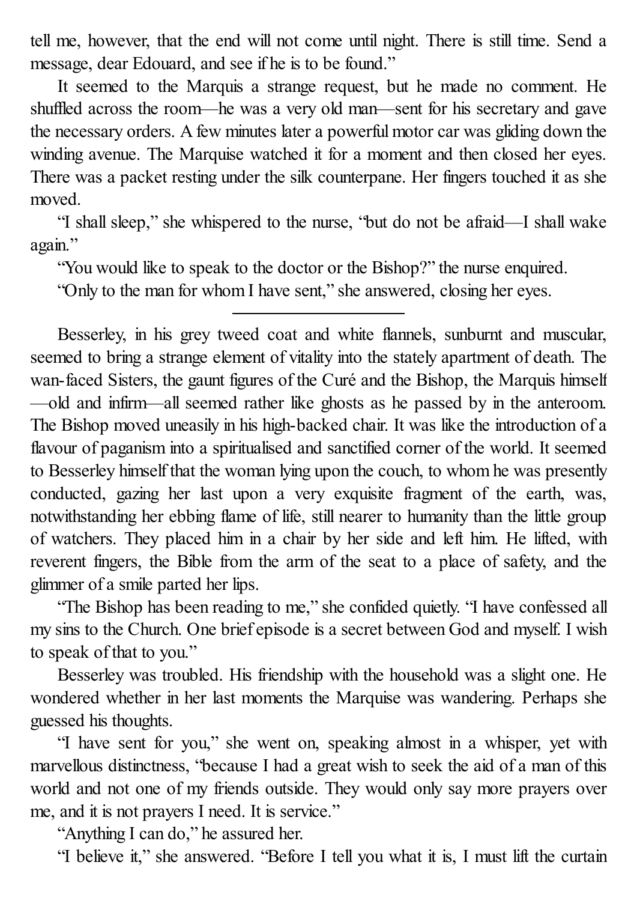tell me, however, that the end will not come until night. There is still time. Send a message, dear Edouard, and see if he is to be found."

It seemed to the Marquis a strange request, but he made no comment. He shuffled across the room—he was a very old man—sent for his secretary and gave the necessary orders. A few minutes later a powerful motor car was gliding down the winding avenue. The Marquise watched it for a moment and then closed her eyes. There was a packet resting under the silk counterpane. Her fingers touched it as she moved.

"I shall sleep," she whispered to the nurse, "but do not be afraid—I shall wake again."

"You would like to speak to the doctor or the Bishop?" the nurse enquired.

"Only to the man for whom I have sent," she answered, closing her eyes.

---

Besserley, in his grey tweed coat and white flannels, sunburnt and muscular, seemed to bring a strange element of vitality into the stately apartment of death. The wan-faced Sisters, the gaunt figures of the Curé and the Bishop, the Marquis himself—old and infirm—all seemed rather like ghosts as he passed by in the anteroom. The Bishop moved uneasily in his high-backed chair. It was like the introduction of a flavour of paganism into a spiritualised and sanctified corner of the world. It seemed to Besserley himself that the woman lying upon the couch, to whom he was presently conducted, gazing her last upon a very exquisite fragment of the earth, was, notwithstanding her ebbing flame of life, still nearer to humanity than the little group of watchers. They placed him in a chair by her side and left him. He lifted, with reverent fingers, the Bible from the arm of the seat to a place of safety, and the glimmer of a smile parted her lips.

"The Bishop has been reading to me," she confided quietly. "I have confessed all my sins to the Church. One brief episode is a secret between God and myself. I wish to speak of that to you."

Besserley was troubled. His friendship with the household was a slight one. He wondered whether in her last moments the Marquise was wandering. Perhaps she guessed his thoughts.

"I have sent for you," she went on, speaking almost in a whisper, yet with marvellous distinctness, "because I had a great wish to seek the aid of a man of this world and not one of my friends outside. They would only say more prayers over me, and it is not prayers I need. It is service."

"Anything I can do," he assured her.

"I believe it," she answered. "Before I tell you what it is, I must lift the curtain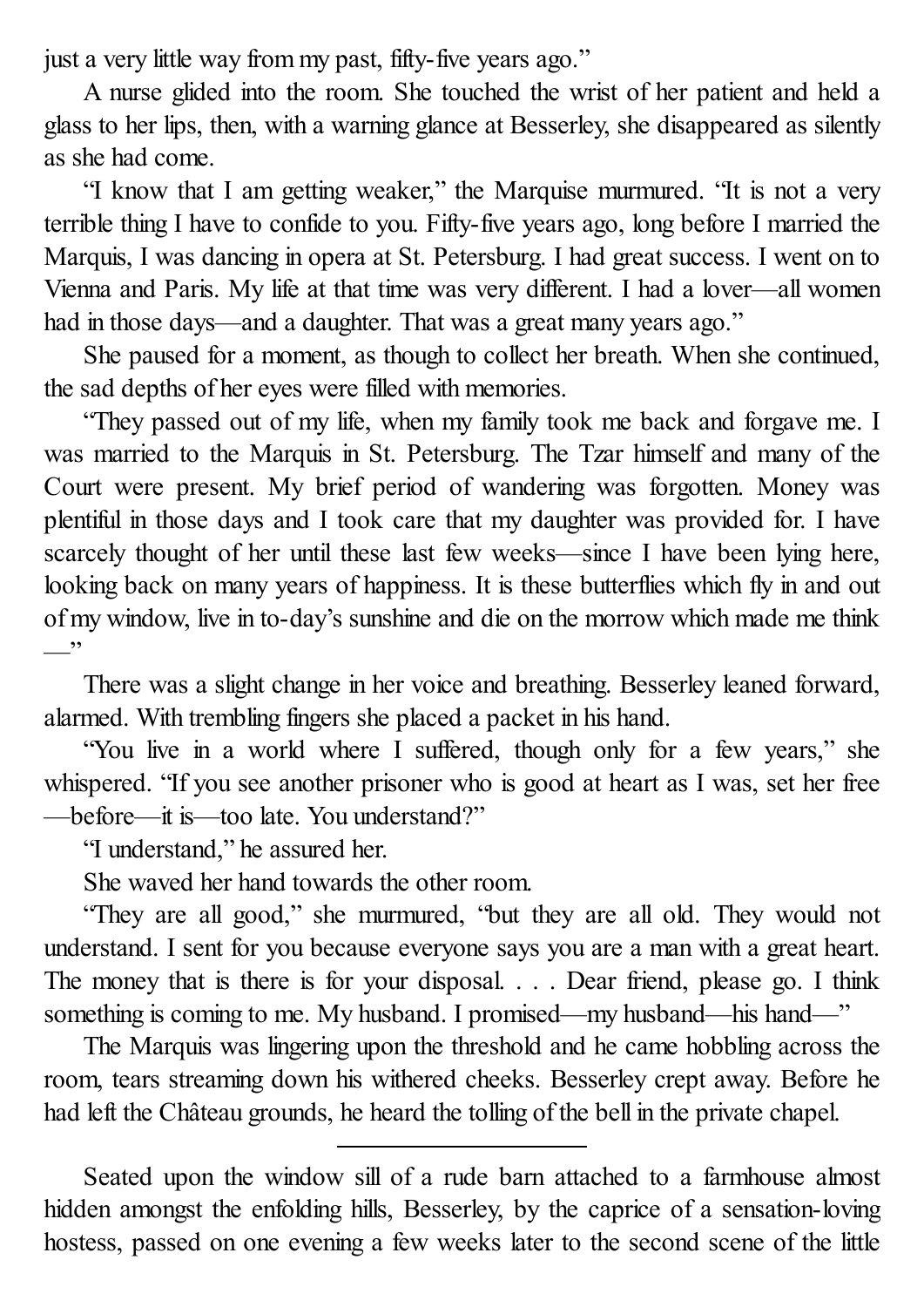just a very little way from my past, fifty-five years ago."

A nurse glided into the room. She touched the wrist of her patient and held a glass to her lips, then, with a warning glance at Besserley, she disappeared as silently as she had come.

"I know that I am getting weaker," the Marquise murmured. "It is not a very terrible thing I have to confide to you. Fifty-five years ago, long before I married the Marquis, I was dancing in opera at St. Petersburg. I had great success. I went on to Vienna and Paris. My life at that time was very different. I had a lover—all women had in those days—and a daughter. That was a great many years ago."

She paused for a moment, as though to collect her breath. When she continued, the sad depths of her eyes were filled with memories.

"They passed out of my life, when my family took me back and forgave me. I was married to the Marquis in St. Petersburg. The Tzar himself and many of the Court were present. My brief period of wandering was forgotten. Money was plentiful in those days and I took care that my daughter was provided for. I have scarcely thought of her until these last few weeks—since I have been lying here, looking back on many years of happiness. It is these butterflies which fly in and out of my window, live in to-day's sunshine and die on the morrow which made me think —"

There was a slight change in her voice and breathing. Besserley leaned forward, alarmed. With trembling fingers she placed a packet in his hand.

"You live in a world where I suffered, though only for a few years," she whispered. "If you see another prisoner who is good at heart as I was, set her free —before—it is—too late. You understand?"

"I understand," he assured her.

She waved her hand towards the other room.

"They are all good," she murmured, "but they are all old. They would not understand. I sent for you because everyone says you are a man with a great heart. The money that is there is for your disposal. . . . Dear friend, please go. I think something is coming to me. My husband. I promised—my husband—his hand—"

The Marquis was lingering upon the threshold and he came hobbling across the room, tears streaming down his withered cheeks. Besserley crept away. Before he had left the Château grounds, he heard the tolling of the bell in the private chapel.

---

Seated upon the window sill of a rude barn attached to a farmhouse almost hidden amongst the enfolding hills, Besserley, by the caprice of a sensation-loving hostess, passed on one evening a few weeks later to the second scene of the little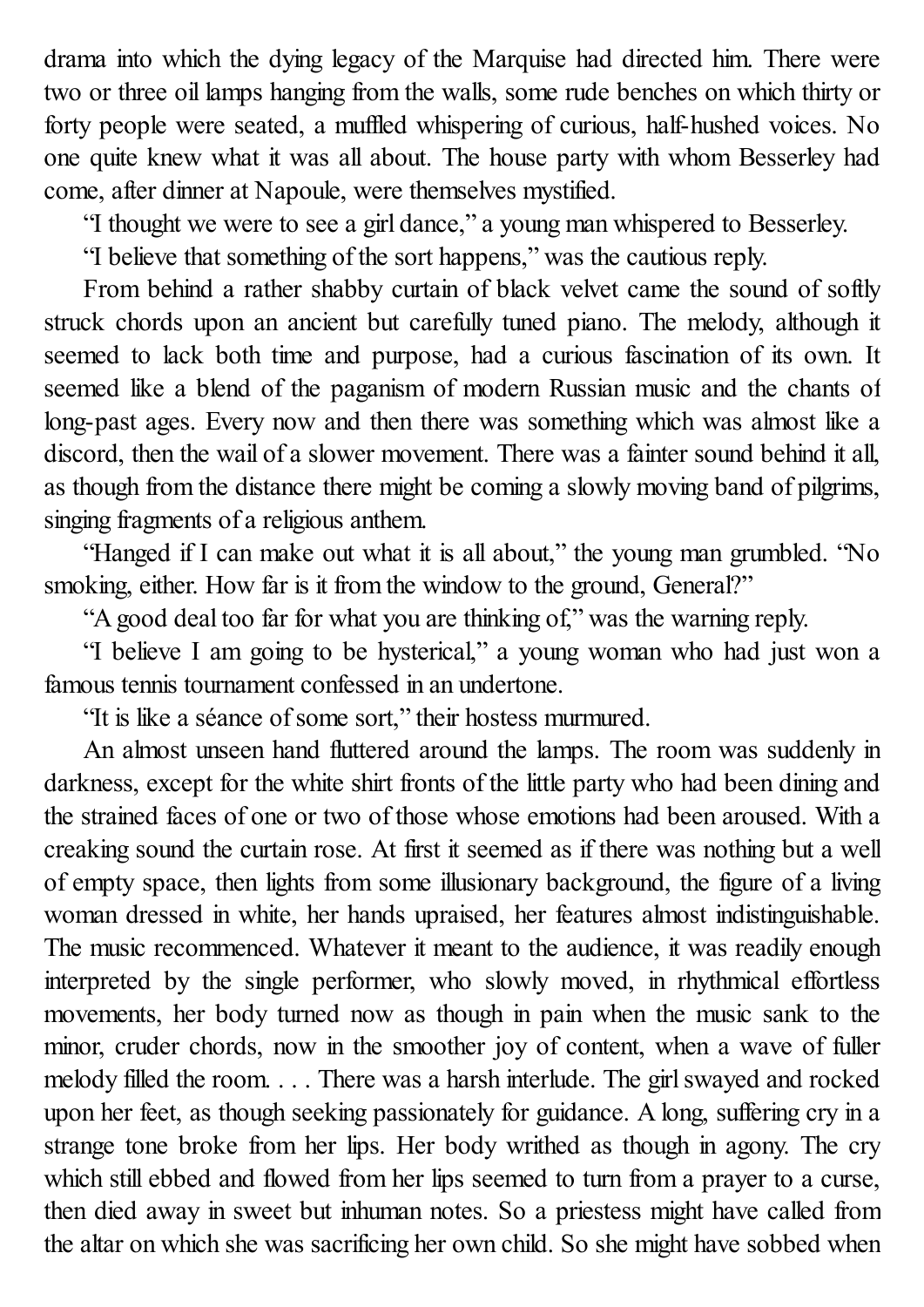drama into which the dying legacy of the Marquise had directed him. There were two or three oil lamps hanging from the walls, some rude benches on which thirty or forty people were seated, a muffled whispering of curious, half-hushed voices. No one quite knew what it was all about. The house party with whom Besserley had come, after dinner at Napoule, were themselves mystified.

"I thought we were to see a girl dance," a young man whispered to Besserley.

"I believe that something of the sort happens," was the cautious reply.

From behind a rather shabby curtain of black velvet came the sound of softly struck chords upon an ancient but carefully tuned piano. The melody, although it seemed to lack both time and purpose, had a curious fascination of its own. It seemed like a blend of the paganism of modern Russian music and the chants of long-past ages. Every now and then there was something which was almost like a discord, then the wail of a slower movement. There was a fainter sound behind it all, as though from the distance there might be coming a slowly moving band of pilgrims, singing fragments of a religious anthem.

"Hanged if I can make out what it is all about," the young man grumbled. "No smoking, either. How far is it from the window to the ground, General?"

"A good deal too far for what you are thinking of," was the warning reply.

"I believe I am going to be hysterical," a young woman who had just won a famous tennis tournament confessed in an undertone.

"It is like a séance of some sort," their hostess murmured.

An almost unseen hand fluttered around the lamps. The room was suddenly in darkness, except for the white shirt fronts of the little party who had been dining and the strained faces of one or two of those whose emotions had been aroused. With a creaking sound the curtain rose. At first it seemed as if there was nothing but a well of empty space, then lights from some illusionary background, the figure of a living woman dressed in white, her hands upraised, her features almost indistinguishable. The music recommenced. Whatever it meant to the audience, it was readily enough interpreted by the single performer, who slowly moved, in rhythmical effortless movements, her body turned now as though in pain when the music sank to the minor, cruder chords, now in the smoother joy of content, when a wave of fuller melody filled the room. . . . There was a harsh interlude. The girl swayed and rocked upon her feet, as though seeking passionately for guidance. A long, suffering cry in a strange tone broke from her lips. Her body writhed as though in agony. The cry which still ebbed and flowed from her lips seemed to turn from a prayer to a curse, then died away in sweet but inhuman notes. So a priestess might have called from the altar on which she was sacrificing her own child. So she might have sobbed when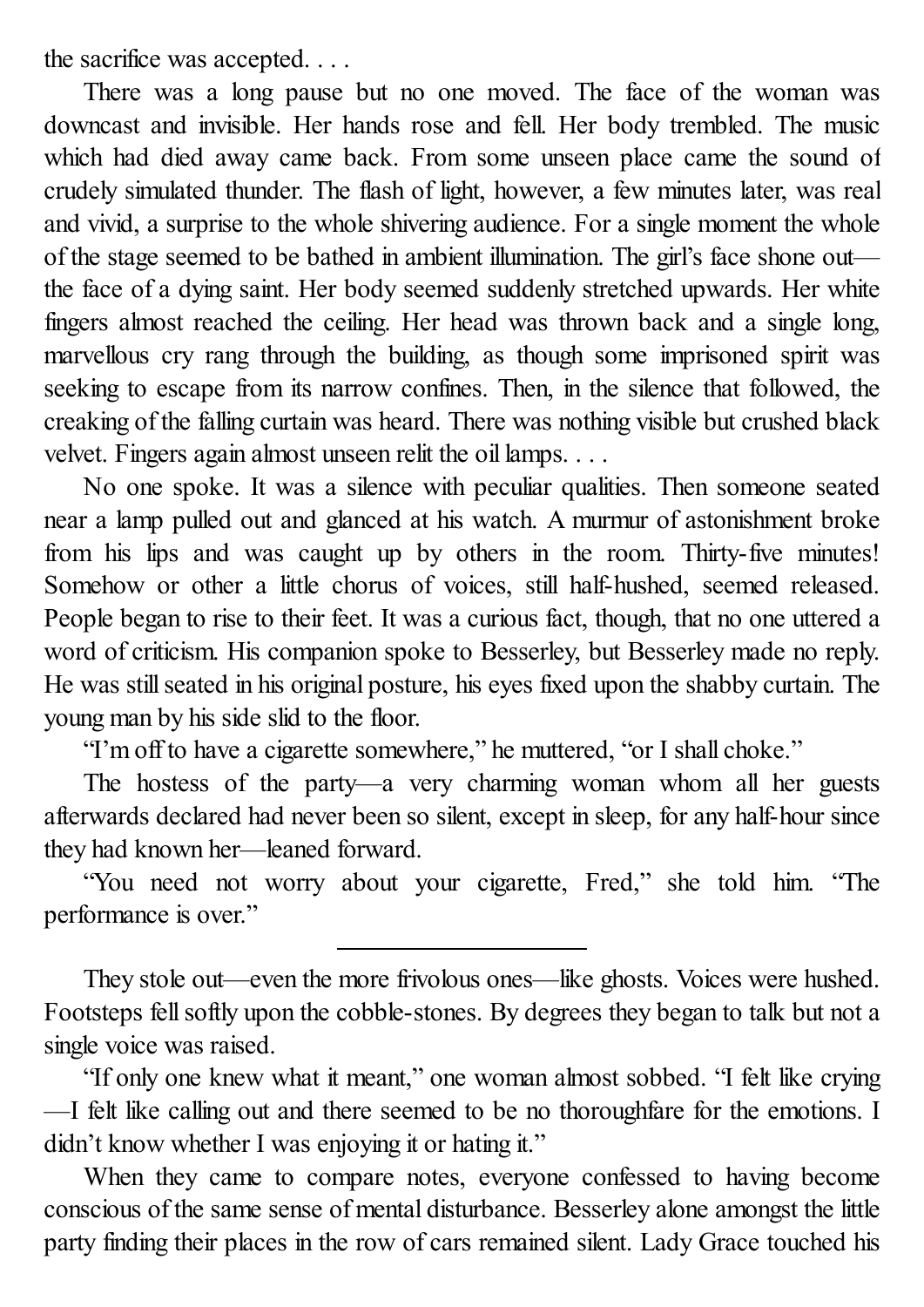the sacrifice was accepted. . . .

There was a long pause but no one moved. The face of the woman was downcast and invisible. Her hands rose and fell. Her body trembled. The music which had died away came back. From some unseen place came the sound of crudely simulated thunder. The flash of light, however, a few minutes later, was real and vivid, a surprise to the whole shivering audience. For a single moment the whole of the stage seemed to be bathed in ambient illumination. The girl's face shone out—the face of a dying saint. Her body seemed suddenly stretched upwards. Her white fingers almost reached the ceiling. Her head was thrown back and a single long, marvellous cry rang through the building, as though some imprisoned spirit was seeking to escape from its narrow confines. Then, in the silence that followed, the creaking of the falling curtain was heard. There was nothing visible but crushed black velvet. Fingers again almost unseen relit the oil lamps. . . .

No one spoke. It was a silence with peculiar qualities. Then someone seated near a lamp pulled out and glanced at his watch. A murmur of astonishment broke from his lips and was caught up by others in the room. Thirty-five minutes! Somehow or other a little chorus of voices, still half-hushed, seemed released. People began to rise to their feet. It was a curious fact, though, that no one uttered a word of criticism. His companion spoke to Besserley, but Besserley made no reply. He was still seated in his original posture, his eyes fixed upon the shabby curtain. The young man by his side slid to the floor.

"I'm off to have a cigarette somewhere," he muttered, "or I shall choke."

The hostess of the party—a very charming woman whom all her guests afterwards declared had never been so silent, except in sleep, for any half-hour since they had known her—leaned forward.

"You need not worry about your cigarette, Fred," she told him. "The performance is over."

---

They stole out—even the more frivolous ones—like ghosts. Voices were hushed. Footsteps fell softly upon the cobble-stones. By degrees they began to talk but not a single voice was raised.

"If only one knew what it meant," one woman almost sobbed. "I felt like crying—I felt like calling out and there seemed to be no thoroughfare for the emotions. I didn't know whether I was enjoying it or hating it."

When they came to compare notes, everyone confessed to having become conscious of the same sense of mental disturbance. Besserley alone amongst the little party finding their places in the row of cars remained silent. Lady Grace touched his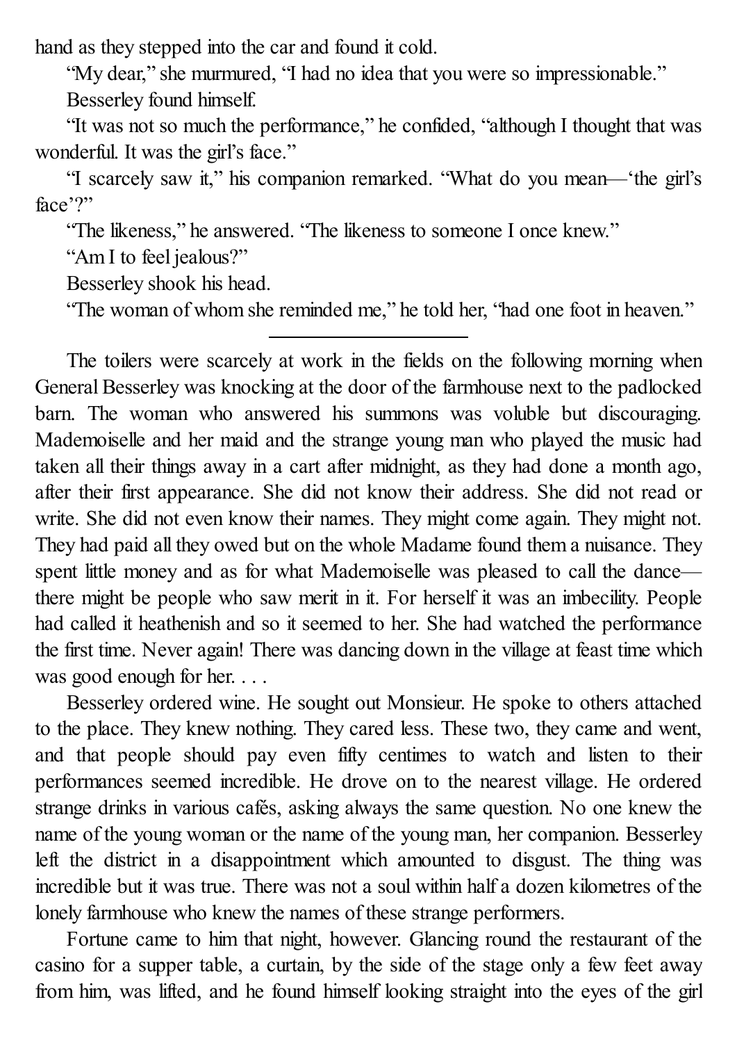hand as they stepped into the car and found it cold.

"My dear," she murmured, "I had no idea that you were so impressionable."

Besserley found himself.

"It was not so much the performance," he confided, "although I thought that was wonderful. It was the girl's face."

"I scarcely saw it," his companion remarked. "What do you mean—'the girl's face'?"

"The likeness," he answered. "The likeness to someone I once knew."

"Am I to feel jealous?"

Besserley shook his head.

"The woman of whom she reminded me," he told her, "had one foot in heaven."

---

The toilers were scarcely at work in the fields on the following morning when General Besserley was knocking at the door of the farmhouse next to the padlocked barn. The woman who answered his summons was voluble but discouraging. Mademoiselle and her maid and the strange young man who played the music had taken all their things away in a cart after midnight, as they had done a month ago, after their first appearance. She did not know their address. She did not read or write. She did not even know their names. They might come again. They might not. They had paid all they owed but on the whole Madame found them a nuisance. They spent little money and as for what Mademoiselle was pleased to call the dance—there might be people who saw merit in it. For herself it was an imbecility. People had called it heathenish and so it seemed to her. She had watched the performance the first time. Never again! There was dancing down in the village at feast time which was good enough for her. . . .

Besserley ordered wine. He sought out Monsieur. He spoke to others attached to the place. They knew nothing. They cared less. These two, they came and went, and that people should pay even fifty centimes to watch and listen to their performances seemed incredible. He drove on to the nearest village. He ordered strange drinks in various cafés, asking always the same question. No one knew the name of the young woman or the name of the young man, her companion. Besserley left the district in a disappointment which amounted to disgust. The thing was incredible but it was true. There was not a soul within half a dozen kilometres of the lonely farmhouse who knew the names of these strange performers.

Fortune came to him that night, however. Glancing round the restaurant of the casino for a supper table, a curtain, by the side of the stage only a few feet away from him, was lifted, and he found himself looking straight into the eyes of the girl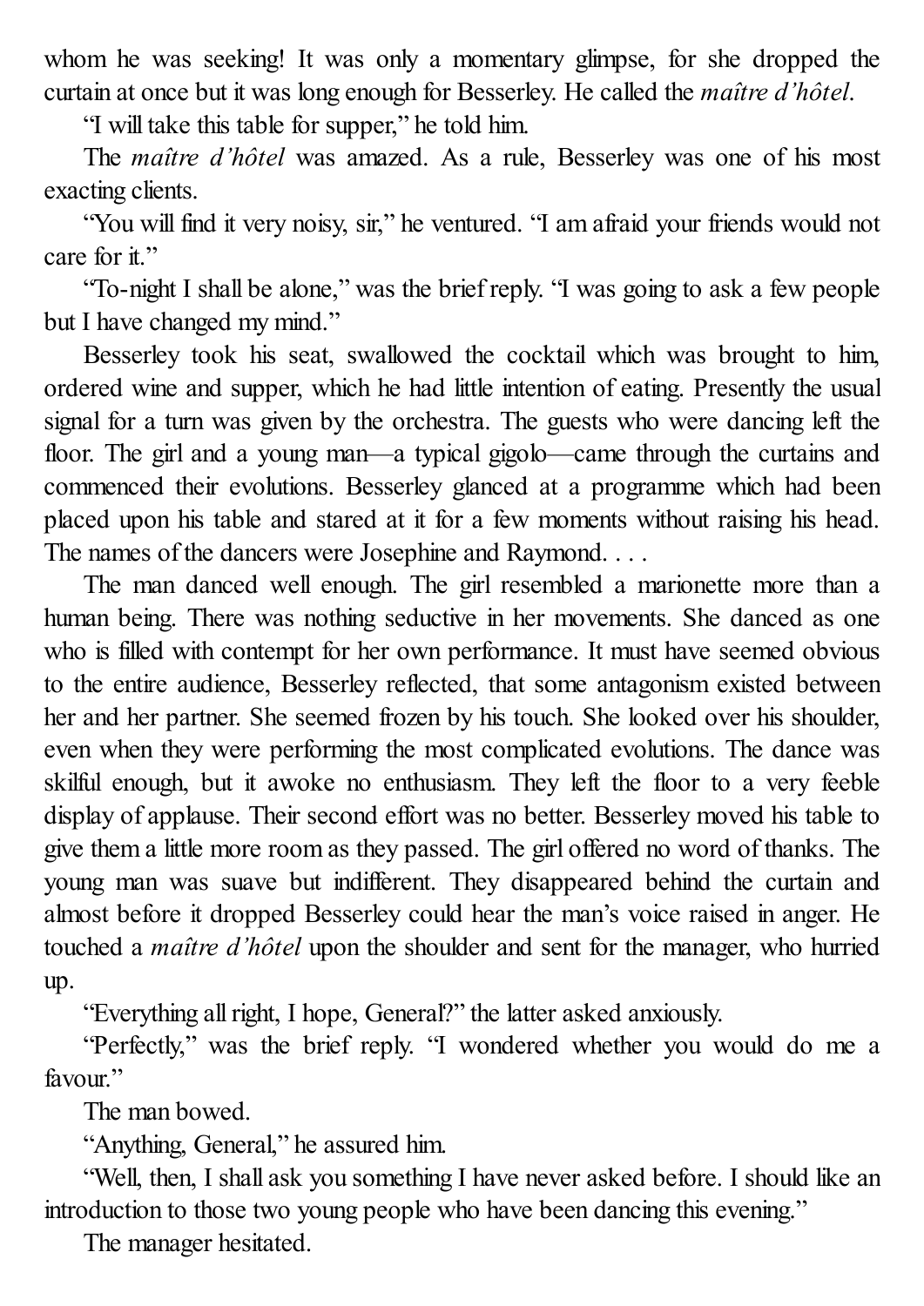whom he was seeking! It was only a momentary glimpse, for she dropped the curtain at once but it was long enough for Besserley. He called the *maître d'hôtel*.

"I will take this table for supper," he told him.

The *maître d'hôtel* was amazed. As a rule, Besserley was one of his most exacting clients.

"You will find it very noisy, sir," he ventured. "I am afraid your friends would not care for it."

"To-night I shall be alone," was the brief reply. "I was going to ask a few people but I have changed my mind."

Besserley took his seat, swallowed the cocktail which was brought to him, ordered wine and supper, which he had little intention of eating. Presently the usual signal for a turn was given by the orchestra. The guests who were dancing left the floor. The girl and a young man—a typical gigolo—came through the curtains and commenced their evolutions. Besserley glanced at a programme which had been placed upon his table and stared at it for a few moments without raising his head. The names of the dancers were Josephine and Raymond. . . .

The man danced well enough. The girl resembled a marionette more than a human being. There was nothing seductive in her movements. She danced as one who is filled with contempt for her own performance. It must have seemed obvious to the entire audience, Besserley reflected, that some antagonism existed between her and her partner. She seemed frozen by his touch. She looked over his shoulder, even when they were performing the most complicated evolutions. The dance was skilful enough, but it awoke no enthusiasm. They left the floor to a very feeble display of applause. Their second effort was no better. Besserley moved his table to give them a little more room as they passed. The girl offered no word of thanks. The young man was suave but indifferent. They disappeared behind the curtain and almost before it dropped Besserley could hear the man's voice raised in anger. He touched a *maître d'hôtel* upon the shoulder and sent for the manager, who hurried up.

"Everything all right, I hope, General?" the latter asked anxiously.

"Perfectly," was the brief reply. "I wondered whether you would do me a favour."

The man bowed.

"Anything, General," he assured him.

"Well, then, I shall ask you something I have never asked before. I should like an introduction to those two young people who have been dancing this evening."

The manager hesitated.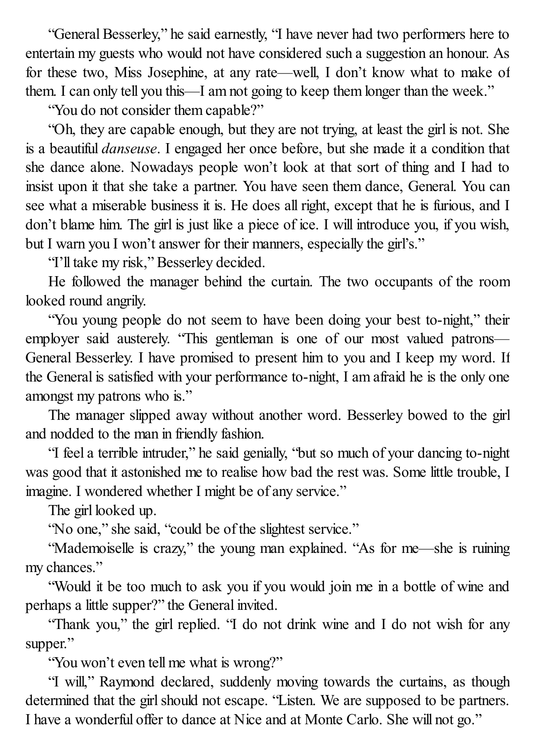"General Besserley," he said earnestly, "I have never had two performers here to entertain my guests who would not have considered such a suggestion an honour. As for these two, Miss Josephine, at any rate—well, I don't know what to make of them. I can only tell you this—I am not going to keep them longer than the week."

"You do not consider them capable?"

"Oh, they are capable enough, but they are not trying, at least the girl is not. She is a beautiful *danseuse*. I engaged her once before, but she made it a condition that she dance alone. Nowadays people won't look at that sort of thing and I had to insist upon it that she take a partner. You have seen them dance, General. You can see what a miserable business it is. He does all right, except that he is furious, and I don't blame him. The girl is just like a piece of ice. I will introduce you, if you wish, but I warn you I won't answer for their manners, especially the girl's."

"I'll take my risk," Besserley decided.

He followed the manager behind the curtain. The two occupants of the room looked round angrily.

"You young people do not seem to have been doing your best to-night," their employer said austerely. "This gentleman is one of our most valued patrons—General Besserley. I have promised to present him to you and I keep my word. If the General is satisfied with your performance to-night, I am afraid he is the only one amongst my patrons who is."

The manager slipped away without another word. Besserley bowed to the girl and nodded to the man in friendly fashion.

"I feel a terrible intruder," he said genially, "but so much of your dancing to-night was good that it astonished me to realise how bad the rest was. Some little trouble, I imagine. I wondered whether I might be of any service."

The girl looked up.

"No one," she said, "could be of the slightest service."

"Mademoiselle is crazy," the young man explained. "As for me—she is ruining my chances."

"Would it be too much to ask you if you would join me in a bottle of wine and perhaps a little supper?" the General invited.

"Thank you," the girl replied. "I do not drink wine and I do not wish for any supper."

"You won't even tell me what is wrong?"

"I will," Raymond declared, suddenly moving towards the curtains, as though determined that the girl should not escape. "Listen. We are supposed to be partners. I have a wonderful offer to dance at Nice and at Monte Carlo. She will not go."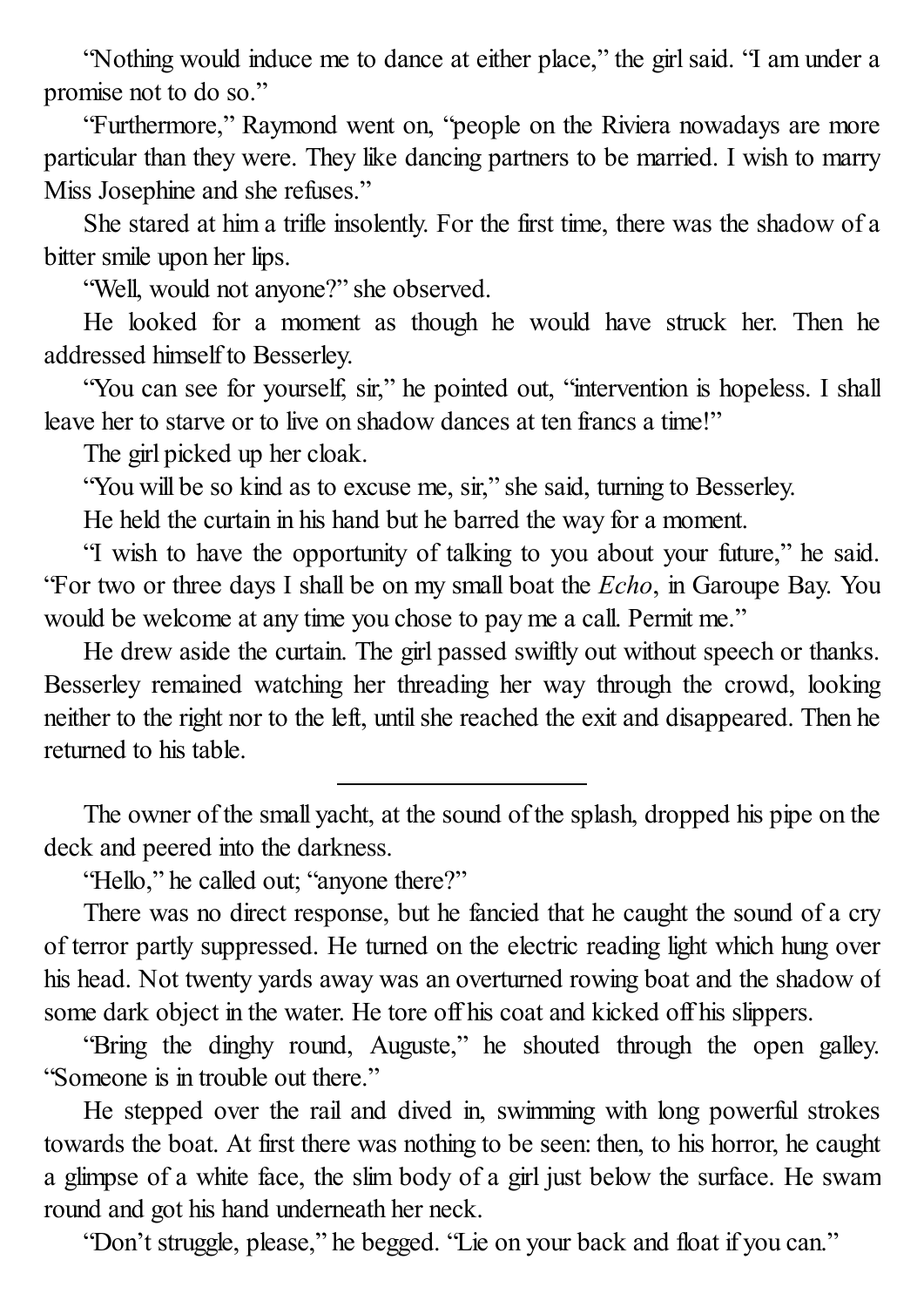"Nothing would induce me to dance at either place," the girl said. "I am under a promise not to do so."

"Furthermore," Raymond went on, "people on the Riviera nowadays are more particular than they were. They like dancing partners to be married. I wish to marry Miss Josephine and she refuses."

She stared at him a trifle insolently. For the first time, there was the shadow of a bitter smile upon her lips.

"Well, would not anyone?" she observed.

He looked for a moment as though he would have struck her. Then he addressed himself to Besserley.

"You can see for yourself, sir," he pointed out, "intervention is hopeless. I shall leave her to starve or to live on shadow dances at ten francs a time!"

The girl picked up her cloak.

"You will be so kind as to excuse me, sir," she said, turning to Besserley.

He held the curtain in his hand but he barred the way for a moment.

"I wish to have the opportunity of talking to you about your future," he said. "For two or three days I shall be on my small boat the *Echo*, in Garoupe Bay. You would be welcome at any time you chose to pay me a call. Permit me."

He drew aside the curtain. The girl passed swiftly out without speech or thanks. Besserley remained watching her threading her way through the crowd, looking neither to the right nor to the left, until she reached the exit and disappeared. Then he returned to his table.

---

The owner of the small yacht, at the sound of the splash, dropped his pipe on the deck and peered into the darkness.

"Hello," he called out; "anyone there?"

There was no direct response, but he fancied that he caught the sound of a cry of terror partly suppressed. He turned on the electric reading light which hung over his head. Not twenty yards away was an overturned rowing boat and the shadow of some dark object in the water. He tore off his coat and kicked off his slippers.

"Bring the dinghy round, Auguste," he shouted through the open galley. "Someone is in trouble out there."

He stepped over the rail and dived in, swimming with long powerful strokes towards the boat. At first there was nothing to be seen: then, to his horror, he caught a glimpse of a white face, the slim body of a girl just below the surface. He swam round and got his hand underneath her neck.

"Don't struggle, please," he begged. "Lie on your back and float if you can."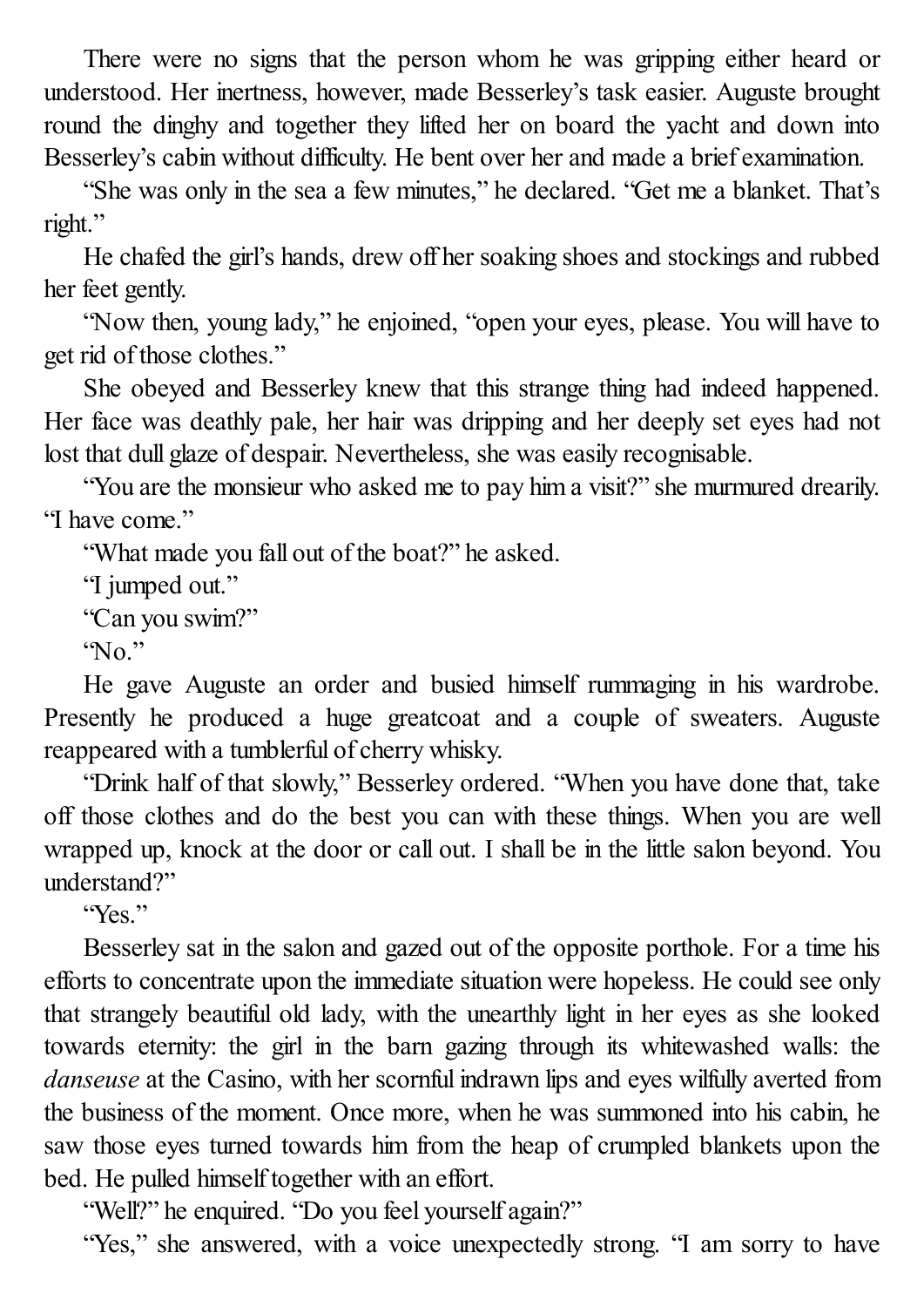There were no signs that the person whom he was gripping either heard or understood. Her inertness, however, made Besserley's task easier. Auguste brought round the dinghy and together they lifted her on board the yacht and down into Besserley's cabin without difficulty. He bent over her and made a brief examination.

"She was only in the sea a few minutes," he declared. "Get me a blanket. That's right."

He chafed the girl's hands, drew off her soaking shoes and stockings and rubbed her feet gently.

"Now then, young lady," he enjoined, "open your eyes, please. You will have to get rid of those clothes."

She obeyed and Besserley knew that this strange thing had indeed happened. Her face was deathly pale, her hair was dripping and her deeply set eyes had not lost that dull glaze of despair. Nevertheless, she was easily recognisable.

"You are the monsieur who asked me to pay him a visit?" she murmured drearily. "I have come."

"What made you fall out of the boat?" he asked.

"I jumped out."

"Can you swim?"

"No."

He gave Auguste an order and busied himself rummaging in his wardrobe. Presently he produced a huge greatcoat and a couple of sweaters. Auguste reappeared with a tumblerful of cherry whisky.

"Drink half of that slowly," Besserley ordered. "When you have done that, take off those clothes and do the best you can with these things. When you are well wrapped up, knock at the door or call out. I shall be in the little salon beyond. You understand?"

"Yes."

Besserley sat in the salon and gazed out of the opposite porthole. For a time his efforts to concentrate upon the immediate situation were hopeless. He could see only that strangely beautiful old lady, with the unearthly light in her eyes as she looked towards eternity: the girl in the barn gazing through its whitewashed walls: the *danseuse* at the Casino, with her scornful indrawn lips and eyes wilfully averted from the business of the moment. Once more, when he was summoned into his cabin, he saw those eyes turned towards him from the heap of crumpled blankets upon the bed. He pulled himself together with an effort.

"Well?" he enquired. "Do you feel yourself again?"

"Yes," she answered, with a voice unexpectedly strong. "I am sorry to have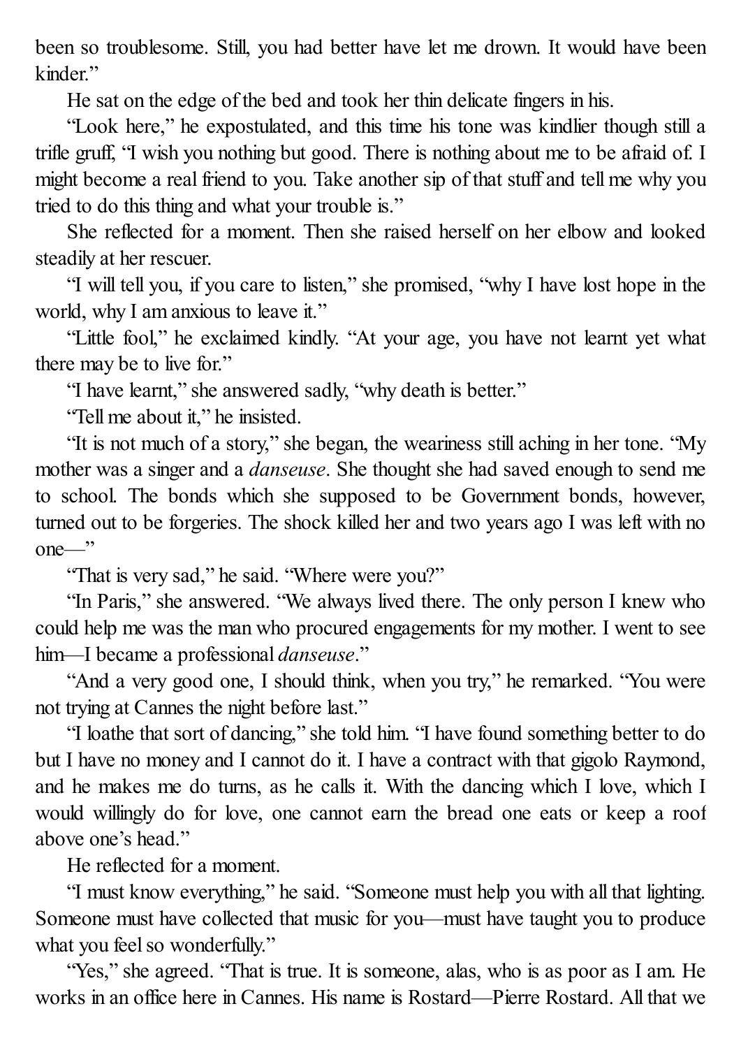been so troublesome. Still, you had better have let me drown. It would have been kinder."

He sat on the edge of the bed and took her thin delicate fingers in his.

"Look here," he expostulated, and this time his tone was kindlier though still a trifle gruff, "I wish you nothing but good. There is nothing about me to be afraid of. I might become a real friend to you. Take another sip of that stuff and tell me why you tried to do this thing and what your trouble is."

She reflected for a moment. Then she raised herself on her elbow and looked steadily at her rescuer.

"I will tell you, if you care to listen," she promised, "why I have lost hope in the world, why I am anxious to leave it."

"Little fool," he exclaimed kindly. "At your age, you have not learnt yet what there may be to live for."

"I have learnt," she answered sadly, "why death is better."

"Tell me about it," he insisted.

"It is not much of a story," she began, the weariness still aching in her tone. "My mother was a singer and a *danseuse*. She thought she had saved enough to send me to school. The bonds which she supposed to be Government bonds, however, turned out to be forgeries. The shock killed her and two years ago I was left with no one—"

"That is very sad," he said. "Where were you?"

"In Paris," she answered. "We always lived there. The only person I knew who could help me was the man who procured engagements for my mother. I went to see him—I became a professional *danseuse*."

"And a very good one, I should think, when you try," he remarked. "You were not trying at Cannes the night before last."

"I loathe that sort of dancing," she told him. "I have found something better to do but I have no money and I cannot do it. I have a contract with that gigolo Raymond, and he makes me do turns, as he calls it. With the dancing which I love, which I would willingly do for love, one cannot earn the bread one eats or keep a roof above one's head."

He reflected for a moment.

"I must know everything," he said. "Someone must help you with all that lighting. Someone must have collected that music for you—must have taught you to produce what you feel so wonderfully."

"Yes," she agreed. "That is true. It is someone, alas, who is as poor as I am. He works in an office here in Cannes. His name is Rostard—Pierre Rostard. All that we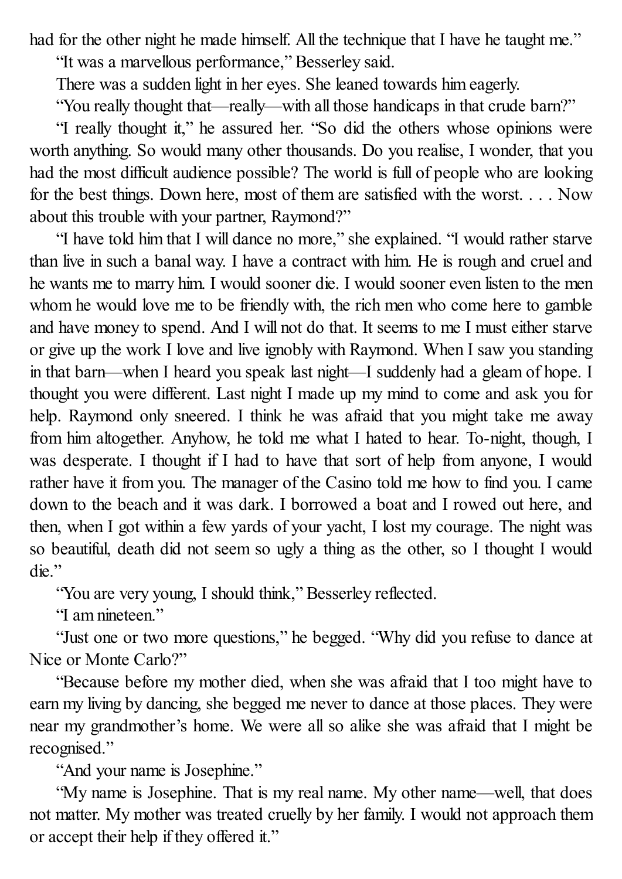had for the other night he made himself. All the technique that I have he taught me."

"It was a marvellous performance," Besserley said.

There was a sudden light in her eyes. She leaned towards him eagerly.

"You really thought that—really—with all those handicaps in that crude barn?"

"I really thought it," he assured her. "So did the others whose opinions were worth anything. So would many other thousands. Do you realise, I wonder, that you had the most difficult audience possible? The world is full of people who are looking for the best things. Down here, most of them are satisfied with the worst. . . . Now about this trouble with your partner, Raymond?"

"I have told him that I will dance no more," she explained. "I would rather starve than live in such a banal way. I have a contract with him. He is rough and cruel and he wants me to marry him. I would sooner die. I would sooner even listen to the men whom he would love me to be friendly with, the rich men who come here to gamble and have money to spend. And I will not do that. It seems to me I must either starve or give up the work I love and live ignobly with Raymond. When I saw you standing in that barn—when I heard you speak last night—I suddenly had a gleam of hope. I thought you were different. Last night I made up my mind to come and ask you for help. Raymond only sneered. I think he was afraid that you might take me away from him altogether. Anyhow, he told me what I hated to hear. To-night, though, I was desperate. I thought if I had to have that sort of help from anyone, I would rather have it from you. The manager of the Casino told me how to find you. I came down to the beach and it was dark. I borrowed a boat and I rowed out here, and then, when I got within a few yards of your yacht, I lost my courage. The night was so beautiful, death did not seem so ugly a thing as the other, so I thought I would die."

"You are very young, I should think," Besserley reflected.

"I am nineteen."

"Just one or two more questions," he begged. "Why did you refuse to dance at Nice or Monte Carlo?"

"Because before my mother died, when she was afraid that I too might have to earn my living by dancing, she begged me never to dance at those places. They were near my grandmother's home. We were all so alike she was afraid that I might be recognised."

"And your name is Josephine."

"My name is Josephine. That is my real name. My other name—well, that does not matter. My mother was treated cruelly by her family. I would not approach them or accept their help if they offered it."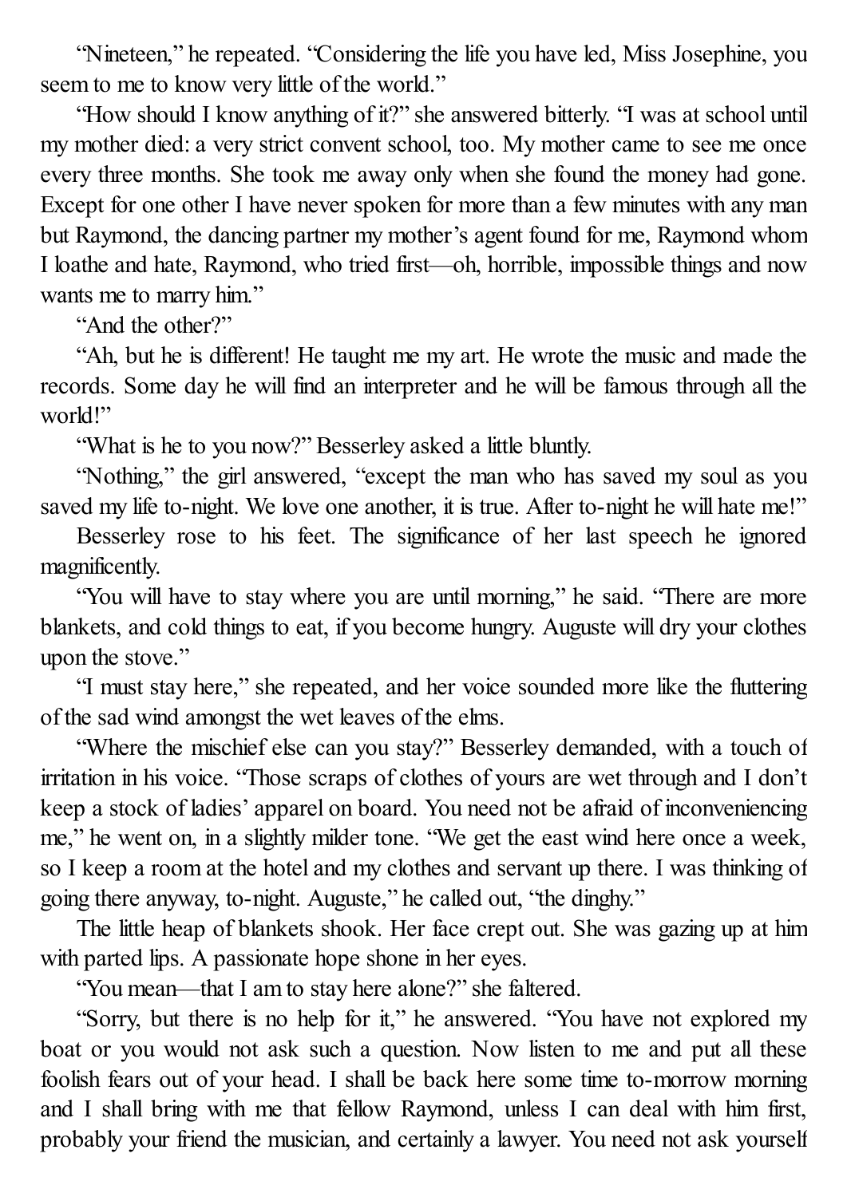"Nineteen," he repeated. "Considering the life you have led, Miss Josephine, you seem to me to know very little of the world."

"How should I know anything of it?" she answered bitterly. "I was at school until my mother died: a very strict convent school, too. My mother came to see me once every three months. She took me away only when she found the money had gone. Except for one other I have never spoken for more than a few minutes with any man but Raymond, the dancing partner my mother's agent found for me, Raymond whom I loathe and hate, Raymond, who tried first—oh, horrible, impossible things and now wants me to marry him."

"And the other?"

"Ah, but he is different! He taught me my art. He wrote the music and made the records. Some day he will find an interpreter and he will be famous through all the world!"

"What is he to you now?" Besserley asked a little bluntly.

"Nothing," the girl answered, "except the man who has saved my soul as you saved my life to-night. We love one another, it is true. After to-night he will hate me!"

Besserley rose to his feet. The significance of her last speech he ignored magnificently.

"You will have to stay where you are until morning," he said. "There are more blankets, and cold things to eat, if you become hungry. Auguste will dry your clothes upon the stove."

"I must stay here," she repeated, and her voice sounded more like the fluttering of the sad wind amongst the wet leaves of the elms.

"Where the mischief else can you stay?" Besserley demanded, with a touch of irritation in his voice. "Those scraps of clothes of yours are wet through and I don't keep a stock of ladies' apparel on board. You need not be afraid of inconveniencing me," he went on, in a slightly milder tone. "We get the east wind here once a week, so I keep a room at the hotel and my clothes and servant up there. I was thinking of going there anyway, to-night. Auguste," he called out, "the dinghy."

The little heap of blankets shook. Her face crept out. She was gazing up at him with parted lips. A passionate hope shone in her eyes.

"You mean—that I am to stay here alone?" she faltered.

"Sorry, but there is no help for it," he answered. "You have not explored my boat or you would not ask such a question. Now listen to me and put all these foolish fears out of your head. I shall be back here some time to-morrow morning and I shall bring with me that fellow Raymond, unless I can deal with him first, probably your friend the musician, and certainly a lawyer. You need not ask yourself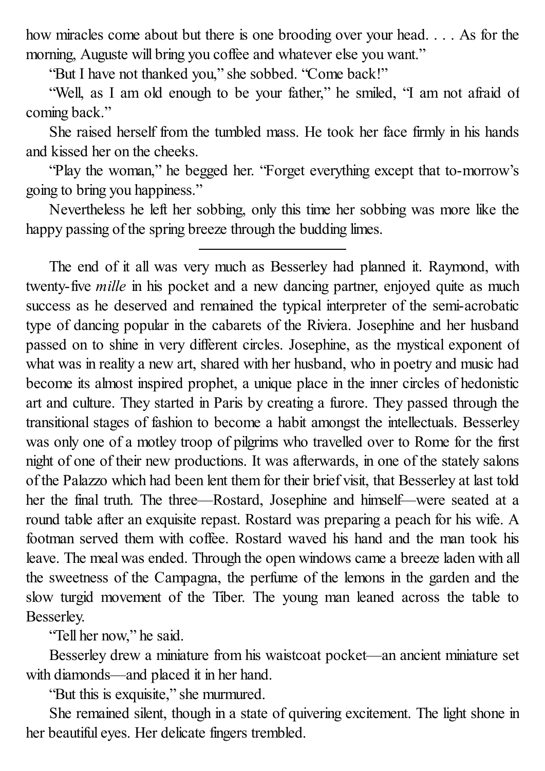how miracles come about but there is one brooding over your head. . . . As for the morning, Auguste will bring you coffee and whatever else you want."

"But I have not thanked you," she sobbed. "Come back!"

"Well, as I am old enough to be your father," he smiled, "I am not afraid of coming back."

She raised herself from the tumbled mass. He took her face firmly in his hands and kissed her on the cheeks.

"Play the woman," he begged her. "Forget everything except that to-morrow's going to bring you happiness."

Nevertheless he left her sobbing, only this time her sobbing was more like the happy passing of the spring breeze through the budding limes.

---

The end of it all was very much as Besserley had planned it. Raymond, with twenty-five *mille* in his pocket and a new dancing partner, enjoyed quite as much success as he deserved and remained the typical interpreter of the semi-acrobatic type of dancing popular in the cabarets of the Riviera. Josephine and her husband passed on to shine in very different circles. Josephine, as the mystical exponent of what was in reality a new art, shared with her husband, who in poetry and music had become its almost inspired prophet, a unique place in the inner circles of hedonistic art and culture. They started in Paris by creating a furore. They passed through the transitional stages of fashion to become a habit amongst the intellectuals. Besserley was only one of a motley troop of pilgrims who travelled over to Rome for the first night of one of their new productions. It was afterwards, in one of the stately salons of the Palazzo which had been lent them for their brief visit, that Besserley at last told her the final truth. The three—Rostard, Josephine and himself—were seated at a round table after an exquisite repast. Rostard was preparing a peach for his wife. A footman served them with coffee. Rostard waved his hand and the man took his leave. The meal was ended. Through the open windows came a breeze laden with all the sweetness of the Campagna, the perfume of the lemons in the garden and the slow turgid movement of the Tiber. The young man leaned across the table to Besserley.

"Tell her now," he said.

Besserley drew a miniature from his waistcoat pocket—an ancient miniature set with diamonds—and placed it in her hand.

"But this is exquisite," she murmured.

She remained silent, though in a state of quivering excitement. The light shone in her beautiful eyes. Her delicate fingers trembled.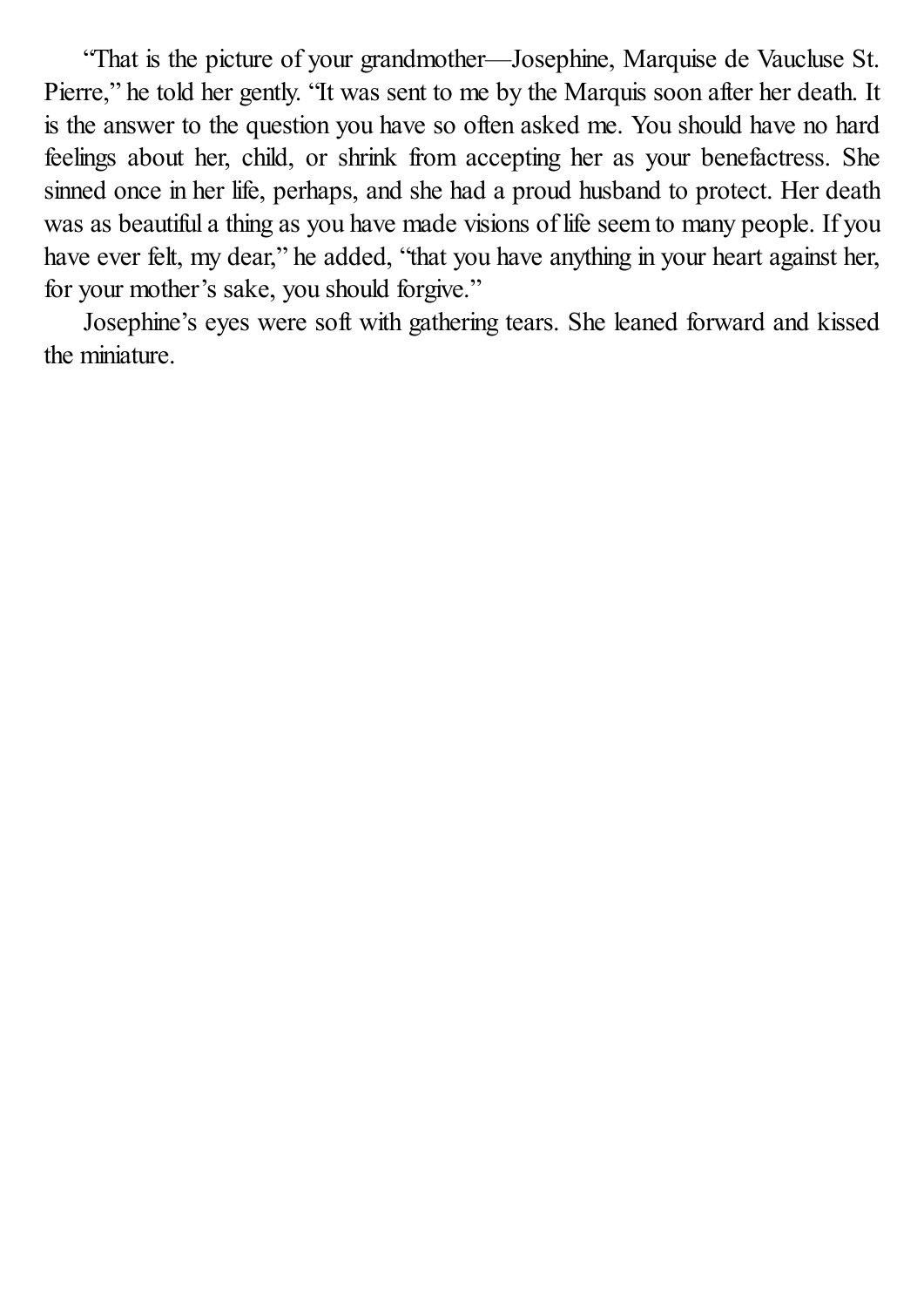"That is the picture of your grandmother—Josephine, Marquise de Vaucluse St. Pierre," he told her gently. "It was sent to me by the Marquis soon after her death. It is the answer to the question you have so often asked me. You should have no hard feelings about her, child, or shrink from accepting her as your benefactress. She sinned once in her life, perhaps, and she had a proud husband to protect. Her death was as beautiful a thing as you have made visions of life seem to many people. If you have ever felt, my dear," he added, "that you have anything in your heart against her, for your mother's sake, you should forgive."

Josephine's eyes were soft with gathering tears. She leaned forward and kissed the miniature.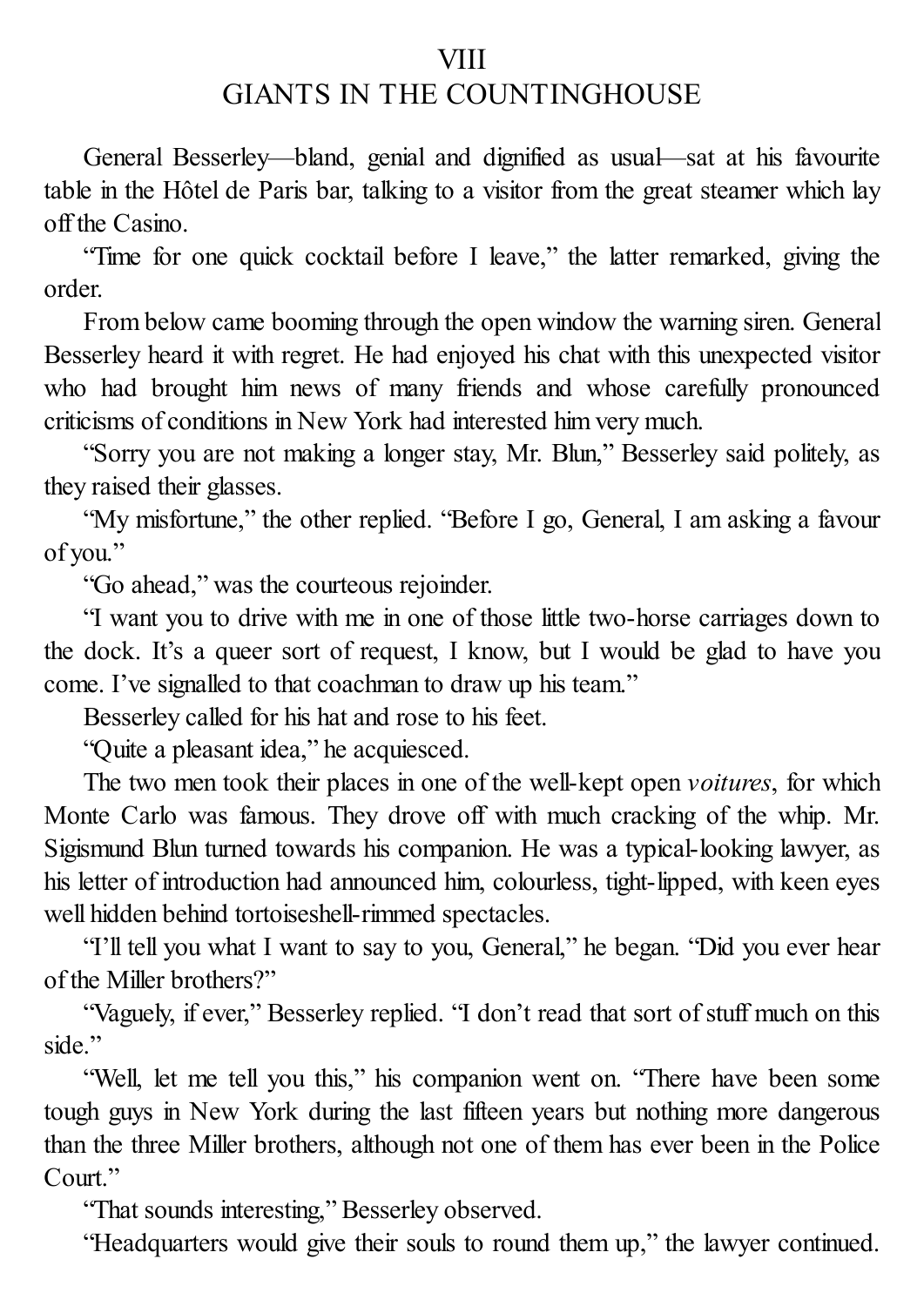# VIII
# GIANTS IN THE COUNTINGHOUSE

General Besserley—bland, genial and dignified as usual—sat at his favourite table in the Hôtel de Paris bar, talking to a visitor from the great steamer which lay off the Casino.

"Time for one quick cocktail before I leave," the latter remarked, giving the order.

From below came booming through the open window the warning siren. General Besserley heard it with regret. He had enjoyed his chat with this unexpected visitor who had brought him news of many friends and whose carefully pronounced criticisms of conditions in New York had interested him very much.

"Sorry you are not making a longer stay, Mr. Blun," Besserley said politely, as they raised their glasses.

"My misfortune," the other replied. "Before I go, General, I am asking a favour of you."

"Go ahead," was the courteous rejoinder.

"I want you to drive with me in one of those little two-horse carriages down to the dock. It's a queer sort of request, I know, but I would be glad to have you come. I've signalled to that coachman to draw up his team."

Besserley called for his hat and rose to his feet.

"Quite a pleasant idea," he acquiesced.

The two men took their places in one of the well-kept open *voitures*, for which Monte Carlo was famous. They drove off with much cracking of the whip. Mr. Sigismund Blun turned towards his companion. He was a typical-looking lawyer, as his letter of introduction had announced him, colourless, tight-lipped, with keen eyes well hidden behind tortoiseshell-rimmed spectacles.

"I'll tell you what I want to say to you, General," he began. "Did you ever hear of the Miller brothers?"

"Vaguely, if ever," Besserley replied. "I don't read that sort of stuff much on this side."

"Well, let me tell you this," his companion went on. "There have been some tough guys in New York during the last fifteen years but nothing more dangerous than the three Miller brothers, although not one of them has ever been in the Police Court."

"That sounds interesting," Besserley observed.

"Headquarters would give their souls to round them up," the lawyer continued.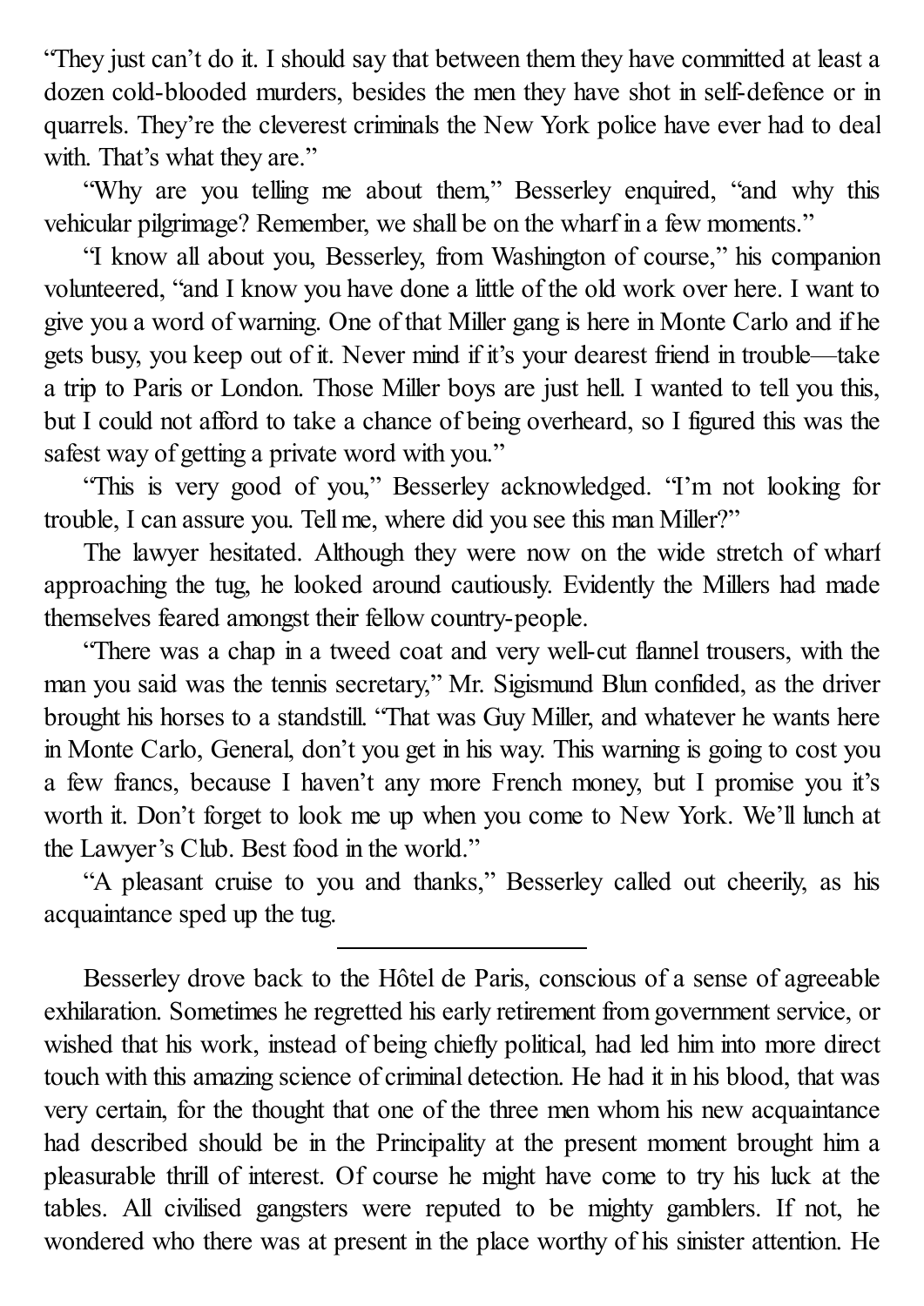"They just can't do it. I should say that between them they have committed at least a dozen cold-blooded murders, besides the men they have shot in self-defence or in quarrels. They're the cleverest criminals the New York police have ever had to deal with. That's what they are."

"Why are you telling me about them," Besserley enquired, "and why this vehicular pilgrimage? Remember, we shall be on the wharf in a few moments."

"I know all about you, Besserley, from Washington of course," his companion volunteered, "and I know you have done a little of the old work over here. I want to give you a word of warning. One of that Miller gang is here in Monte Carlo and if he gets busy, you keep out of it. Never mind if it's your dearest friend in trouble—take a trip to Paris or London. Those Miller boys are just hell. I wanted to tell you this, but I could not afford to take a chance of being overheard, so I figured this was the safest way of getting a private word with you."

"This is very good of you," Besserley acknowledged. "I'm not looking for trouble, I can assure you. Tell me, where did you see this man Miller?"

The lawyer hesitated. Although they were now on the wide stretch of wharf approaching the tug, he looked around cautiously. Evidently the Millers had made themselves feared amongst their fellow country-people.

"There was a chap in a tweed coat and very well-cut flannel trousers, with the man you said was the tennis secretary," Mr. Sigismund Blun confided, as the driver brought his horses to a standstill. "That was Guy Miller, and whatever he wants here in Monte Carlo, General, don't you get in his way. This warning is going to cost you a few francs, because I haven't any more French money, but I promise you it's worth it. Don't forget to look me up when you come to New York. We'll lunch at the Lawyer's Club. Best food in the world."

"A pleasant cruise to you and thanks," Besserley called out cheerily, as his acquaintance sped up the tug.

---

Besserley drove back to the Hôtel de Paris, conscious of a sense of agreeable exhilaration. Sometimes he regretted his early retirement from government service, or wished that his work, instead of being chiefly political, had led him into more direct touch with this amazing science of criminal detection. He had it in his blood, that was very certain, for the thought that one of the three men whom his new acquaintance had described should be in the Principality at the present moment brought him a pleasurable thrill of interest. Of course he might have come to try his luck at the tables. All civilised gangsters were reputed to be mighty gamblers. If not, he wondered who there was at present in the place worthy of his sinister attention. He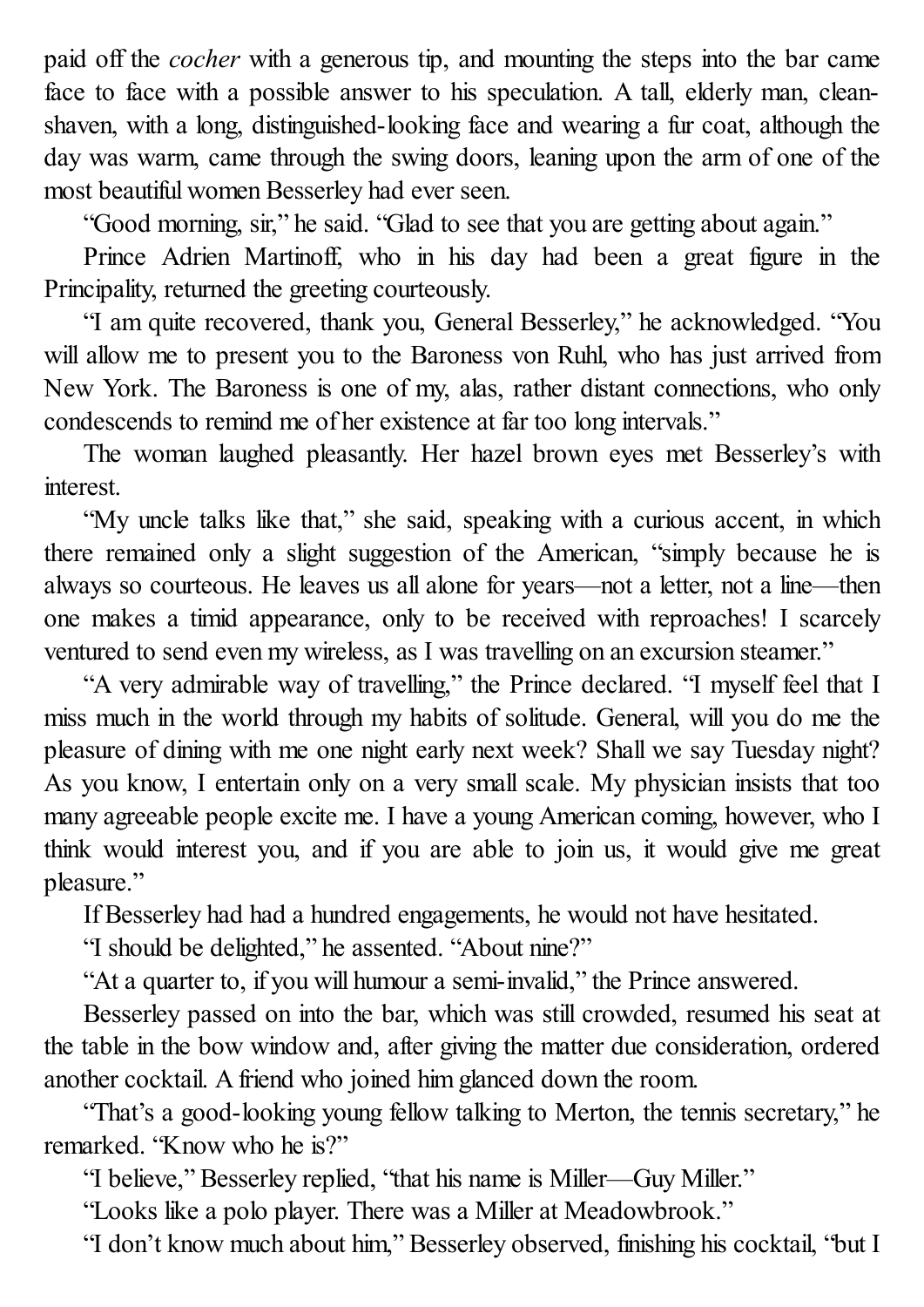paid off the *cocher* with a generous tip, and mounting the steps into the bar came face to face with a possible answer to his speculation. A tall, elderly man, clean-shaven, with a long, distinguished-looking face and wearing a fur coat, although the day was warm, came through the swing doors, leaning upon the arm of one of the most beautiful women Besserley had ever seen.

"Good morning, sir," he said. "Glad to see that you are getting about again."

Prince Adrien Martinoff, who in his day had been a great figure in the Principality, returned the greeting courteously.

"I am quite recovered, thank you, General Besserley," he acknowledged. "You will allow me to present you to the Baroness von Ruhl, who has just arrived from New York. The Baroness is one of my, alas, rather distant connections, who only condescends to remind me of her existence at far too long intervals."

The woman laughed pleasantly. Her hazel brown eyes met Besserley's with interest.

"My uncle talks like that," she said, speaking with a curious accent, in which there remained only a slight suggestion of the American, "simply because he is always so courteous. He leaves us all alone for years—not a letter, not a line—then one makes a timid appearance, only to be received with reproaches! I scarcely ventured to send even my wireless, as I was travelling on an excursion steamer."

"A very admirable way of travelling," the Prince declared. "I myself feel that I miss much in the world through my habits of solitude. General, will you do me the pleasure of dining with me one night early next week? Shall we say Tuesday night? As you know, I entertain only on a very small scale. My physician insists that too many agreeable people excite me. I have a young American coming, however, who I think would interest you, and if you are able to join us, it would give me great pleasure."

If Besserley had had a hundred engagements, he would not have hesitated.

"I should be delighted," he assented. "About nine?"

"At a quarter to, if you will humour a semi-invalid," the Prince answered.

Besserley passed on into the bar, which was still crowded, resumed his seat at the table in the bow window and, after giving the matter due consideration, ordered another cocktail. A friend who joined him glanced down the room.

"That's a good-looking young fellow talking to Merton, the tennis secretary," he remarked. "Know who he is?"

"I believe," Besserley replied, "that his name is Miller—Guy Miller."

"Looks like a polo player. There was a Miller at Meadowbrook."

"I don't know much about him," Besserley observed, finishing his cocktail, "but I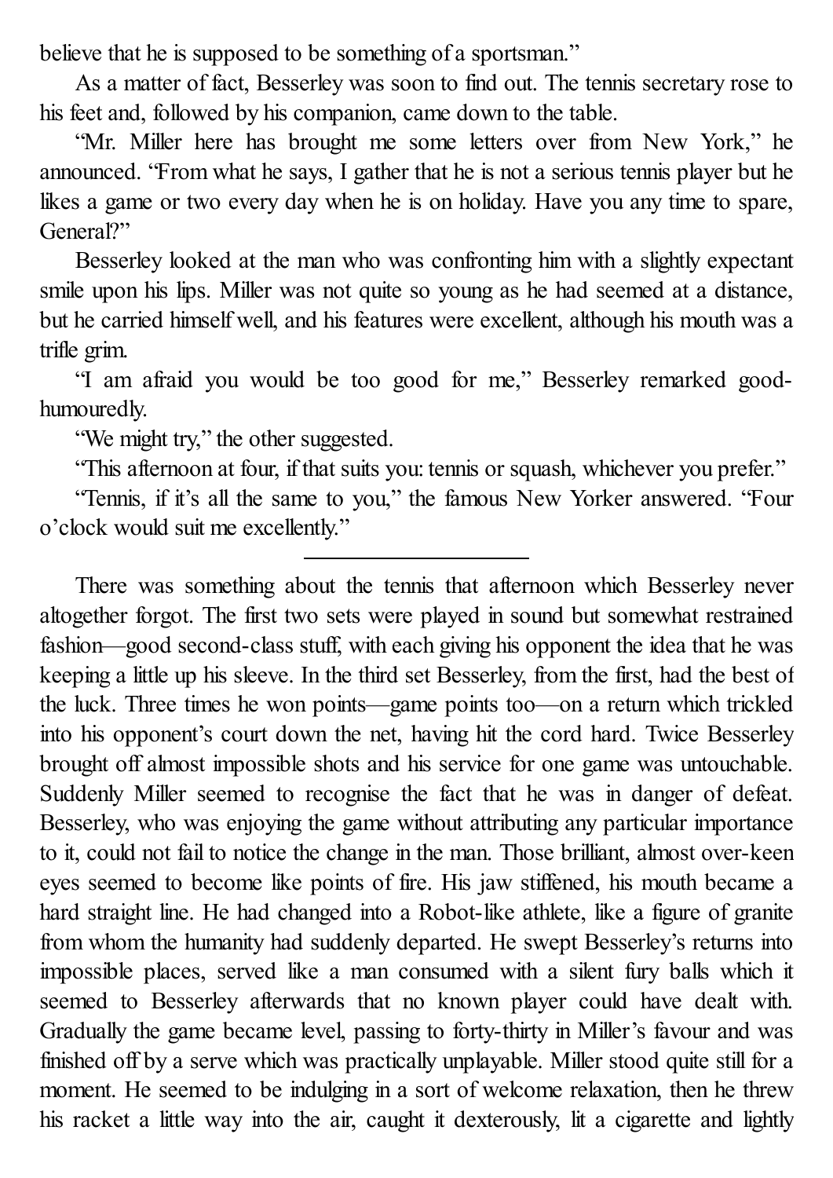believe that he is supposed to be something of a sportsman."

As a matter of fact, Besserley was soon to find out. The tennis secretary rose to his feet and, followed by his companion, came down to the table.

"Mr. Miller here has brought me some letters over from New York," he announced. "From what he says, I gather that he is not a serious tennis player but he likes a game or two every day when he is on holiday. Have you any time to spare, General?"

Besserley looked at the man who was confronting him with a slightly expectant smile upon his lips. Miller was not quite so young as he had seemed at a distance, but he carried himself well, and his features were excellent, although his mouth was a trifle grim.

"I am afraid you would be too good for me," Besserley remarked good-humouredly.

"We might try," the other suggested.

"This afternoon at four, if that suits you: tennis or squash, whichever you prefer."

"Tennis, if it's all the same to you," the famous New Yorker answered. "Four o'clock would suit me excellently."

---

There was something about the tennis that afternoon which Besserley never altogether forgot. The first two sets were played in sound but somewhat restrained fashion—good second-class stuff, with each giving his opponent the idea that he was keeping a little up his sleeve. In the third set Besserley, from the first, had the best of the luck. Three times he won points—game points too—on a return which trickled into his opponent's court down the net, having hit the cord hard. Twice Besserley brought off almost impossible shots and his service for one game was untouchable. Suddenly Miller seemed to recognise the fact that he was in danger of defeat. Besserley, who was enjoying the game without attributing any particular importance to it, could not fail to notice the change in the man. Those brilliant, almost over-keen eyes seemed to become like points of fire. His jaw stiffened, his mouth became a hard straight line. He had changed into a Robot-like athlete, like a figure of granite from whom the humanity had suddenly departed. He swept Besserley's returns into impossible places, served like a man consumed with a silent fury balls which it seemed to Besserley afterwards that no known player could have dealt with. Gradually the game became level, passing to forty-thirty in Miller's favour and was finished off by a serve which was practically unplayable. Miller stood quite still for a moment. He seemed to be indulging in a sort of welcome relaxation, then he threw his racket a little way into the air, caught it dexterously, lit a cigarette and lightly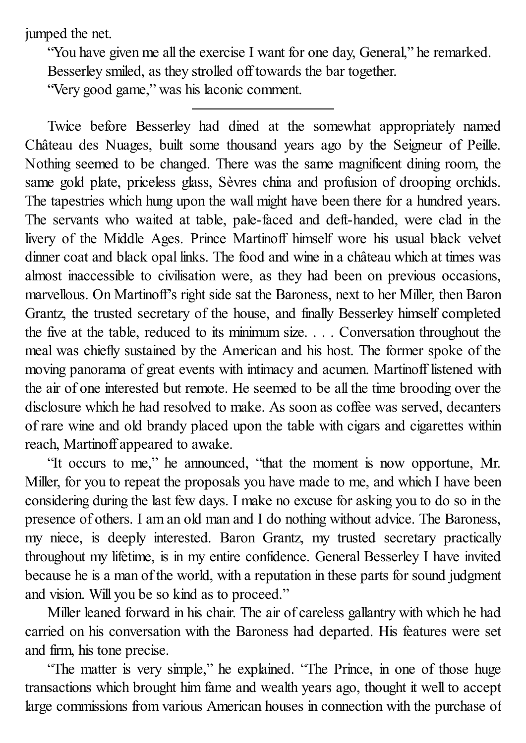jumped the net.

"You have given me all the exercise I want for one day, General," he remarked.

Besserley smiled, as they strolled off towards the bar together.

"Very good game," was his laconic comment.

---

Twice before Besserley had dined at the somewhat appropriately named Château des Nuages, built some thousand years ago by the Seigneur of Peille. Nothing seemed to be changed. There was the same magnificent dining room, the same gold plate, priceless glass, Sèvres china and profusion of drooping orchids. The tapestries which hung upon the wall might have been there for a hundred years. The servants who waited at table, pale-faced and deft-handed, were clad in the livery of the Middle Ages. Prince Martinoff himself wore his usual black velvet dinner coat and black opal links. The food and wine in a château which at times was almost inaccessible to civilisation were, as they had been on previous occasions, marvellous. On Martinoff's right side sat the Baroness, next to her Miller, then Baron Grantz, the trusted secretary of the house, and finally Besserley himself completed the five at the table, reduced to its minimum size. . . . Conversation throughout the meal was chiefly sustained by the American and his host. The former spoke of the moving panorama of great events with intimacy and acumen. Martinoff listened with the air of one interested but remote. He seemed to be all the time brooding over the disclosure which he had resolved to make. As soon as coffee was served, decanters of rare wine and old brandy placed upon the table with cigars and cigarettes within reach, Martinoff appeared to awake.

"It occurs to me," he announced, "that the moment is now opportune, Mr. Miller, for you to repeat the proposals you have made to me, and which I have been considering during the last few days. I make no excuse for asking you to do so in the presence of others. I am an old man and I do nothing without advice. The Baroness, my niece, is deeply interested. Baron Grantz, my trusted secretary practically throughout my lifetime, is in my entire confidence. General Besserley I have invited because he is a man of the world, with a reputation in these parts for sound judgment and vision. Will you be so kind as to proceed."

Miller leaned forward in his chair. The air of careless gallantry with which he had carried on his conversation with the Baroness had departed. His features were set and firm, his tone precise.

"The matter is very simple," he explained. "The Prince, in one of those huge transactions which brought him fame and wealth years ago, thought it well to accept large commissions from various American houses in connection with the purchase of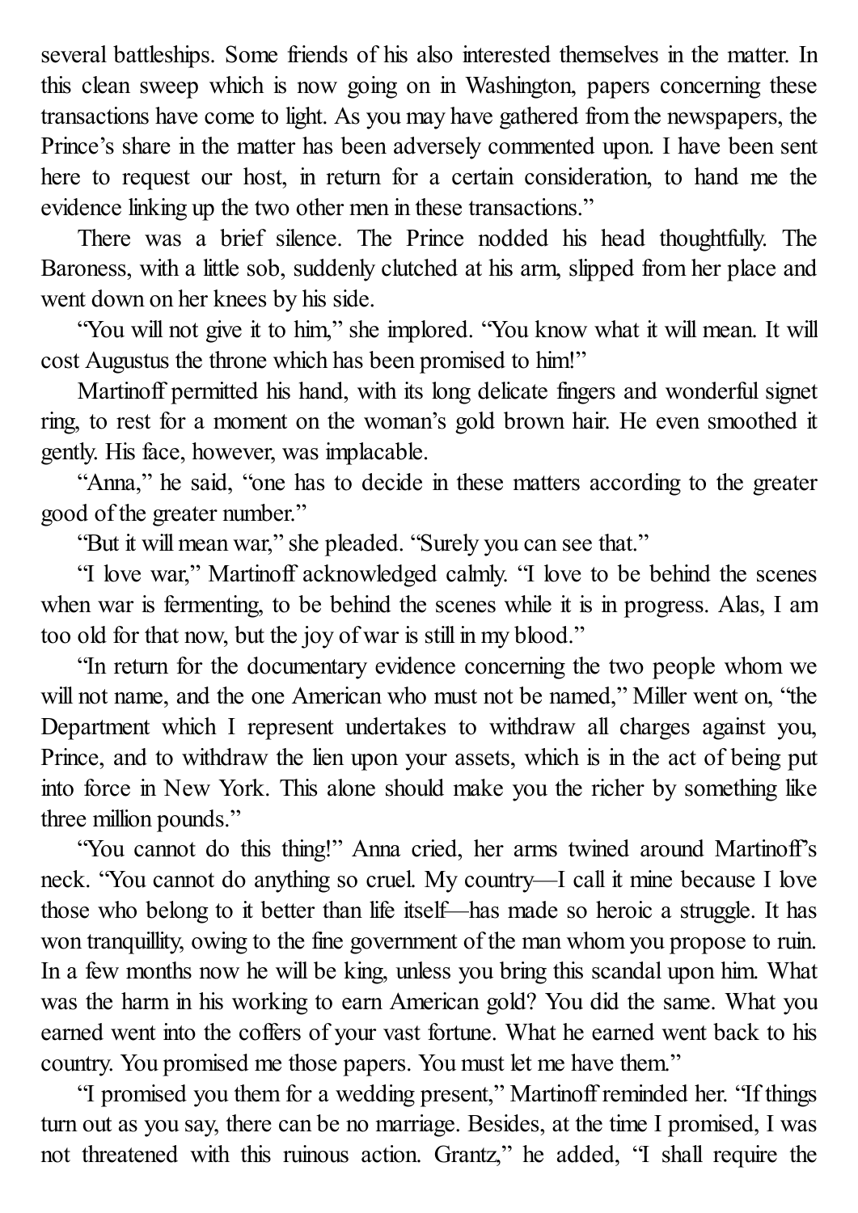several battleships. Some friends of his also interested themselves in the matter. In this clean sweep which is now going on in Washington, papers concerning these transactions have come to light. As you may have gathered from the newspapers, the Prince's share in the matter has been adversely commented upon. I have been sent here to request our host, in return for a certain consideration, to hand me the evidence linking up the two other men in these transactions."

There was a brief silence. The Prince nodded his head thoughtfully. The Baroness, with a little sob, suddenly clutched at his arm, slipped from her place and went down on her knees by his side.

"You will not give it to him," she implored. "You know what it will mean. It will cost Augustus the throne which has been promised to him!"

Martinoff permitted his hand, with its long delicate fingers and wonderful signet ring, to rest for a moment on the woman's gold brown hair. He even smoothed it gently. His face, however, was implacable.

"Anna," he said, "one has to decide in these matters according to the greater good of the greater number."

"But it will mean war," she pleaded. "Surely you can see that."

"I love war," Martinoff acknowledged calmly. "I love to be behind the scenes when war is fermenting, to be behind the scenes while it is in progress. Alas, I am too old for that now, but the joy of war is still in my blood."

"In return for the documentary evidence concerning the two people whom we will not name, and the one American who must not be named," Miller went on, "the Department which I represent undertakes to withdraw all charges against you, Prince, and to withdraw the lien upon your assets, which is in the act of being put into force in New York. This alone should make you the richer by something like three million pounds."

"You cannot do this thing!" Anna cried, her arms twined around Martinoff's neck. "You cannot do anything so cruel. My country—I call it mine because I love those who belong to it better than life itself—has made so heroic a struggle. It has won tranquillity, owing to the fine government of the man whom you propose to ruin. In a few months now he will be king, unless you bring this scandal upon him. What was the harm in his working to earn American gold? You did the same. What you earned went into the coffers of your vast fortune. What he earned went back to his country. You promised me those papers. You must let me have them."

"I promised you them for a wedding present," Martinoff reminded her. "If things turn out as you say, there can be no marriage. Besides, at the time I promised, I was not threatened with this ruinous action. Grantz," he added, "I shall require the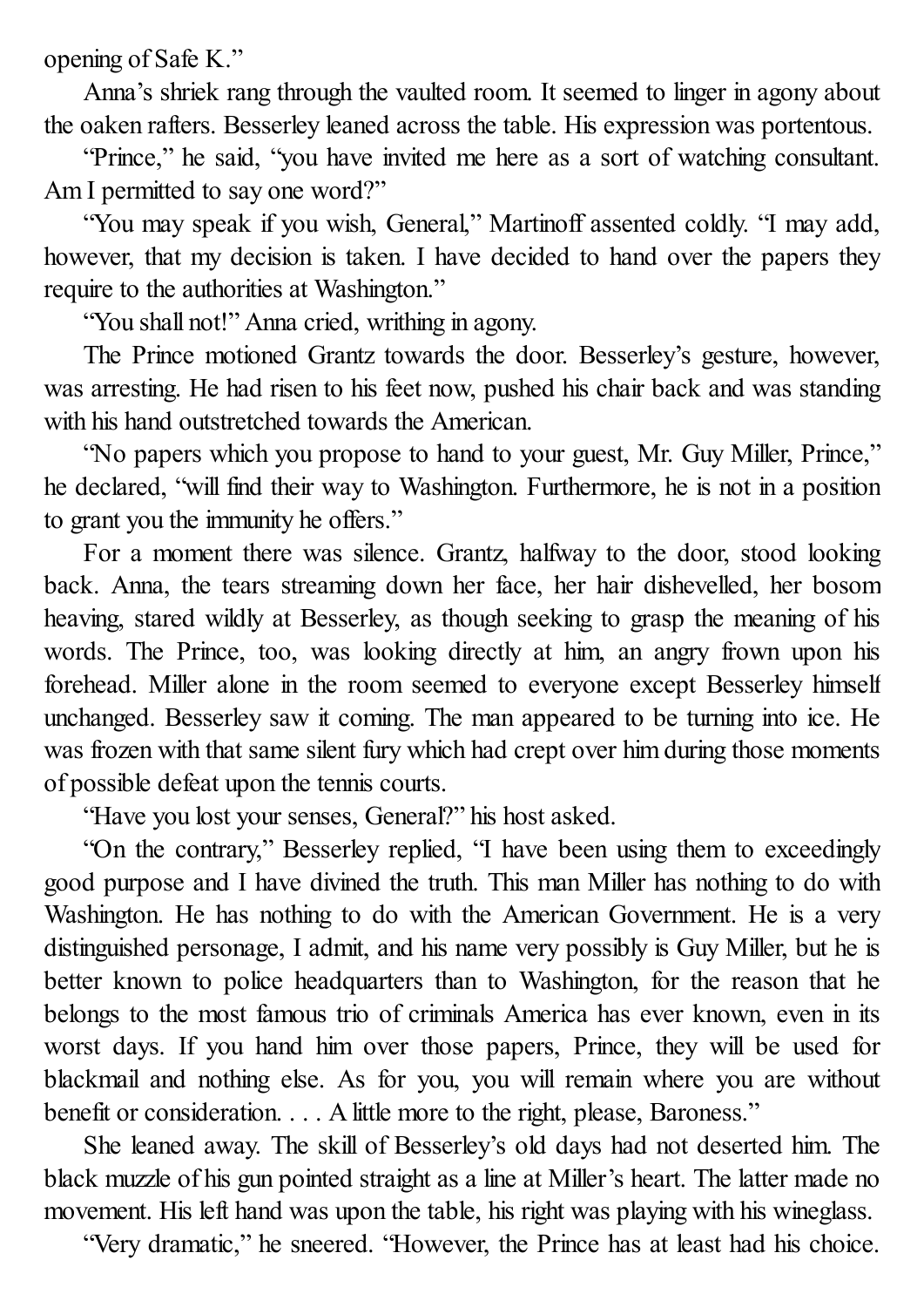opening of Safe K."

Anna's shriek rang through the vaulted room. It seemed to linger in agony about the oaken rafters. Besserley leaned across the table. His expression was portentous.

"Prince," he said, "you have invited me here as a sort of watching consultant. Am I permitted to say one word?"

"You may speak if you wish, General," Martinoff assented coldly. "I may add, however, that my decision is taken. I have decided to hand over the papers they require to the authorities at Washington."

"You shall not!" Anna cried, writhing in agony.

The Prince motioned Grantz towards the door. Besserley's gesture, however, was arresting. He had risen to his feet now, pushed his chair back and was standing with his hand outstretched towards the American.

"No papers which you propose to hand to your guest, Mr. Guy Miller, Prince," he declared, "will find their way to Washington. Furthermore, he is not in a position to grant you the immunity he offers."

For a moment there was silence. Grantz, halfway to the door, stood looking back. Anna, the tears streaming down her face, her hair dishevelled, her bosom heaving, stared wildly at Besserley, as though seeking to grasp the meaning of his words. The Prince, too, was looking directly at him, an angry frown upon his forehead. Miller alone in the room seemed to everyone except Besserley himself unchanged. Besserley saw it coming. The man appeared to be turning into ice. He was frozen with that same silent fury which had crept over him during those moments of possible defeat upon the tennis courts.

"Have you lost your senses, General?" his host asked.

"On the contrary," Besserley replied, "I have been using them to exceedingly good purpose and I have divined the truth. This man Miller has nothing to do with Washington. He has nothing to do with the American Government. He is a very distinguished personage, I admit, and his name very possibly is Guy Miller, but he is better known to police headquarters than to Washington, for the reason that he belongs to the most famous trio of criminals America has ever known, even in its worst days. If you hand him over those papers, Prince, they will be used for blackmail and nothing else. As for you, you will remain where you are without benefit or consideration. . . . A little more to the right, please, Baroness."

She leaned away. The skill of Besserley's old days had not deserted him. The black muzzle of his gun pointed straight as a line at Miller's heart. The latter made no movement. His left hand was upon the table, his right was playing with his wineglass.

"Very dramatic," he sneered. "However, the Prince has at least had his choice.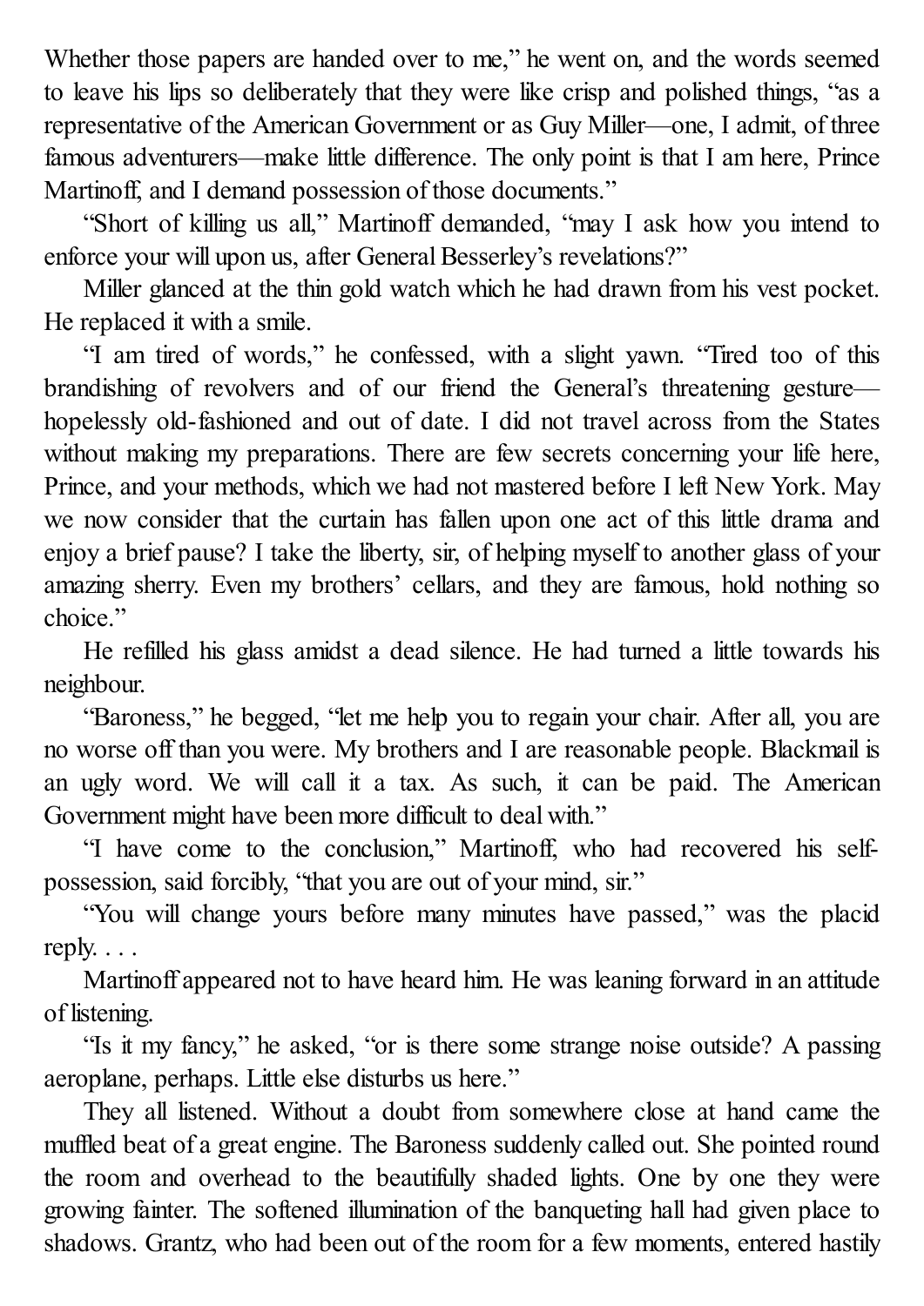Whether those papers are handed over to me," he went on, and the words seemed to leave his lips so deliberately that they were like crisp and polished things, "as a representative of the American Government or as Guy Miller—one, I admit, of three famous adventurers—make little difference. The only point is that I am here, Prince Martinoff, and I demand possession of those documents."

"Short of killing us all," Martinoff demanded, "may I ask how you intend to enforce your will upon us, after General Besserley's revelations?"

Miller glanced at the thin gold watch which he had drawn from his vest pocket. He replaced it with a smile.

"I am tired of words," he confessed, with a slight yawn. "Tired too of this brandishing of revolvers and of our friend the General's threatening gesture—hopelessly old-fashioned and out of date. I did not travel across from the States without making my preparations. There are few secrets concerning your life here, Prince, and your methods, which we had not mastered before I left New York. May we now consider that the curtain has fallen upon one act of this little drama and enjoy a brief pause? I take the liberty, sir, of helping myself to another glass of your amazing sherry. Even my brothers' cellars, and they are famous, hold nothing so choice."

He refilled his glass amidst a dead silence. He had turned a little towards his neighbour.

"Baroness," he begged, "let me help you to regain your chair. After all, you are no worse off than you were. My brothers and I are reasonable people. Blackmail is an ugly word. We will call it a tax. As such, it can be paid. The American Government might have been more difficult to deal with."

"I have come to the conclusion," Martinoff, who had recovered his self-possession, said forcibly, "that you are out of your mind, sir."

"You will change yours before many minutes have passed," was the placid reply. . . .

Martinoff appeared not to have heard him. He was leaning forward in an attitude of listening.

"Is it my fancy," he asked, "or is there some strange noise outside? A passing aeroplane, perhaps. Little else disturbs us here."

They all listened. Without a doubt from somewhere close at hand came the muffled beat of a great engine. The Baroness suddenly called out. She pointed round the room and overhead to the beautifully shaded lights. One by one they were growing fainter. The softened illumination of the banqueting hall had given place to shadows. Grantz, who had been out of the room for a few moments, entered hastily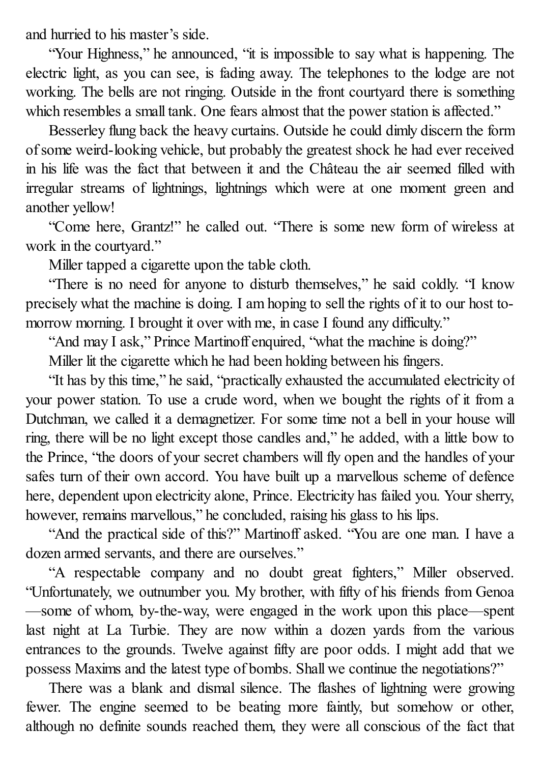and hurried to his master's side.

"Your Highness," he announced, "it is impossible to say what is happening. The electric light, as you can see, is fading away. The telephones to the lodge are not working. The bells are not ringing. Outside in the front courtyard there is something which resembles a small tank. One fears almost that the power station is affected."

Besserley flung back the heavy curtains. Outside he could dimly discern the form of some weird-looking vehicle, but probably the greatest shock he had ever received in his life was the fact that between it and the Château the air seemed filled with irregular streams of lightnings, lightnings which were at one moment green and another yellow!

"Come here, Grantz!" he called out. "There is some new form of wireless at work in the courtyard."

Miller tapped a cigarette upon the table cloth.

"There is no need for anyone to disturb themselves," he said coldly. "I know precisely what the machine is doing. I am hoping to sell the rights of it to our host to-morrow morning. I brought it over with me, in case I found any difficulty."

"And may I ask," Prince Martinoff enquired, "what the machine is doing?"

Miller lit the cigarette which he had been holding between his fingers.

"It has by this time," he said, "practically exhausted the accumulated electricity of your power station. To use a crude word, when we bought the rights of it from a Dutchman, we called it a demagnetizer. For some time not a bell in your house will ring, there will be no light except those candles and," he added, with a little bow to the Prince, "the doors of your secret chambers will fly open and the handles of your safes turn of their own accord. You have built up a marvellous scheme of defence here, dependent upon electricity alone, Prince. Electricity has failed you. Your sherry, however, remains marvellous," he concluded, raising his glass to his lips.

"And the practical side of this?" Martinoff asked. "You are one man. I have a dozen armed servants, and there are ourselves."

"A respectable company and no doubt great fighters," Miller observed. "Unfortunately, we outnumber you. My brother, with fifty of his friends from Genoa—some of whom, by-the-way, were engaged in the work upon this place—spent last night at La Turbie. They are now within a dozen yards from the various entrances to the grounds. Twelve against fifty are poor odds. I might add that we possess Maxims and the latest type of bombs. Shall we continue the negotiations?"

There was a blank and dismal silence. The flashes of lightning were growing fewer. The engine seemed to be beating more faintly, but somehow or other, although no definite sounds reached them, they were all conscious of the fact that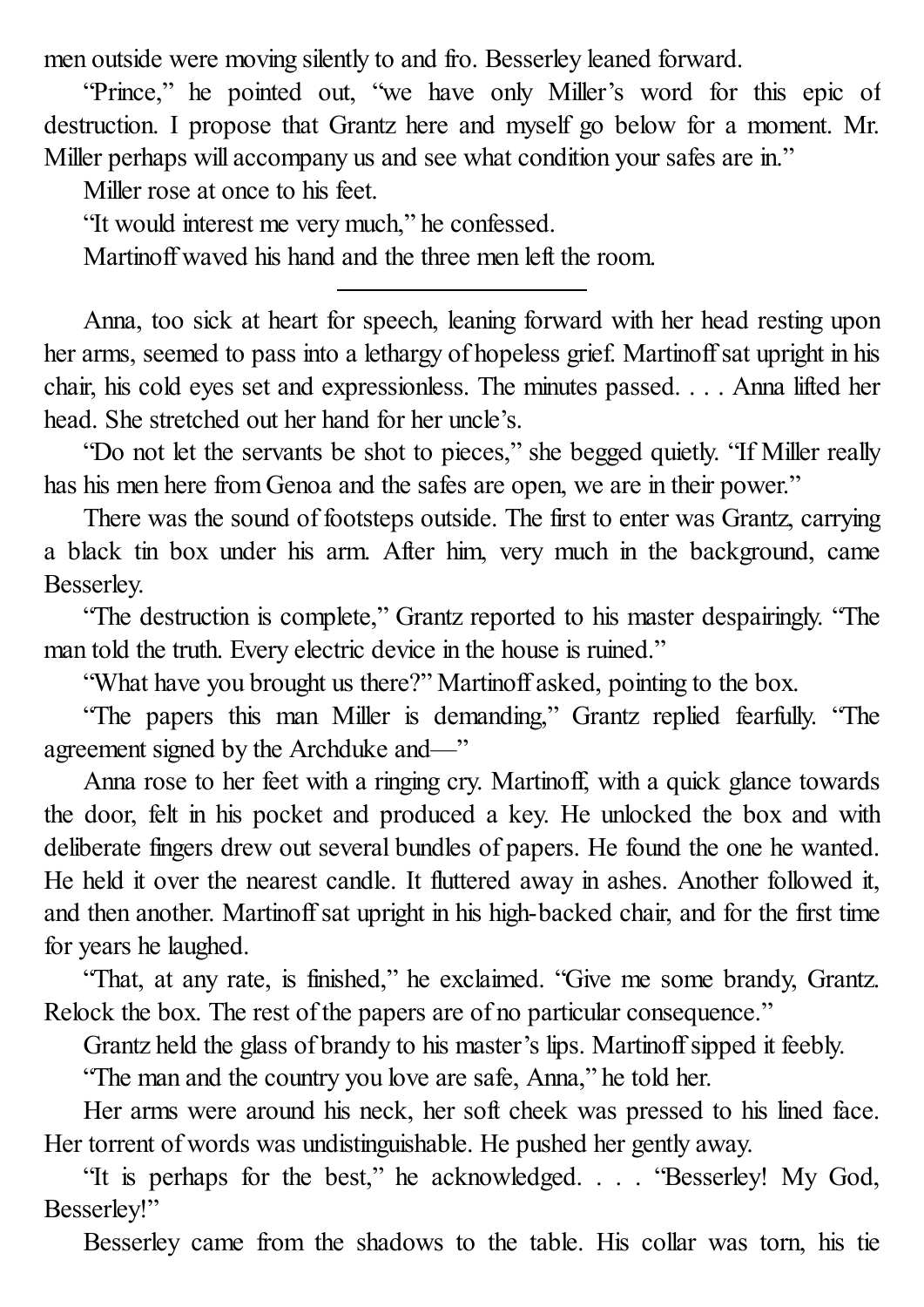men outside were moving silently to and fro. Besserley leaned forward.

"Prince," he pointed out, "we have only Miller's word for this epic of destruction. I propose that Grantz here and myself go below for a moment. Mr. Miller perhaps will accompany us and see what condition your safes are in."

Miller rose at once to his feet.

"It would interest me very much," he confessed.

Martinoff waved his hand and the three men left the room.

---

Anna, too sick at heart for speech, leaning forward with her head resting upon her arms, seemed to pass into a lethargy of hopeless grief. Martinoff sat upright in his chair, his cold eyes set and expressionless. The minutes passed. . . . Anna lifted her head. She stretched out her hand for her uncle's.

"Do not let the servants be shot to pieces," she begged quietly. "If Miller really has his men here from Genoa and the safes are open, we are in their power."

There was the sound of footsteps outside. The first to enter was Grantz, carrying a black tin box under his arm. After him, very much in the background, came Besserley.

"The destruction is complete," Grantz reported to his master despairingly. "The man told the truth. Every electric device in the house is ruined."

"What have you brought us there?" Martinoff asked, pointing to the box.

"The papers this man Miller is demanding," Grantz replied fearfully. "The agreement signed by the Archduke and—"

Anna rose to her feet with a ringing cry. Martinoff, with a quick glance towards the door, felt in his pocket and produced a key. He unlocked the box and with deliberate fingers drew out several bundles of papers. He found the one he wanted. He held it over the nearest candle. It fluttered away in ashes. Another followed it, and then another. Martinoff sat upright in his high-backed chair, and for the first time for years he laughed.

"That, at any rate, is finished," he exclaimed. "Give me some brandy, Grantz. Relock the box. The rest of the papers are of no particular consequence."

Grantz held the glass of brandy to his master's lips. Martinoff sipped it feebly.

"The man and the country you love are safe, Anna," he told her.

Her arms were around his neck, her soft cheek was pressed to his lined face. Her torrent of words was undistinguishable. He pushed her gently away.

"It is perhaps for the best," he acknowledged. . . . "Besserley! My God, Besserley!"

Besserley came from the shadows to the table. His collar was torn, his tie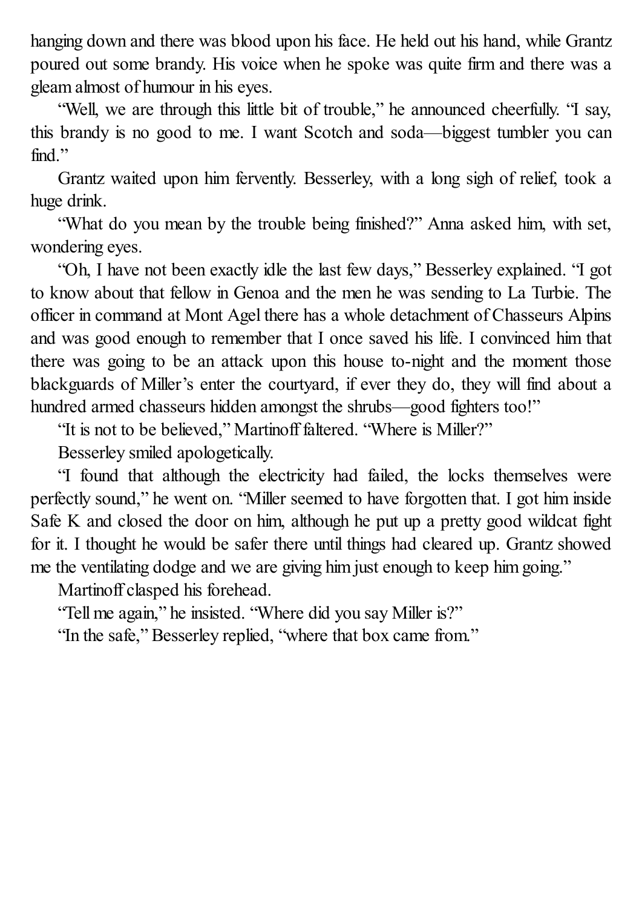hanging down and there was blood upon his face. He held out his hand, while Grantz poured out some brandy. His voice when he spoke was quite firm and there was a gleam almost of humour in his eyes.

"Well, we are through this little bit of trouble," he announced cheerfully. "I say, this brandy is no good to me. I want Scotch and soda—biggest tumbler you can find."

Grantz waited upon him fervently. Besserley, with a long sigh of relief, took a huge drink.

"What do you mean by the trouble being finished?" Anna asked him, with set, wondering eyes.

"Oh, I have not been exactly idle the last few days," Besserley explained. "I got to know about that fellow in Genoa and the men he was sending to La Turbie. The officer in command at Mont Agel there has a whole detachment of Chasseurs Alpins and was good enough to remember that I once saved his life. I convinced him that there was going to be an attack upon this house to-night and the moment those blackguards of Miller's enter the courtyard, if ever they do, they will find about a hundred armed chasseurs hidden amongst the shrubs—good fighters too!"

"It is not to be believed," Martinoff faltered. "Where is Miller?"

Besserley smiled apologetically.

"I found that although the electricity had failed, the locks themselves were perfectly sound," he went on. "Miller seemed to have forgotten that. I got him inside Safe K and closed the door on him, although he put up a pretty good wildcat fight for it. I thought he would be safer there until things had cleared up. Grantz showed me the ventilating dodge and we are giving him just enough to keep him going."

Martinoff clasped his forehead.

"Tell me again," he insisted. "Where did you say Miller is?"

"In the safe," Besserley replied, "where that box came from."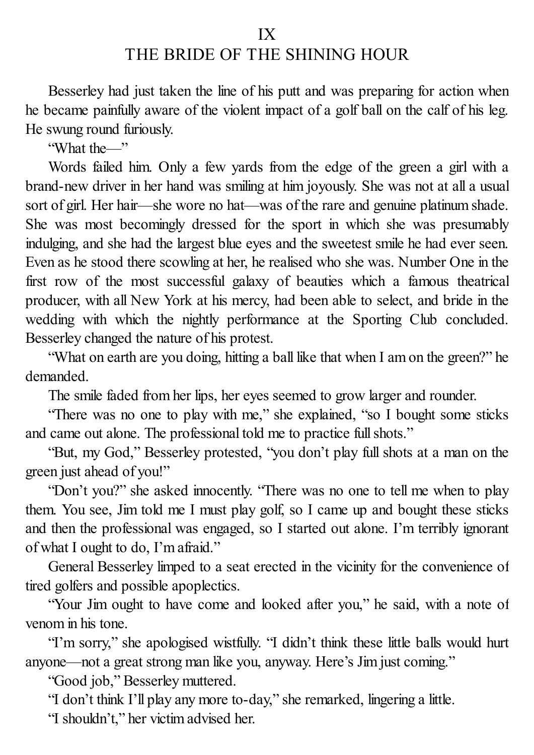# IX
# THE BRIDE OF THE SHINING HOUR

Besserley had just taken the line of his putt and was preparing for action when he became painfully aware of the violent impact of a golf ball on the calf of his leg. He swung round furiously.

"What the—"

Words failed him. Only a few yards from the edge of the green a girl with a brand-new driver in her hand was smiling at him joyously. She was not at all a usual sort of girl. Her hair—she wore no hat—was of the rare and genuine platinum shade. She was most becomingly dressed for the sport in which she was presumably indulging, and she had the largest blue eyes and the sweetest smile he had ever seen. Even as he stood there scowling at her, he realised who she was. Number One in the first row of the most successful galaxy of beauties which a famous theatrical producer, with all New York at his mercy, had been able to select, and bride in the wedding with which the nightly performance at the Sporting Club concluded. Besserley changed the nature of his protest.

"What on earth are you doing, hitting a ball like that when I am on the green?" he demanded.

The smile faded from her lips, her eyes seemed to grow larger and rounder.

"There was no one to play with me," she explained, "so I bought some sticks and came out alone. The professional told me to practice full shots."

"But, my God," Besserley protested, "you don't play full shots at a man on the green just ahead of you!"

"Don't you?" she asked innocently. "There was no one to tell me when to play them. You see, Jim told me I must play golf, so I came up and bought these sticks and then the professional was engaged, so I started out alone. I'm terribly ignorant of what I ought to do, I'm afraid."

General Besserley limped to a seat erected in the vicinity for the convenience of tired golfers and possible apoplectics.

"Your Jim ought to have come and looked after you," he said, with a note of venom in his tone.

"I'm sorry," she apologised wistfully. "I didn't think these little balls would hurt anyone—not a great strong man like you, anyway. Here's Jim just coming."

"Good job," Besserley muttered.

"I don't think I'll play any more to-day," she remarked, lingering a little.

"I shouldn't," her victim advised her.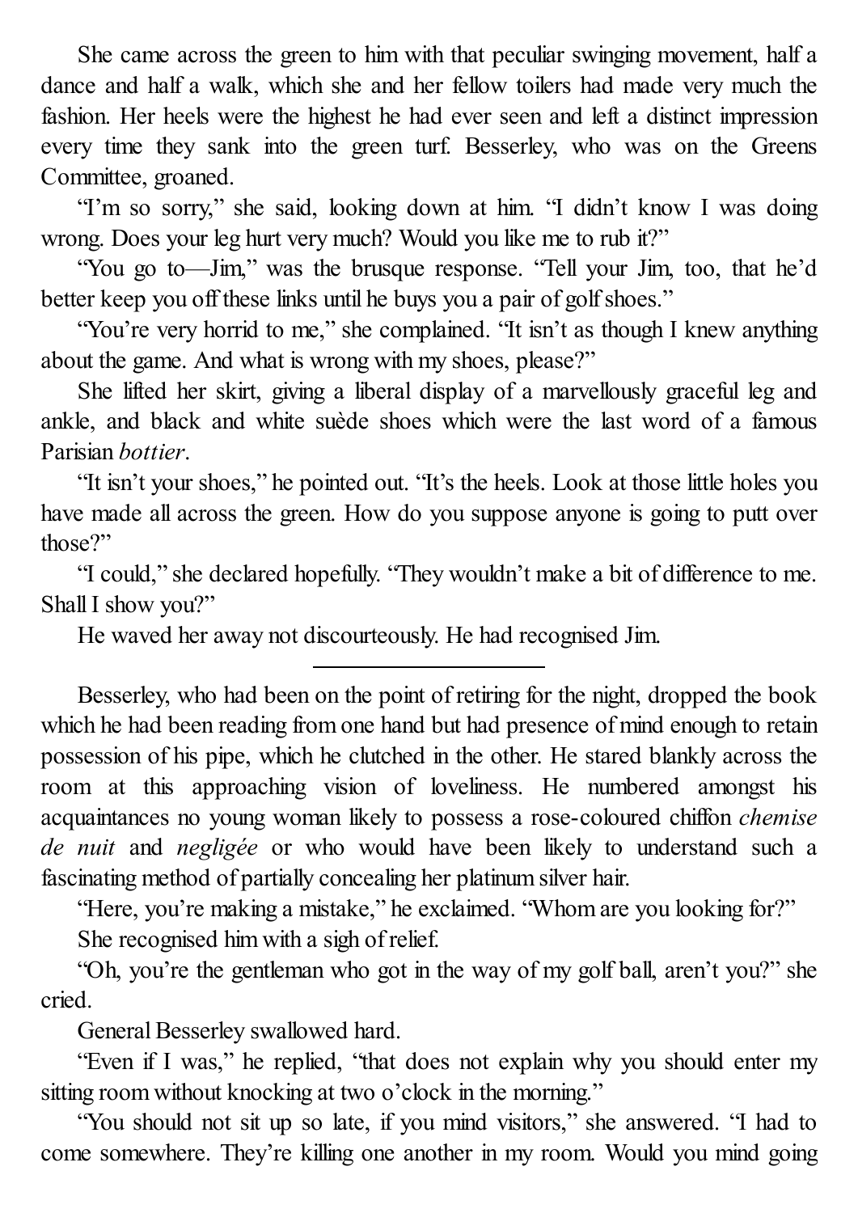She came across the green to him with that peculiar swinging movement, half a dance and half a walk, which she and her fellow toilers had made very much the fashion. Her heels were the highest he had ever seen and left a distinct impression every time they sank into the green turf. Besserley, who was on the Greens Committee, groaned.

"I'm so sorry," she said, looking down at him. "I didn't know I was doing wrong. Does your leg hurt very much? Would you like me to rub it?"

"You go to—Jim," was the brusque response. "Tell your Jim, too, that he'd better keep you off these links until he buys you a pair of golf shoes."

"You're very horrid to me," she complained. "It isn't as though I knew anything about the game. And what is wrong with my shoes, please?"

She lifted her skirt, giving a liberal display of a marvellously graceful leg and ankle, and black and white suède shoes which were the last word of a famous Parisian *bottier*.

"It isn't your shoes," he pointed out. "It's the heels. Look at those little holes you have made all across the green. How do you suppose anyone is going to putt over those?"

"I could," she declared hopefully. "They wouldn't make a bit of difference to me. Shall I show you?"

He waved her away not discourteously. He had recognised Jim.

---

Besserley, who had been on the point of retiring for the night, dropped the book which he had been reading from one hand but had presence of mind enough to retain possession of his pipe, which he clutched in the other. He stared blankly across the room at this approaching vision of loveliness. He numbered amongst his acquaintances no young woman likely to possess a rose-coloured chiffon *chemise de nuit* and *negligée* or who would have been likely to understand such a fascinating method of partially concealing her platinum silver hair.

"Here, you're making a mistake," he exclaimed. "Whom are you looking for?"

She recognised him with a sigh of relief.

"Oh, you're the gentleman who got in the way of my golf ball, aren't you?" she cried.

General Besserley swallowed hard.

"Even if I was," he replied, "that does not explain why you should enter my sitting room without knocking at two o'clock in the morning."

"You should not sit up so late, if you mind visitors," she answered. "I had to come somewhere. They're killing one another in my room. Would you mind going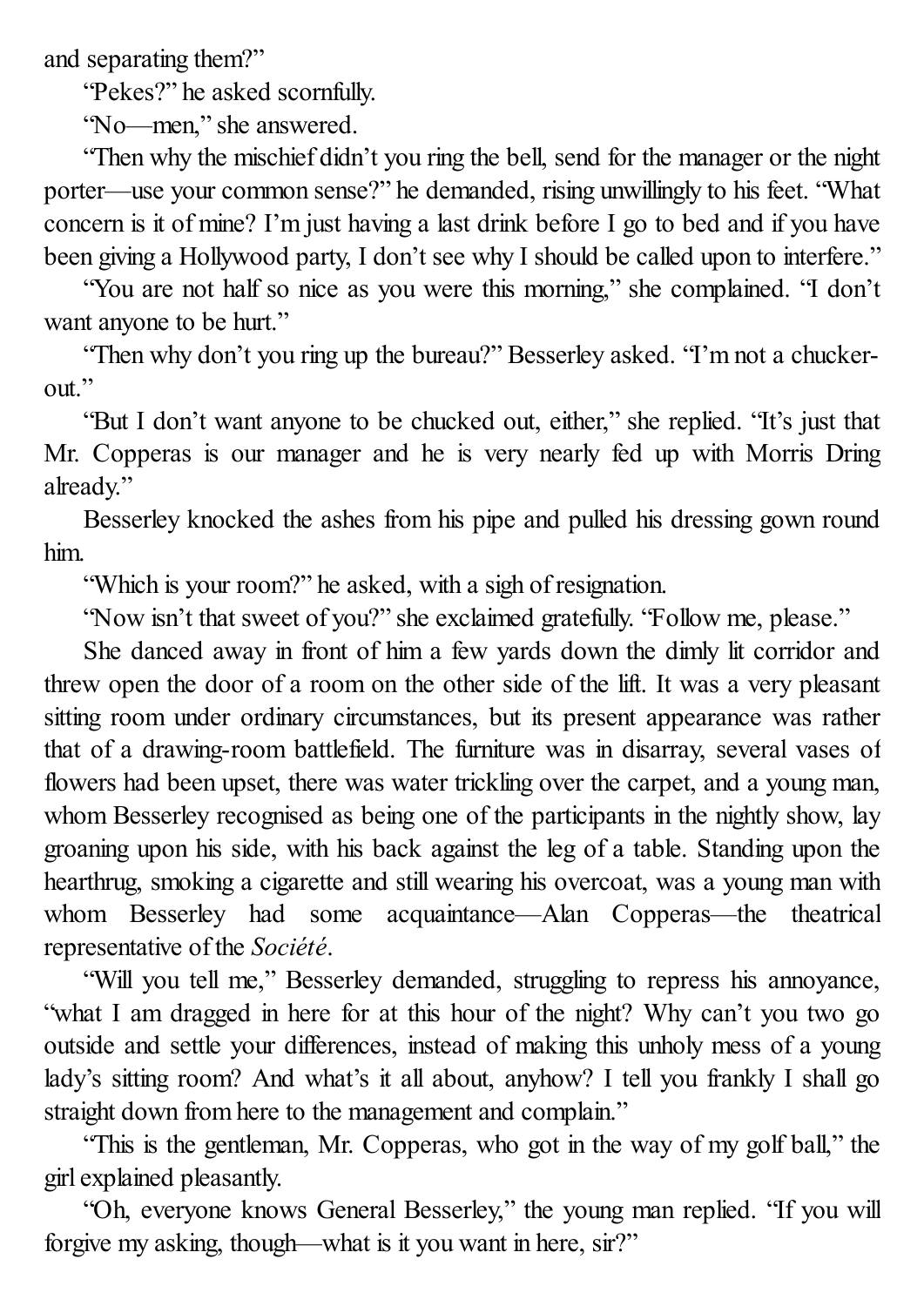and separating them?"

"Pekes?" he asked scornfully.

"No—men," she answered.

"Then why the mischief didn't you ring the bell, send for the manager or the night porter—use your common sense?" he demanded, rising unwillingly to his feet. "What concern is it of mine? I'm just having a last drink before I go to bed and if you have been giving a Hollywood party, I don't see why I should be called upon to interfere."

"You are not half so nice as you were this morning," she complained. "I don't want anyone to be hurt."

"Then why don't you ring up the bureau?" Besserley asked. "I'm not a chucker-out."

"But I don't want anyone to be chucked out, either," she replied. "It's just that Mr. Copperas is our manager and he is very nearly fed up with Morris Dring already."

Besserley knocked the ashes from his pipe and pulled his dressing gown round him.

"Which is your room?" he asked, with a sigh of resignation.

"Now isn't that sweet of you?" she exclaimed gratefully. "Follow me, please."

She danced away in front of him a few yards down the dimly lit corridor and threw open the door of a room on the other side of the lift. It was a very pleasant sitting room under ordinary circumstances, but its present appearance was rather that of a drawing-room battlefield. The furniture was in disarray, several vases of flowers had been upset, there was water trickling over the carpet, and a young man, whom Besserley recognised as being one of the participants in the nightly show, lay groaning upon his side, with his back against the leg of a table. Standing upon the hearthrug, smoking a cigarette and still wearing his overcoat, was a young man with whom Besserley had some acquaintance—Alan Copperas—the theatrical representative of the *Société*.

"Will you tell me," Besserley demanded, struggling to repress his annoyance, "what I am dragged in here for at this hour of the night? Why can't you two go outside and settle your differences, instead of making this unholy mess of a young lady's sitting room? And what's it all about, anyhow? I tell you frankly I shall go straight down from here to the management and complain."

"This is the gentleman, Mr. Copperas, who got in the way of my golf ball," the girl explained pleasantly.

"Oh, everyone knows General Besserley," the young man replied. "If you will forgive my asking, though—what is it you want in here, sir?"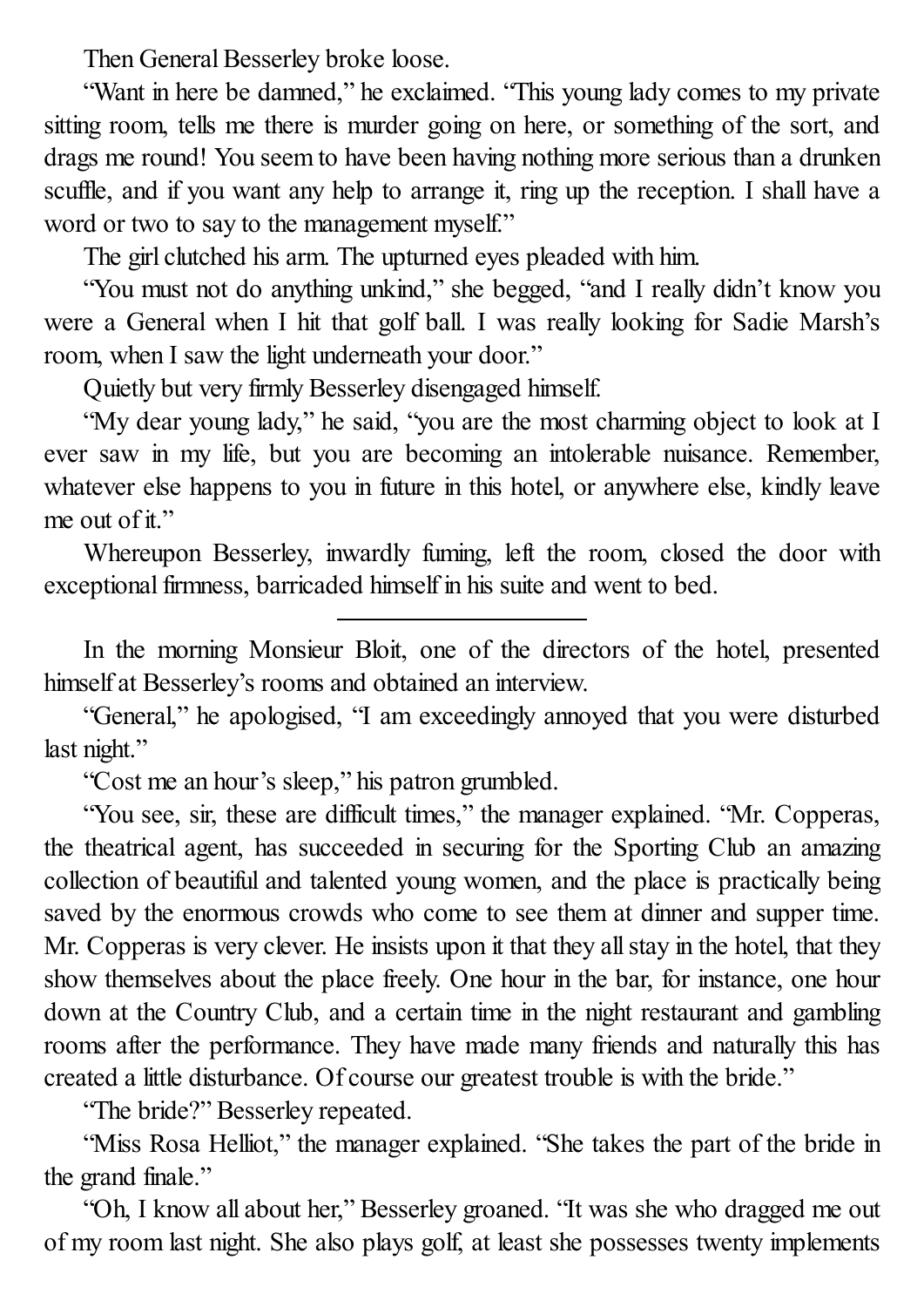Then General Besserley broke loose.

"Want in here be damned," he exclaimed. "This young lady comes to my private sitting room, tells me there is murder going on here, or something of the sort, and drags me round! You seem to have been having nothing more serious than a drunken scuffle, and if you want any help to arrange it, ring up the reception. I shall have a word or two to say to the management myself."

The girl clutched his arm. The upturned eyes pleaded with him.

"You must not do anything unkind," she begged, "and I really didn't know you were a General when I hit that golf ball. I was really looking for Sadie Marsh's room, when I saw the light underneath your door."

Quietly but very firmly Besserley disengaged himself.

"My dear young lady," he said, "you are the most charming object to look at I ever saw in my life, but you are becoming an intolerable nuisance. Remember, whatever else happens to you in future in this hotel, or anywhere else, kindly leave me out of it."

Whereupon Besserley, inwardly fuming, left the room, closed the door with exceptional firmness, barricaded himself in his suite and went to bed.

---

In the morning Monsieur Bloit, one of the directors of the hotel, presented himself at Besserley's rooms and obtained an interview.

"General," he apologised, "I am exceedingly annoyed that you were disturbed last night."

"Cost me an hour's sleep," his patron grumbled.

"You see, sir, these are difficult times," the manager explained. "Mr. Copperas, the theatrical agent, has succeeded in securing for the Sporting Club an amazing collection of beautiful and talented young women, and the place is practically being saved by the enormous crowds who come to see them at dinner and supper time. Mr. Copperas is very clever. He insists upon it that they all stay in the hotel, that they show themselves about the place freely. One hour in the bar, for instance, one hour down at the Country Club, and a certain time in the night restaurant and gambling rooms after the performance. They have made many friends and naturally this has created a little disturbance. Of course our greatest trouble is with the bride."

"The bride?" Besserley repeated.

"Miss Rosa Helliot," the manager explained. "She takes the part of the bride in the grand finale."

"Oh, I know all about her," Besserley groaned. "It was she who dragged me out of my room last night. She also plays golf, at least she possesses twenty implements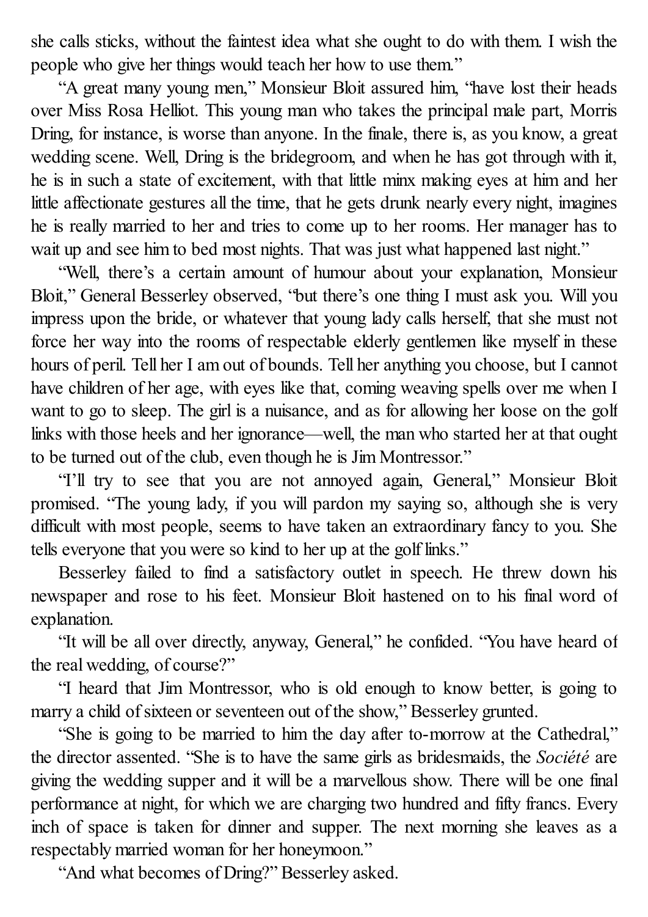she calls sticks, without the faintest idea what she ought to do with them. I wish the people who give her things would teach her how to use them."

"A great many young men," Monsieur Bloit assured him, "have lost their heads over Miss Rosa Helliot. This young man who takes the principal male part, Morris Dring, for instance, is worse than anyone. In the finale, there is, as you know, a great wedding scene. Well, Dring is the bridegroom, and when he has got through with it, he is in such a state of excitement, with that little minx making eyes at him and her little affectionate gestures all the time, that he gets drunk nearly every night, imagines he is really married to her and tries to come up to her rooms. Her manager has to wait up and see him to bed most nights. That was just what happened last night."

"Well, there's a certain amount of humour about your explanation, Monsieur Bloit," General Besserley observed, "but there's one thing I must ask you. Will you impress upon the bride, or whatever that young lady calls herself, that she must not force her way into the rooms of respectable elderly gentlemen like myself in these hours of peril. Tell her I am out of bounds. Tell her anything you choose, but I cannot have children of her age, with eyes like that, coming weaving spells over me when I want to go to sleep. The girl is a nuisance, and as for allowing her loose on the golf links with those heels and her ignorance—well, the man who started her at that ought to be turned out of the club, even though he is Jim Montressor."

"I'll try to see that you are not annoyed again, General," Monsieur Bloit promised. "The young lady, if you will pardon my saying so, although she is very difficult with most people, seems to have taken an extraordinary fancy to you. She tells everyone that you were so kind to her up at the golf links."

Besserley failed to find a satisfactory outlet in speech. He threw down his newspaper and rose to his feet. Monsieur Bloit hastened on to his final word of explanation.

"It will be all over directly, anyway, General," he confided. "You have heard of the real wedding, of course?"

"I heard that Jim Montressor, who is old enough to know better, is going to marry a child of sixteen or seventeen out of the show," Besserley grunted.

"She is going to be married to him the day after to-morrow at the Cathedral," the director assented. "She is to have the same girls as bridesmaids, the *Société* are giving the wedding supper and it will be a marvellous show. There will be one final performance at night, for which we are charging two hundred and fifty francs. Every inch of space is taken for dinner and supper. The next morning she leaves as a respectably married woman for her honeymoon."

"And what becomes of Dring?" Besserley asked.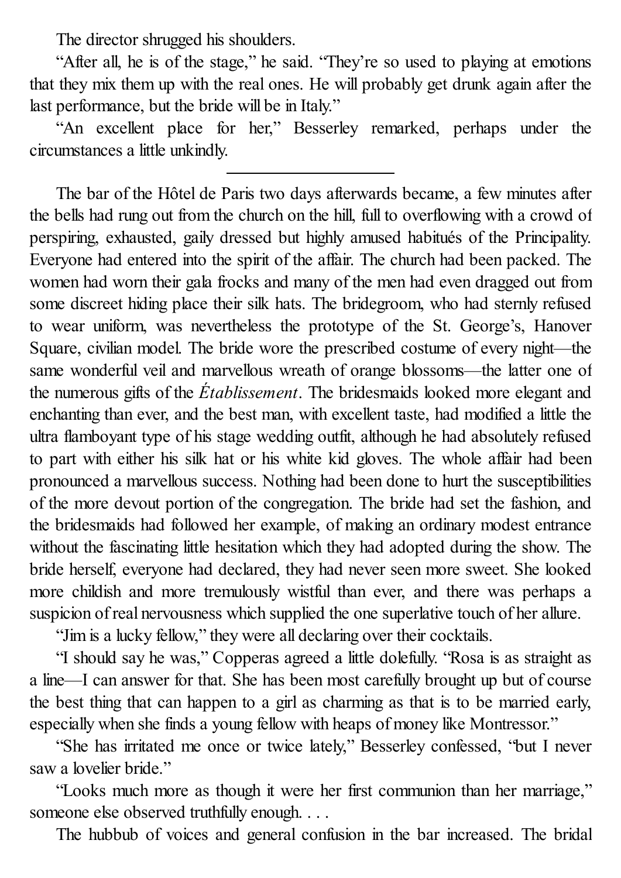The director shrugged his shoulders.

"After all, he is of the stage," he said. "They're so used to playing at emotions that they mix them up with the real ones. He will probably get drunk again after the last performance, but the bride will be in Italy."

"An excellent place for her," Besserley remarked, perhaps under the circumstances a little unkindly.

---

The bar of the Hôtel de Paris two days afterwards became, a few minutes after the bells had rung out from the church on the hill, full to overflowing with a crowd of perspiring, exhausted, gaily dressed but highly amused habitués of the Principality. Everyone had entered into the spirit of the affair. The church had been packed. The women had worn their gala frocks and many of the men had even dragged out from some discreet hiding place their silk hats. The bridegroom, who had sternly refused to wear uniform, was nevertheless the prototype of the St. George's, Hanover Square, civilian model. The bride wore the prescribed costume of every night—the same wonderful veil and marvellous wreath of orange blossoms—the latter one of the numerous gifts of the *Établissement*. The bridesmaids looked more elegant and enchanting than ever, and the best man, with excellent taste, had modified a little the ultra flamboyant type of his stage wedding outfit, although he had absolutely refused to part with either his silk hat or his white kid gloves. The whole affair had been pronounced a marvellous success. Nothing had been done to hurt the susceptibilities of the more devout portion of the congregation. The bride had set the fashion, and the bridesmaids had followed her example, of making an ordinary modest entrance without the fascinating little hesitation which they had adopted during the show. The bride herself, everyone had declared, they had never seen more sweet. She looked more childish and more tremulously wistful than ever, and there was perhaps a suspicion of real nervousness which supplied the one superlative touch of her allure.

"Jim is a lucky fellow," they were all declaring over their cocktails.

"I should say he was," Copperas agreed a little dolefully. "Rosa is as straight as a line—I can answer for that. She has been most carefully brought up but of course the best thing that can happen to a girl as charming as that is to be married early, especially when she finds a young fellow with heaps of money like Montressor."

"She has irritated me once or twice lately," Besserley confessed, "but I never saw a lovelier bride."

"Looks much more as though it were her first communion than her marriage," someone else observed truthfully enough. . . .

The hubbub of voices and general confusion in the bar increased. The bridal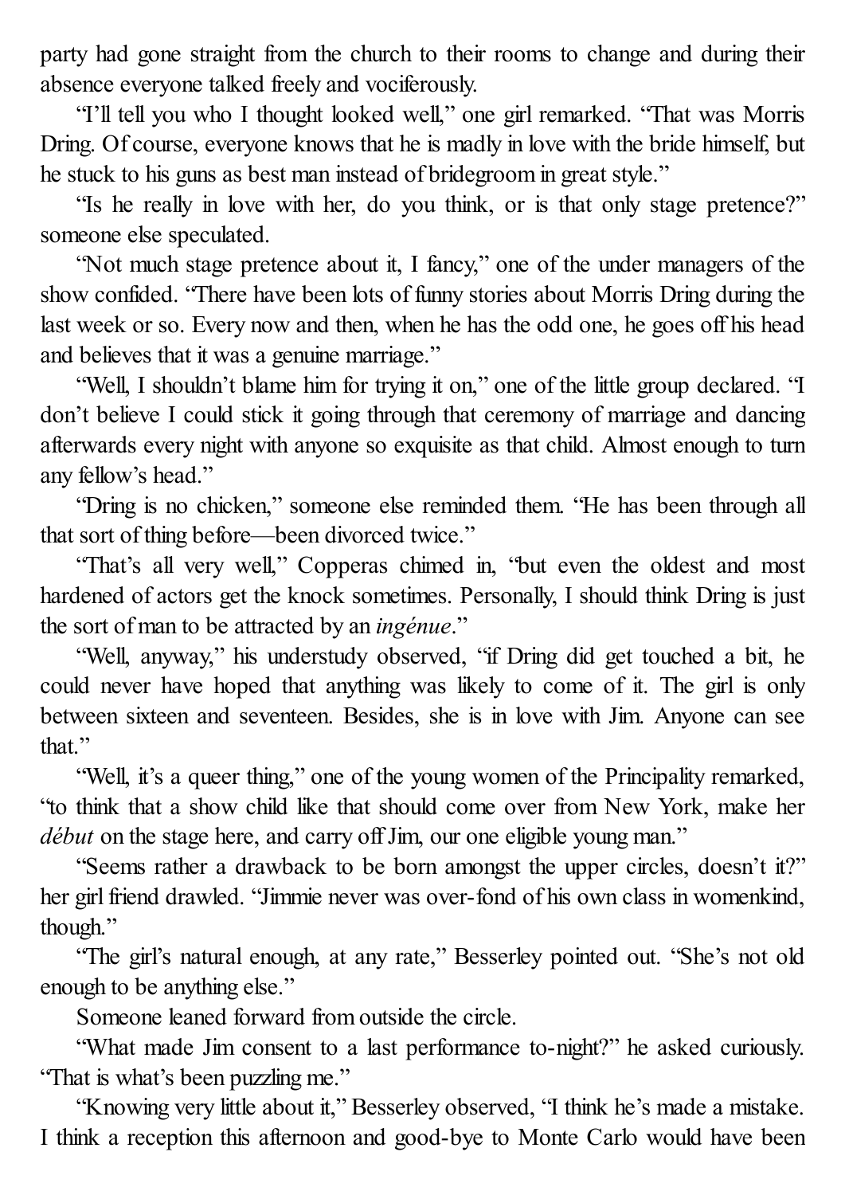party had gone straight from the church to their rooms to change and during their absence everyone talked freely and vociferously.

"I'll tell you who I thought looked well," one girl remarked. "That was Morris Dring. Of course, everyone knows that he is madly in love with the bride himself, but he stuck to his guns as best man instead of bridegroom in great style."

"Is he really in love with her, do you think, or is that only stage pretence?" someone else speculated.

"Not much stage pretence about it, I fancy," one of the under managers of the show confided. "There have been lots of funny stories about Morris Dring during the last week or so. Every now and then, when he has the odd one, he goes off his head and believes that it was a genuine marriage."

"Well, I shouldn't blame him for trying it on," one of the little group declared. "I don't believe I could stick it going through that ceremony of marriage and dancing afterwards every night with anyone so exquisite as that child. Almost enough to turn any fellow's head."

"Dring is no chicken," someone else reminded them. "He has been through all that sort of thing before—been divorced twice."

"That's all very well," Copperas chimed in, "but even the oldest and most hardened of actors get the knock sometimes. Personally, I should think Dring is just the sort of man to be attracted by an *ingénue*."

"Well, anyway," his understudy observed, "if Dring did get touched a bit, he could never have hoped that anything was likely to come of it. The girl is only between sixteen and seventeen. Besides, she is in love with Jim. Anyone can see that."

"Well, it's a queer thing," one of the young women of the Principality remarked, "to think that a show child like that should come over from New York, make her *début* on the stage here, and carry off Jim, our one eligible young man."

"Seems rather a drawback to be born amongst the upper circles, doesn't it?" her girl friend drawled. "Jimmie never was over-fond of his own class in womenkind, though."

"The girl's natural enough, at any rate," Besserley pointed out. "She's not old enough to be anything else."

Someone leaned forward from outside the circle.

"What made Jim consent to a last performance to-night?" he asked curiously. "That is what's been puzzling me."

"Knowing very little about it," Besserley observed, "I think he's made a mistake. I think a reception this afternoon and good-bye to Monte Carlo would have been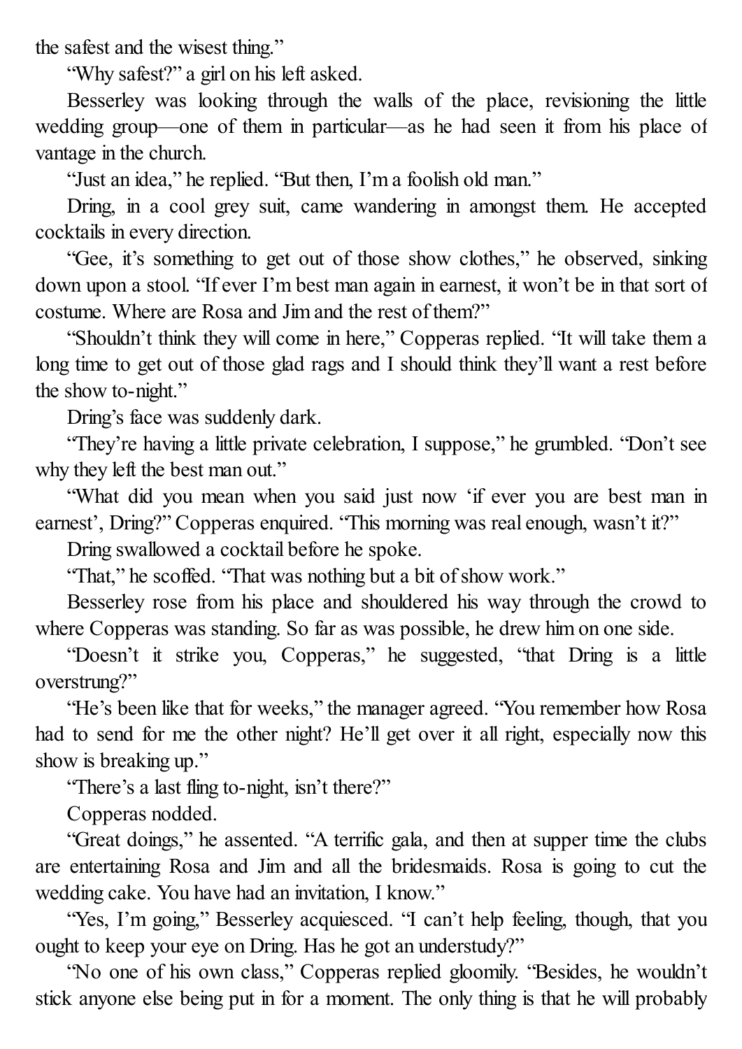the safest and the wisest thing."

"Why safest?" a girl on his left asked.

Besserley was looking through the walls of the place, revisioning the little wedding group—one of them in particular—as he had seen it from his place of vantage in the church.

"Just an idea," he replied. "But then, I'm a foolish old man."

Dring, in a cool grey suit, came wandering in amongst them. He accepted cocktails in every direction.

"Gee, it's something to get out of those show clothes," he observed, sinking down upon a stool. "If ever I'm best man again in earnest, it won't be in that sort of costume. Where are Rosa and Jim and the rest of them?"

"Shouldn't think they will come in here," Copperas replied. "It will take them a long time to get out of those glad rags and I should think they'll want a rest before the show to-night."

Dring's face was suddenly dark.

"They're having a little private celebration, I suppose," he grumbled. "Don't see why they left the best man out."

"What did you mean when you said just now 'if ever you are best man in earnest', Dring?" Copperas enquired. "This morning was real enough, wasn't it?"

Dring swallowed a cocktail before he spoke.

"That," he scoffed. "That was nothing but a bit of show work."

Besserley rose from his place and shouldered his way through the crowd to where Copperas was standing. So far as was possible, he drew him on one side.

"Doesn't it strike you, Copperas," he suggested, "that Dring is a little overstrung?"

"He's been like that for weeks," the manager agreed. "You remember how Rosa had to send for me the other night? He'll get over it all right, especially now this show is breaking up."

"There's a last fling to-night, isn't there?"

Copperas nodded.

"Great doings," he assented. "A terrific gala, and then at supper time the clubs are entertaining Rosa and Jim and all the bridesmaids. Rosa is going to cut the wedding cake. You have had an invitation, I know."

"Yes, I'm going," Besserley acquiesced. "I can't help feeling, though, that you ought to keep your eye on Dring. Has he got an understudy?"

"No one of his own class," Copperas replied gloomily. "Besides, he wouldn't stick anyone else being put in for a moment. The only thing is that he will probably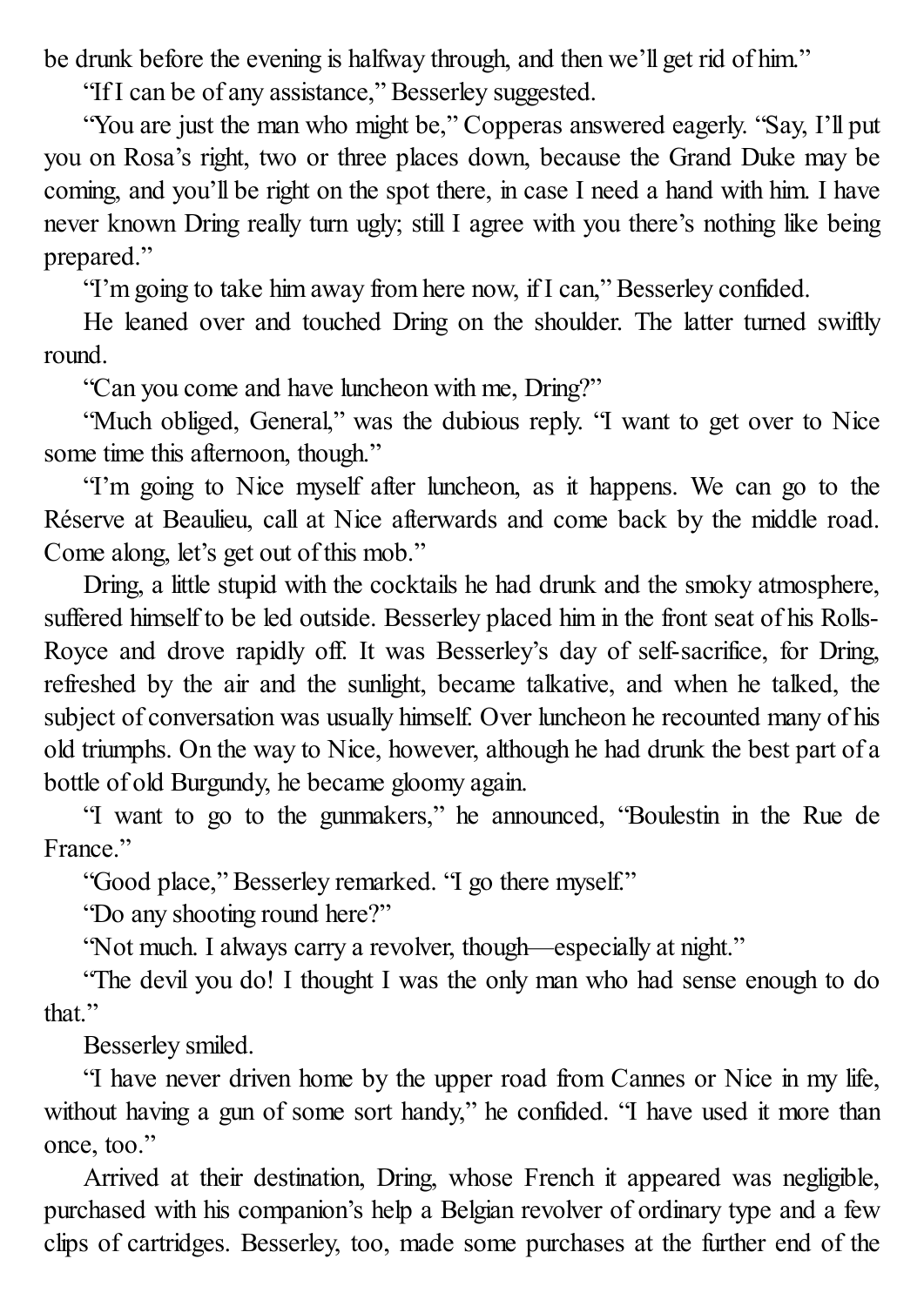be drunk before the evening is halfway through, and then we'll get rid of him."

"If I can be of any assistance," Besserley suggested.

"You are just the man who might be," Copperas answered eagerly. "Say, I'll put you on Rosa's right, two or three places down, because the Grand Duke may be coming, and you'll be right on the spot there, in case I need a hand with him. I have never known Dring really turn ugly; still I agree with you there's nothing like being prepared."

"I'm going to take him away from here now, if I can," Besserley confided.

He leaned over and touched Dring on the shoulder. The latter turned swiftly round.

"Can you come and have luncheon with me, Dring?"

"Much obliged, General," was the dubious reply. "I want to get over to Nice some time this afternoon, though."

"I'm going to Nice myself after luncheon, as it happens. We can go to the Réserve at Beaulieu, call at Nice afterwards and come back by the middle road. Come along, let's get out of this mob."

Dring, a little stupid with the cocktails he had drunk and the smoky atmosphere, suffered himself to be led outside. Besserley placed him in the front seat of his Rolls-Royce and drove rapidly off. It was Besserley's day of self-sacrifice, for Dring, refreshed by the air and the sunlight, became talkative, and when he talked, the subject of conversation was usually himself. Over luncheon he recounted many of his old triumphs. On the way to Nice, however, although he had drunk the best part of a bottle of old Burgundy, he became gloomy again.

"I want to go to the gunmakers," he announced, "Boulestin in the Rue de France."

"Good place," Besserley remarked. "I go there myself."

"Do any shooting round here?"

"Not much. I always carry a revolver, though—especially at night."

"The devil you do! I thought I was the only man who had sense enough to do that."

Besserley smiled.

"I have never driven home by the upper road from Cannes or Nice in my life, without having a gun of some sort handy," he confided. "I have used it more than once, too."

Arrived at their destination, Dring, whose French it appeared was negligible, purchased with his companion's help a Belgian revolver of ordinary type and a few clips of cartridges. Besserley, too, made some purchases at the further end of the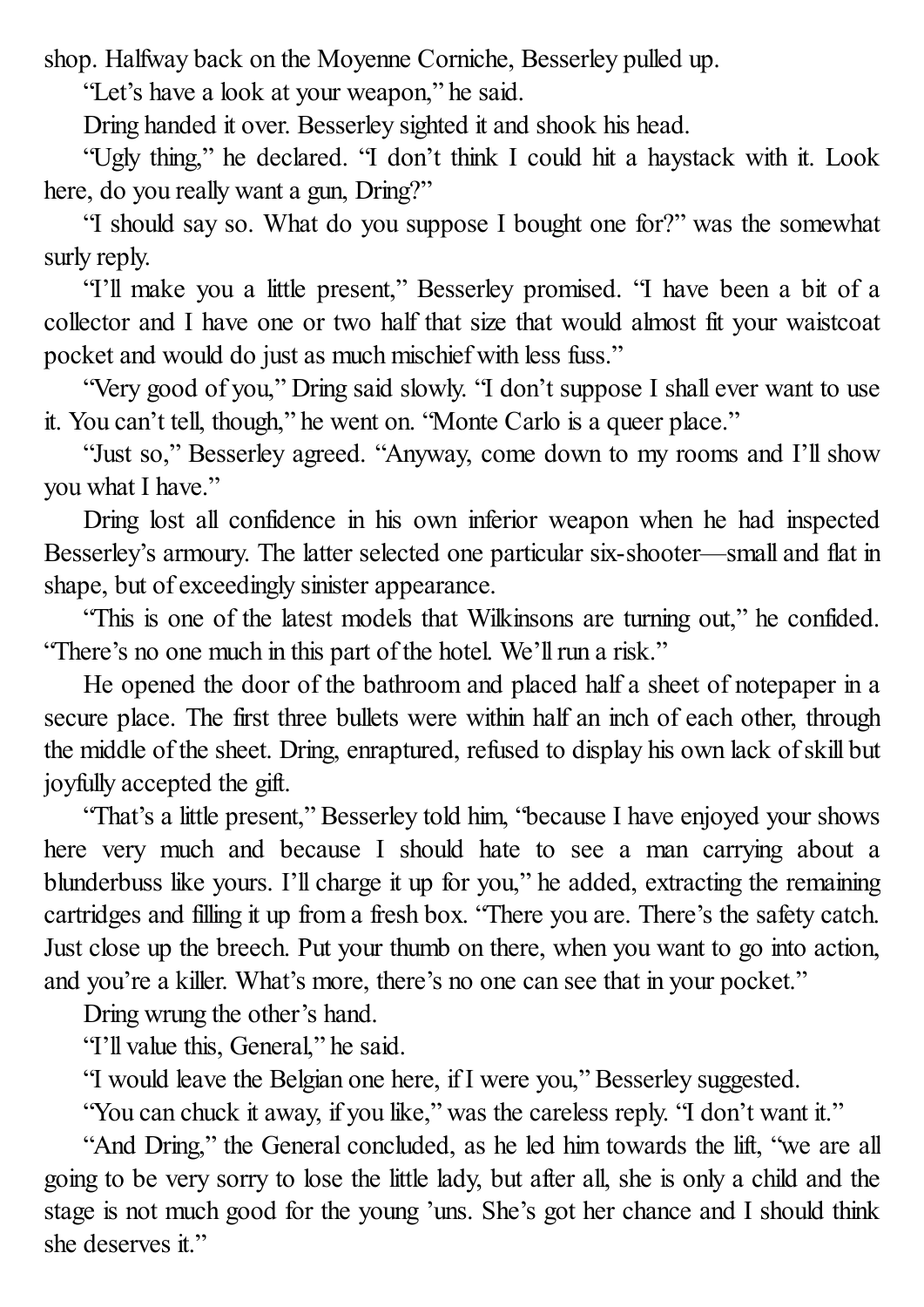shop. Halfway back on the Moyenne Corniche, Besserley pulled up.

"Let's have a look at your weapon," he said.

Dring handed it over. Besserley sighted it and shook his head.

"Ugly thing," he declared. "I don't think I could hit a haystack with it. Look here, do you really want a gun, Dring?"

"I should say so. What do you suppose I bought one for?" was the somewhat surly reply.

"I'll make you a little present," Besserley promised. "I have been a bit of a collector and I have one or two half that size that would almost fit your waistcoat pocket and would do just as much mischief with less fuss."

"Very good of you," Dring said slowly. "I don't suppose I shall ever want to use it. You can't tell, though," he went on. "Monte Carlo is a queer place."

"Just so," Besserley agreed. "Anyway, come down to my rooms and I'll show you what I have."

Dring lost all confidence in his own inferior weapon when he had inspected Besserley's armoury. The latter selected one particular six-shooter—small and flat in shape, but of exceedingly sinister appearance.

"This is one of the latest models that Wilkinsons are turning out," he confided. "There's no one much in this part of the hotel. We'll run a risk."

He opened the door of the bathroom and placed half a sheet of notepaper in a secure place. The first three bullets were within half an inch of each other, through the middle of the sheet. Dring, enraptured, refused to display his own lack of skill but joyfully accepted the gift.

"That's a little present," Besserley told him, "because I have enjoyed your shows here very much and because I should hate to see a man carrying about a blunderbuss like yours. I'll charge it up for you," he added, extracting the remaining cartridges and filling it up from a fresh box. "There you are. There's the safety catch. Just close up the breech. Put your thumb on there, when you want to go into action, and you're a killer. What's more, there's no one can see that in your pocket."

Dring wrung the other's hand.

"I'll value this, General," he said.

"I would leave the Belgian one here, if I were you," Besserley suggested.

"You can chuck it away, if you like," was the careless reply. "I don't want it."

"And Dring," the General concluded, as he led him towards the lift, "we are all going to be very sorry to lose the little lady, but after all, she is only a child and the stage is not much good for the young 'uns. She's got her chance and I should think she deserves it."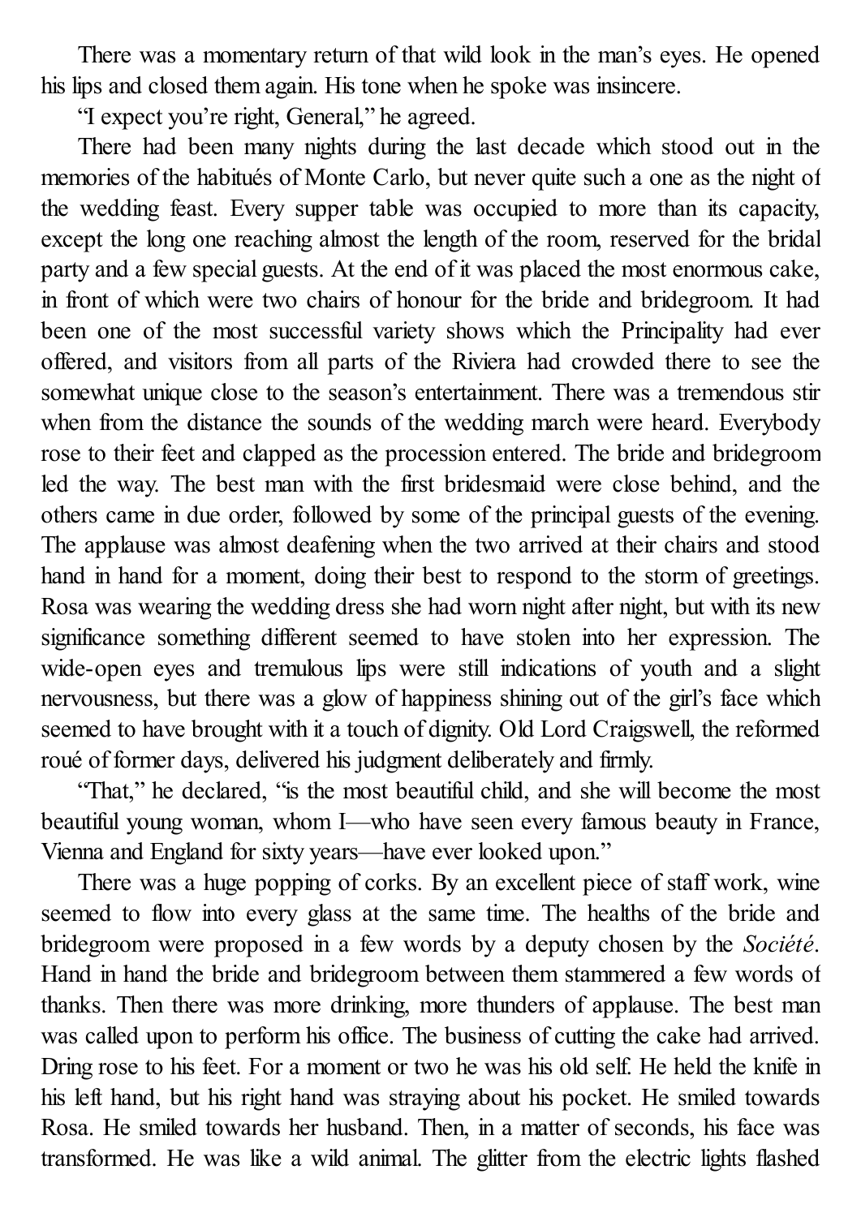There was a momentary return of that wild look in the man's eyes. He opened his lips and closed them again. His tone when he spoke was insincere.

"I expect you're right, General," he agreed.

There had been many nights during the last decade which stood out in the memories of the habitués of Monte Carlo, but never quite such a one as the night of the wedding feast. Every supper table was occupied to more than its capacity, except the long one reaching almost the length of the room, reserved for the bridal party and a few special guests. At the end of it was placed the most enormous cake, in front of which were two chairs of honour for the bride and bridegroom. It had been one of the most successful variety shows which the Principality had ever offered, and visitors from all parts of the Riviera had crowded there to see the somewhat unique close to the season's entertainment. There was a tremendous stir when from the distance the sounds of the wedding march were heard. Everybody rose to their feet and clapped as the procession entered. The bride and bridegroom led the way. The best man with the first bridesmaid were close behind, and the others came in due order, followed by some of the principal guests of the evening. The applause was almost deafening when the two arrived at their chairs and stood hand in hand for a moment, doing their best to respond to the storm of greetings. Rosa was wearing the wedding dress she had worn night after night, but with its new significance something different seemed to have stolen into her expression. The wide-open eyes and tremulous lips were still indications of youth and a slight nervousness, but there was a glow of happiness shining out of the girl's face which seemed to have brought with it a touch of dignity. Old Lord Craigswell, the reformed roué of former days, delivered his judgment deliberately and firmly.

"That," he declared, "is the most beautiful child, and she will become the most beautiful young woman, whom I—who have seen every famous beauty in France, Vienna and England for sixty years—have ever looked upon."

There was a huge popping of corks. By an excellent piece of staff work, wine seemed to flow into every glass at the same time. The healths of the bride and bridegroom were proposed in a few words by a deputy chosen by the *Société*. Hand in hand the bride and bridegroom between them stammered a few words of thanks. Then there was more drinking, more thunders of applause. The best man was called upon to perform his office. The business of cutting the cake had arrived. Dring rose to his feet. For a moment or two he was his old self. He held the knife in his left hand, but his right hand was straying about his pocket. He smiled towards Rosa. He smiled towards her husband. Then, in a matter of seconds, his face was transformed. He was like a wild animal. The glitter from the electric lights flashed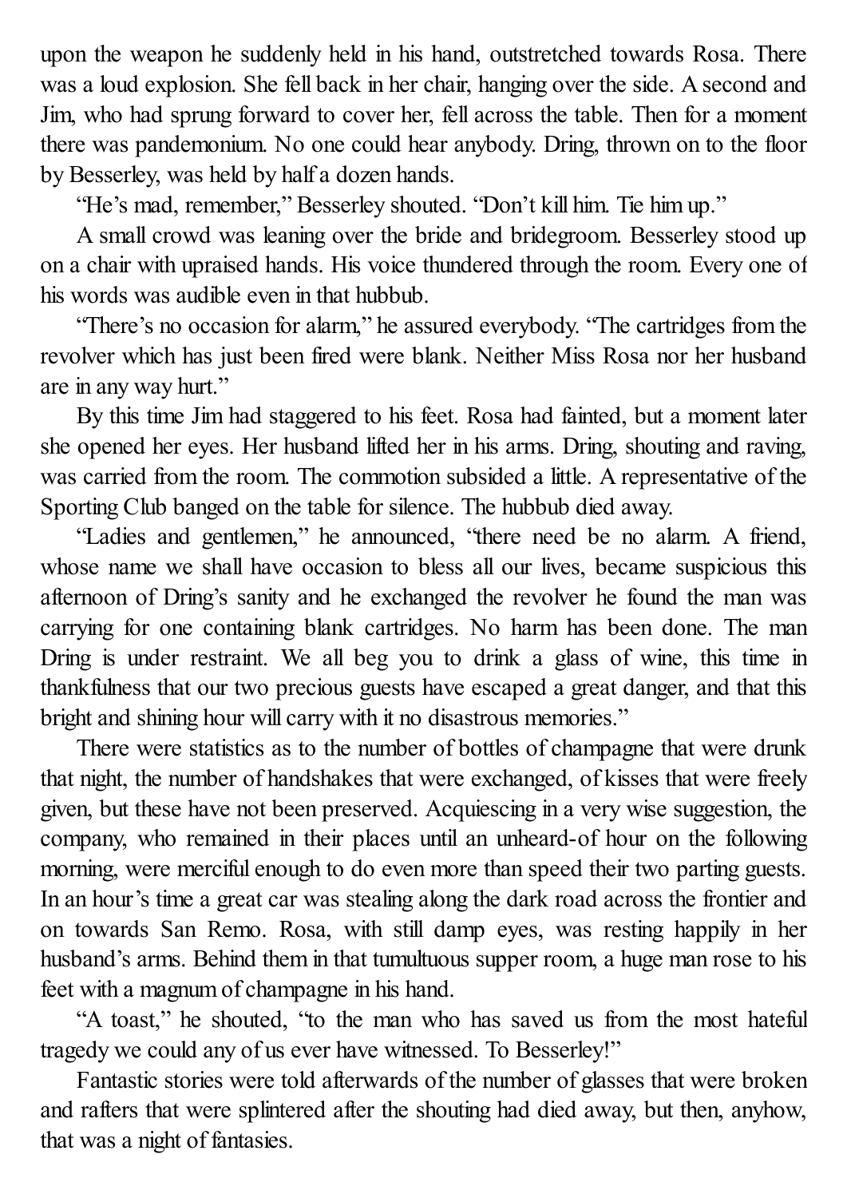upon the weapon he suddenly held in his hand, outstretched towards Rosa. There was a loud explosion. She fell back in her chair, hanging over the side. A second and Jim, who had sprung forward to cover her, fell across the table. Then for a moment there was pandemonium. No one could hear anybody. Dring, thrown on to the floor by Besserley, was held by half a dozen hands.

"He's mad, remember," Besserley shouted. "Don't kill him. Tie him up."

A small crowd was leaning over the bride and bridegroom. Besserley stood up on a chair with upraised hands. His voice thundered through the room. Every one of his words was audible even in that hubbub.

"There's no occasion for alarm," he assured everybody. "The cartridges from the revolver which has just been fired were blank. Neither Miss Rosa nor her husband are in any way hurt."

By this time Jim had staggered to his feet. Rosa had fainted, but a moment later she opened her eyes. Her husband lifted her in his arms. Dring, shouting and raving, was carried from the room. The commotion subsided a little. A representative of the Sporting Club banged on the table for silence. The hubbub died away.

"Ladies and gentlemen," he announced, "there need be no alarm. A friend, whose name we shall have occasion to bless all our lives, became suspicious this afternoon of Dring's sanity and he exchanged the revolver he found the man was carrying for one containing blank cartridges. No harm has been done. The man Dring is under restraint. We all beg you to drink a glass of wine, this time in thankfulness that our two precious guests have escaped a great danger, and that this bright and shining hour will carry with it no disastrous memories."

There were statistics as to the number of bottles of champagne that were drunk that night, the number of handshakes that were exchanged, of kisses that were freely given, but these have not been preserved. Acquiescing in a very wise suggestion, the company, who remained in their places until an unheard-of hour on the following morning, were merciful enough to do even more than speed their two parting guests. In an hour's time a great car was stealing along the dark road across the frontier and on towards San Remo. Rosa, with still damp eyes, was resting happily in her husband's arms. Behind them in that tumultuous supper room, a huge man rose to his feet with a magnum of champagne in his hand.

"A toast," he shouted, "to the man who has saved us from the most hateful tragedy we could any of us ever have witnessed. To Besserley!"

Fantastic stories were told afterwards of the number of glasses that were broken and rafters that were splintered after the shouting had died away, but then, anyhow, that was a night of fantasies.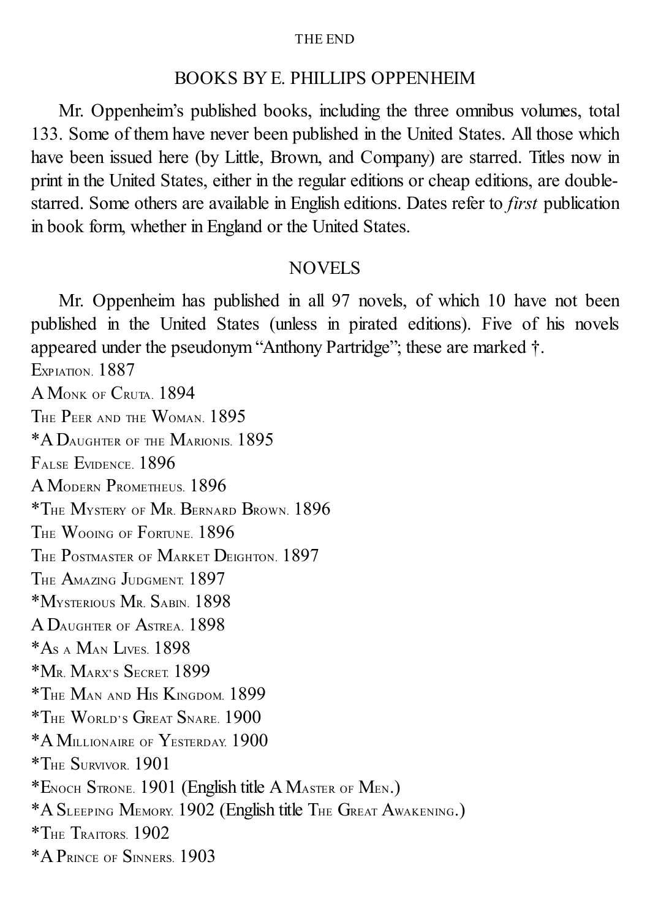THE END

## BOOKS BY E. PHILLIPS OPPENHEIM

Mr. Oppenheim's published books, including the three omnibus volumes, total 133. Some of them have never been published in the United States. All those which have been issued here (by Little, Brown, and Company) are starred. Titles now in print in the United States, either in the regular editions or cheap editions, are double-starred. Some others are available in English editions. Dates refer to *first* publication in book form, whether in England or the United States.

### NOVELS

Mr. Oppenheim has published in all 97 novels, of which 10 have not been published in the United States (unless in pirated editions). Five of his novels appeared under the pseudonym "Anthony Partridge"; these are marked †.

Expiation. 1887
A Monk of Cruta. 1894
The Peer and the Woman. 1895
*A Daughter of the Marionis. 1895
False Evidence. 1896
A Modern Prometheus. 1896
*The Mystery of Mr. Bernard Brown. 1896
The Wooing of Fortune. 1896
The Postmaster of Market Deighton. 1897
The Amazing Judgment. 1897
*Mysterious Mr. Sabin. 1898
A Daughter of Astrea. 1898
*As a Man Lives. 1898
*Mr. Marx's Secret. 1899
*The Man and His Kingdom. 1899
*The World's Great Snare. 1900
*A Millionaire of Yesterday. 1900
*The Survivor. 1901
*Enoch Strone. 1901 (English title A Master of Men.)
*A Sleeping Memory. 1902 (English title The Great Awakening.)
*The Traitors. 1902
*A Prince of Sinners. 1903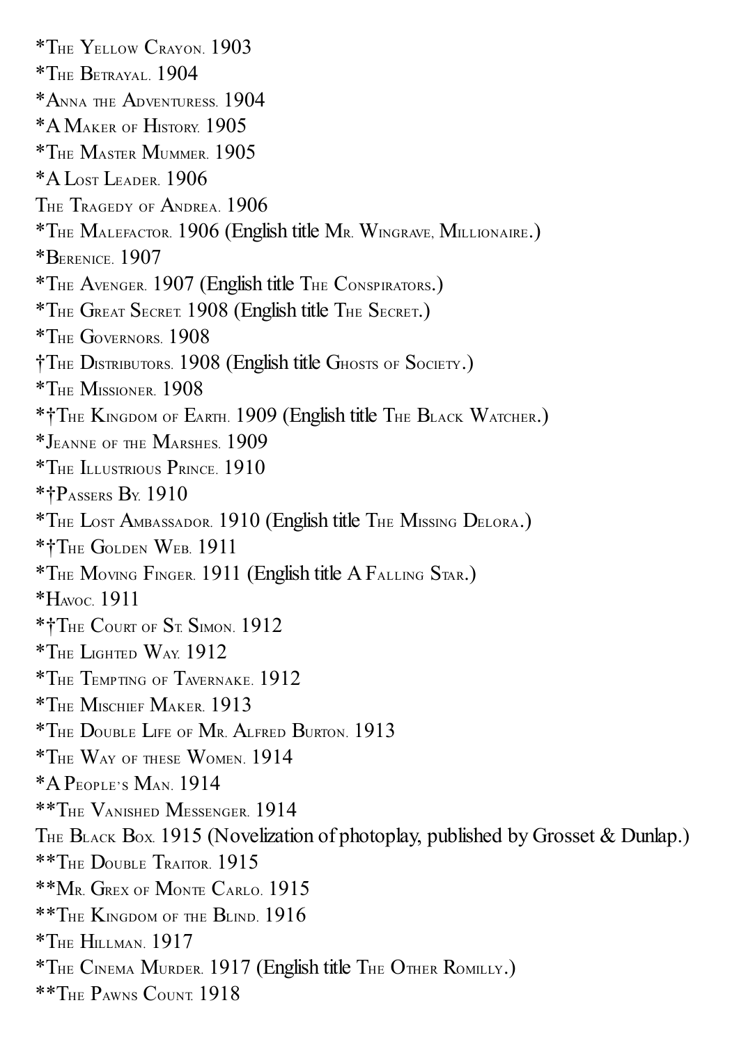*The Yellow Crayon. 1903

*The Betrayal. 1904

*Anna the Adventuress. 1904

*A Maker of History. 1905

*The Master Mummer. 1905

*A Lost Leader. 1906

The Tragedy of Andrea. 1906

*The Malefactor. 1906 (English title Mr. Wingrave, Millionaire.)

*Berenice. 1907

*The Avenger. 1907 (English title The Conspirators.)

*The Great Secret. 1908 (English title The Secret.)

*The Governors. 1908

†The Distributors. 1908 (English title Ghosts of Society.)

*The Missioner. 1908

*†The Kingdom of Earth. 1909 (English title The Black Watcher.)

*Jeanne of the Marshes. 1909

*The Illustrious Prince. 1910

*†Passers By. 1910

*The Lost Ambassador. 1910 (English title The Missing Delora.)

*†The Golden Web. 1911

*The Moving Finger. 1911 (English title A Falling Star.)

*Havoc. 1911

*†The Court of St. Simon. 1912

*The Lighted Way. 1912

*The Tempting of Tavernake. 1912

*The Mischief Maker. 1913

*The Double Life of Mr. Alfred Burton. 1913

*The Way of these Women. 1914

*A People's Man. 1914

**The Vanished Messenger. 1914

The Black Box. 1915 (Novelization of photoplay, published by Grosset & Dunlap.)

**The Double Traitor. 1915

**Mr. Grex of Monte Carlo. 1915

**The Kingdom of the Blind. 1916

*The Hillman. 1917

*The Cinema Murder. 1917 (English title The Other Romilly.)

**The Pawns Count. 1918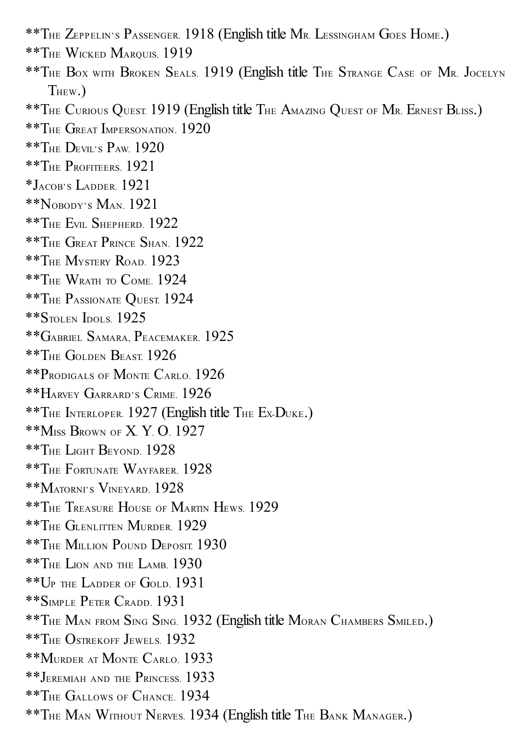**The Zeppelin's Passenger. 1918 (English title Mr. Lessingham Goes Home.)

**The Wicked Marquis. 1919

**The Box with Broken Seals. 1919 (English title The Strange Case of Mr. Jocelyn Thew.)

**The Curious Quest. 1919 (English title The Amazing Quest of Mr. Ernest Bliss.)

**The Great Impersonation. 1920

**The Devil's Paw. 1920

**The Profiteers. 1921

*Jacob's Ladder. 1921

**Nobody's Man. 1921

**The Evil Shepherd. 1922

**The Great Prince Shan. 1922

**The Mystery Road. 1923

**The Wrath to Come. 1924

**The Passionate Quest. 1924

**Stolen Idols. 1925

**Gabriel Samara, Peacemaker. 1925

**The Golden Beast. 1926

**Prodigals of Monte Carlo. 1926

**Harvey Garrard's Crime. 1926

**The Interloper. 1927 (English title The Ex-Duke.)

**Miss Brown of X. Y. O. 1927

**The Light Beyond. 1928

**The Fortunate Wayfarer. 1928

**Matorni's Vineyard. 1928

**The Treasure House of Martin Hews. 1929

**The Glenlitten Murder. 1929

**The Million Pound Deposit. 1930

**The Lion and the Lamb. 1930

**Up the Ladder of Gold. 1931

**Simple Peter Cradd. 1931

**The Man from Sing Sing. 1932 (English title Moran Chambers Smiled.)

**The Ostrekoff Jewels. 1932

**Murder at Monte Carlo. 1933

**Jeremiah and the Princess. 1933

**The Gallows of Chance. 1934

**The Man Without Nerves. 1934 (English title The Bank Manager.)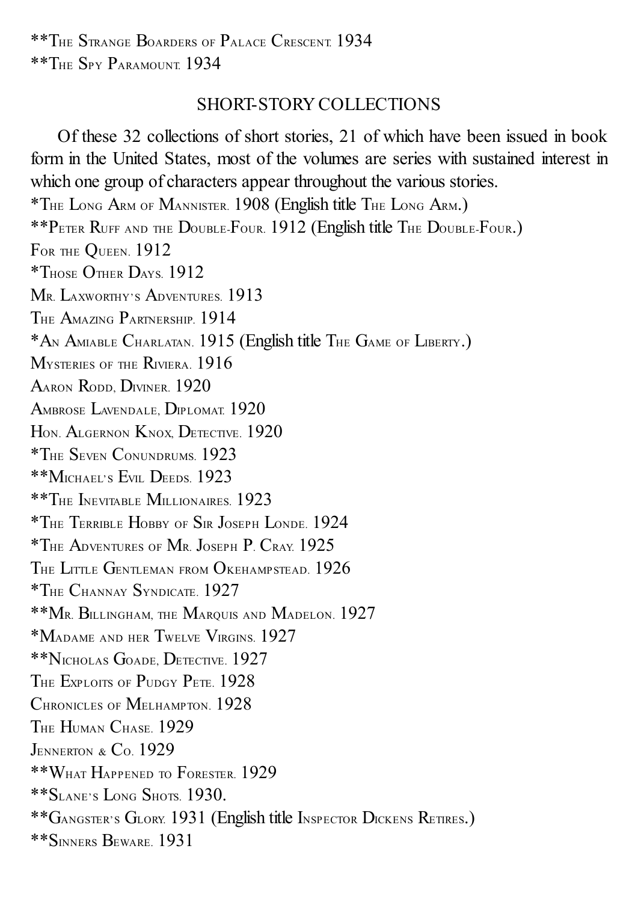**The Strange Boarders of Palace Crescent. 1934
**The Spy Paramount. 1934

## SHORT-STORY COLLECTIONS

Of these 32 collections of short stories, 21 of which have been issued in book form in the United States, most of the volumes are series with sustained interest in which one group of characters appear throughout the various stories.

*The Long Arm of Mannister. 1908 (English title The Long Arm.)
**Peter Ruff and the Double-Four. 1912 (English title The Double-Four.)
For the Queen. 1912
*Those Other Days. 1912
Mr. Laxworthy's Adventures. 1913
The Amazing Partnership. 1914
*An Amiable Charlatan. 1915 (English title The Game of Liberty.)
Mysteries of the Riviera. 1916
Aaron Rodd, Diviner. 1920
Ambrose Lavendale, Diplomat. 1920
Hon. Algernon Knox, Detective. 1920
*The Seven Conundrums. 1923
**Michael's Evil Deeds. 1923
**The Inevitable Millionaires. 1923
*The Terrible Hobby of Sir Joseph Londe. 1924
*The Adventures of Mr. Joseph P. Cray. 1925
The Little Gentleman from Okehampstead. 1926
*The Channay Syndicate. 1927
**Mr. Billingham, the Marquis and Madelon. 1927
*Madame and her Twelve Virgins. 1927
**Nicholas Goade, Detective. 1927
The Exploits of Pudgy Pete. 1928
Chronicles of Melhampton. 1928
The Human Chase. 1929
Jennerton & Co. 1929
**What Happened to Forester. 1929
**Slane's Long Shots. 1930.
**Gangster's Glory. 1931 (English title Inspector Dickens Retires.)
**Sinners Beware. 1931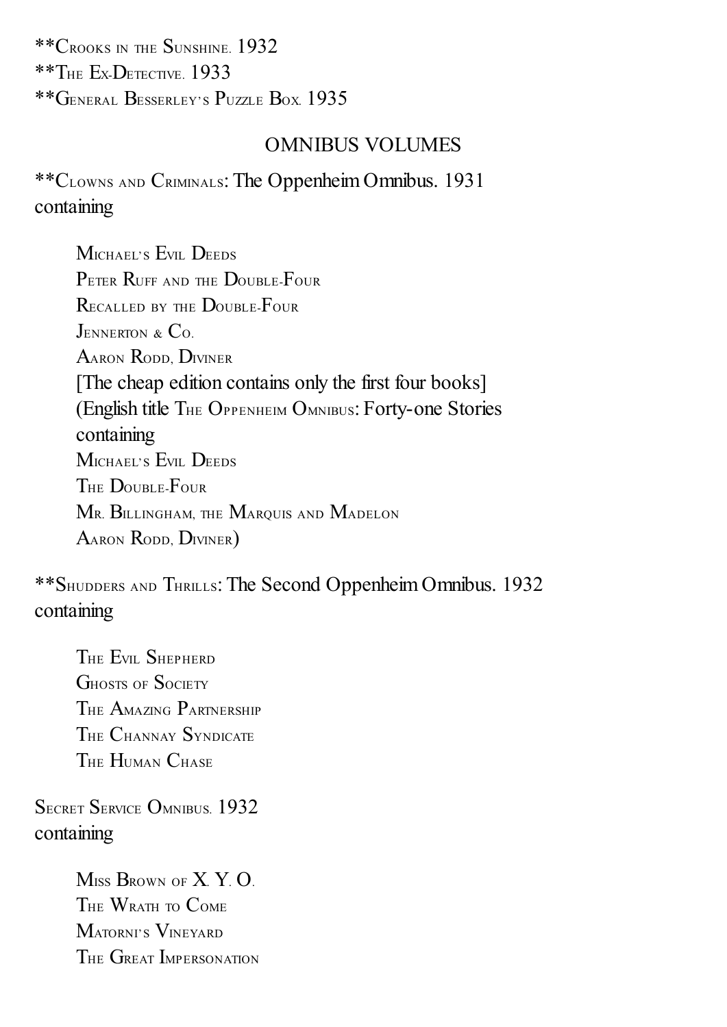**Crooks in the Sunshine. 1932
**The Ex-Detective. 1933
**General Besserley's Puzzle Box. 1935

## OMNIBUS VOLUMES

**Clowns and Criminals: The Oppenheim Omnibus. 1931
containing

> Michael's Evil Deeds
> Peter Ruff and the Double-Four
> Recalled by the Double-Four
> Jennerton & Co.
> Aaron Rodd, Diviner
> [The cheap edition contains only the first four books]
> (English title The Oppenheim Omnibus: Forty-one Stories
> containing
> Michael's Evil Deeds
> The Double-Four
> Mr. Billingham, the Marquis and Madelon
> Aaron Rodd, Diviner)

**Shudders and Thrills: The Second Oppenheim Omnibus. 1932
containing

> The Evil Shepherd
> Ghosts of Society
> The Amazing Partnership
> The Channay Syndicate
> The Human Chase

Secret Service Omnibus. 1932
containing

> Miss Brown of X. Y. O.
> The Wrath to Come
> Matorni's Vineyard
> The Great Impersonation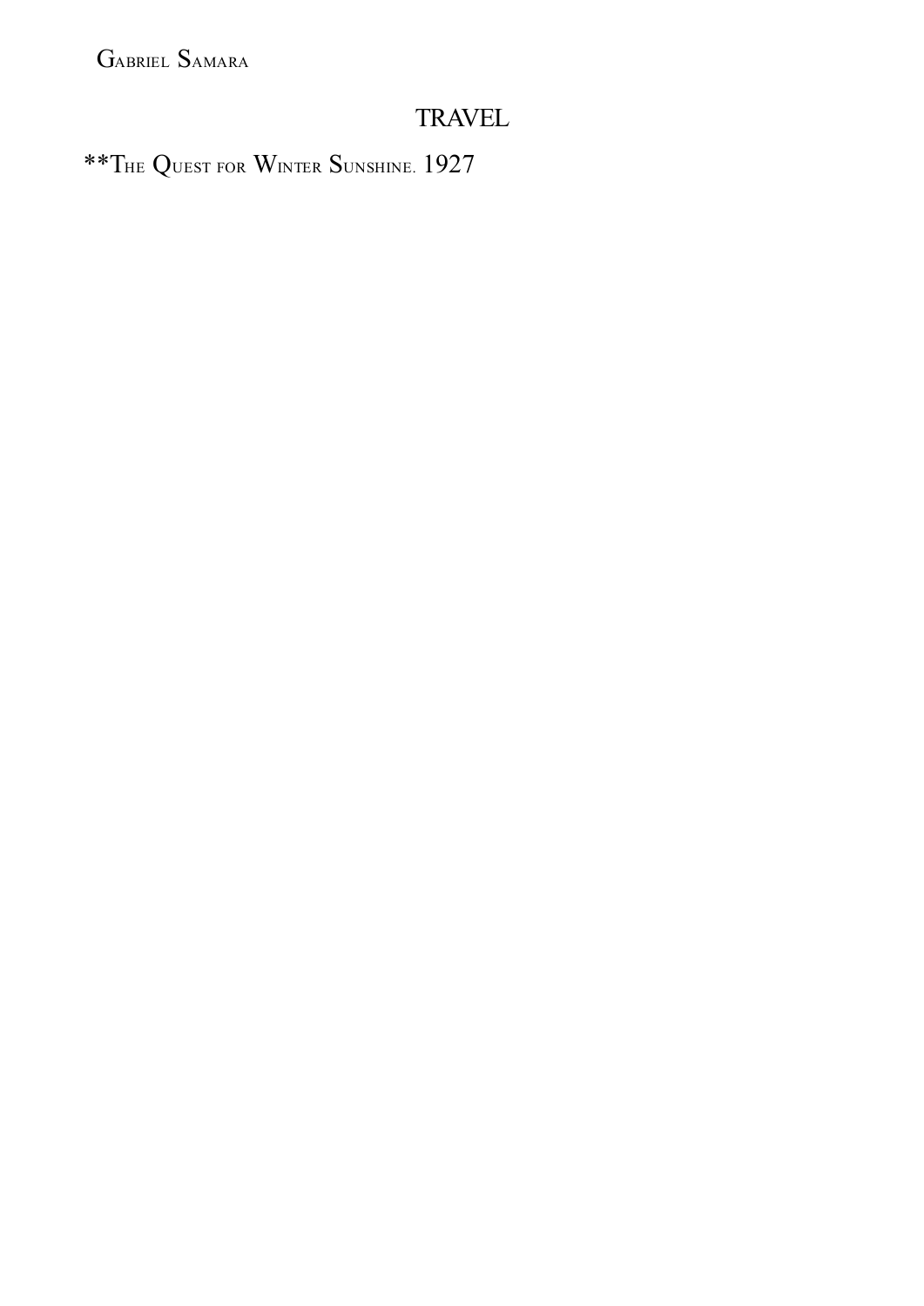Gabriel Samara

## TRAVEL

**The Quest for Winter Sunshine. 1927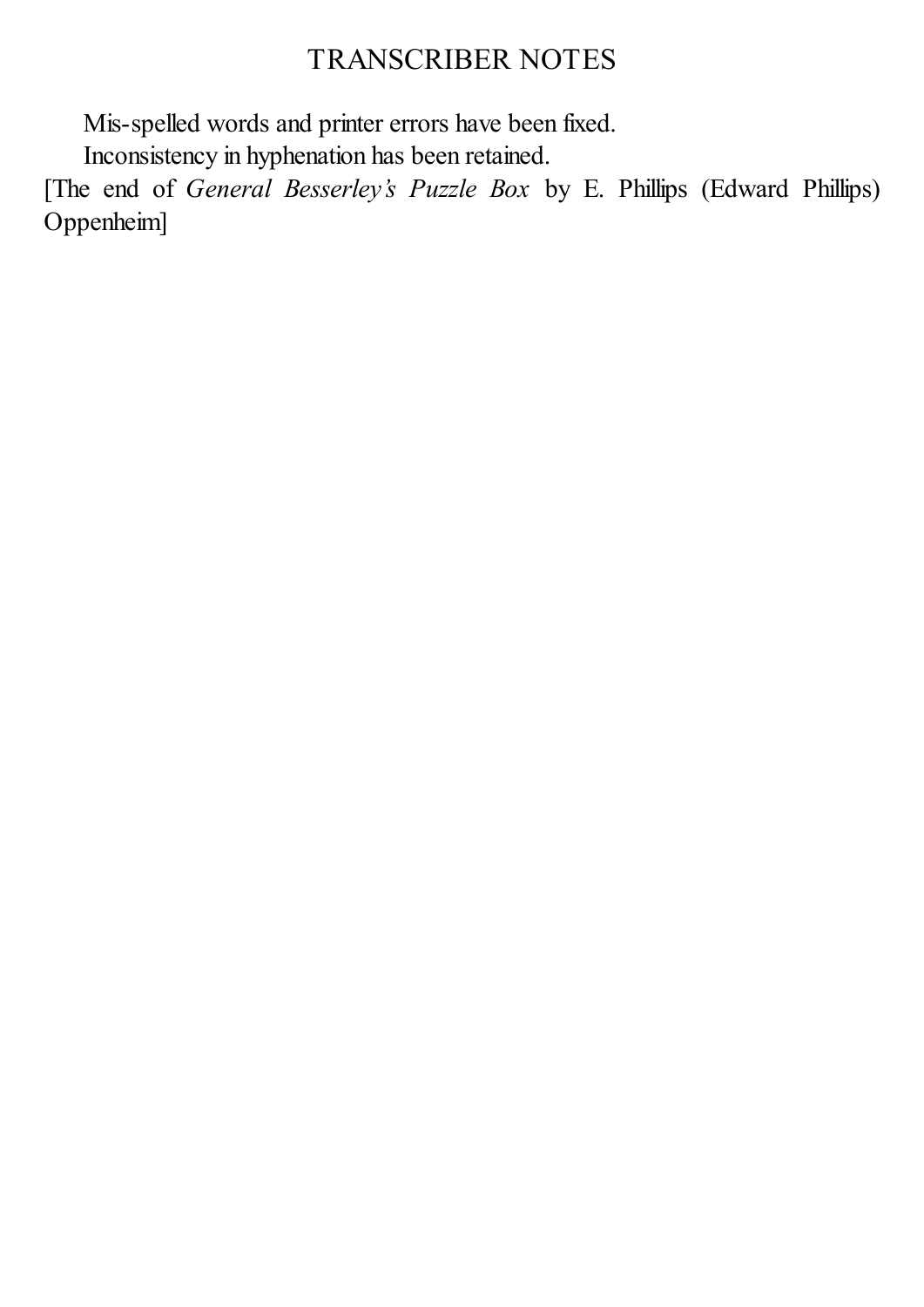# TRANSCRIBER NOTES

Mis-spelled words and printer errors have been fixed.

Inconsistency in hyphenation has been retained.

[The end of *General Besserley's Puzzle Box* by E. Phillips (Edward Phillips) Oppenheim]